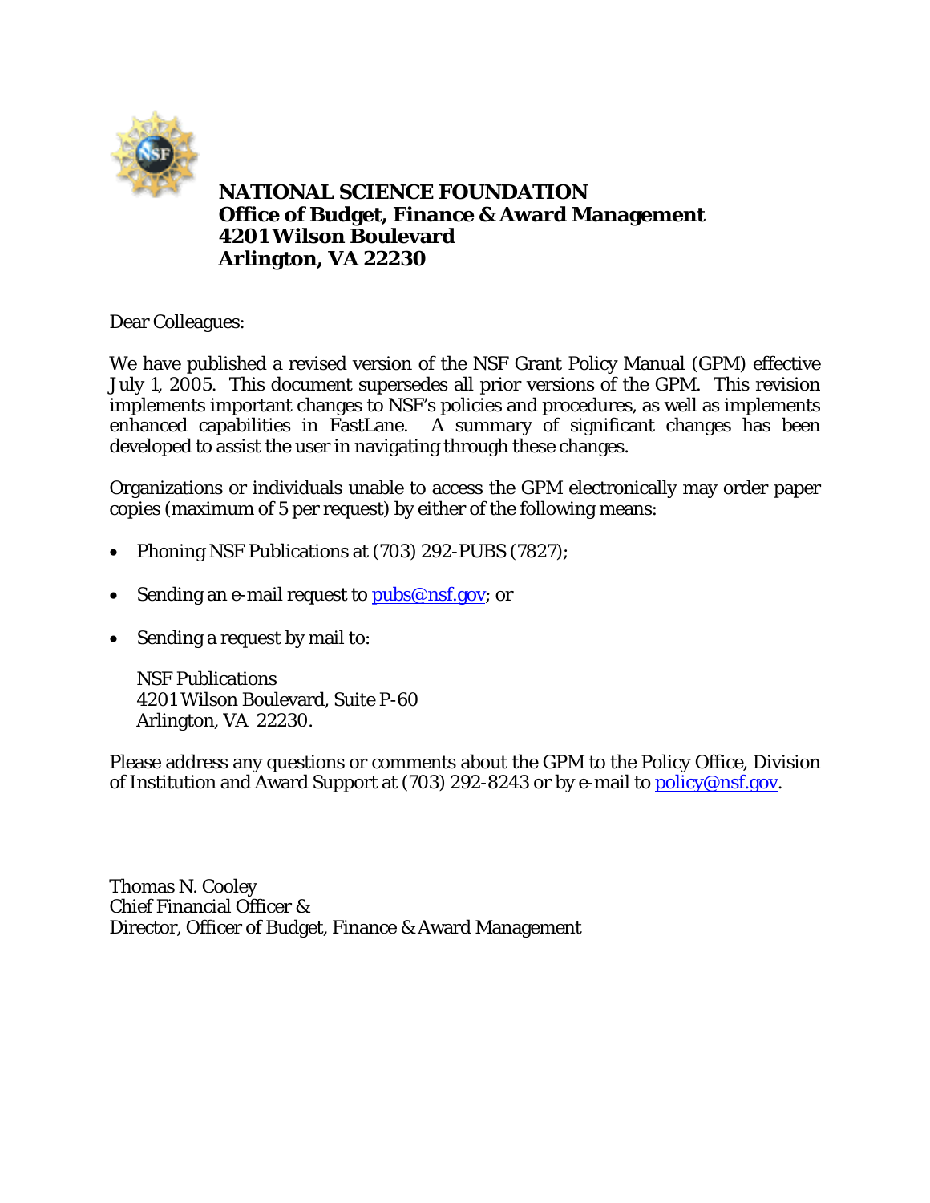**NATIONAL SCIENCE FOUNDATION**
**Office of Budget, Finance & Award Management**
**4201 Wilson Boulevard**
**Arlington, VA 22230**

Dear Colleagues:

We have published a revised version of the NSF Grant Policy Manual (GPM) effective July 1, 2005. This document supersedes all prior versions of the GPM. This revision implements important changes to NSF's policies and procedures, as well as implements enhanced capabilities in FastLane. A summary of significant changes has been developed to assist the user in navigating through these changes.

Organizations or individuals unable to access the GPM electronically may order paper copies (maximum of 5 per request) by either of the following means:

- Phoning NSF Publications at (703) 292-PUBS (7827);
- Sending an e-mail request to pubs@nsf.gov; or
- Sending a request by mail to:

  NSF Publications
  4201 Wilson Boulevard, Suite P-60
  Arlington, VA 22230.

Please address any questions or comments about the GPM to the Policy Office, Division of Institution and Award Support at (703) 292-8243 or by e-mail to policy@nsf.gov.

Thomas N. Cooley
Chief Financial Officer &
Director, Officer of Budget, Finance & Award Management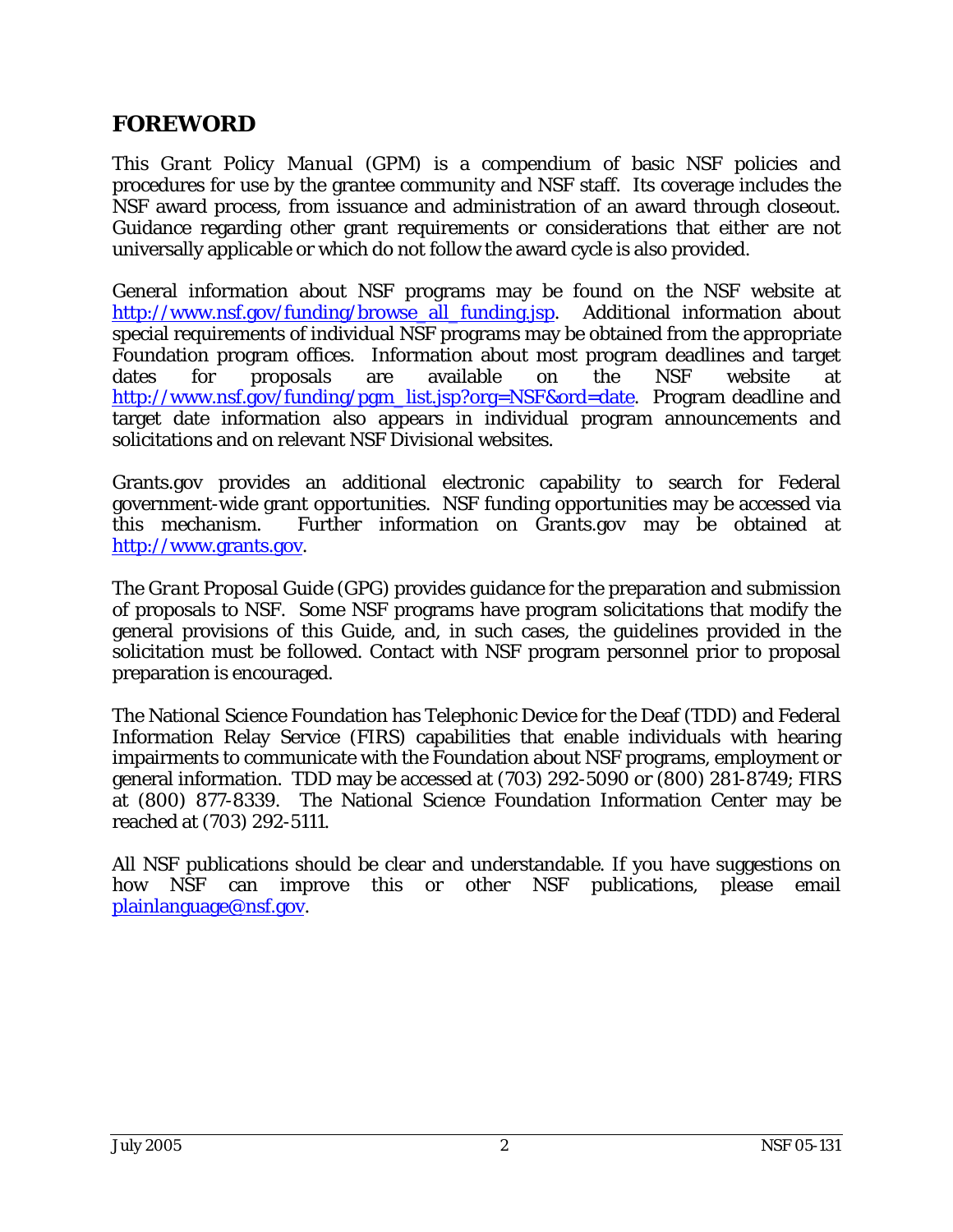## FOREWORD

This *Grant Policy Manual* (GPM) is a compendium of basic NSF policies and procedures for use by the grantee community and NSF staff. Its coverage includes the NSF award process, from issuance and administration of an award through closeout. Guidance regarding other grant requirements or considerations that either are not universally applicable or which do not follow the award cycle is also provided.

General information about NSF programs may be found on the NSF website at http://www.nsf.gov/funding/browse_all_funding.jsp. Additional information about special requirements of individual NSF programs may be obtained from the appropriate Foundation program offices. Information about most program deadlines and target dates for proposals are available on the NSF website at http://www.nsf.gov/funding/pgm_list.jsp?org=NSF&ord=date. Program deadline and target date information also appears in individual program announcements and solicitations and on relevant NSF Divisional websites.

Grants.gov provides an additional electronic capability to search for Federal government-wide grant opportunities. NSF funding opportunities may be accessed via this mechanism. Further information on Grants.gov may be obtained at http://www.grants.gov.

The *Grant Proposal Guide* (GPG) provides guidance for the preparation and submission of proposals to NSF. Some NSF programs have program solicitations that modify the general provisions of this Guide, and, in such cases, the guidelines provided in the solicitation must be followed. Contact with NSF program personnel prior to proposal preparation is encouraged.

The National Science Foundation has Telephonic Device for the Deaf (TDD) and Federal Information Relay Service (FIRS) capabilities that enable individuals with hearing impairments to communicate with the Foundation about NSF programs, employment or general information. TDD may be accessed at (703) 292-5090 or (800) 281-8749; FIRS at (800) 877-8339. The National Science Foundation Information Center may be reached at (703) 292-5111.

All NSF publications should be clear and understandable. If you have suggestions on how NSF can improve this or other NSF publications, please email plainlanguage@nsf.gov.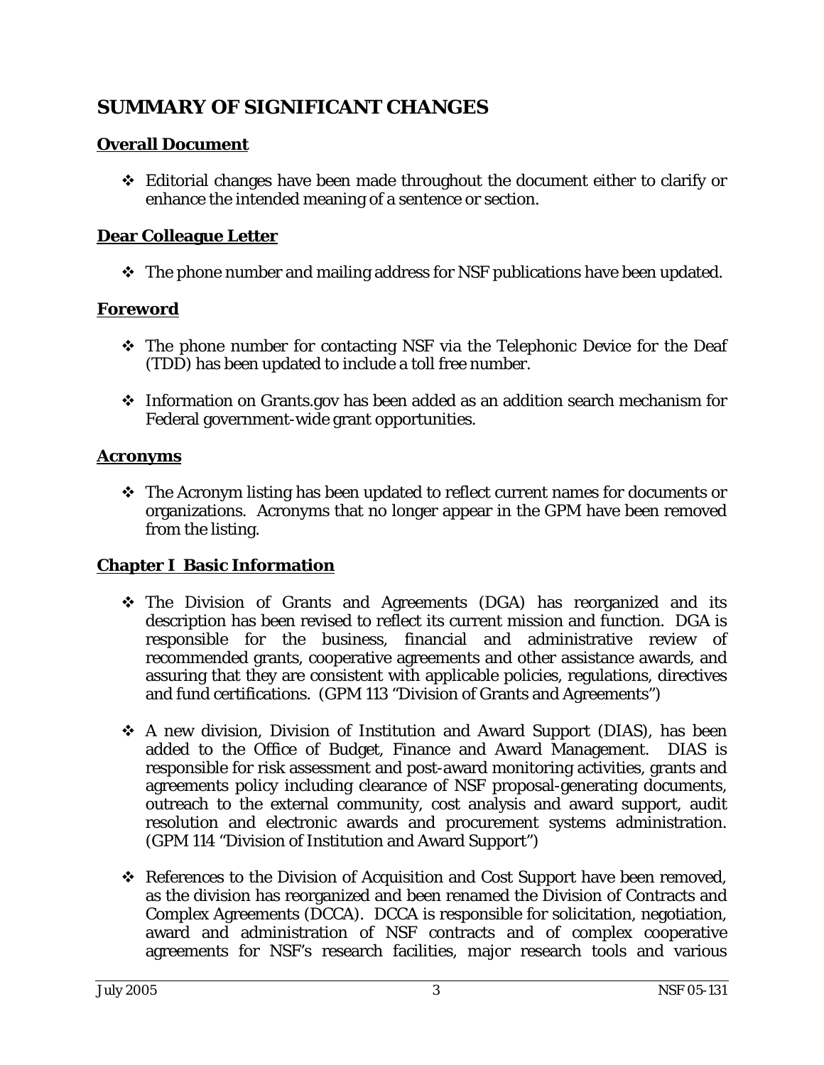## SUMMARY OF SIGNIFICANT CHANGES

### Overall Document

- Editorial changes have been made throughout the document either to clarify or enhance the intended meaning of a sentence or section.

### Dear Colleague Letter

- The phone number and mailing address for NSF publications have been updated.

### Foreword

- The phone number for contacting NSF via the Telephonic Device for the Deaf (TDD) has been updated to include a toll free number.

- Information on Grants.gov has been added as an addition search mechanism for Federal government-wide grant opportunities.

### Acronyms

- The Acronym listing has been updated to reflect current names for documents or organizations. Acronyms that no longer appear in the GPM have been removed from the listing.

### Chapter I Basic Information

- The Division of Grants and Agreements (DGA) has reorganized and its description has been revised to reflect its current mission and function. DGA is responsible for the business, financial and administrative review of recommended grants, cooperative agreements and other assistance awards, and assuring that they are consistent with applicable policies, regulations, directives and fund certifications. (GPM 113 "Division of Grants and Agreements")

- A new division, Division of Institution and Award Support (DIAS), has been added to the Office of Budget, Finance and Award Management. DIAS is responsible for risk assessment and post-award monitoring activities, grants and agreements policy including clearance of NSF proposal-generating documents, outreach to the external community, cost analysis and award support, audit resolution and electronic awards and procurement systems administration. (GPM 114 "Division of Institution and Award Support")

- References to the Division of Acquisition and Cost Support have been removed, as the division has reorganized and been renamed the Division of Contracts and Complex Agreements (DCCA). DCCA is responsible for solicitation, negotiation, award and administration of NSF contracts and of complex cooperative agreements for NSF's research facilities, major research tools and various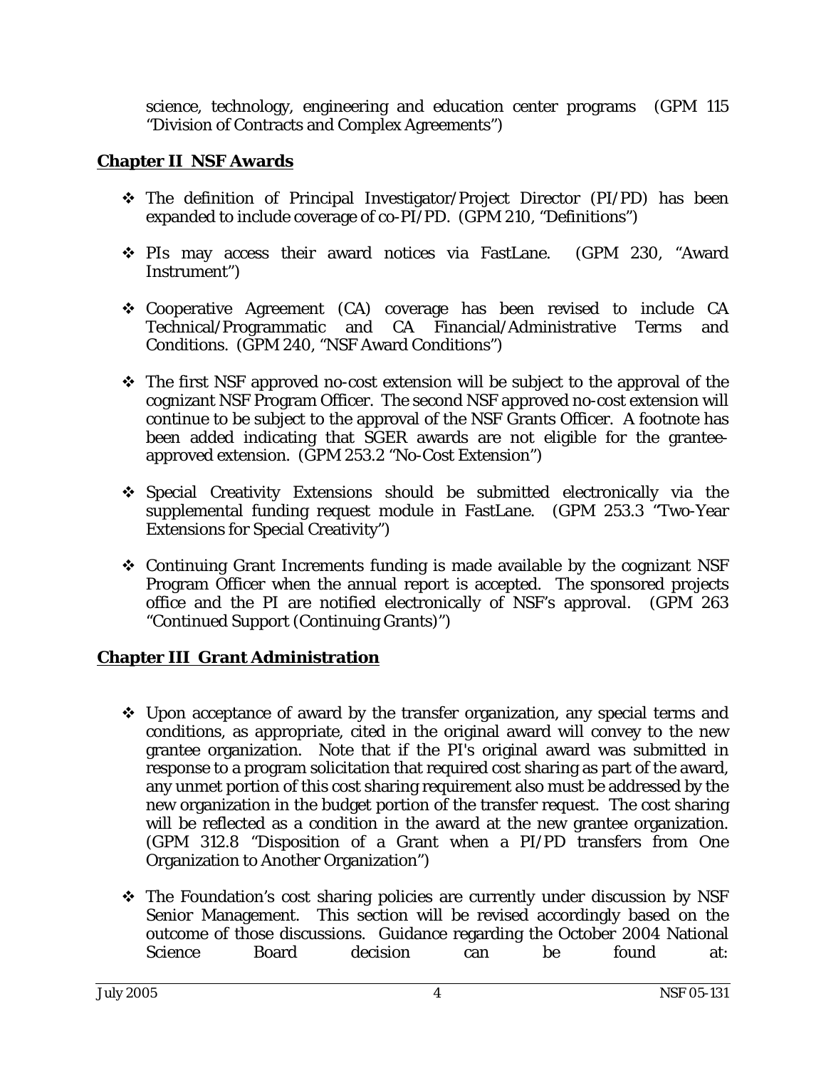science, technology, engineering and education center programs (GPM 115 "Division of Contracts and Complex Agreements")

## **Chapter II NSF Awards**

- The definition of Principal Investigator/Project Director (PI/PD) has been expanded to include coverage of co-PI/PD. (GPM 210, "Definitions")
- PIs may access their award notices via FastLane. (GPM 230, "Award Instrument")
- Cooperative Agreement (CA) coverage has been revised to include CA Technical/Programmatic and CA Financial/Administrative Terms and Conditions. (GPM 240, "NSF Award Conditions")
- The first NSF approved no-cost extension will be subject to the approval of the cognizant NSF Program Officer. The second NSF approved no-cost extension will continue to be subject to the approval of the NSF Grants Officer. A footnote has been added indicating that SGER awards are not eligible for the grantee-approved extension. (GPM 253.2 "No-Cost Extension")
- Special Creativity Extensions should be submitted electronically via the supplemental funding request module in FastLane. (GPM 253.3 "Two-Year Extensions for Special Creativity")
- Continuing Grant Increments funding is made available by the cognizant NSF Program Officer when the annual report is accepted. The sponsored projects office and the PI are notified electronically of NSF's approval. (GPM 263 "Continued Support (Continuing Grants)")

## **Chapter III Grant Administration**

- Upon acceptance of award by the transfer organization, any special terms and conditions, as appropriate, cited in the original award will convey to the new grantee organization. Note that if the PI's original award was submitted in response to a program solicitation that required cost sharing as part of the award, any unmet portion of this cost sharing requirement also must be addressed by the new organization in the budget portion of the transfer request. The cost sharing will be reflected as a condition in the award at the new grantee organization. (GPM 312.8 "Disposition of a Grant when a PI/PD transfers from One Organization to Another Organization")
- The Foundation's cost sharing policies are currently under discussion by NSF Senior Management. This section will be revised accordingly based on the outcome of those discussions. Guidance regarding the October 2004 National Science Board decision can be found at: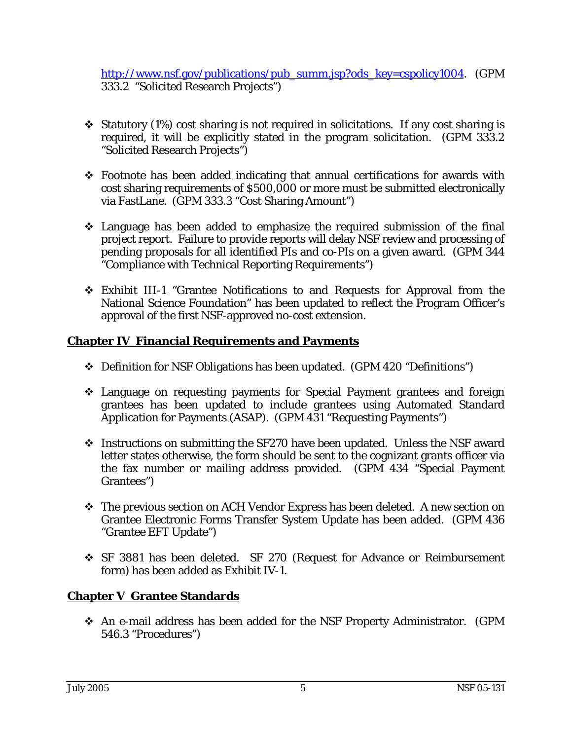http://www.nsf.gov/publications/pub_summ.jsp?ods_key=cspolicy1004. (GPM 333.2 "Solicited Research Projects")

- Statutory (1%) cost sharing is not required in solicitations. If any cost sharing is required, it will be explicitly stated in the program solicitation. (GPM 333.2 "Solicited Research Projects")

- Footnote has been added indicating that annual certifications for awards with cost sharing requirements of $500,000 or more must be submitted electronically via FastLane. (GPM 333.3 "Cost Sharing Amount")

- Language has been added to emphasize the required submission of the final project report. Failure to provide reports will delay NSF review and processing of pending proposals for all identified PIs and co-PIs on a given award. (GPM 344 "Compliance with Technical Reporting Requirements")

- Exhibit III-1 "Grantee Notifications to and Requests for Approval from the National Science Foundation" has been updated to reflect the Program Officer's approval of the first NSF-approved no-cost extension.

## Chapter IV Financial Requirements and Payments

- Definition for NSF Obligations has been updated. (GPM 420 "Definitions")

- Language on requesting payments for Special Payment grantees and foreign grantees has been updated to include grantees using Automated Standard Application for Payments (ASAP). (GPM 431 "Requesting Payments")

- Instructions on submitting the SF270 have been updated. Unless the NSF award letter states otherwise, the form should be sent to the cognizant grants officer via the fax number or mailing address provided. (GPM 434 "Special Payment Grantees")

- The previous section on ACH Vendor Express has been deleted. A new section on Grantee Electronic Forms Transfer System Update has been added. (GPM 436 "Grantee EFT Update")

- SF 3881 has been deleted. SF 270 (Request for Advance or Reimbursement form) has been added as Exhibit IV-1.

## Chapter V Grantee Standards

- An e-mail address has been added for the NSF Property Administrator. (GPM 546.3 "Procedures")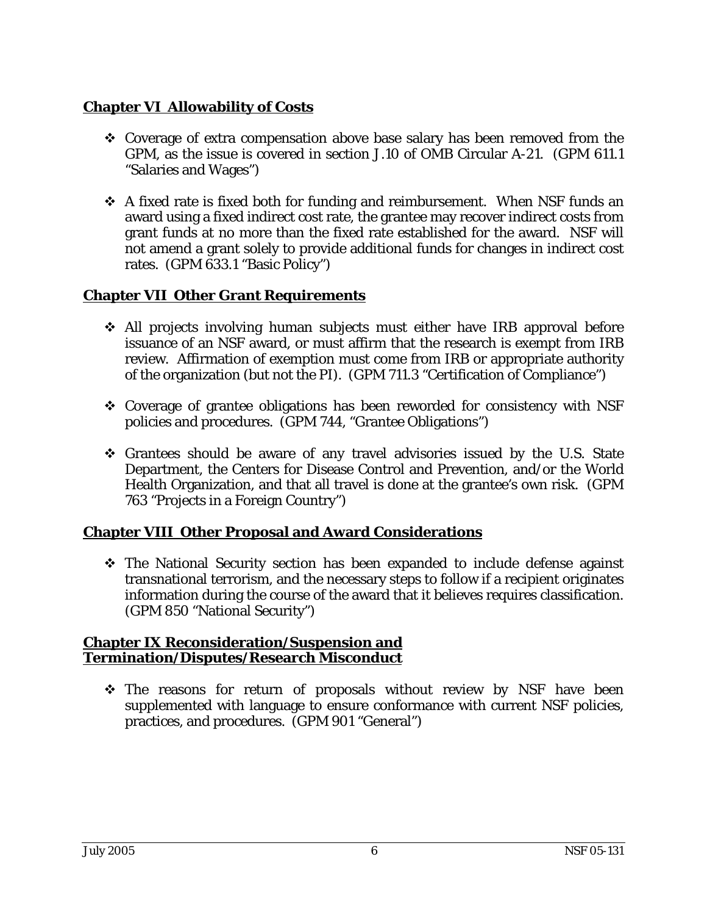## Chapter VI Allowability of Costs

- Coverage of extra compensation above base salary has been removed from the GPM, as the issue is covered in section J.10 of OMB Circular A-21. (GPM 611.1 "Salaries and Wages")

- A fixed rate is fixed both for funding and reimbursement. When NSF funds an award using a fixed indirect cost rate, the grantee may recover indirect costs from grant funds at no more than the fixed rate established for the award. NSF will not amend a grant solely to provide additional funds for changes in indirect cost rates. (GPM 633.1 "Basic Policy")

## Chapter VII Other Grant Requirements

- All projects involving human subjects must either have IRB approval before issuance of an NSF award, or must affirm that the research is exempt from IRB review. Affirmation of exemption must come from IRB or appropriate authority of the organization (but not the PI). (GPM 711.3 "Certification of Compliance")

- Coverage of grantee obligations has been reworded for consistency with NSF policies and procedures. (GPM 744, "Grantee Obligations")

- Grantees should be aware of any travel advisories issued by the U.S. State Department, the Centers for Disease Control and Prevention, and/or the World Health Organization, and that all travel is done at the grantee's own risk. (GPM 763 "Projects in a Foreign Country")

## Chapter VIII Other Proposal and Award Considerations

- The National Security section has been expanded to include defense against transnational terrorism, and the necessary steps to follow if a recipient originates information during the course of the award that it believes requires classification. (GPM 850 "National Security")

## Chapter IX Reconsideration/Suspension and Termination/Disputes/Research Misconduct

- The reasons for return of proposals without review by NSF have been supplemented with language to ensure conformance with current NSF policies, practices, and procedures. (GPM 901 "General")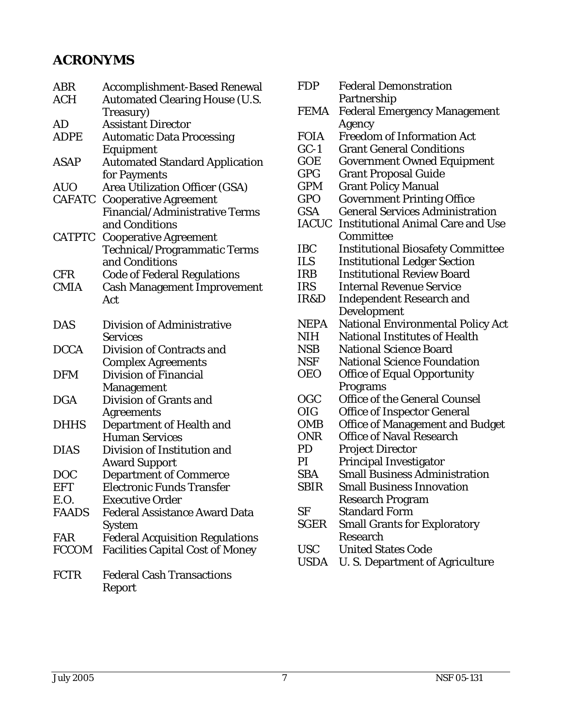## ACRONYMS

| Acronym | Meaning |
| --- | --- |
| ABR | Accomplishment-Based Renewal |
| ACH | Automated Clearing House (U.S. Treasury) |
| AD | Assistant Director |
| ADPE | Automatic Data Processing Equipment |
| ASAP | Automated Standard Application for Payments |
| AUO | Area Utilization Officer (GSA) |
| CAFATC | Cooperative Agreement Financial/Administrative Terms and Conditions |
| CATPTC | Cooperative Agreement Technical/Programmatic Terms and Conditions |
| CFR | Code of Federal Regulations |
| CMIA | Cash Management Improvement Act |
| DAS | Division of Administrative Services |
| DCCA | Division of Contracts and Complex Agreements |
| DFM | Division of Financial Management |
| DGA | Division of Grants and Agreements |
| DHHS | Department of Health and Human Services |
| DIAS | Division of Institution and Award Support |
| DOC | Department of Commerce |
| EFT | Electronic Funds Transfer |
| E.O. | Executive Order |
| FAADS | Federal Assistance Award Data System |
| FAR | Federal Acquisition Regulations |
| FCCOM | Facilities Capital Cost of Money |
| FCTR | Federal Cash Transactions Report |
| FDP | Federal Demonstration Partnership |
| FEMA | Federal Emergency Management Agency |
| FOIA | Freedom of Information Act |
| GC-1 | Grant General Conditions |
| GOE | Government Owned Equipment |
| GPG | Grant Proposal Guide |
| GPM | Grant Policy Manual |
| GPO | Government Printing Office |
| GSA | General Services Administration |
| IACUC | Institutional Animal Care and Use Committee |
| IBC | Institutional Biosafety Committee |
| ILS | Institutional Ledger Section |
| IRB | Institutional Review Board |
| IRS | Internal Revenue Service |
| IR&D | Independent Research and Development |
| NEPA | National Environmental Policy Act |
| NIH | National Institutes of Health |
| NSB | National Science Board |
| NSF | National Science Foundation |
| OEO | Office of Equal Opportunity Programs |
| OGC | Office of the General Counsel |
| OIG | Office of Inspector General |
| OMB | Office of Management and Budget |
| ONR | Office of Naval Research |
| PD | Project Director |
| PI | Principal Investigator |
| SBA | Small Business Administration |
| SBIR | Small Business Innovation Research Program |
| SF | Standard Form |
| SGER | Small Grants for Exploratory Research |
| USC | United States Code |
| USDA | U. S. Department of Agriculture |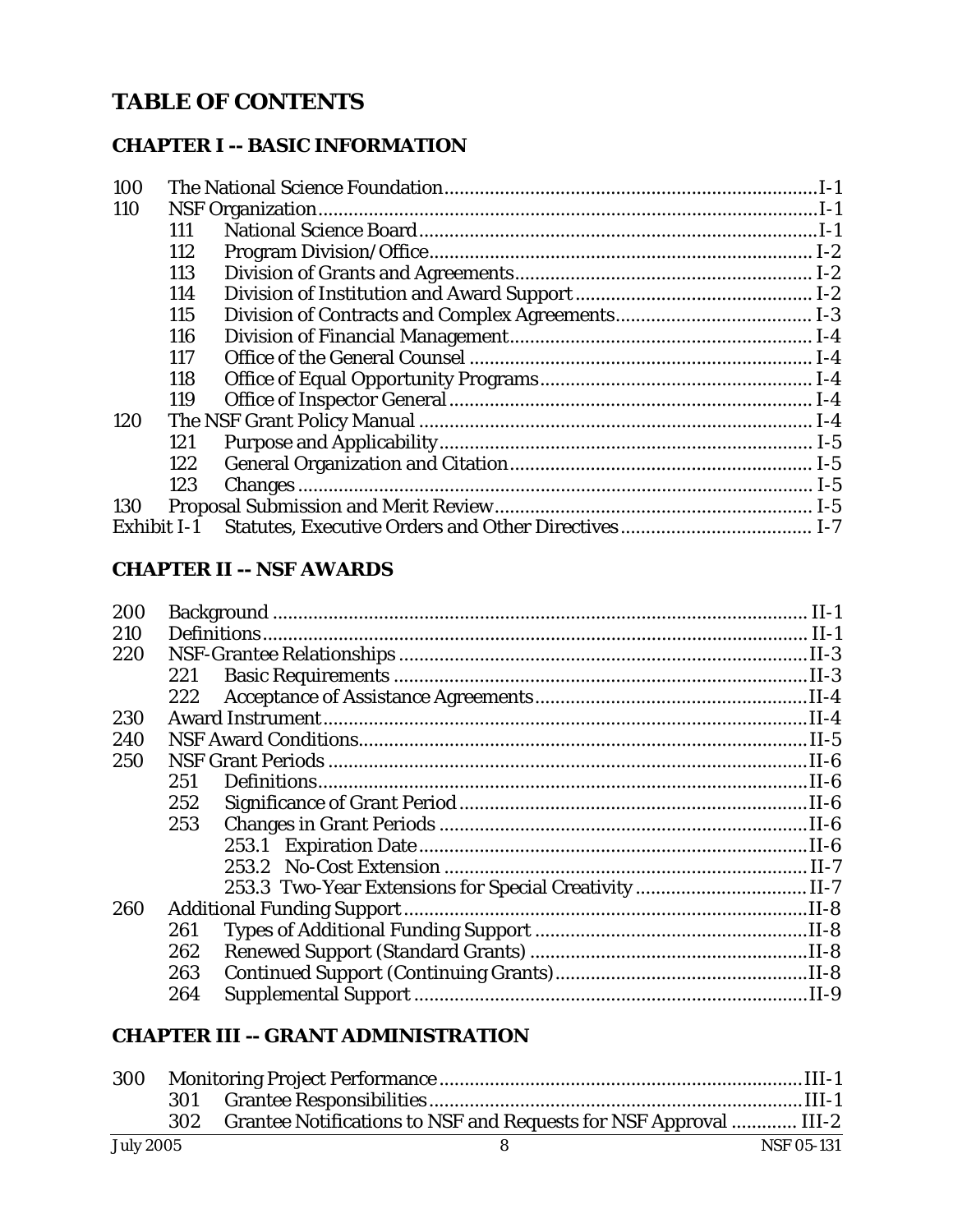# TABLE OF CONTENTS

## CHAPTER I -- BASIC INFORMATION

| | | |
|---|---|---|
| 100 | The National Science Foundation | I-1 |
| 110 | NSF Organization | I-1 |
| 111 | National Science Board | I-1 |
| 112 | Program Division/Office | I-2 |
| 113 | Division of Grants and Agreements | I-2 |
| 114 | Division of Institution and Award Support | I-2 |
| 115 | Division of Contracts and Complex Agreements | I-3 |
| 116 | Division of Financial Management | I-4 |
| 117 | Office of the General Counsel | I-4 |
| 118 | Office of Equal Opportunity Programs | I-4 |
| 119 | Office of Inspector General | I-4 |
| 120 | The NSF Grant Policy Manual | I-4 |
| 121 | Purpose and Applicability | I-5 |
| 122 | General Organization and Citation | I-5 |
| 123 | Changes | I-5 |
| 130 | Proposal Submission and Merit Review | I-5 |
| Exhibit I-1 | Statutes, Executive Orders and Other Directives | I-7 |

## CHAPTER II -- NSF AWARDS

| | | |
|---|---|---|
| 200 | Background | II-1 |
| 210 | Definitions | II-1 |
| 220 | NSF-Grantee Relationships | II-3 |
| 221 | Basic Requirements | II-3 |
| 222 | Acceptance of Assistance Agreements | II-4 |
| 230 | Award Instrument | II-4 |
| 240 | NSF Award Conditions | II-5 |
| 250 | NSF Grant Periods | II-6 |
| 251 | Definitions | II-6 |
| 252 | Significance of Grant Period | II-6 |
| 253 | Changes in Grant Periods | II-6 |
| 253.1 | Expiration Date | II-6 |
| 253.2 | No-Cost Extension | II-7 |
| 253.3 | Two-Year Extensions for Special Creativity | II-7 |
| 260 | Additional Funding Support | II-8 |
| 261 | Types of Additional Funding Support | II-8 |
| 262 | Renewed Support (Standard Grants) | II-8 |
| 263 | Continued Support (Continuing Grants) | II-8 |
| 264 | Supplemental Support | II-9 |

## CHAPTER III -- GRANT ADMINISTRATION

| | | |
|---|---|---|
| 300 | Monitoring Project Performance | III-1 |
| 301 | Grantee Responsibilities | III-1 |
| 302 | Grantee Notifications to NSF and Requests for NSF Approval | III-2 |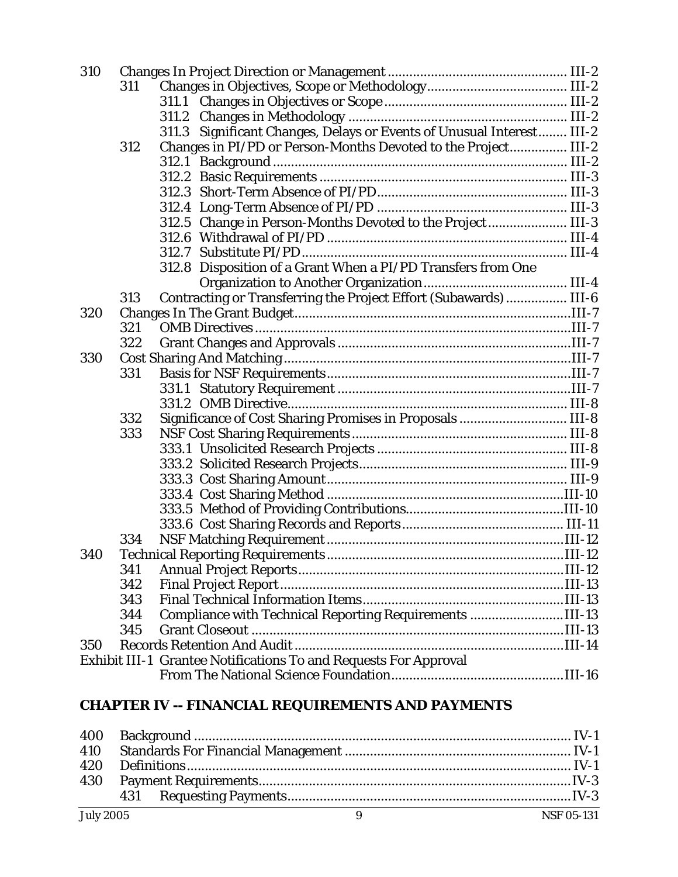| | | | |
|---|---|---|---|
| 310 | Changes In Project Direction or Management | | III-2 |
| | 311 | Changes in Objectives, Scope or Methodology | III-2 |
| | | 311.1 Changes in Objectives or Scope | III-2 |
| | | 311.2 Changes in Methodology | III-2 |
| | | 311.3 Significant Changes, Delays or Events of Unusual Interest | III-2 |
| | 312 | Changes in PI/PD or Person-Months Devoted to the Project | III-2 |
| | | 312.1 Background | III-2 |
| | | 312.2 Basic Requirements | III-3 |
| | | 312.3 Short-Term Absence of PI/PD | III-3 |
| | | 312.4 Long-Term Absence of PI/PD | III-3 |
| | | 312.5 Change in Person-Months Devoted to the Project | III-3 |
| | | 312.6 Withdrawal of PI/PD | III-4 |
| | | 312.7 Substitute PI/PD | III-4 |
| | | 312.8 Disposition of a Grant When a PI/PD Transfers from One Organization to Another Organization | III-4 |
| | 313 | Contracting or Transferring the Project Effort (Subawards) | III-6 |
| 320 | Changes In The Grant Budget | | III-7 |
| | 321 | OMB Directives | III-7 |
| | 322 | Grant Changes and Approvals | III-7 |
| 330 | Cost Sharing And Matching | | III-7 |
| | 331 | Basis for NSF Requirements | III-7 |
| | | 331.1 Statutory Requirement | III-7 |
| | | 331.2 OMB Directive | III-8 |
| | 332 | Significance of Cost Sharing Promises in Proposals | III-8 |
| | 333 | NSF Cost Sharing Requirements | III-8 |
| | | 333.1 Unsolicited Research Projects | III-8 |
| | | 333.2 Solicited Research Projects | III-9 |
| | | 333.3 Cost Sharing Amount | III-9 |
| | | 333.4 Cost Sharing Method | III-10 |
| | | 333.5 Method of Providing Contributions | III-10 |
| | | 333.6 Cost Sharing Records and Reports | III-11 |
| | 334 | NSF Matching Requirement | III-12 |
| 340 | Technical Reporting Requirements | | III-12 |
| | 341 | Annual Project Reports | III-12 |
| | 342 | Final Project Report | III-13 |
| | 343 | Final Technical Information Items | III-13 |
| | 344 | Compliance with Technical Reporting Requirements | III-13 |
| | 345 | Grant Closeout | III-13 |
| 350 | Records Retention And Audit | | III-14 |
| Exhibit III-1 | Grantee Notifications To and Requests For Approval From The National Science Foundation | | III-16 |

## CHAPTER IV -- FINANCIAL REQUIREMENTS AND PAYMENTS

| | | | |
|---|---|---|---|
| 400 | Background | | IV-1 |
| 410 | Standards For Financial Management | | IV-1 |
| 420 | Definitions | | IV-1 |
| 430 | Payment Requirements | | IV-3 |
| | 431 | Requesting Payments | IV-3 |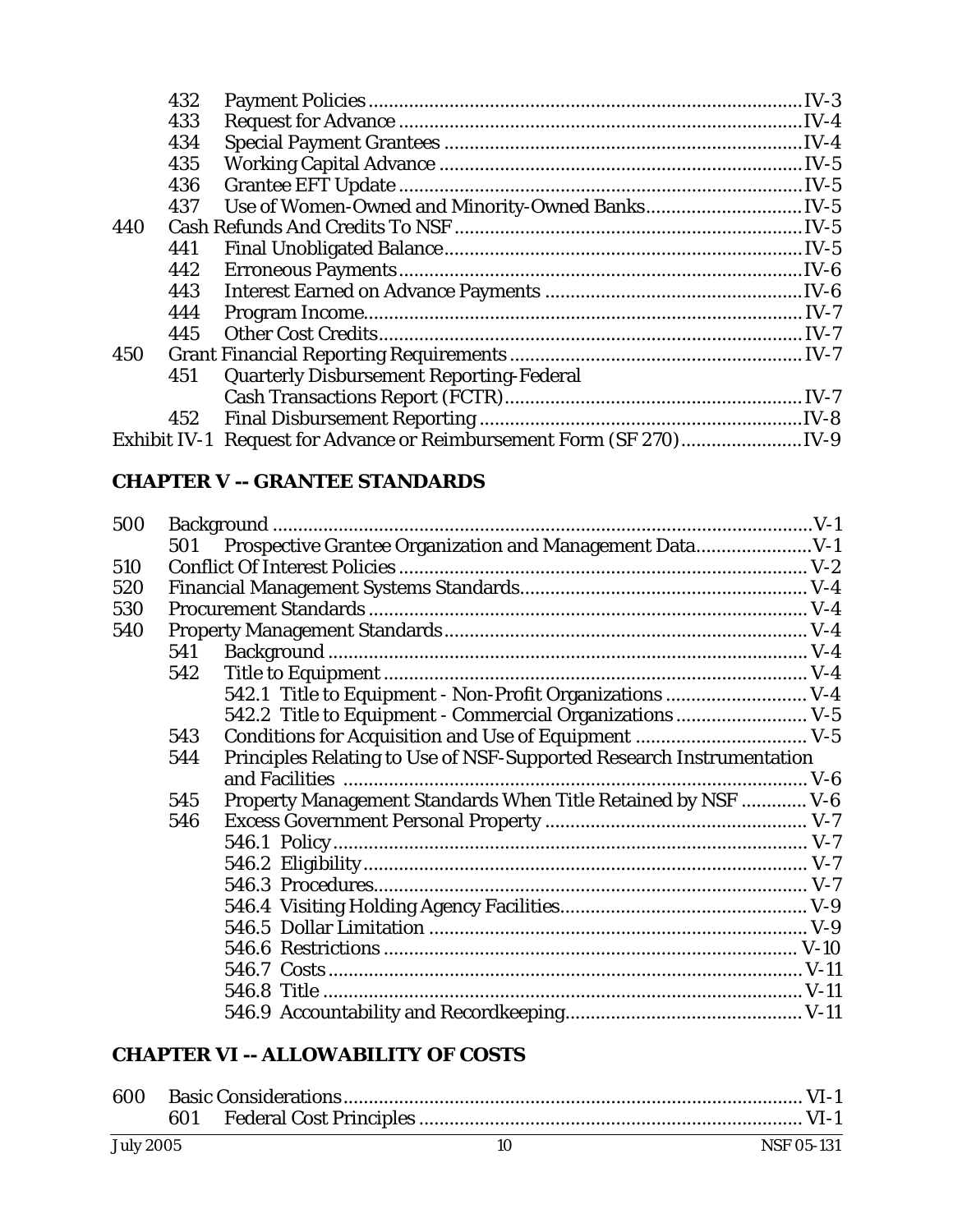| | | | |
|---|---|---|---|
| | 432 | Payment Policies | IV-3 |
| | 433 | Request for Advance | IV-4 |
| | 434 | Special Payment Grantees | IV-4 |
| | 435 | Working Capital Advance | IV-5 |
| | 436 | Grantee EFT Update | IV-5 |
| | 437 | Use of Women-Owned and Minority-Owned Banks | IV-5 |
| 440 | | Cash Refunds And Credits To NSF | IV-5 |
| | 441 | Final Unobligated Balance | IV-5 |
| | 442 | Erroneous Payments | IV-6 |
| | 443 | Interest Earned on Advance Payments | IV-6 |
| | 444 | Program Income | IV-7 |
| | 445 | Other Cost Credits | IV-7 |
| 450 | | Grant Financial Reporting Requirements | IV-7 |
| | 451 | Quarterly Disbursement Reporting-Federal Cash Transactions Report (FCTR) | IV-7 |
| | 452 | Final Disbursement Reporting | IV-8 |
| Exhibit IV-1 | | Request for Advance or Reimbursement Form (SF 270) | IV-9 |

## CHAPTER V -- GRANTEE STANDARDS

| | | | |
|---|---|---|---|
| 500 | | Background | V-1 |
| | 501 | Prospective Grantee Organization and Management Data | V-1 |
| 510 | | Conflict Of Interest Policies | V-2 |
| 520 | | Financial Management Systems Standards | V-4 |
| 530 | | Procurement Standards | V-4 |
| 540 | | Property Management Standards | V-4 |
| | 541 | Background | V-4 |
| | 542 | Title to Equipment | V-4 |
| | | 542.1 Title to Equipment - Non-Profit Organizations | V-4 |
| | | 542.2 Title to Equipment - Commercial Organizations | V-5 |
| | 543 | Conditions for Acquisition and Use of Equipment | V-5 |
| | 544 | Principles Relating to Use of NSF-Supported Research Instrumentation and Facilities | V-6 |
| | 545 | Property Management Standards When Title Retained by NSF | V-6 |
| | 546 | Excess Government Personal Property | V-7 |
| | | 546.1 Policy | V-7 |
| | | 546.2 Eligibility | V-7 |
| | | 546.3 Procedures | V-7 |
| | | 546.4 Visiting Holding Agency Facilities | V-9 |
| | | 546.5 Dollar Limitation | V-9 |
| | | 546.6 Restrictions | V-10 |
| | | 546.7 Costs | V-11 |
| | | 546.8 Title | V-11 |
| | | 546.9 Accountability and Recordkeeping | V-11 |

## CHAPTER VI -- ALLOWABILITY OF COSTS

| | | | |
|---|---|---|---|
| 600 | | Basic Considerations | VI-1 |
| | 601 | Federal Cost Principles | VI-1 |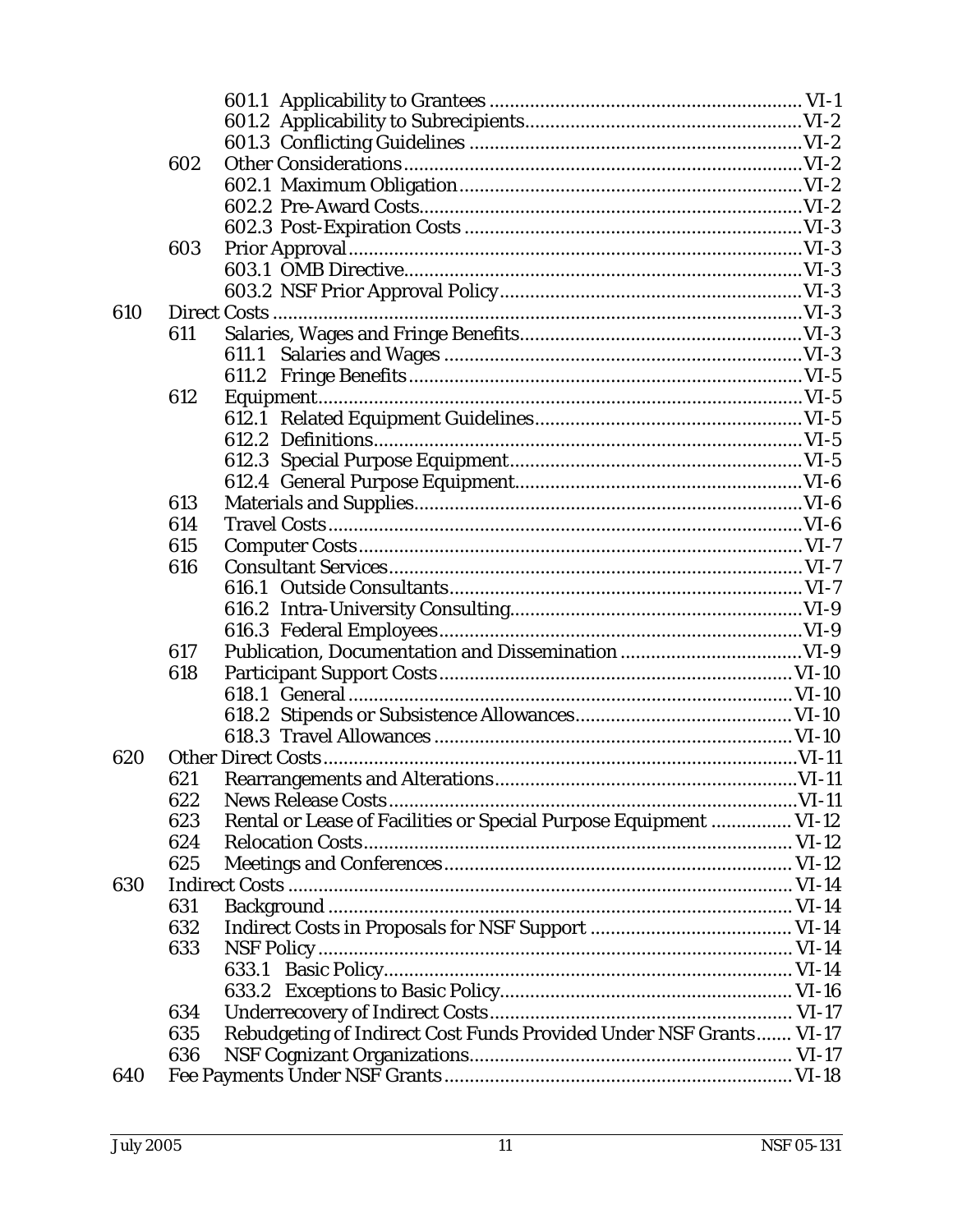| | | | |
|---|---|---|---|
| | | 601.1 Applicability to Grantees | VI-1 |
| | | 601.2 Applicability to Subrecipients | VI-2 |
| | | 601.3 Conflicting Guidelines | VI-2 |
| | 602 | Other Considerations | VI-2 |
| | | 602.1 Maximum Obligation | VI-2 |
| | | 602.2 Pre-Award Costs | VI-2 |
| | | 602.3 Post-Expiration Costs | VI-3 |
| | 603 | Prior Approval | VI-3 |
| | | 603.1 OMB Directive | VI-3 |
| | | 603.2 NSF Prior Approval Policy | VI-3 |
| 610 | | Direct Costs | VI-3 |
| | 611 | Salaries, Wages and Fringe Benefits | VI-3 |
| | | 611.1 Salaries and Wages | VI-3 |
| | | 611.2 Fringe Benefits | VI-5 |
| | 612 | Equipment | VI-5 |
| | | 612.1 Related Equipment Guidelines | VI-5 |
| | | 612.2 Definitions | VI-5 |
| | | 612.3 Special Purpose Equipment | VI-5 |
| | | 612.4 General Purpose Equipment | VI-6 |
| | 613 | Materials and Supplies | VI-6 |
| | 614 | Travel Costs | VI-6 |
| | 615 | Computer Costs | VI-7 |
| | 616 | Consultant Services | VI-7 |
| | | 616.1 Outside Consultants | VI-7 |
| | | 616.2 Intra-University Consulting | VI-9 |
| | | 616.3 Federal Employees | VI-9 |
| | 617 | Publication, Documentation and Dissemination | VI-9 |
| | 618 | Participant Support Costs | VI-10 |
| | | 618.1 General | VI-10 |
| | | 618.2 Stipends or Subsistence Allowances | VI-10 |
| | | 618.3 Travel Allowances | VI-10 |
| 620 | | Other Direct Costs | VI-11 |
| | 621 | Rearrangements and Alterations | VI-11 |
| | 622 | News Release Costs | VI-11 |
| | 623 | Rental or Lease of Facilities or Special Purpose Equipment | VI-12 |
| | 624 | Relocation Costs | VI-12 |
| | 625 | Meetings and Conferences | VI-12 |
| 630 | | Indirect Costs | VI-14 |
| | 631 | Background | VI-14 |
| | 632 | Indirect Costs in Proposals for NSF Support | VI-14 |
| | 633 | NSF Policy | VI-14 |
| | | 633.1 Basic Policy | VI-14 |
| | | 633.2 Exceptions to Basic Policy | VI-16 |
| | 634 | Underrecovery of Indirect Costs | VI-17 |
| | 635 | Rebudgeting of Indirect Cost Funds Provided Under NSF Grants | VI-17 |
| | 636 | NSF Cognizant Organizations | VI-17 |
| 640 | | Fee Payments Under NSF Grants | VI-18 |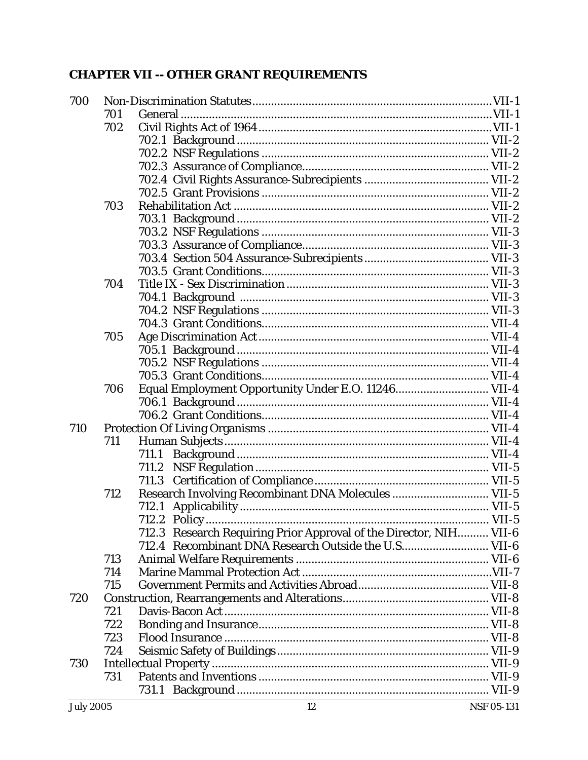## CHAPTER VII -- OTHER GRANT REQUIREMENTS

| | | | |
|---|---|---|---|
| 700 | Non-Discrimination Statutes | | VII-1 |
| | 701 | General | VII-1 |
| | 702 | Civil Rights Act of 1964 | VII-1 |
| | | 702.1 Background | VII-2 |
| | | 702.2 NSF Regulations | VII-2 |
| | | 702.3 Assurance of Compliance | VII-2 |
| | | 702.4 Civil Rights Assurance-Subrecipients | VII-2 |
| | | 702.5 Grant Provisions | VII-2 |
| | 703 | Rehabilitation Act | VII-2 |
| | | 703.1 Background | VII-2 |
| | | 703.2 NSF Regulations | VII-3 |
| | | 703.3 Assurance of Compliance | VII-3 |
| | | 703.4 Section 504 Assurance-Subrecipients | VII-3 |
| | | 703.5 Grant Conditions | VII-3 |
| | 704 | Title IX - Sex Discrimination | VII-3 |
| | | 704.1 Background | VII-3 |
| | | 704.2 NSF Regulations | VII-3 |
| | | 704.3 Grant Conditions | VII-4 |
| | 705 | Age Discrimination Act | VII-4 |
| | | 705.1 Background | VII-4 |
| | | 705.2 NSF Regulations | VII-4 |
| | | 705.3 Grant Conditions | VII-4 |
| | 706 | Equal Employment Opportunity Under E.O. 11246 | VII-4 |
| | | 706.1 Background | VII-4 |
| | | 706.2 Grant Conditions | VII-4 |
| 710 | Protection Of Living Organisms | | VII-4 |
| | 711 | Human Subjects | VII-4 |
| | | 711.1 Background | VII-4 |
| | | 711.2 NSF Regulation | VII-5 |
| | | 711.3 Certification of Compliance | VII-5 |
| | 712 | Research Involving Recombinant DNA Molecules | VII-5 |
| | | 712.1 Applicability | VII-5 |
| | | 712.2 Policy | VII-5 |
| | | 712.3 Research Requiring Prior Approval of the Director, NIH | VII-6 |
| | | 712.4 Recombinant DNA Research Outside the U.S. | VII-6 |
| | 713 | Animal Welfare Requirements | VII-6 |
| | 714 | Marine Mammal Protection Act | VII-7 |
| | 715 | Government Permits and Activities Abroad | VII-8 |
| 720 | Construction, Rearrangements and Alterations | | VII-8 |
| | 721 | Davis-Bacon Act | VII-8 |
| | 722 | Bonding and Insurance | VII-8 |
| | 723 | Flood Insurance | VII-8 |
| | 724 | Seismic Safety of Buildings | VII-9 |
| 730 | Intellectual Property | | VII-9 |
| | 731 | Patents and Inventions | VII-9 |
| | | 731.1 Background | VII-9 |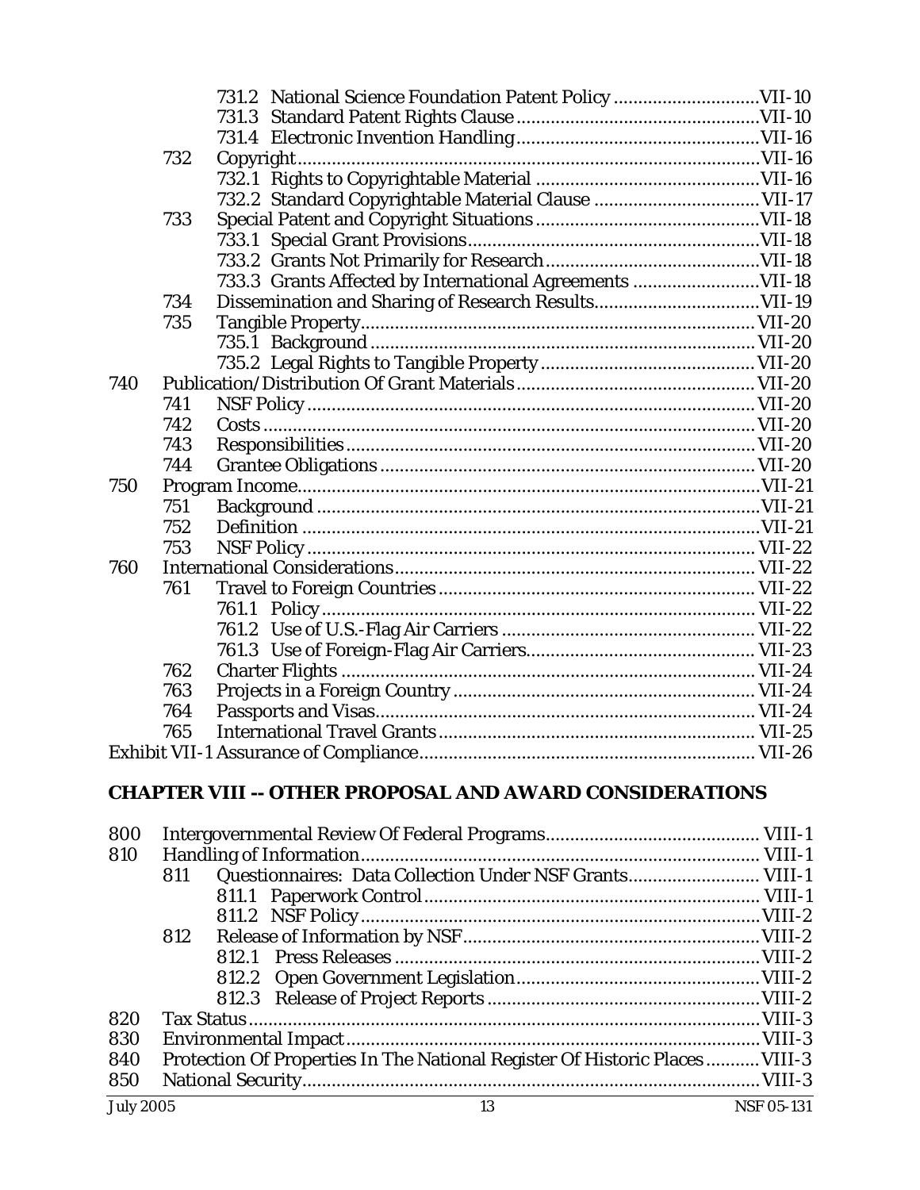731.2 National Science Foundation Patent Policy ..... VII-10
731.3 Standard Patent Rights Clause ..... VII-10
731.4 Electronic Invention Handling ..... VII-16
732 Copyright ..... VII-16
732.1 Rights to Copyrightable Material ..... VII-16
732.2 Standard Copyrightable Material Clause ..... VII-17
733 Special Patent and Copyright Situations ..... VII-18
733.1 Special Grant Provisions ..... VII-18
733.2 Grants Not Primarily for Research ..... VII-18
733.3 Grants Affected by International Agreements ..... VII-18
734 Dissemination and Sharing of Research Results ..... VII-19
735 Tangible Property ..... VII-20
735.1 Background ..... VII-20
735.2 Legal Rights to Tangible Property ..... VII-20
740 Publication/Distribution Of Grant Materials ..... VII-20
741 NSF Policy ..... VII-20
742 Costs ..... VII-20
743 Responsibilities ..... VII-20
744 Grantee Obligations ..... VII-20
750 Program Income ..... VII-21
751 Background ..... VII-21
752 Definition ..... VII-21
753 NSF Policy ..... VII-22
760 International Considerations ..... VII-22
761 Travel to Foreign Countries ..... VII-22
761.1 Policy ..... VII-22
761.2 Use of U.S.-Flag Air Carriers ..... VII-22
761.3 Use of Foreign-Flag Air Carriers ..... VII-23
762 Charter Flights ..... VII-24
763 Projects in a Foreign Country ..... VII-24
764 Passports and Visas ..... VII-24
765 International Travel Grants ..... VII-25
Exhibit VII-1 Assurance of Compliance ..... VII-26

## CHAPTER VIII -- OTHER PROPOSAL AND AWARD CONSIDERATIONS

800 Intergovernmental Review Of Federal Programs ..... VIII-1
810 Handling of Information ..... VIII-1
811 Questionnaires: Data Collection Under NSF Grants ..... VIII-1
811.1 Paperwork Control ..... VIII-1
811.2 NSF Policy ..... VIII-2
812 Release of Information by NSF ..... VIII-2
812.1 Press Releases ..... VIII-2
812.2 Open Government Legislation ..... VIII-2
812.3 Release of Project Reports ..... VIII-2
820 Tax Status ..... VIII-3
830 Environmental Impact ..... VIII-3
840 Protection Of Properties In The National Register Of Historic Places ..... VIII-3
850 National Security ..... VIII-3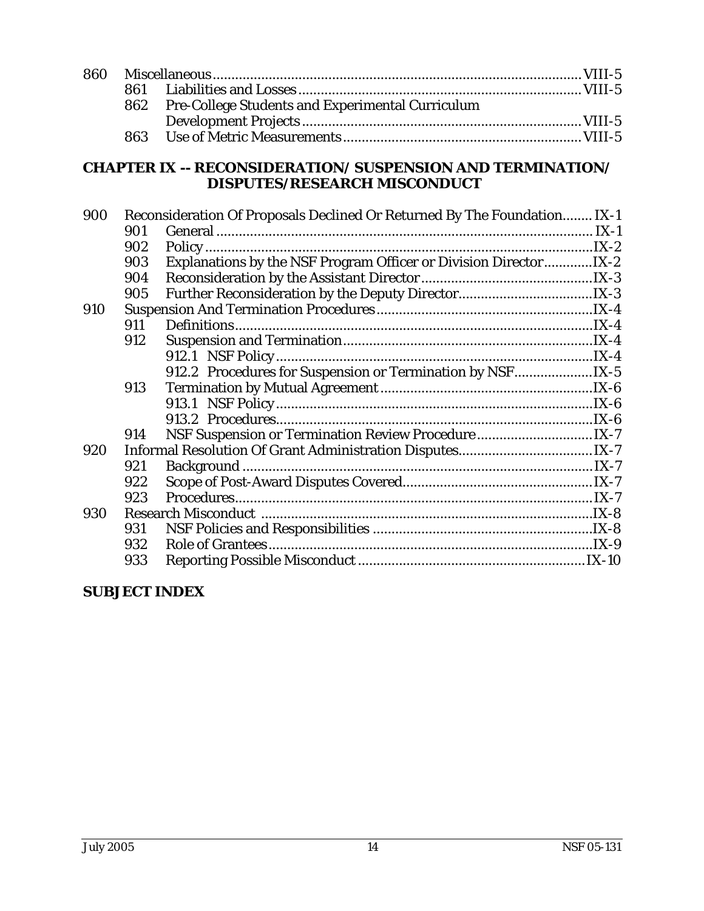860 Miscellaneous ........ VIII-5
- 861 Liabilities and Losses ........ VIII-5
- 862 Pre-College Students and Experimental Curriculum Development Projects ........ VIII-5
- 863 Use of Metric Measurements ........ VIII-5

## CHAPTER IX -- RECONSIDERATION/ SUSPENSION AND TERMINATION/ DISPUTES/RESEARCH MISCONDUCT

900 Reconsideration Of Proposals Declined Or Returned By The Foundation ........ IX-1
- 901 General ........ IX-1
- 902 Policy ........ IX-2
- 903 Explanations by the NSF Program Officer or Division Director ........ IX-2
- 904 Reconsideration by the Assistant Director ........ IX-3
- 905 Further Reconsideration by the Deputy Director ........ IX-3

910 Suspension And Termination Procedures ........ IX-4
- 911 Definitions ........ IX-4
- 912 Suspension and Termination ........ IX-4
  - 912.1 NSF Policy ........ IX-4
  - 912.2 Procedures for Suspension or Termination by NSF ........ IX-5
- 913 Termination by Mutual Agreement ........ IX-6
  - 913.1 NSF Policy ........ IX-6
  - 913.2 Procedures ........ IX-6
- 914 NSF Suspension or Termination Review Procedure ........ IX-7

920 Informal Resolution Of Grant Administration Disputes ........ IX-7
- 921 Background ........ IX-7
- 922 Scope of Post-Award Disputes Covered ........ IX-7
- 923 Procedures ........ IX-7

930 Research Misconduct ........ IX-8
- 931 NSF Policies and Responsibilities ........ IX-8
- 932 Role of Grantees ........ IX-9
- 933 Reporting Possible Misconduct ........ IX-10

## SUBJECT INDEX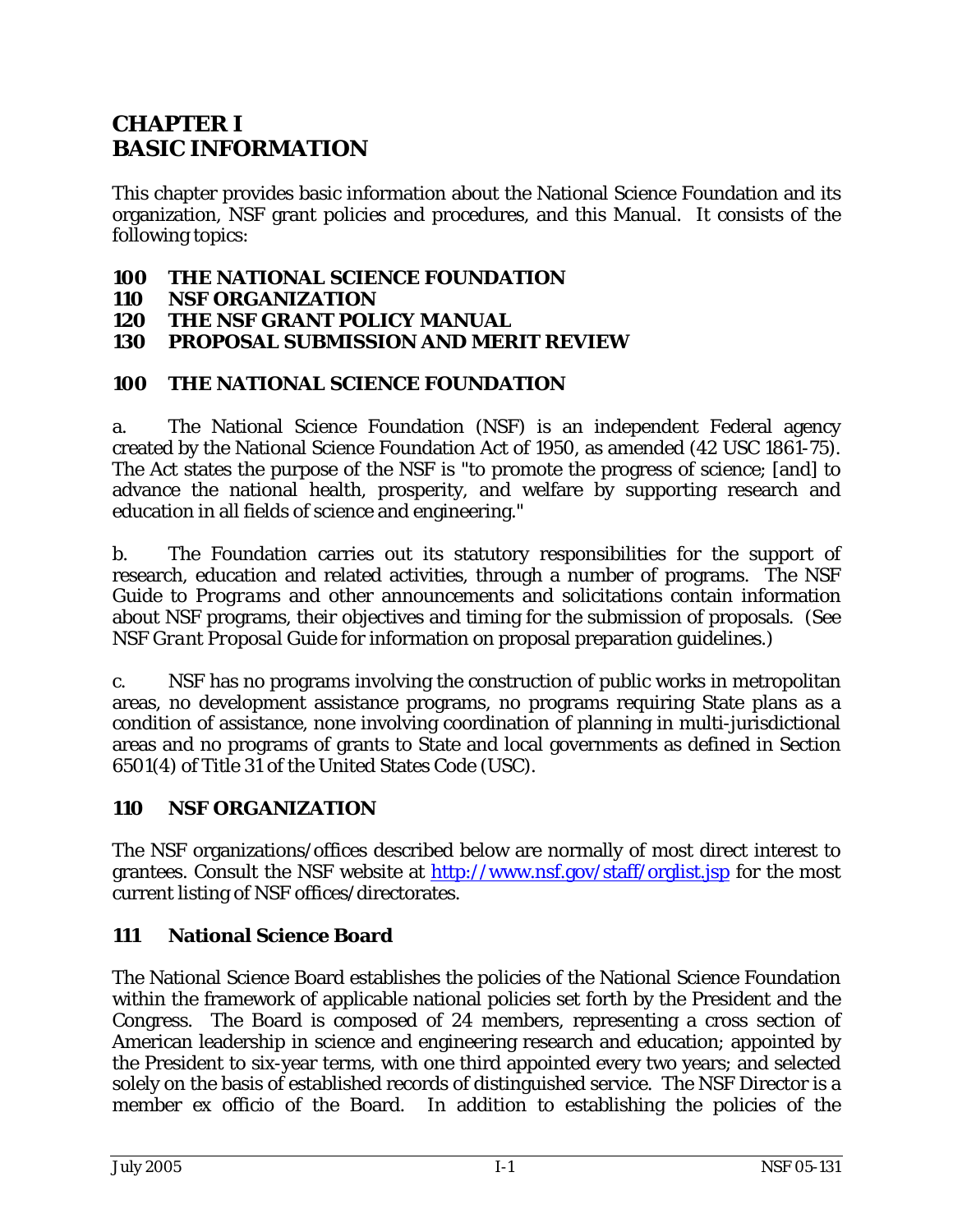# CHAPTER I
# BASIC INFORMATION

This chapter provides basic information about the National Science Foundation and its organization, NSF grant policies and procedures, and this Manual. It consists of the following topics:

**100 THE NATIONAL SCIENCE FOUNDATION**
**110 NSF ORGANIZATION**
**120 THE NSF GRANT POLICY MANUAL**
**130 PROPOSAL SUBMISSION AND MERIT REVIEW**

## 100 THE NATIONAL SCIENCE FOUNDATION

a. The National Science Foundation (NSF) is an independent Federal agency created by the National Science Foundation Act of 1950, as amended (42 USC 1861-75). The Act states the purpose of the NSF is "to promote the progress of science; [and] to advance the national health, prosperity, and welfare by supporting research and education in all fields of science and engineering."

b. The Foundation carries out its statutory responsibilities for the support of research, education and related activities, through a number of programs. The NSF *Guide to Programs* and other announcements and solicitations contain information about NSF programs, their objectives and timing for the submission of proposals. (See *NSF Grant Proposal Guide* for information on proposal preparation guidelines.)

c. NSF has no programs involving the construction of public works in metropolitan areas, no development assistance programs, no programs requiring State plans as a condition of assistance, none involving coordination of planning in multi-jurisdictional areas and no programs of grants to State and local governments as defined in Section 6501(4) of Title 31 of the United States Code (USC).

## 110 NSF ORGANIZATION

The NSF organizations/offices described below are normally of most direct interest to grantees. Consult the NSF website at [http://www.nsf.gov/staff/orglist.jsp](http://www.nsf.gov/staff/orglist.jsp) for the most current listing of NSF offices/directorates.

### 111 National Science Board

The National Science Board establishes the policies of the National Science Foundation within the framework of applicable national policies set forth by the President and the Congress. The Board is composed of 24 members, representing a cross section of American leadership in science and engineering research and education; appointed by the President to six-year terms, with one third appointed every two years; and selected solely on the basis of established records of distinguished service. The NSF Director is a member ex officio of the Board. In addition to establishing the policies of the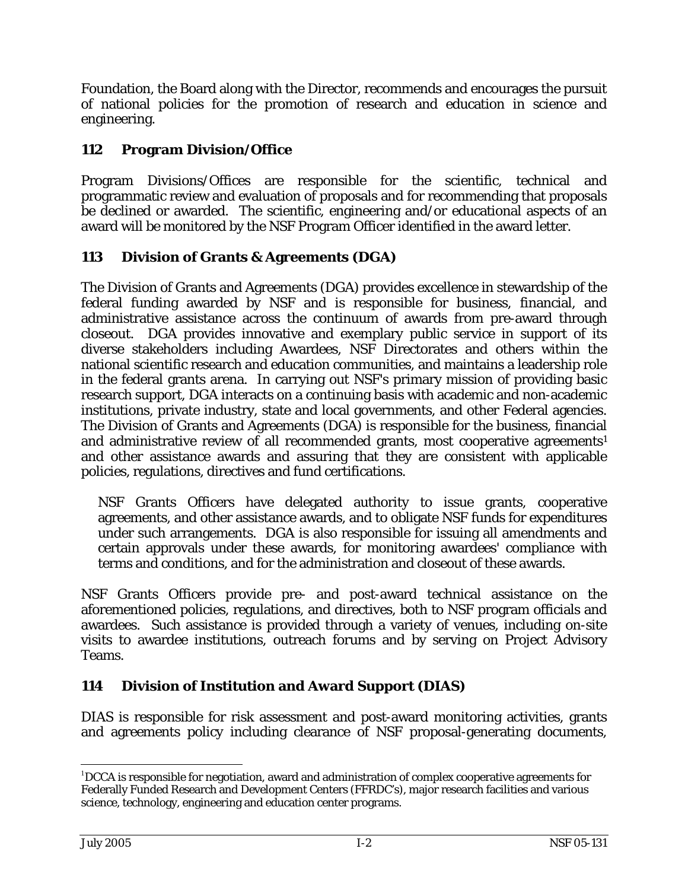Foundation, the Board along with the Director, recommends and encourages the pursuit of national policies for the promotion of research and education in science and engineering.

### 112 Program Division/Office

Program Divisions/Offices are responsible for the scientific, technical and programmatic review and evaluation of proposals and for recommending that proposals be declined or awarded. The scientific, engineering and/or educational aspects of an award will be monitored by the NSF Program Officer identified in the award letter.

### 113 Division of Grants & Agreements (DGA)

The Division of Grants and Agreements (DGA) provides excellence in stewardship of the federal funding awarded by NSF and is responsible for business, financial, and administrative assistance across the continuum of awards from pre-award through closeout. DGA provides innovative and exemplary public service in support of its diverse stakeholders including Awardees, NSF Directorates and others within the national scientific research and education communities, and maintains a leadership role in the federal grants arena. In carrying out NSF's primary mission of providing basic research support, DGA interacts on a continuing basis with academic and non-academic institutions, private industry, state and local governments, and other Federal agencies. The Division of Grants and Agreements (DGA) is responsible for the business, financial and administrative review of all recommended grants, most cooperative agreements[1] and other assistance awards and assuring that they are consistent with applicable policies, regulations, directives and fund certifications.

> NSF Grants Officers have delegated authority to issue grants, cooperative agreements, and other assistance awards, and to obligate NSF funds for expenditures under such arrangements. DGA is also responsible for issuing all amendments and certain approvals under these awards, for monitoring awardees' compliance with terms and conditions, and for the administration and closeout of these awards.

NSF Grants Officers provide pre- and post-award technical assistance on the aforementioned policies, regulations, and directives, both to NSF program officials and awardees. Such assistance is provided through a variety of venues, including on-site visits to awardee institutions, outreach forums and by serving on Project Advisory Teams.

### 114 Division of Institution and Award Support (DIAS)

DIAS is responsible for risk assessment and post-award monitoring activities, grants and agreements policy including clearance of NSF proposal-generating documents,

---

[1] DCCA is responsible for negotiation, award and administration of complex cooperative agreements for Federally Funded Research and Development Centers (FFRDC's), major research facilities and various science, technology, engineering and education center programs.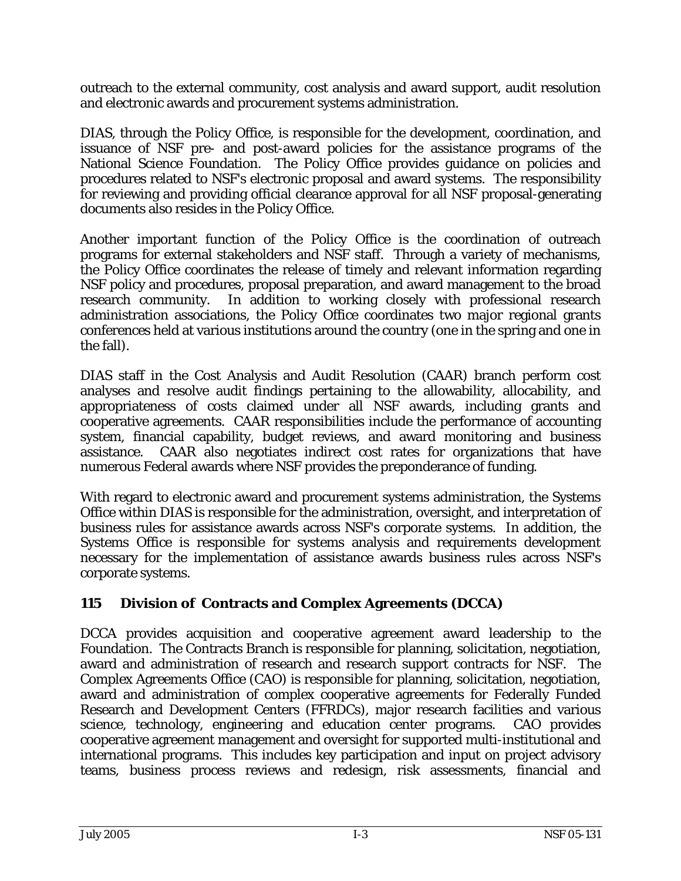outreach to the external community, cost analysis and award support, audit resolution and electronic awards and procurement systems administration.

DIAS, through the Policy Office, is responsible for the development, coordination, and issuance of NSF pre- and post-award policies for the assistance programs of the National Science Foundation. The Policy Office provides guidance on policies and procedures related to NSF's electronic proposal and award systems. The responsibility for reviewing and providing official clearance approval for all NSF proposal-generating documents also resides in the Policy Office.

Another important function of the Policy Office is the coordination of outreach programs for external stakeholders and NSF staff. Through a variety of mechanisms, the Policy Office coordinates the release of timely and relevant information regarding NSF policy and procedures, proposal preparation, and award management to the broad research community. In addition to working closely with professional research administration associations, the Policy Office coordinates two major regional grants conferences held at various institutions around the country (one in the spring and one in the fall).

DIAS staff in the Cost Analysis and Audit Resolution (CAAR) branch perform cost analyses and resolve audit findings pertaining to the allowability, allocability, and appropriateness of costs claimed under all NSF awards, including grants and cooperative agreements. CAAR responsibilities include the performance of accounting system, financial capability, budget reviews, and award monitoring and business assistance. CAAR also negotiates indirect cost rates for organizations that have numerous Federal awards where NSF provides the preponderance of funding.

With regard to electronic award and procurement systems administration, the Systems Office within DIAS is responsible for the administration, oversight, and interpretation of business rules for assistance awards across NSF's corporate systems. In addition, the Systems Office is responsible for systems analysis and requirements development necessary for the implementation of assistance awards business rules across NSF's corporate systems.

### 115 Division of Contracts and Complex Agreements (DCCA)

DCCA provides acquisition and cooperative agreement award leadership to the Foundation. The Contracts Branch is responsible for planning, solicitation, negotiation, award and administration of research and research support contracts for NSF. The Complex Agreements Office (CAO) is responsible for planning, solicitation, negotiation, award and administration of complex cooperative agreements for Federally Funded Research and Development Centers (FFRDCs), major research facilities and various science, technology, engineering and education center programs. CAO provides cooperative agreement management and oversight for supported multi-institutional and international programs. This includes key participation and input on project advisory teams, business process reviews and redesign, risk assessments, financial and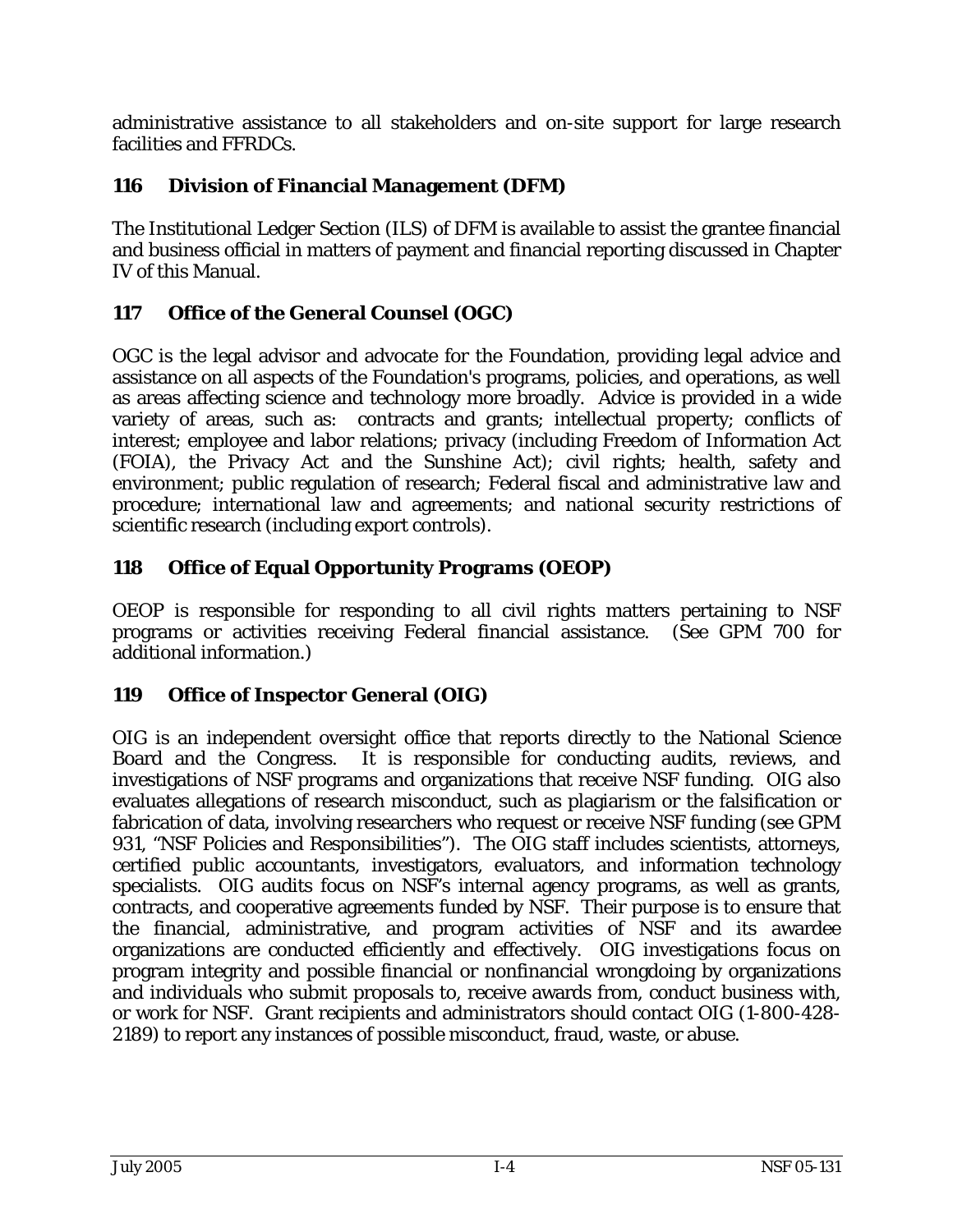administrative assistance to all stakeholders and on-site support for large research facilities and FFRDCs.

## 116 Division of Financial Management (DFM)

The Institutional Ledger Section (ILS) of DFM is available to assist the grantee financial and business official in matters of payment and financial reporting discussed in Chapter IV of this Manual.

## 117 Office of the General Counsel (OGC)

OGC is the legal advisor and advocate for the Foundation, providing legal advice and assistance on all aspects of the Foundation's programs, policies, and operations, as well as areas affecting science and technology more broadly. Advice is provided in a wide variety of areas, such as: contracts and grants; intellectual property; conflicts of interest; employee and labor relations; privacy (including Freedom of Information Act (FOIA), the Privacy Act and the Sunshine Act); civil rights; health, safety and environment; public regulation of research; Federal fiscal and administrative law and procedure; international law and agreements; and national security restrictions of scientific research (including export controls).

## 118 Office of Equal Opportunity Programs (OEOP)

OEOP is responsible for responding to all civil rights matters pertaining to NSF programs or activities receiving Federal financial assistance. (See GPM 700 for additional information.)

## 119 Office of Inspector General (OIG)

OIG is an independent oversight office that reports directly to the National Science Board and the Congress. It is responsible for conducting audits, reviews, and investigations of NSF programs and organizations that receive NSF funding. OIG also evaluates allegations of research misconduct, such as plagiarism or the falsification or fabrication of data, involving researchers who request or receive NSF funding (see GPM 931, "NSF Policies and Responsibilities"). The OIG staff includes scientists, attorneys, certified public accountants, investigators, evaluators, and information technology specialists. OIG audits focus on NSF's internal agency programs, as well as grants, contracts, and cooperative agreements funded by NSF. Their purpose is to ensure that the financial, administrative, and program activities of NSF and its awardee organizations are conducted efficiently and effectively. OIG investigations focus on program integrity and possible financial or nonfinancial wrongdoing by organizations and individuals who submit proposals to, receive awards from, conduct business with, or work for NSF. Grant recipients and administrators should contact OIG (1-800-428-2189) to report any instances of possible misconduct, fraud, waste, or abuse.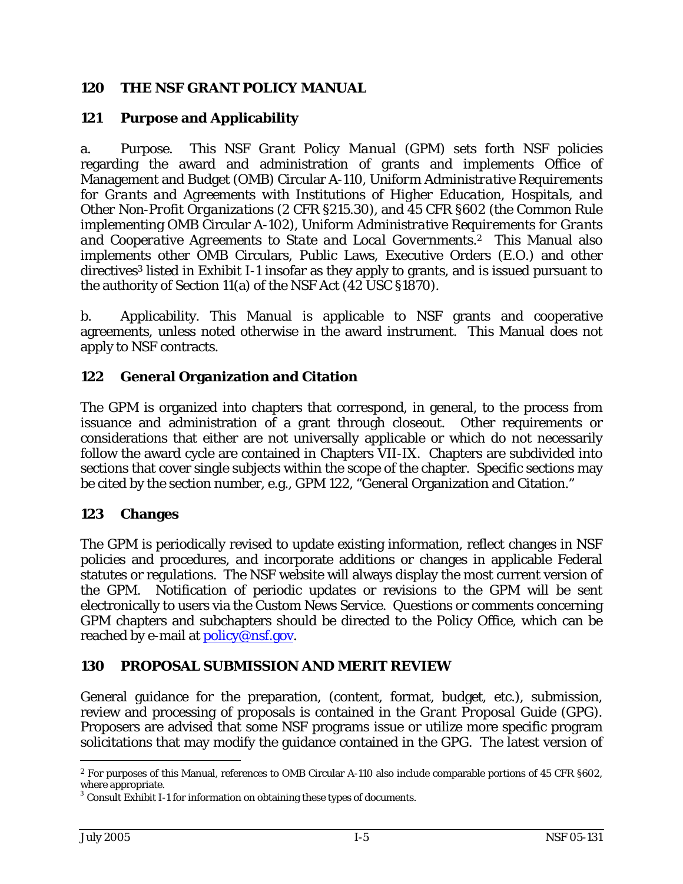## 120 THE NSF GRANT POLICY MANUAL

### 121 Purpose and Applicability

a. Purpose. This *NSF Grant Policy Manual* (GPM) sets forth NSF policies regarding the award and administration of grants and implements Office of Management and Budget (OMB) Circular A-110, *Uniform Administrative Requirements for Grants and Agreements with Institutions of Higher Education, Hospitals, and Other Non-Profit Organizations* (2 CFR §215.30), and 45 CFR §602 (the Common Rule implementing OMB Circular A-102), *Uniform Administrative Requirements for Grants and Cooperative Agreements to State and Local Governments*.[2] This Manual also implements other OMB Circulars, Public Laws, Executive Orders (E.O.) and other directives[3] listed in Exhibit I-1 insofar as they apply to grants, and is issued pursuant to the authority of Section 11(a) of the NSF Act (42 USC §1870).

b. Applicability. This Manual is applicable to NSF grants and cooperative agreements, unless noted otherwise in the award instrument. This Manual does not apply to NSF contracts.

### 122 General Organization and Citation

The GPM is organized into chapters that correspond, in general, to the process from issuance and administration of a grant through closeout. Other requirements or considerations that either are not universally applicable or which do not necessarily follow the award cycle are contained in Chapters VII-IX. Chapters are subdivided into sections that cover single subjects within the scope of the chapter. Specific sections may be cited by the section number, e.g., GPM 122, "General Organization and Citation."

### 123 Changes

The GPM is periodically revised to update existing information, reflect changes in NSF policies and procedures, and incorporate additions or changes in applicable Federal statutes or regulations. The NSF website will always display the most current version of the GPM. Notification of periodic updates or revisions to the GPM will be sent electronically to users via the Custom News Service. Questions or comments concerning GPM chapters and subchapters should be directed to the Policy Office, which can be reached by e-mail at policy@nsf.gov.

## 130 PROPOSAL SUBMISSION AND MERIT REVIEW

General guidance for the preparation, (content, format, budget, etc.), submission, review and processing of proposals is contained in the *Grant Proposal Guide* (GPG). Proposers are advised that some NSF programs issue or utilize more specific program solicitations that may modify the guidance contained in the GPG. The latest version of

---

[2] For purposes of this Manual, references to OMB Circular A-110 also include comparable portions of 45 CFR §602, where appropriate.

[3] Consult Exhibit I-1 for information on obtaining these types of documents.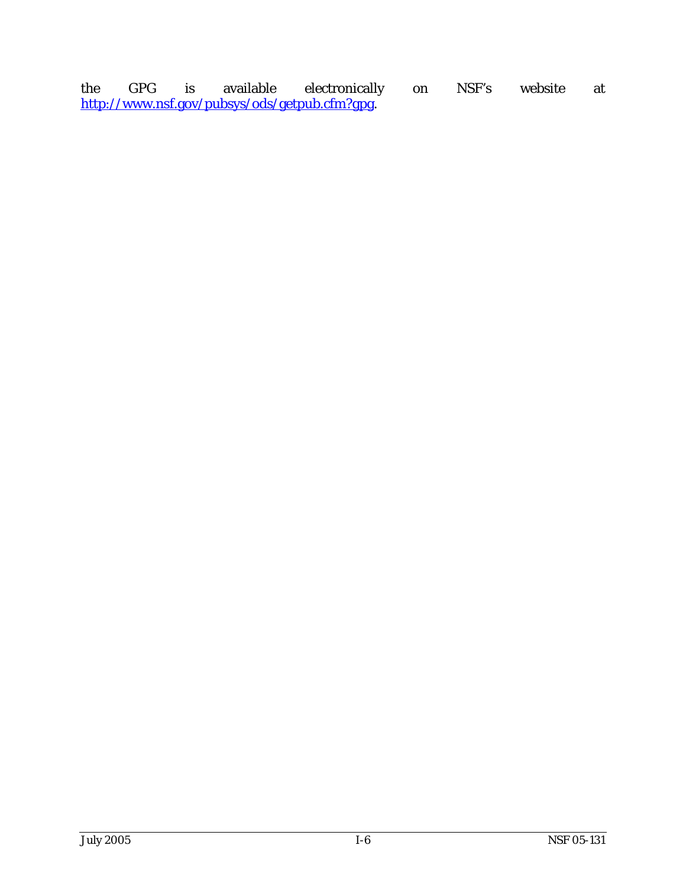the GPG is available electronically on NSF's website at http://www.nsf.gov/pubsys/ods/getpub.cfm?gpg.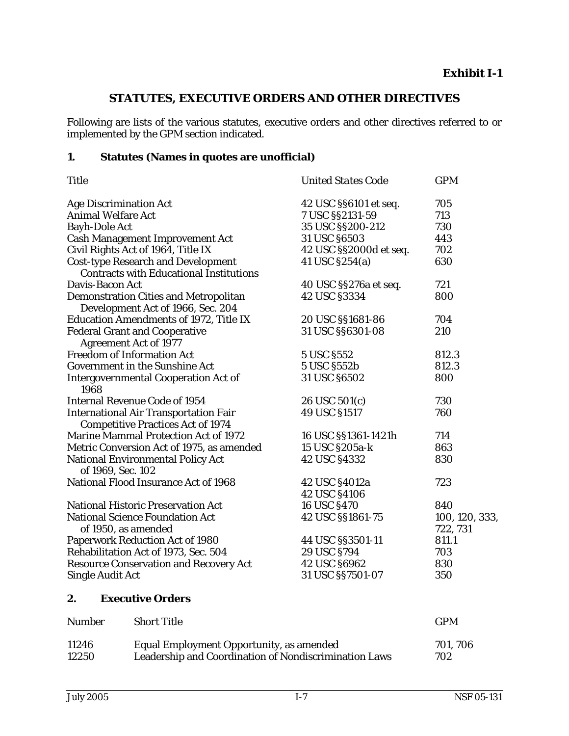**Exhibit I-1**

## STATUTES, EXECUTIVE ORDERS AND OTHER DIRECTIVES

Following are lists of the various statutes, executive orders and other directives referred to or implemented by the GPM section indicated.

### 1. Statutes (Names in quotes are unofficial)

| Title | United States Code | GPM |
|---|---|---|
| Age Discrimination Act | 42 USC §§6101 et seq. | 705 |
| Animal Welfare Act | 7 USC §§2131-59 | 713 |
| Bayh-Dole Act | 35 USC §§200-212 | 730 |
| Cash Management Improvement Act | 31 USC §6503 | 443 |
| Civil Rights Act of 1964, Title IX | 42 USC §§2000d et seq. | 702 |
| Cost-type Research and Development Contracts with Educational Institutions | 41 USC §254(a) | 630 |
| Davis-Bacon Act | 40 USC §§276a et seq. | 721 |
| Demonstration Cities and Metropolitan Development Act of 1966, Sec. 204 | 42 USC §3334 | 800 |
| Education Amendments of 1972, Title IX | 20 USC §§1681-86 | 704 |
| Federal Grant and Cooperative Agreement Act of 1977 | 31 USC §§6301-08 | 210 |
| Freedom of Information Act | 5 USC §552 | 812.3 |
| Government in the Sunshine Act | 5 USC §552b | 812.3 |
| Intergovernmental Cooperation Act of 1968 | 31 USC §6502 | 800 |
| Internal Revenue Code of 1954 | 26 USC 501(c) | 730 |
| International Air Transportation Fair Competitive Practices Act of 1974 | 49 USC §1517 | 760 |
| Marine Mammal Protection Act of 1972 | 16 USC §§1361-1421h | 714 |
| Metric Conversion Act of 1975, as amended | 15 USC §205a-k | 863 |
| National Environmental Policy Act of 1969, Sec. 102 | 42 USC §4332 | 830 |
| National Flood Insurance Act of 1968 | 42 USC §4012a<br>42 USC §4106 | 723 |
| National Historic Preservation Act | 16 USC §470 | 840 |
| National Science Foundation Act of 1950, as amended | 42 USC §§1861-75 | 100, 120, 333, 722, 731 |
| Paperwork Reduction Act of 1980 | 44 USC §§3501-11 | 811.1 |
| Rehabilitation Act of 1973, Sec. 504 | 29 USC §794 | 703 |
| Resource Conservation and Recovery Act | 42 USC §6962 | 830 |
| Single Audit Act | 31 USC §§7501-07 | 350 |

### 2. Executive Orders

| Number | Short Title | GPM |
|---|---|---|
| 11246 | Equal Employment Opportunity, as amended | 701, 706 |
| 12250 | Leadership and Coordination of Nondiscrimination Laws | 702 |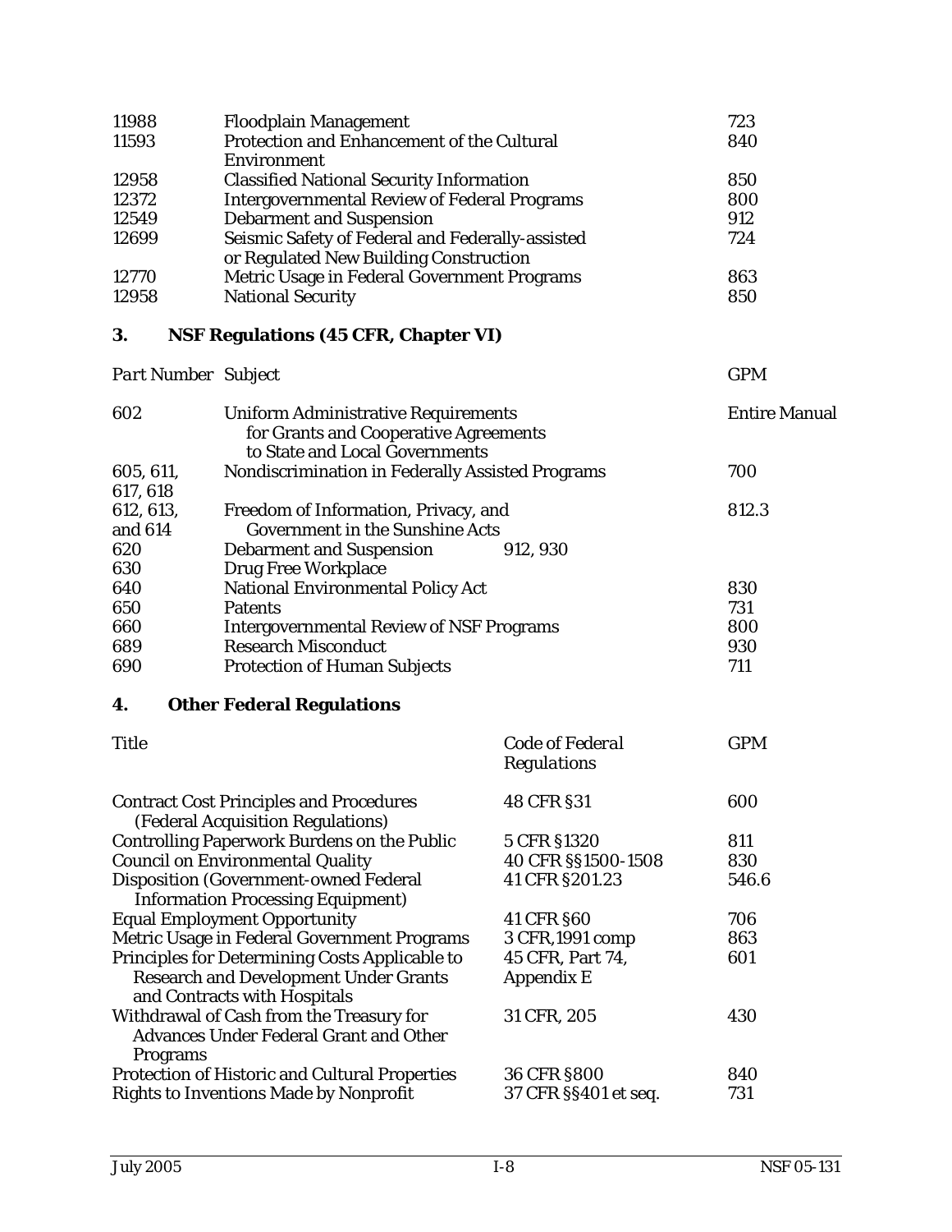| | | |
|---|---|---|
| 11988 | Floodplain Management | 723 |
| 11593 | Protection and Enhancement of the Cultural Environment | 840 |
| 12958 | Classified National Security Information | 850 |
| 12372 | Intergovernmental Review of Federal Programs | 800 |
| 12549 | Debarment and Suspension | 912 |
| 12699 | Seismic Safety of Federal and Federally-assisted or Regulated New Building Construction | 724 |
| 12770 | Metric Usage in Federal Government Programs | 863 |
| 12958 | National Security | 850 |

## 3. NSF Regulations (45 CFR, Chapter VI)

| *Part Number* | Subject | GPM |
|---|---|---|
| 602 | Uniform Administrative Requirements for Grants and Cooperative Agreements to State and Local Governments | Entire Manual |
| 605, 611, 617, 618 | Nondiscrimination in Federally Assisted Programs | 700 |
| 612, 613, and 614 | Freedom of Information, Privacy, and Government in the Sunshine Acts | 812.3 |
| 620 | Debarment and Suspension 912, 930 | |
| 630 | Drug Free Workplace | |
| 640 | National Environmental Policy Act | 830 |
| 650 | Patents | 731 |
| 660 | Intergovernmental Review of NSF Programs | 800 |
| 689 | Research Misconduct | 930 |
| 690 | Protection of Human Subjects | 711 |

## 4. Other Federal Regulations

| Title | *Code of Federal Regulations* | GPM |
|---|---|---|
| Contract Cost Principles and Procedures (Federal Acquisition Regulations) | 48 CFR §31 | 600 |
| Controlling Paperwork Burdens on the Public | 5 CFR §1320 | 811 |
| Council on Environmental Quality | 40 CFR §§1500-1508 | 830 |
| Disposition (Government-owned Federal Information Processing Equipment) | 41 CFR §201.23 | 546.6 |
| Equal Employment Opportunity | 41 CFR §60 | 706 |
| Metric Usage in Federal Government Programs | 3 CFR,1991 comp | 863 |
| Principles for Determining Costs Applicable to Research and Development Under Grants and Contracts with Hospitals | 45 CFR, Part 74, Appendix E | 601 |
| Withdrawal of Cash from the Treasury for Advances Under Federal Grant and Other Programs | 31 CFR, 205 | 430 |
| Protection of Historic and Cultural Properties | 36 CFR §800 | 840 |
| Rights to Inventions Made by Nonprofit | 37 CFR §§401 et seq. | 731 |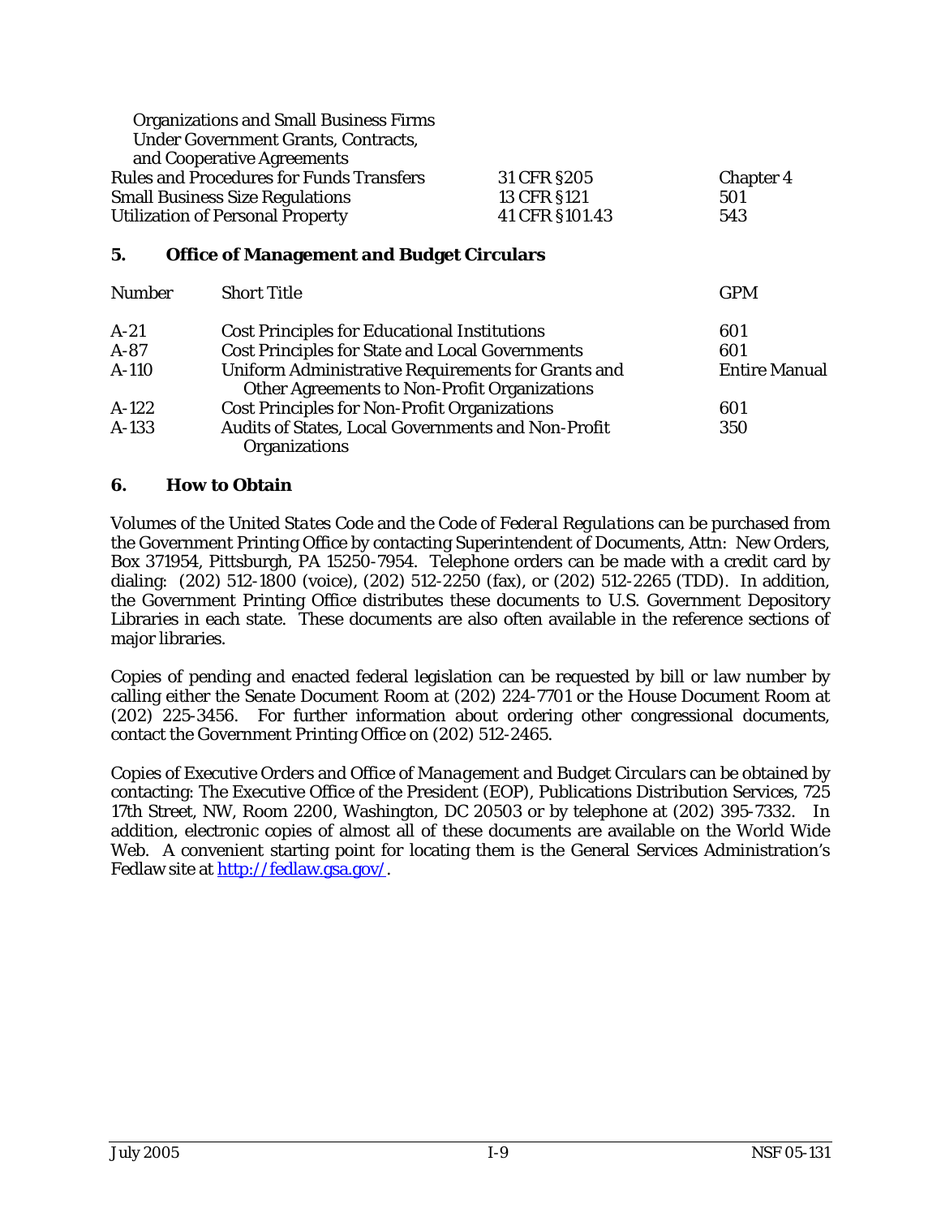| | | |
|---|---|---|
| Organizations and Small Business Firms Under Government Grants, Contracts, and Cooperative Agreements | | |
| Rules and Procedures for Funds Transfers | 31 CFR §205 | Chapter 4 |
| Small Business Size Regulations | 13 CFR §121 | 501 |
| Utilization of Personal Property | 41 CFR §101.43 | 543 |

## 5. Office of Management and Budget Circulars

| Number | Short Title | GPM |
|---|---|---|
| A-21 | Cost Principles for Educational Institutions | 601 |
| A-87 | Cost Principles for State and Local Governments | 601 |
| A-110 | Uniform Administrative Requirements for Grants and Other Agreements to Non-Profit Organizations | Entire Manual |
| A-122 | Cost Principles for Non-Profit Organizations | 601 |
| A-133 | Audits of States, Local Governments and Non-Profit Organizations | 350 |

## 6. How to Obtain

Volumes of the *United States Code* and the *Code of Federal Regulations* can be purchased from the Government Printing Office by contacting Superintendent of Documents, Attn: New Orders, Box 371954, Pittsburgh, PA 15250-7954. Telephone orders can be made with a credit card by dialing: (202) 512-1800 (voice), (202) 512-2250 (fax), or (202) 512-2265 (TDD). In addition, the Government Printing Office distributes these documents to U.S. Government Depository Libraries in each state. These documents are also often available in the reference sections of major libraries.

Copies of pending and enacted federal legislation can be requested by bill or law number by calling either the Senate Document Room at (202) 224-7701 or the House Document Room at (202) 225-3456. For further information about ordering other congressional documents, contact the Government Printing Office on (202) 512-2465.

Copies of *Executive Orders* and *Office of Management and Budget Circulars* can be obtained by contacting: The Executive Office of the President (EOP), Publications Distribution Services, 725 17th Street, NW, Room 2200, Washington, DC 20503 or by telephone at (202) 395-7332. In addition, electronic copies of almost all of these documents are available on the World Wide Web. A convenient starting point for locating them is the General Services Administration's Fedlaw site at [http://fedlaw.gsa.gov/](http://fedlaw.gsa.gov/).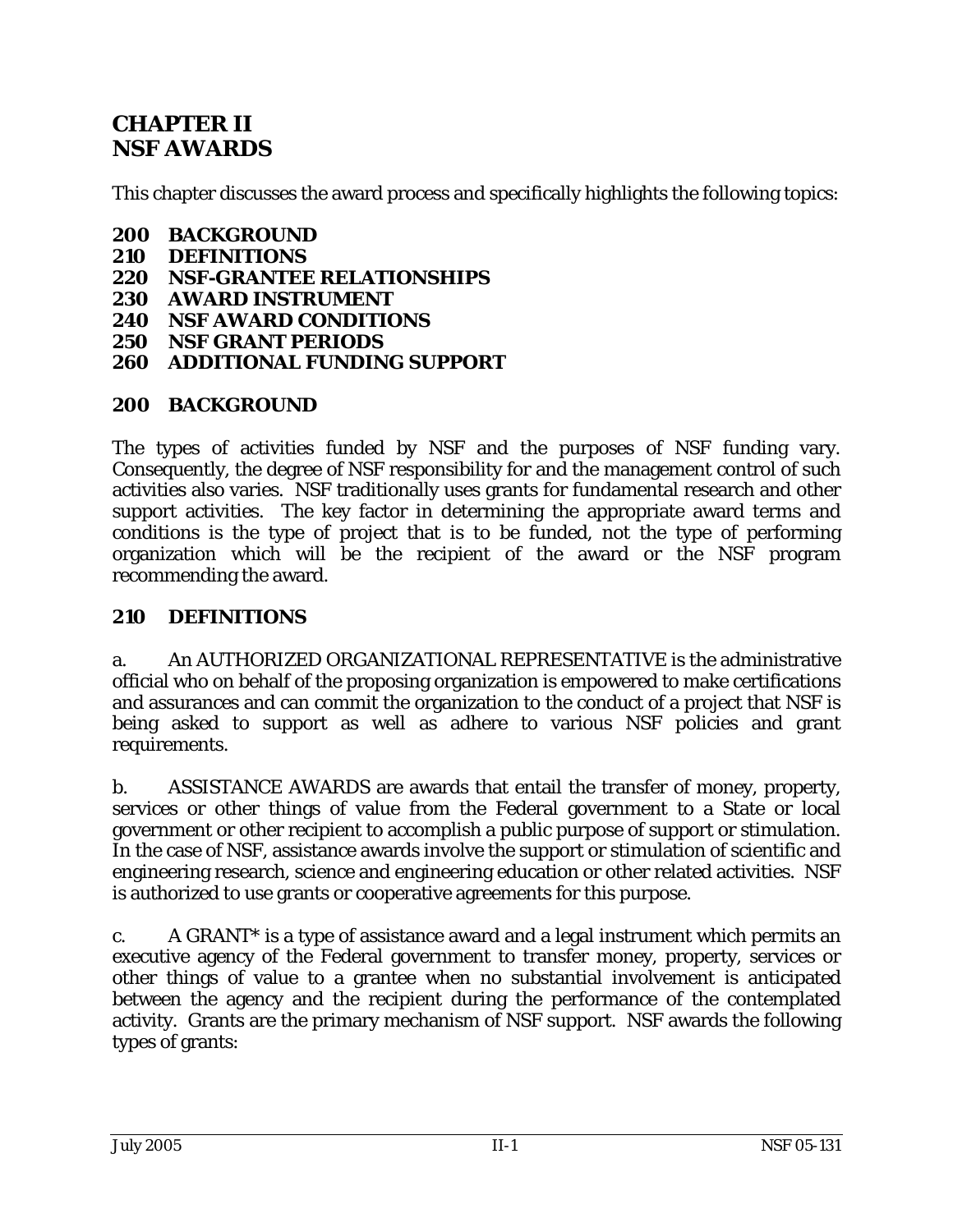# CHAPTER II
# NSF AWARDS

This chapter discusses the award process and specifically highlights the following topics:

**200 BACKGROUND**
**210 DEFINITIONS**
**220 NSF-GRANTEE RELATIONSHIPS**
**230 AWARD INSTRUMENT**
**240 NSF AWARD CONDITIONS**
**250 NSF GRANT PERIODS**
**260 ADDITIONAL FUNDING SUPPORT**

## 200 BACKGROUND

The types of activities funded by NSF and the purposes of NSF funding vary. Consequently, the degree of NSF responsibility for and the management control of such activities also varies. NSF traditionally uses grants for fundamental research and other support activities. The key factor in determining the appropriate award terms and conditions is the type of project that is to be funded, not the type of performing organization which will be the recipient of the award or the NSF program recommending the award.

## 210 DEFINITIONS

a. An AUTHORIZED ORGANIZATIONAL REPRESENTATIVE is the administrative official who on behalf of the proposing organization is empowered to make certifications and assurances and can commit the organization to the conduct of a project that NSF is being asked to support as well as adhere to various NSF policies and grant requirements.

b. ASSISTANCE AWARDS are awards that entail the transfer of money, property, services or other things of value from the Federal government to a State or local government or other recipient to accomplish a public purpose of support or stimulation. In the case of NSF, assistance awards involve the support or stimulation of scientific and engineering research, science and engineering education or other related activities. NSF is authorized to use grants or cooperative agreements for this purpose.

c. A GRANT* is a type of assistance award and a legal instrument which permits an executive agency of the Federal government to transfer money, property, services or other things of value to a grantee when no substantial involvement is anticipated between the agency and the recipient during the performance of the contemplated activity. Grants are the primary mechanism of NSF support. NSF awards the following types of grants: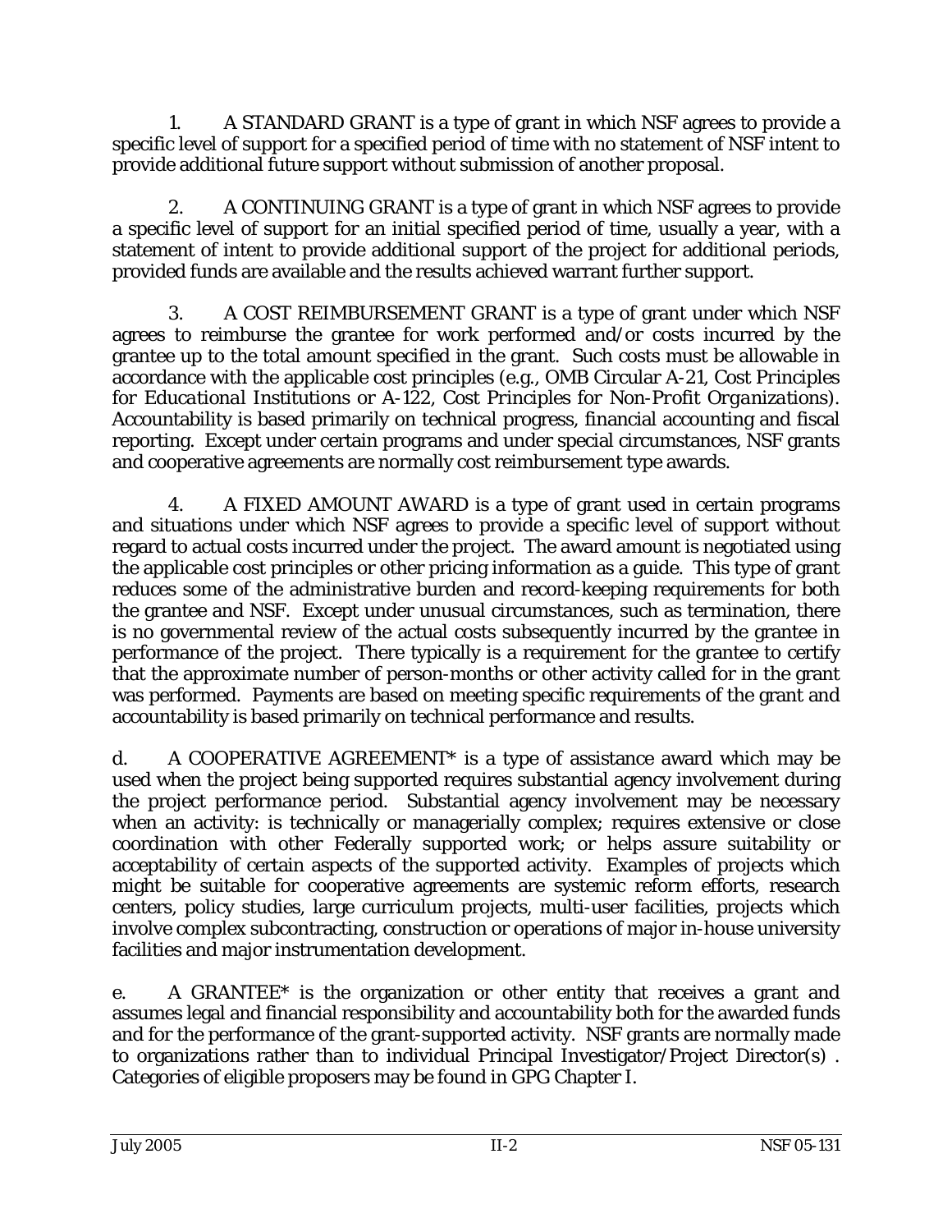1. A STANDARD GRANT is a type of grant in which NSF agrees to provide a specific level of support for a specified period of time with no statement of NSF intent to provide additional future support without submission of another proposal.

2. A CONTINUING GRANT is a type of grant in which NSF agrees to provide a specific level of support for an initial specified period of time, usually a year, with a statement of intent to provide additional support of the project for additional periods, provided funds are available and the results achieved warrant further support.

3. A COST REIMBURSEMENT GRANT is a type of grant under which NSF agrees to reimburse the grantee for work performed and/or costs incurred by the grantee up to the total amount specified in the grant. Such costs must be allowable in accordance with the applicable cost principles (e.g., OMB Circular A-21, *Cost Principles for Educational Institutions* or A-122, *Cost Principles for Non-Profit Organizations*). Accountability is based primarily on technical progress, financial accounting and fiscal reporting. Except under certain programs and under special circumstances, NSF grants and cooperative agreements are normally cost reimbursement type awards.

4. A FIXED AMOUNT AWARD is a type of grant used in certain programs and situations under which NSF agrees to provide a specific level of support without regard to actual costs incurred under the project. The award amount is negotiated using the applicable cost principles or other pricing information as a guide. This type of grant reduces some of the administrative burden and record-keeping requirements for both the grantee and NSF. Except under unusual circumstances, such as termination, there is no governmental review of the actual costs subsequently incurred by the grantee in performance of the project. There typically is a requirement for the grantee to certify that the approximate number of person-months or other activity called for in the grant was performed. Payments are based on meeting specific requirements of the grant and accountability is based primarily on technical performance and results.

d. A COOPERATIVE AGREEMENT* is a type of assistance award which may be used when the project being supported requires substantial agency involvement during the project performance period. Substantial agency involvement may be necessary when an activity: is technically or managerially complex; requires extensive or close coordination with other Federally supported work; or helps assure suitability or acceptability of certain aspects of the supported activity. Examples of projects which might be suitable for cooperative agreements are systemic reform efforts, research centers, policy studies, large curriculum projects, multi-user facilities, projects which involve complex subcontracting, construction or operations of major in-house university facilities and major instrumentation development.

e. A GRANTEE* is the organization or other entity that receives a grant and assumes legal and financial responsibility and accountability both for the awarded funds and for the performance of the grant-supported activity. NSF grants are normally made to organizations rather than to individual Principal Investigator/Project Director(s) . Categories of eligible proposers may be found in GPG Chapter I.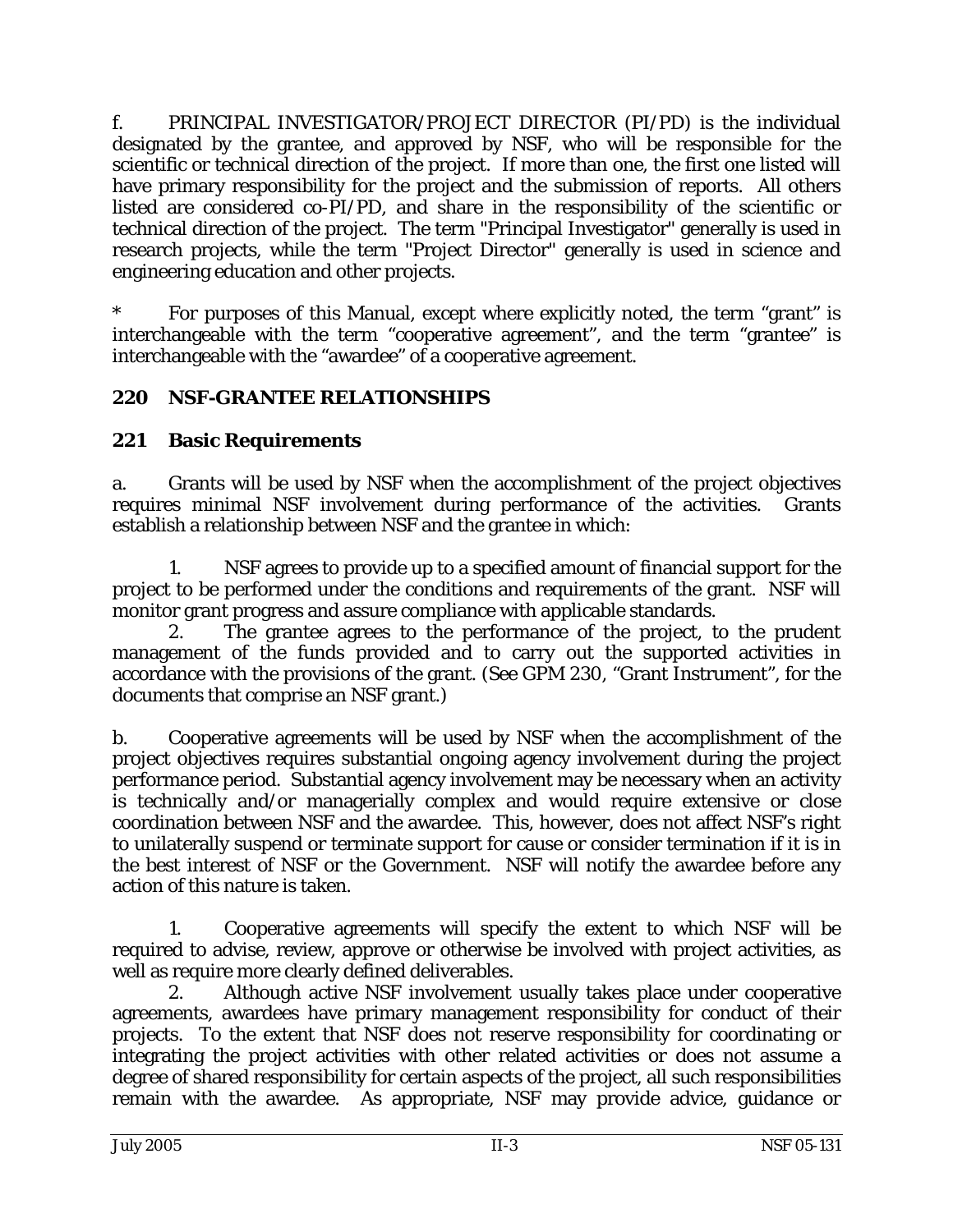f. PRINCIPAL INVESTIGATOR/PROJECT DIRECTOR (PI/PD) is the individual designated by the grantee, and approved by NSF, who will be responsible for the scientific or technical direction of the project. If more than one, the first one listed will have primary responsibility for the project and the submission of reports. All others listed are considered co-PI/PD, and share in the responsibility of the scientific or technical direction of the project. The term "Principal Investigator" generally is used in research projects, while the term "Project Director" generally is used in science and engineering education and other projects.

\* For purposes of this Manual, except where explicitly noted, the term "grant" is interchangeable with the term "cooperative agreement", and the term "grantee" is interchangeable with the "awardee" of a cooperative agreement.

## 220 NSF-GRANTEE RELATIONSHIPS

### 221 Basic Requirements

a. Grants will be used by NSF when the accomplishment of the project objectives requires minimal NSF involvement during performance of the activities. Grants establish a relationship between NSF and the grantee in which:

1. NSF agrees to provide up to a specified amount of financial support for the project to be performed under the conditions and requirements of the grant. NSF will monitor grant progress and assure compliance with applicable standards.
2. The grantee agrees to the performance of the project, to the prudent management of the funds provided and to carry out the supported activities in accordance with the provisions of the grant. (See GPM 230, "Grant Instrument", for the documents that comprise an NSF grant.)

b. Cooperative agreements will be used by NSF when the accomplishment of the project objectives requires substantial ongoing agency involvement during the project performance period. Substantial agency involvement may be necessary when an activity is technically and/or managerially complex and would require extensive or close coordination between NSF and the awardee. This, however, does not affect NSF's right to unilaterally suspend or terminate support for cause or consider termination if it is in the best interest of NSF or the Government. NSF will notify the awardee before any action of this nature is taken.

1. Cooperative agreements will specify the extent to which NSF will be required to advise, review, approve or otherwise be involved with project activities, as well as require more clearly defined deliverables.
2. Although active NSF involvement usually takes place under cooperative agreements, awardees have primary management responsibility for conduct of their projects. To the extent that NSF does not reserve responsibility for coordinating or integrating the project activities with other related activities or does not assume a degree of shared responsibility for certain aspects of the project, all such responsibilities remain with the awardee. As appropriate, NSF may provide advice, guidance or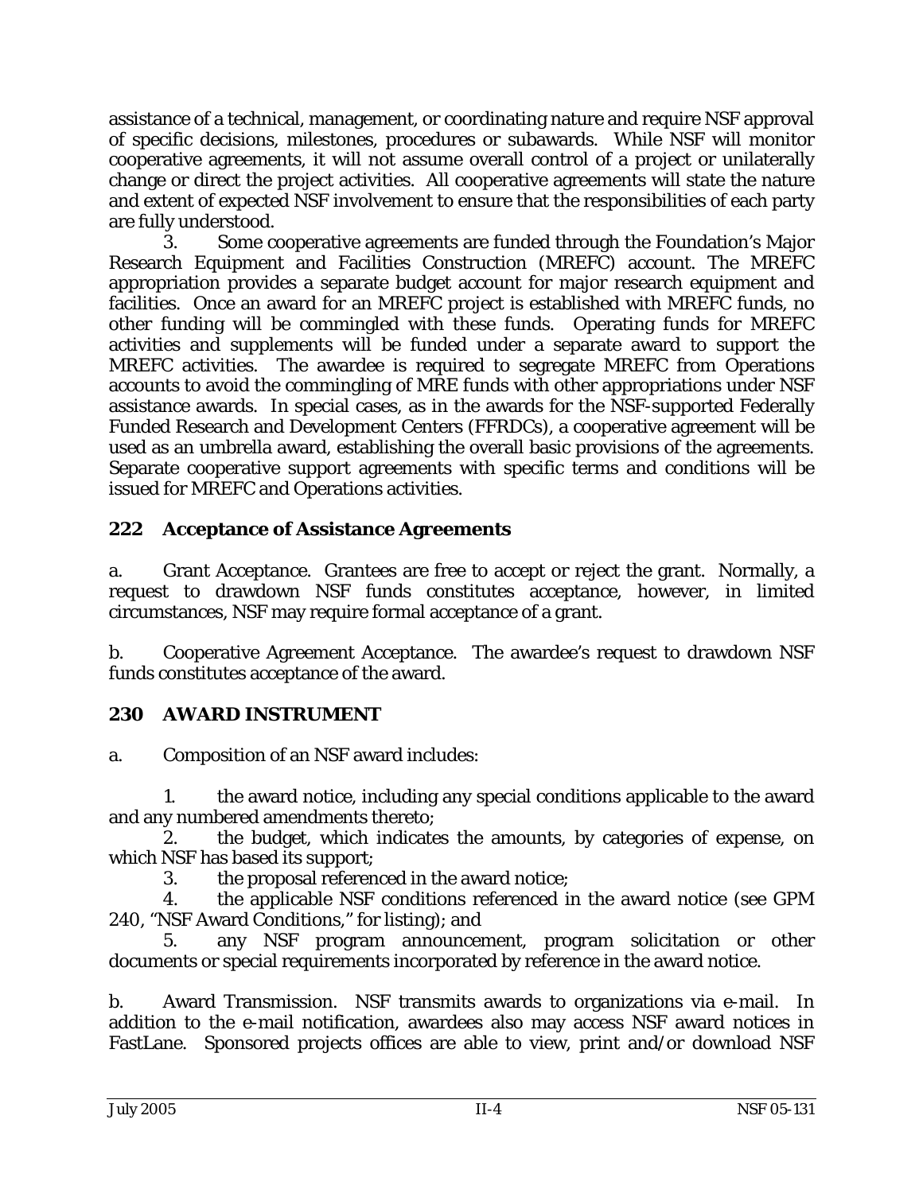assistance of a technical, management, or coordinating nature and require NSF approval of specific decisions, milestones, procedures or subawards. While NSF will monitor cooperative agreements, it will not assume overall control of a project or unilaterally change or direct the project activities. All cooperative agreements will state the nature and extent of expected NSF involvement to ensure that the responsibilities of each party are fully understood.

3. Some cooperative agreements are funded through the Foundation's Major Research Equipment and Facilities Construction (MREFC) account. The MREFC appropriation provides a separate budget account for major research equipment and facilities. Once an award for an MREFC project is established with MREFC funds, no other funding will be commingled with these funds. Operating funds for MREFC activities and supplements will be funded under a separate award to support the MREFC activities. The awardee is required to segregate MREFC from Operations accounts to avoid the commingling of MRE funds with other appropriations under NSF assistance awards. In special cases, as in the awards for the NSF-supported Federally Funded Research and Development Centers (FFRDCs), a cooperative agreement will be used as an umbrella award, establishing the overall basic provisions of the agreements. Separate cooperative support agreements with specific terms and conditions will be issued for MREFC and Operations activities.

## 222 Acceptance of Assistance Agreements

a. Grant Acceptance. Grantees are free to accept or reject the grant. Normally, a request to drawdown NSF funds constitutes acceptance, however, in limited circumstances, NSF may require formal acceptance of a grant.

b. Cooperative Agreement Acceptance. The awardee's request to drawdown NSF funds constitutes acceptance of the award.

## 230 AWARD INSTRUMENT

a. Composition of an NSF award includes:

1. the award notice, including any special conditions applicable to the award and any numbered amendments thereto;
2. the budget, which indicates the amounts, by categories of expense, on which NSF has based its support;
3. the proposal referenced in the award notice;
4. the applicable NSF conditions referenced in the award notice (see GPM 240, "NSF Award Conditions," for listing); and
5. any NSF program announcement, program solicitation or other documents or special requirements incorporated by reference in the award notice.

b. Award Transmission. NSF transmits awards to organizations via e-mail. In addition to the e-mail notification, awardees also may access NSF award notices in FastLane. Sponsored projects offices are able to view, print and/or download NSF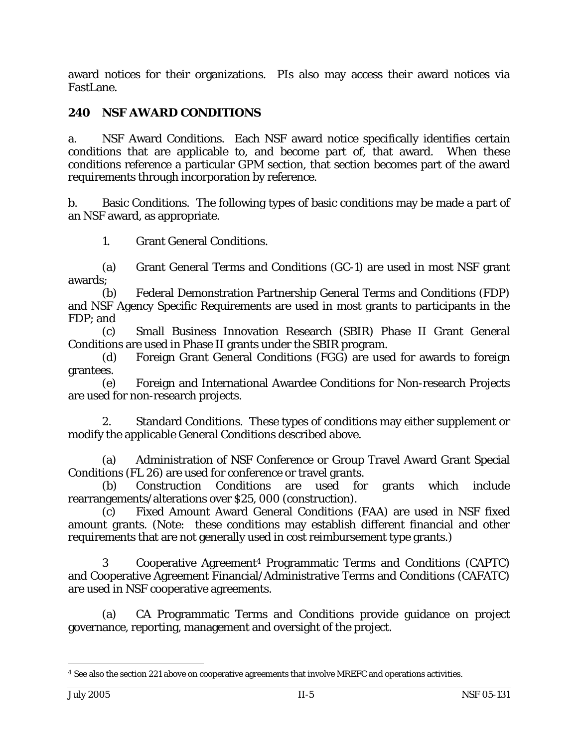award notices for their organizations. PIs also may access their award notices via FastLane.

## 240 NSF AWARD CONDITIONS

a. NSF Award Conditions. Each NSF award notice specifically identifies certain conditions that are applicable to, and become part of, that award. When these conditions reference a particular GPM section, that section becomes part of the award requirements through incorporation by reference.

b. Basic Conditions. The following types of basic conditions may be made a part of an NSF award, as appropriate.

1. Grant General Conditions.

(a) Grant General Terms and Conditions (GC-1) are used in most NSF grant awards;

(b) Federal Demonstration Partnership General Terms and Conditions (FDP) and NSF Agency Specific Requirements are used in most grants to participants in the FDP; and

(c) Small Business Innovation Research (SBIR) Phase II Grant General Conditions are used in Phase II grants under the SBIR program.

(d) Foreign Grant General Conditions (FGG) are used for awards to foreign grantees.

(e) Foreign and International Awardee Conditions for Non-research Projects are used for non-research projects.

2. Standard Conditions. These types of conditions may either supplement or modify the applicable General Conditions described above.

(a) Administration of NSF Conference or Group Travel Award Grant Special Conditions (FL 26) are used for conference or travel grants.

(b) Construction Conditions are used for grants which include rearrangements/alterations over $25, 000 (construction).

(c) Fixed Amount Award General Conditions (FAA) are used in NSF fixed amount grants. (Note: these conditions may establish different financial and other requirements that are not generally used in cost reimbursement type grants.)

3 Cooperative Agreement[4] Programmatic Terms and Conditions (CAPTC) and Cooperative Agreement Financial/Administrative Terms and Conditions (CAFATC) are used in NSF cooperative agreements.

(a) CA Programmatic Terms and Conditions provide guidance on project governance, reporting, management and oversight of the project.

---

[4] See also the section 221 above on cooperative agreements that involve MREFC and operations activities.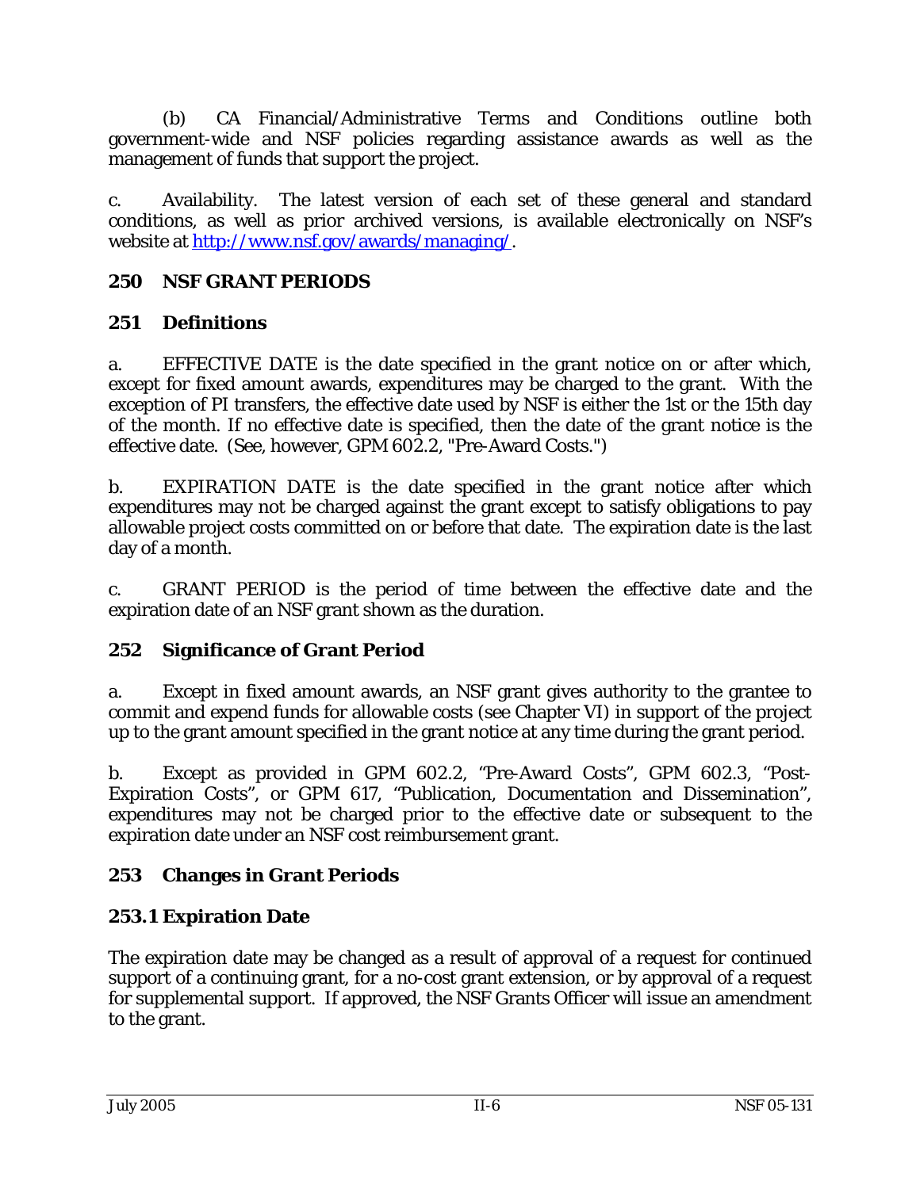(b) CA Financial/Administrative Terms and Conditions outline both government-wide and NSF policies regarding assistance awards as well as the management of funds that support the project.

c. Availability. The latest version of each set of these general and standard conditions, as well as prior archived versions, is available electronically on NSF's website at [http://www.nsf.gov/awards/managing/](http://www.nsf.gov/awards/managing/).

## 250 NSF GRANT PERIODS

### 251 Definitions

a. EFFECTIVE DATE is the date specified in the grant notice on or after which, except for fixed amount awards, expenditures may be charged to the grant. With the exception of PI transfers, the effective date used by NSF is either the 1st or the 15th day of the month. If no effective date is specified, then the date of the grant notice is the effective date. (See, however, GPM 602.2, "Pre-Award Costs.")

b. EXPIRATION DATE is the date specified in the grant notice after which expenditures may not be charged against the grant except to satisfy obligations to pay allowable project costs committed on or before that date. The expiration date is the last day of a month.

c. GRANT PERIOD is the period of time between the effective date and the expiration date of an NSF grant shown as the duration.

### 252 Significance of Grant Period

a. Except in fixed amount awards, an NSF grant gives authority to the grantee to commit and expend funds for allowable costs (see Chapter VI) in support of the project up to the grant amount specified in the grant notice at any time during the grant period.

b. Except as provided in GPM 602.2, "Pre-Award Costs", GPM 602.3, "Post-Expiration Costs", or GPM 617, "Publication, Documentation and Dissemination", expenditures may not be charged prior to the effective date or subsequent to the expiration date under an NSF cost reimbursement grant.

### 253 Changes in Grant Periods

#### 253.1 Expiration Date

The expiration date may be changed as a result of approval of a request for continued support of a continuing grant, for a no-cost grant extension, or by approval of a request for supplemental support. If approved, the NSF Grants Officer will issue an amendment to the grant.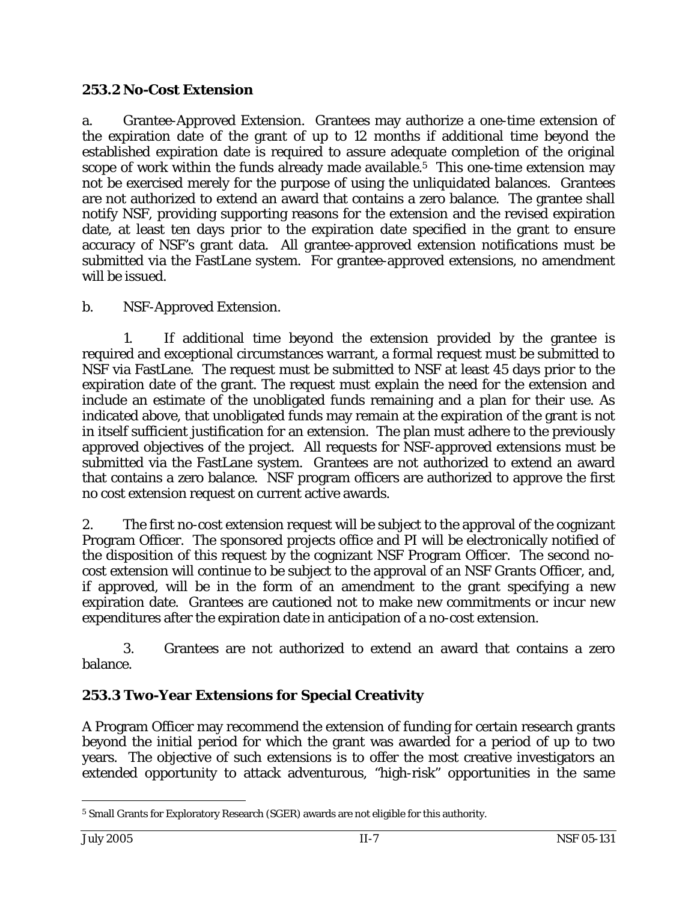### 253.2 No-Cost Extension

a. Grantee-Approved Extension. Grantees may authorize a one-time extension of the expiration date of the grant of up to 12 months if additional time beyond the established expiration date is required to assure adequate completion of the original scope of work within the funds already made available.[5] This one-time extension may not be exercised merely for the purpose of using the unliquidated balances. Grantees are not authorized to extend an award that contains a zero balance. The grantee shall notify NSF, providing supporting reasons for the extension and the revised expiration date, at least ten days prior to the expiration date specified in the grant to ensure accuracy of NSF's grant data. All grantee-approved extension notifications must be submitted via the FastLane system. For grantee-approved extensions, no amendment will be issued.

b. NSF-Approved Extension.

1. If additional time beyond the extension provided by the grantee is required and exceptional circumstances warrant, a formal request must be submitted to NSF via FastLane. The request must be submitted to NSF at least 45 days prior to the expiration date of the grant. The request must explain the need for the extension and include an estimate of the unobligated funds remaining and a plan for their use. As indicated above, that unobligated funds may remain at the expiration of the grant is not in itself sufficient justification for an extension. The plan must adhere to the previously approved objectives of the project. All requests for NSF-approved extensions must be submitted via the FastLane system. Grantees are not authorized to extend an award that contains a zero balance. NSF program officers are authorized to approve the first no cost extension request on current active awards.

2. The first no-cost extension request will be subject to the approval of the cognizant Program Officer. The sponsored projects office and PI will be electronically notified of the disposition of this request by the cognizant NSF Program Officer. The second no-cost extension will continue to be subject to the approval of an NSF Grants Officer, and, if approved, will be in the form of an amendment to the grant specifying a new expiration date. Grantees are cautioned not to make new commitments or incur new expenditures after the expiration date in anticipation of a no-cost extension.

3. Grantees are not authorized to extend an award that contains a zero balance.

### 253.3 Two-Year Extensions for Special Creativity

A Program Officer may recommend the extension of funding for certain research grants beyond the initial period for which the grant was awarded for a period of up to two years. The objective of such extensions is to offer the most creative investigators an extended opportunity to attack adventurous, "high-risk" opportunities in the same

[5] Small Grants for Exploratory Research (SGER) awards are not eligible for this authority.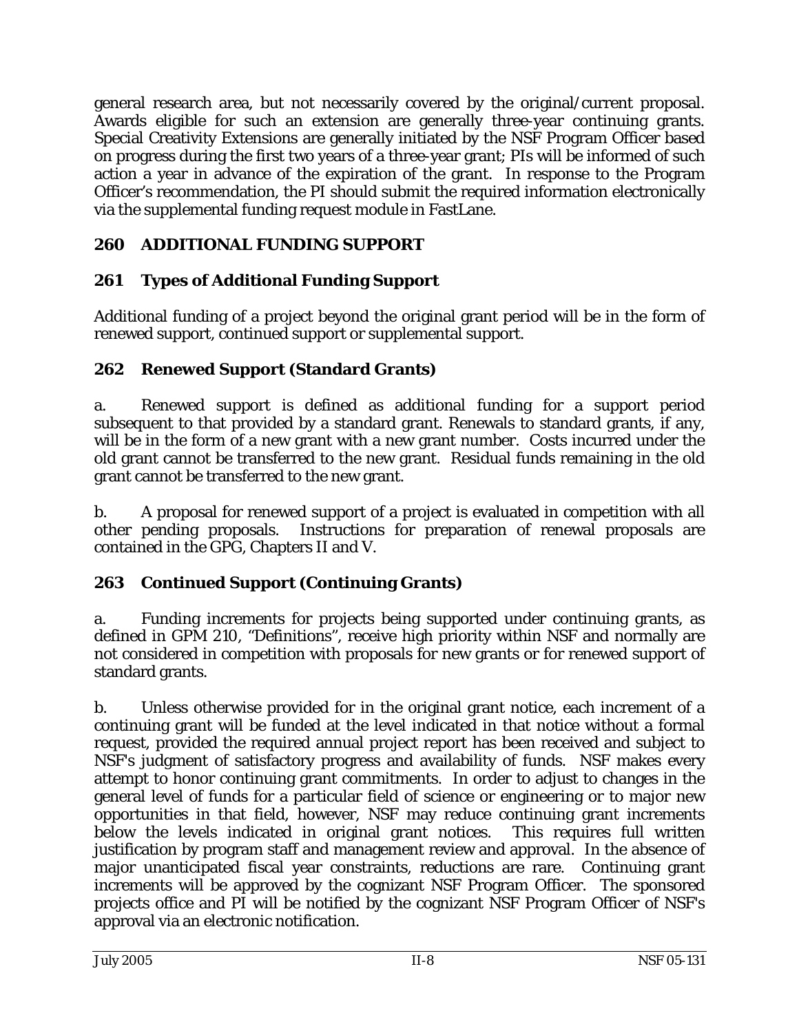general research area, but not necessarily covered by the original/current proposal. Awards eligible for such an extension are generally three-year continuing grants. Special Creativity Extensions are generally initiated by the NSF Program Officer based on progress during the first two years of a three-year grant; PIs will be informed of such action a year in advance of the expiration of the grant. In response to the Program Officer's recommendation, the PI should submit the required information electronically via the supplemental funding request module in FastLane.

## 260 ADDITIONAL FUNDING SUPPORT

### 261 Types of Additional Funding Support

Additional funding of a project beyond the original grant period will be in the form of renewed support, continued support or supplemental support.

### 262 Renewed Support (Standard Grants)

a. Renewed support is defined as additional funding for a support period subsequent to that provided by a standard grant. Renewals to standard grants, if any, will be in the form of a new grant with a new grant number. Costs incurred under the old grant cannot be transferred to the new grant. Residual funds remaining in the old grant cannot be transferred to the new grant.

b. A proposal for renewed support of a project is evaluated in competition with all other pending proposals. Instructions for preparation of renewal proposals are contained in the GPG, Chapters II and V.

### 263 Continued Support (Continuing Grants)

a. Funding increments for projects being supported under continuing grants, as defined in GPM 210, "Definitions", receive high priority within NSF and normally are not considered in competition with proposals for new grants or for renewed support of standard grants.

b. Unless otherwise provided for in the original grant notice, each increment of a continuing grant will be funded at the level indicated in that notice without a formal request, provided the required annual project report has been received and subject to NSF's judgment of satisfactory progress and availability of funds. NSF makes every attempt to honor continuing grant commitments. In order to adjust to changes in the general level of funds for a particular field of science or engineering or to major new opportunities in that field, however, NSF may reduce continuing grant increments below the levels indicated in original grant notices. This requires full written justification by program staff and management review and approval. In the absence of major unanticipated fiscal year constraints, reductions are rare. Continuing grant increments will be approved by the cognizant NSF Program Officer. The sponsored projects office and PI will be notified by the cognizant NSF Program Officer of NSF's approval via an electronic notification.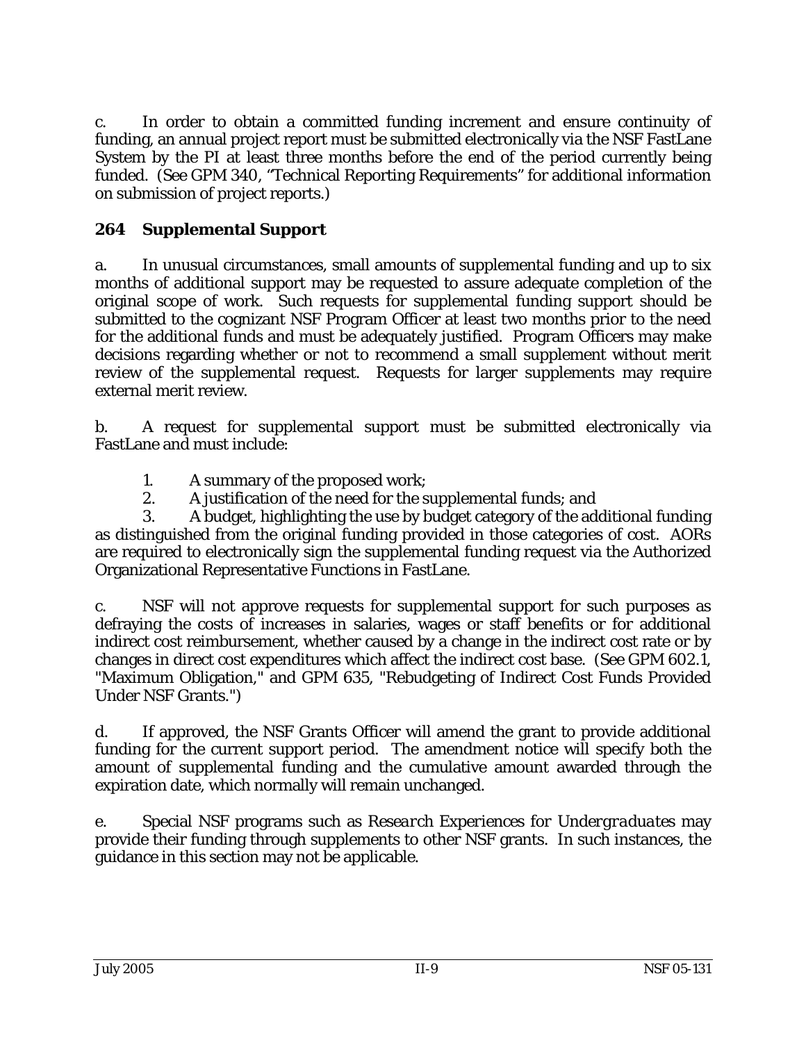c. In order to obtain a committed funding increment and ensure continuity of funding, an annual project report must be submitted electronically via the NSF FastLane System by the PI at least three months before the end of the period currently being funded. (See GPM 340, "Technical Reporting Requirements" for additional information on submission of project reports.)

## 264 Supplemental Support

a. In unusual circumstances, small amounts of supplemental funding and up to six months of additional support may be requested to assure adequate completion of the original scope of work. Such requests for supplemental funding support should be submitted to the cognizant NSF Program Officer at least two months prior to the need for the additional funds and must be adequately justified. Program Officers may make decisions regarding whether or not to recommend a small supplement without merit review of the supplemental request. Requests for larger supplements may require external merit review.

b. A request for supplemental support must be submitted electronically via FastLane and must include:

1. A summary of the proposed work;
2. A justification of the need for the supplemental funds; and
3. A budget, highlighting the use by budget category of the additional funding as distinguished from the original funding provided in those categories of cost. AORs are required to electronically sign the supplemental funding request via the Authorized Organizational Representative Functions in FastLane.

c. NSF will not approve requests for supplemental support for such purposes as defraying the costs of increases in salaries, wages or staff benefits or for additional indirect cost reimbursement, whether caused by a change in the indirect cost rate or by changes in direct cost expenditures which affect the indirect cost base. (See GPM 602.1, "Maximum Obligation," and GPM 635, "Rebudgeting of Indirect Cost Funds Provided Under NSF Grants.")

d. If approved, the NSF Grants Officer will amend the grant to provide additional funding for the current support period. The amendment notice will specify both the amount of supplemental funding and the cumulative amount awarded through the expiration date, which normally will remain unchanged.

e. Special NSF programs such as *Research Experiences for Undergraduates* may provide their funding through supplements to other NSF grants. In such instances, the guidance in this section may not be applicable.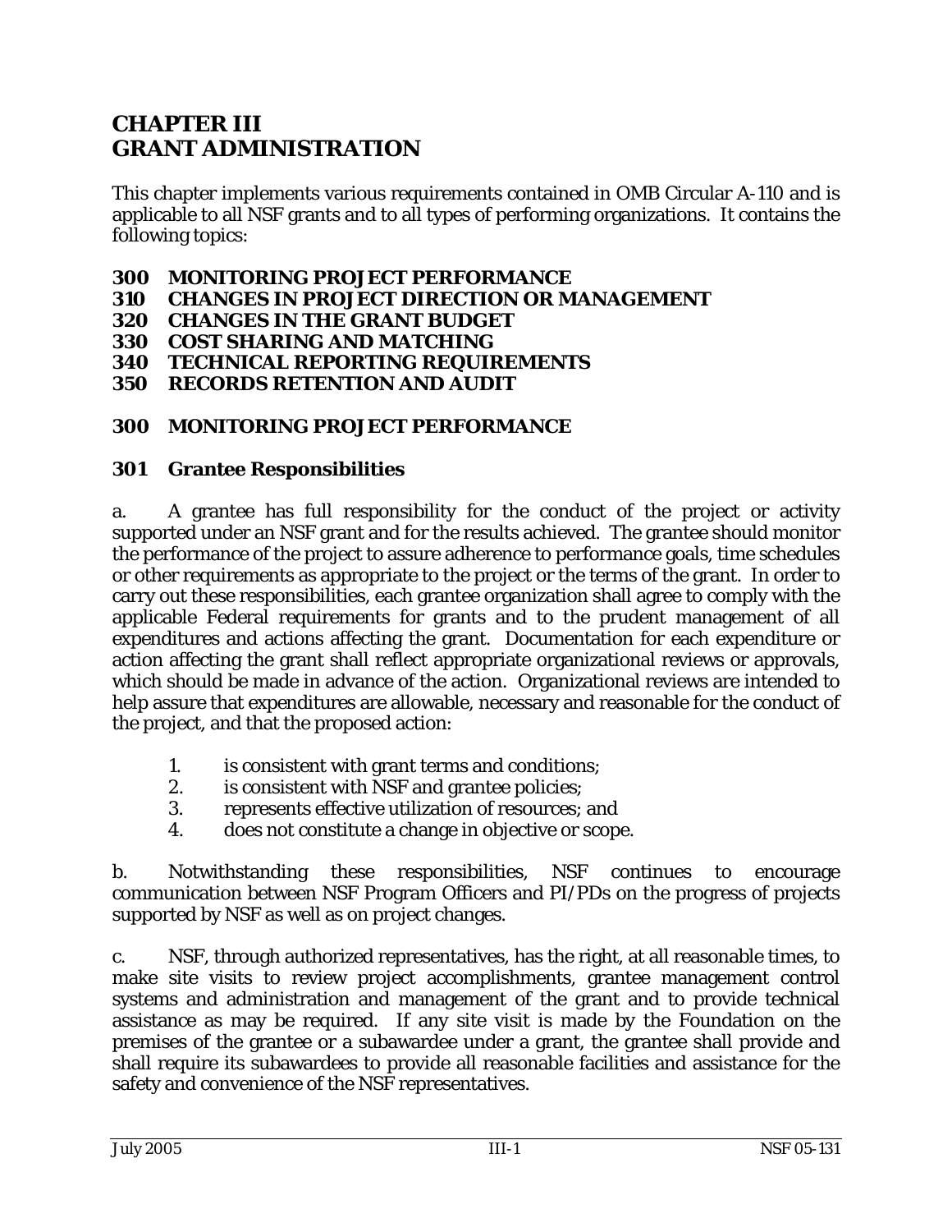# CHAPTER III
# GRANT ADMINISTRATION

This chapter implements various requirements contained in OMB Circular A-110 and is applicable to all NSF grants and to all types of performing organizations. It contains the following topics:

**300 MONITORING PROJECT PERFORMANCE**
**310 CHANGES IN PROJECT DIRECTION OR MANAGEMENT**
**320 CHANGES IN THE GRANT BUDGET**
**330 COST SHARING AND MATCHING**
**340 TECHNICAL REPORTING REQUIREMENTS**
**350 RECORDS RETENTION AND AUDIT**

## 300 MONITORING PROJECT PERFORMANCE

### 301 Grantee Responsibilities

a. A grantee has full responsibility for the conduct of the project or activity supported under an NSF grant and for the results achieved. The grantee should monitor the performance of the project to assure adherence to performance goals, time schedules or other requirements as appropriate to the project or the terms of the grant. In order to carry out these responsibilities, each grantee organization shall agree to comply with the applicable Federal requirements for grants and to the prudent management of all expenditures and actions affecting the grant. Documentation for each expenditure or action affecting the grant shall reflect appropriate organizational reviews or approvals, which should be made in advance of the action. Organizational reviews are intended to help assure that expenditures are allowable, necessary and reasonable for the conduct of the project, and that the proposed action:

1. is consistent with grant terms and conditions;
2. is consistent with NSF and grantee policies;
3. represents effective utilization of resources; and
4. does not constitute a change in objective or scope.

b. Notwithstanding these responsibilities, NSF continues to encourage communication between NSF Program Officers and PI/PDs on the progress of projects supported by NSF as well as on project changes.

c. NSF, through authorized representatives, has the right, at all reasonable times, to make site visits to review project accomplishments, grantee management control systems and administration and management of the grant and to provide technical assistance as may be required. If any site visit is made by the Foundation on the premises of the grantee or a subawardee under a grant, the grantee shall provide and shall require its subawardees to provide all reasonable facilities and assistance for the safety and convenience of the NSF representatives.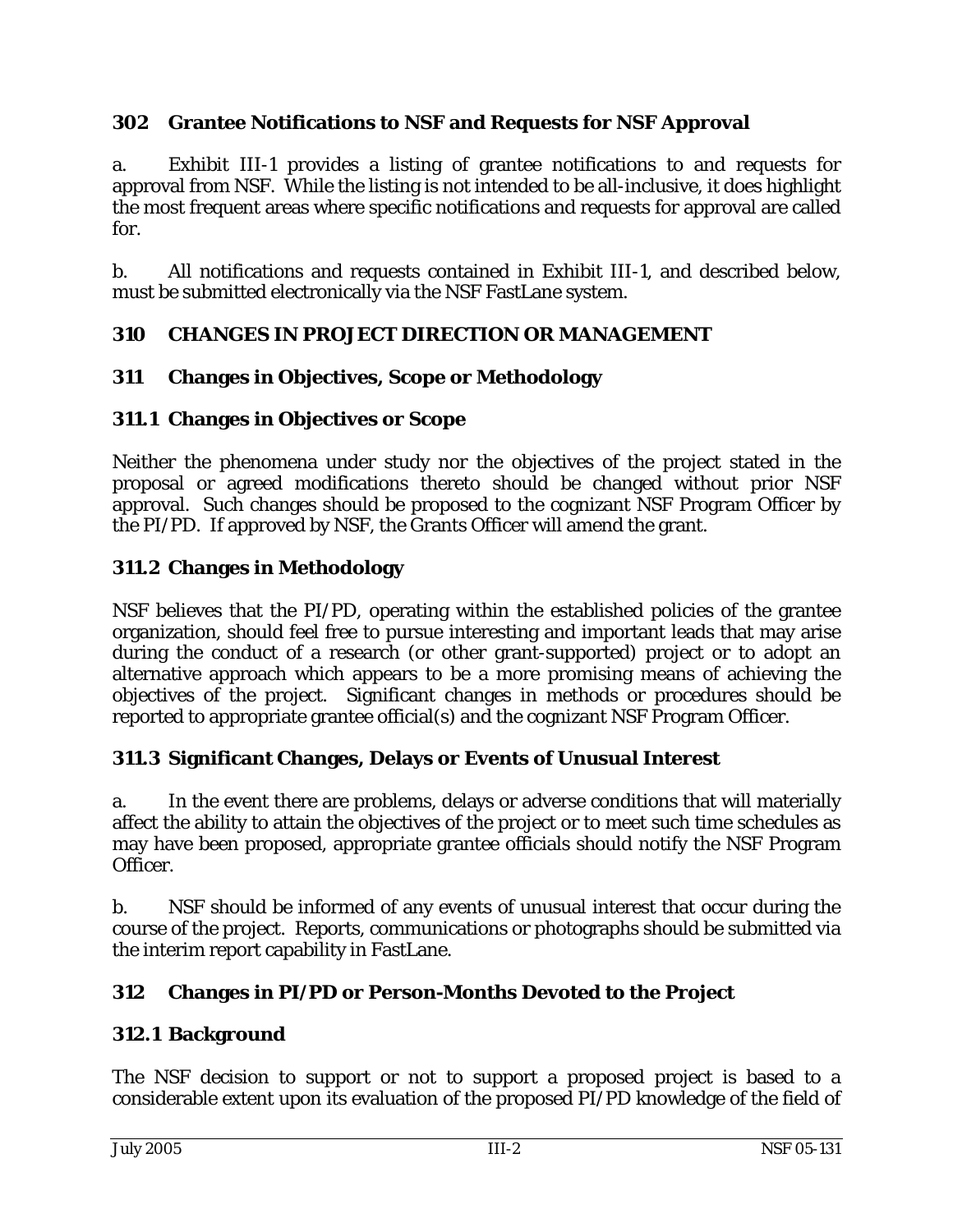## 302 Grantee Notifications to NSF and Requests for NSF Approval

a. Exhibit III-1 provides a listing of grantee notifications to and requests for approval from NSF. While the listing is not intended to be all-inclusive, it does highlight the most frequent areas where specific notifications and requests for approval are called for.

b. All notifications and requests contained in Exhibit III-1, and described below, must be submitted electronically via the NSF FastLane system.

## 310 CHANGES IN PROJECT DIRECTION OR MANAGEMENT

### 311 Changes in Objectives, Scope or Methodology

#### 311.1 Changes in Objectives or Scope

Neither the phenomena under study nor the objectives of the project stated in the proposal or agreed modifications thereto should be changed without prior NSF approval. Such changes should be proposed to the cognizant NSF Program Officer by the PI/PD. If approved by NSF, the Grants Officer will amend the grant.

#### 311.2 Changes in Methodology

NSF believes that the PI/PD, operating within the established policies of the grantee organization, should feel free to pursue interesting and important leads that may arise during the conduct of a research (or other grant-supported) project or to adopt an alternative approach which appears to be a more promising means of achieving the objectives of the project. Significant changes in methods or procedures should be reported to appropriate grantee official(s) and the cognizant NSF Program Officer.

#### 311.3 Significant Changes, Delays or Events of Unusual Interest

a. In the event there are problems, delays or adverse conditions that will materially affect the ability to attain the objectives of the project or to meet such time schedules as may have been proposed, appropriate grantee officials should notify the NSF Program Officer.

b. NSF should be informed of any events of unusual interest that occur during the course of the project. Reports, communications or photographs should be submitted via the interim report capability in FastLane.

### 312 Changes in PI/PD or Person-Months Devoted to the Project

#### 312.1 Background

The NSF decision to support or not to support a proposed project is based to a considerable extent upon its evaluation of the proposed PI/PD knowledge of the field of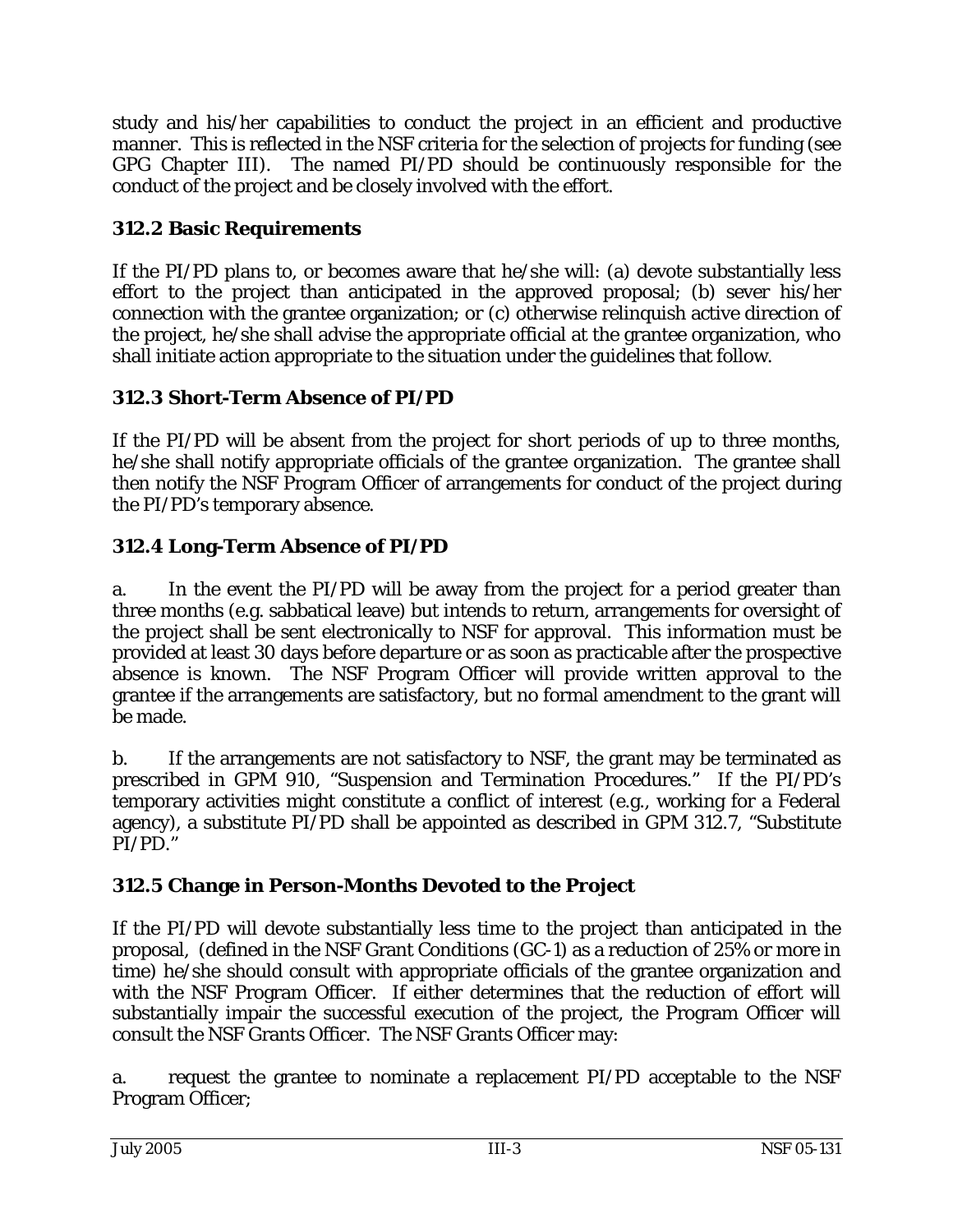study and his/her capabilities to conduct the project in an efficient and productive manner. This is reflected in the NSF criteria for the selection of projects for funding (see GPG Chapter III). The named PI/PD should be continuously responsible for the conduct of the project and be closely involved with the effort.

### 312.2 Basic Requirements

If the PI/PD plans to, or becomes aware that he/she will: (a) devote substantially less effort to the project than anticipated in the approved proposal; (b) sever his/her connection with the grantee organization; or (c) otherwise relinquish active direction of the project, he/she shall advise the appropriate official at the grantee organization, who shall initiate action appropriate to the situation under the guidelines that follow.

### 312.3 Short-Term Absence of PI/PD

If the PI/PD will be absent from the project for short periods of up to three months, he/she shall notify appropriate officials of the grantee organization. The grantee shall then notify the NSF Program Officer of arrangements for conduct of the project during the PI/PD's temporary absence.

### 312.4 Long-Term Absence of PI/PD

a. In the event the PI/PD will be away from the project for a period greater than three months (e.g. sabbatical leave) but intends to return, arrangements for oversight of the project shall be sent electronically to NSF for approval. This information must be provided at least 30 days before departure or as soon as practicable after the prospective absence is known. The NSF Program Officer will provide written approval to the grantee if the arrangements are satisfactory, but no formal amendment to the grant will be made.

b. If the arrangements are not satisfactory to NSF, the grant may be terminated as prescribed in GPM 910, "Suspension and Termination Procedures." If the PI/PD's temporary activities might constitute a conflict of interest (e.g., working for a Federal agency), a substitute PI/PD shall be appointed as described in GPM 312.7, "Substitute PI/PD."

### 312.5 Change in Person-Months Devoted to the Project

If the PI/PD will devote substantially less time to the project than anticipated in the proposal, (defined in the NSF Grant Conditions (GC-1) as a reduction of 25% or more in time) he/she should consult with appropriate officials of the grantee organization and with the NSF Program Officer. If either determines that the reduction of effort will substantially impair the successful execution of the project, the Program Officer will consult the NSF Grants Officer. The NSF Grants Officer may:

a. request the grantee to nominate a replacement PI/PD acceptable to the NSF Program Officer;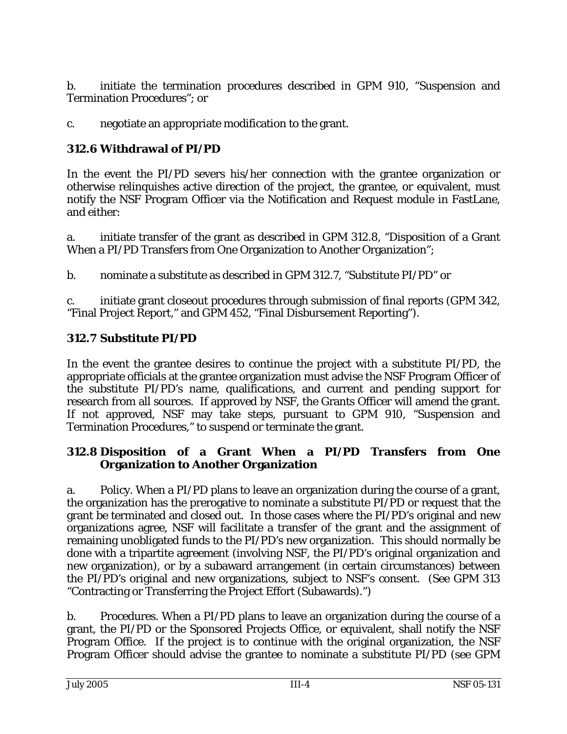b. initiate the termination procedures described in GPM 910, "Suspension and Termination Procedures"; or

c. negotiate an appropriate modification to the grant.

### 312.6 Withdrawal of PI/PD

In the event the PI/PD severs his/her connection with the grantee organization or otherwise relinquishes active direction of the project, the grantee, or equivalent, must notify the NSF Program Officer via the Notification and Request module in FastLane, and either:

a. initiate transfer of the grant as described in GPM 312.8, "Disposition of a Grant When a PI/PD Transfers from One Organization to Another Organization";

b. nominate a substitute as described in GPM 312.7, "Substitute PI/PD" or

c. initiate grant closeout procedures through submission of final reports (GPM 342, "Final Project Report," and GPM 452, "Final Disbursement Reporting").

### 312.7 Substitute PI/PD

In the event the grantee desires to continue the project with a substitute PI/PD, the appropriate officials at the grantee organization must advise the NSF Program Officer of the substitute PI/PD's name, qualifications, and current and pending support for research from all sources. If approved by NSF, the Grants Officer will amend the grant. If not approved, NSF may take steps, pursuant to GPM 910, "Suspension and Termination Procedures," to suspend or terminate the grant.

### 312.8 Disposition of a Grant When a PI/PD Transfers from One Organization to Another Organization

a. Policy. When a PI/PD plans to leave an organization during the course of a grant, the organization has the prerogative to nominate a substitute PI/PD or request that the grant be terminated and closed out. In those cases where the PI/PD's original and new organizations agree, NSF will facilitate a transfer of the grant and the assignment of remaining unobligated funds to the PI/PD's new organization. This should normally be done with a tripartite agreement (involving NSF, the PI/PD's original organization and new organization), or by a subaward arrangement (in certain circumstances) between the PI/PD's original and new organizations, subject to NSF's consent. (See GPM 313 "Contracting or Transferring the Project Effort (Subawards).")

b. Procedures. When a PI/PD plans to leave an organization during the course of a grant, the PI/PD or the Sponsored Projects Office, or equivalent, shall notify the NSF Program Office. If the project is to continue with the original organization, the NSF Program Officer should advise the grantee to nominate a substitute PI/PD (see GPM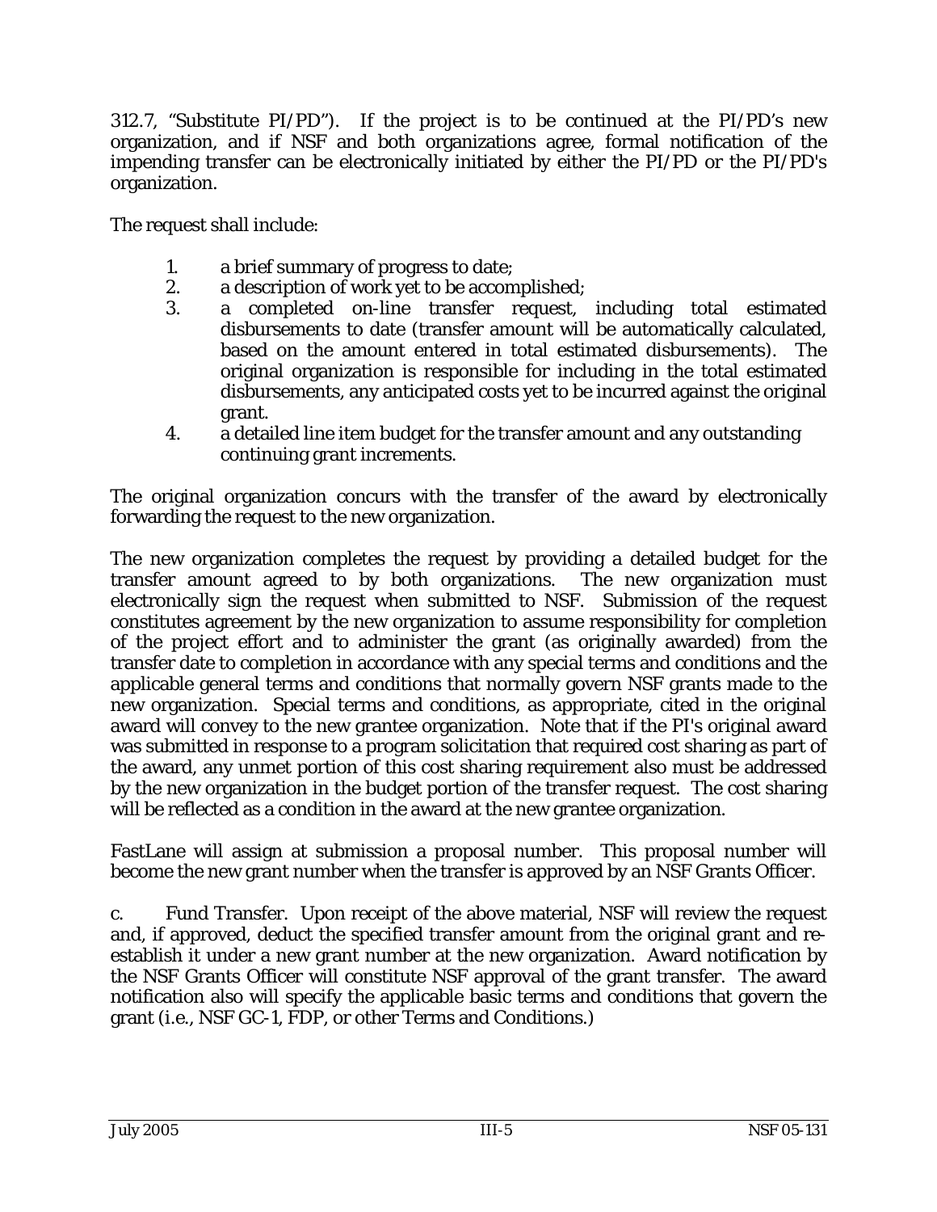312.7, "Substitute PI/PD"). If the project is to be continued at the PI/PD's new organization, and if NSF and both organizations agree, formal notification of the impending transfer can be electronically initiated by either the PI/PD or the PI/PD's organization.

The request shall include:

1. a brief summary of progress to date;
2. a description of work yet to be accomplished;
3. a completed on-line transfer request, including total estimated disbursements to date (transfer amount will be automatically calculated, based on the amount entered in total estimated disbursements). The original organization is responsible for including in the total estimated disbursements, any anticipated costs yet to be incurred against the original grant.
4. a detailed line item budget for the transfer amount and any outstanding continuing grant increments.

The original organization concurs with the transfer of the award by electronically forwarding the request to the new organization.

The new organization completes the request by providing a detailed budget for the transfer amount agreed to by both organizations. The new organization must electronically sign the request when submitted to NSF. Submission of the request constitutes agreement by the new organization to assume responsibility for completion of the project effort and to administer the grant (as originally awarded) from the transfer date to completion in accordance with any special terms and conditions and the applicable general terms and conditions that normally govern NSF grants made to the new organization. Special terms and conditions, as appropriate, cited in the original award will convey to the new grantee organization. Note that if the PI's original award was submitted in response to a program solicitation that required cost sharing as part of the award, any unmet portion of this cost sharing requirement also must be addressed by the new organization in the budget portion of the transfer request. The cost sharing will be reflected as a condition in the award at the new grantee organization.

FastLane will assign at submission a proposal number. This proposal number will become the new grant number when the transfer is approved by an NSF Grants Officer.

c. Fund Transfer. Upon receipt of the above material, NSF will review the request and, if approved, deduct the specified transfer amount from the original grant and re-establish it under a new grant number at the new organization. Award notification by the NSF Grants Officer will constitute NSF approval of the grant transfer. The award notification also will specify the applicable basic terms and conditions that govern the grant (i.e., NSF GC-1, FDP, or other Terms and Conditions.)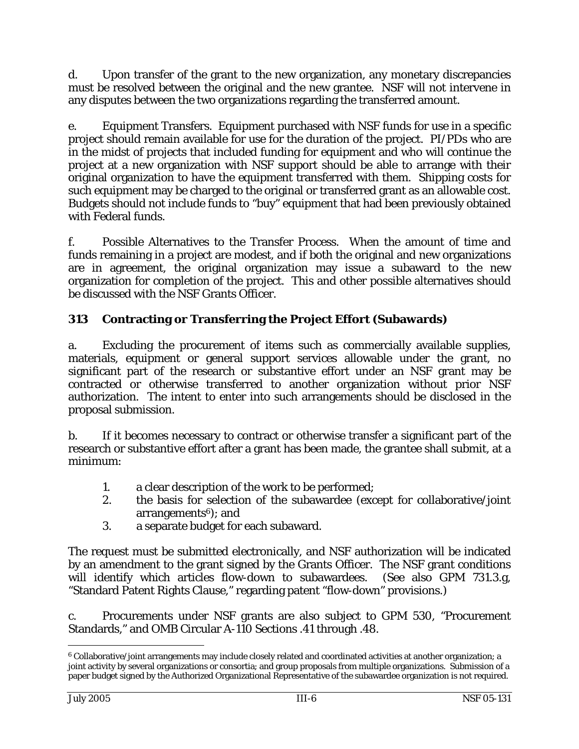d. Upon transfer of the grant to the new organization, any monetary discrepancies must be resolved between the original and the new grantee. NSF will not intervene in any disputes between the two organizations regarding the transferred amount.

e. Equipment Transfers. Equipment purchased with NSF funds for use in a specific project should remain available for use for the duration of the project. PI/PDs who are in the midst of projects that included funding for equipment and who will continue the project at a new organization with NSF support should be able to arrange with their original organization to have the equipment transferred with them. Shipping costs for such equipment may be charged to the original or transferred grant as an allowable cost. Budgets should not include funds to "buy" equipment that had been previously obtained with Federal funds.

f. Possible Alternatives to the Transfer Process. When the amount of time and funds remaining in a project are modest, and if both the original and new organizations are in agreement, the original organization may issue a subaward to the new organization for completion of the project. This and other possible alternatives should be discussed with the NSF Grants Officer.

## 313 Contracting or Transferring the Project Effort (Subawards)

a. Excluding the procurement of items such as commercially available supplies, materials, equipment or general support services allowable under the grant, no significant part of the research or substantive effort under an NSF grant may be contracted or otherwise transferred to another organization without prior NSF authorization. The intent to enter into such arrangements should be disclosed in the proposal submission.

b. If it becomes necessary to contract or otherwise transfer a significant part of the research or substantive effort after a grant has been made, the grantee shall submit, at a minimum:

1. a clear description of the work to be performed;
2. the basis for selection of the subawardee (except for collaborative/joint arrangements[6]); and
3. a separate budget for each subaward.

The request must be submitted electronically, and NSF authorization will be indicated by an amendment to the grant signed by the Grants Officer. The NSF grant conditions will identify which articles flow-down to subawardees. (See also GPM 731.3.g, "Standard Patent Rights Clause," regarding patent "flow-down" provisions.)

c. Procurements under NSF grants are also subject to GPM 530, "Procurement Standards," and OMB Circular A-110 Sections .41 through .48.

---

[6] Collaborative/joint arrangements may include closely related and coordinated activities at another organization; a joint activity by several organizations or consortia; and group proposals from multiple organizations. Submission of a paper budget signed by the Authorized Organizational Representative of the subawardee organization is not required.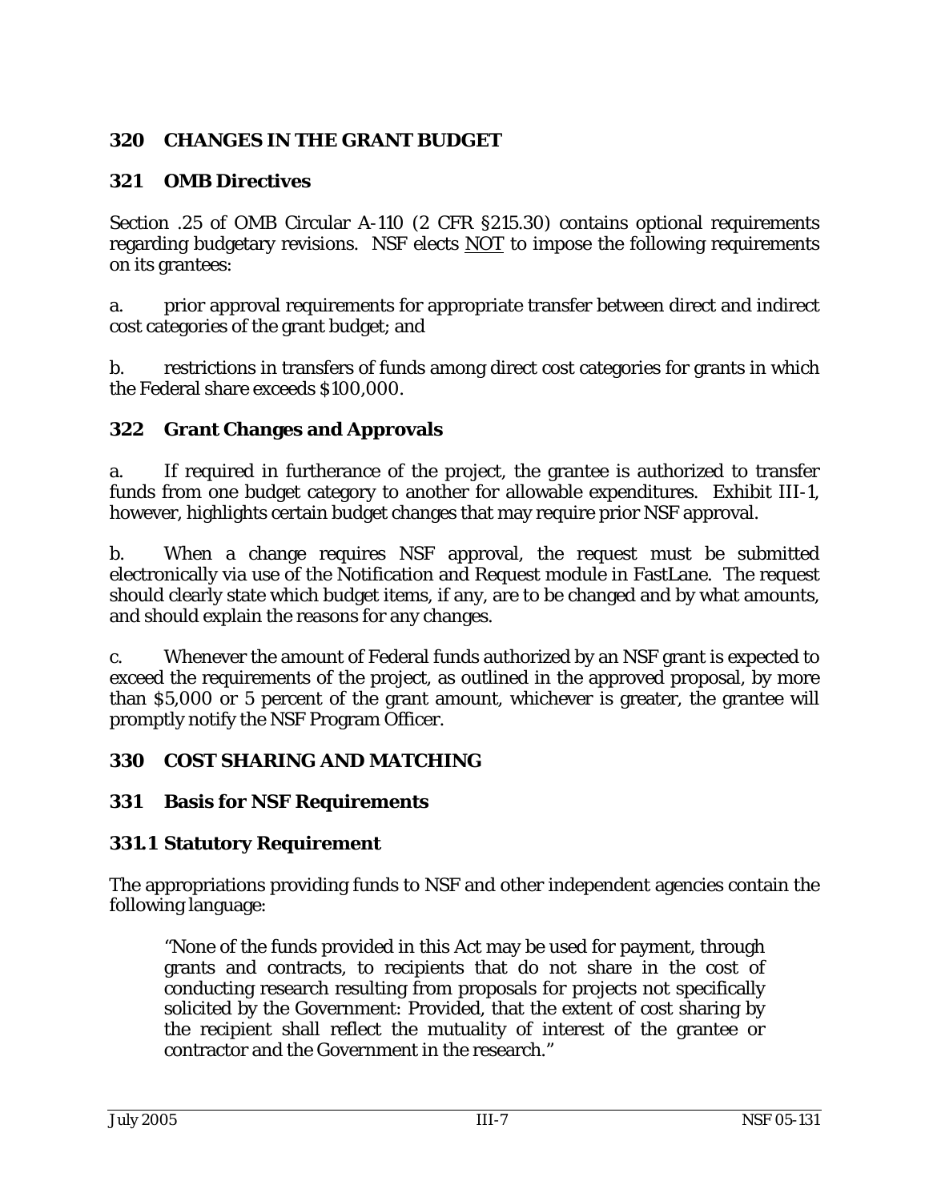## 320 CHANGES IN THE GRANT BUDGET

### 321 OMB Directives

Section .25 of OMB Circular A-110 (2 CFR §215.30) contains optional requirements regarding budgetary revisions. NSF elects NOT to impose the following requirements on its grantees:

a. prior approval requirements for appropriate transfer between direct and indirect cost categories of the grant budget; and

b. restrictions in transfers of funds among direct cost categories for grants in which the Federal share exceeds $100,000.

### 322 Grant Changes and Approvals

a. If required in furtherance of the project, the grantee is authorized to transfer funds from one budget category to another for allowable expenditures. Exhibit III-1, however, highlights certain budget changes that may require prior NSF approval.

b. When a change requires NSF approval, the request must be submitted electronically via use of the Notification and Request module in FastLane. The request should clearly state which budget items, if any, are to be changed and by what amounts, and should explain the reasons for any changes.

c. Whenever the amount of Federal funds authorized by an NSF grant is expected to exceed the requirements of the project, as outlined in the approved proposal, by more than $5,000 or 5 percent of the grant amount, whichever is greater, the grantee will promptly notify the NSF Program Officer.

## 330 COST SHARING AND MATCHING

### 331 Basis for NSF Requirements

#### 331.1 Statutory Requirement

The appropriations providing funds to NSF and other independent agencies contain the following language:

> "None of the funds provided in this Act may be used for payment, through grants and contracts, to recipients that do not share in the cost of conducting research resulting from proposals for projects not specifically solicited by the Government: Provided, that the extent of cost sharing by the recipient shall reflect the mutuality of interest of the grantee or contractor and the Government in the research."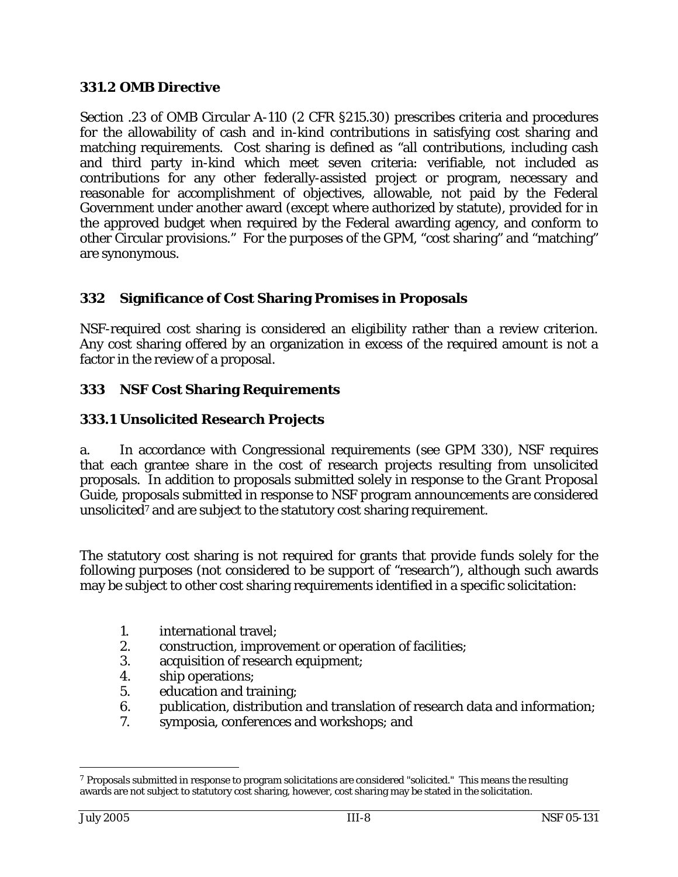### 331.2 OMB Directive

Section .23 of OMB Circular A-110 (2 CFR §215.30) prescribes criteria and procedures for the allowability of cash and in-kind contributions in satisfying cost sharing and matching requirements. Cost sharing is defined as "all contributions, including cash and third party in-kind which meet seven criteria: verifiable, not included as contributions for any other federally-assisted project or program, necessary and reasonable for accomplishment of objectives, allowable, not paid by the Federal Government under another award (except where authorized by statute), provided for in the approved budget when required by the Federal awarding agency, and conform to other Circular provisions." For the purposes of the GPM, "cost sharing" and "matching" are synonymous.

## 332 Significance of Cost Sharing Promises in Proposals

NSF-required cost sharing is considered an eligibility rather than a review criterion. Any cost sharing offered by an organization in excess of the required amount is not a factor in the review of a proposal.

## 333 NSF Cost Sharing Requirements

### 333.1 Unsolicited Research Projects

a. In accordance with Congressional requirements (see GPM 330), NSF requires that each grantee share in the cost of research projects resulting from unsolicited proposals. In addition to proposals submitted solely in response to the *Grant Proposal Guide*, proposals submitted in response to NSF program announcements are considered unsolicited[7] and are subject to the statutory cost sharing requirement.

The statutory cost sharing is not required for grants that provide funds solely for the following purposes (not considered to be support of "research"), although such awards may be subject to other cost sharing requirements identified in a specific solicitation:

1. international travel;
2. construction, improvement or operation of facilities;
3. acquisition of research equipment;
4. ship operations;
5. education and training;
6. publication, distribution and translation of research data and information;
7. symposia, conferences and workshops; and

[7] Proposals submitted in response to program solicitations are considered "solicited." This means the resulting awards are not subject to statutory cost sharing, however, cost sharing may be stated in the solicitation.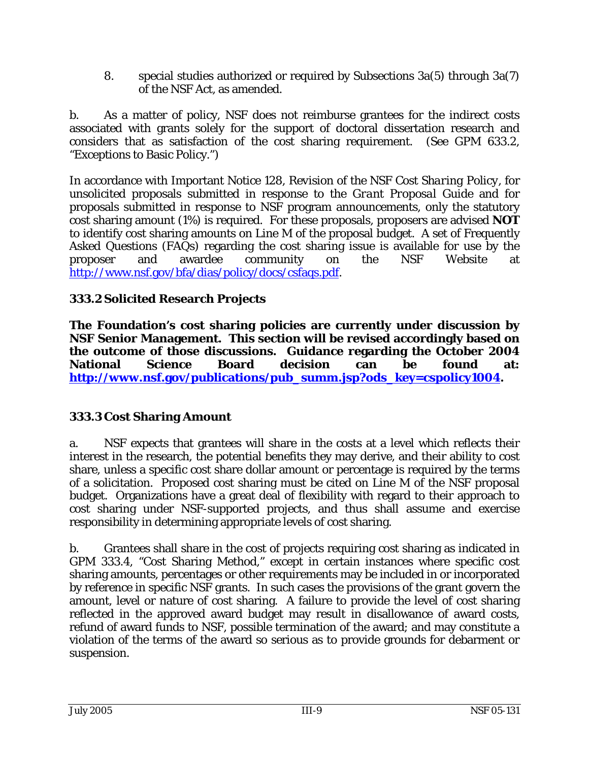8. special studies authorized or required by Subsections 3a(5) through 3a(7) of the NSF Act, as amended.

b. As a matter of policy, NSF does not reimburse grantees for the indirect costs associated with grants solely for the support of doctoral dissertation research and considers that as satisfaction of the cost sharing requirement. (See GPM 633.2, "Exceptions to Basic Policy.")

In accordance with Important Notice 128, *Revision of the NSF Cost Sharing Policy*, for unsolicited proposals submitted in response to the *Grant Proposal Guide* and for proposals submitted in response to NSF program announcements, only the statutory cost sharing amount (1%) is required. For these proposals, proposers are advised **NOT** to identify cost sharing amounts on Line M of the proposal budget. A set of Frequently Asked Questions (FAQs) regarding the cost sharing issue is available for use by the proposer and awardee community on the NSF Website at [http://www.nsf.gov/bfa/dias/policy/docs/csfaqs.pdf](http://www.nsf.gov/bfa/dias/policy/docs/csfaqs.pdf).

### 333.2 Solicited Research Projects

**The Foundation's cost sharing policies are currently under discussion by NSF Senior Management. This section will be revised accordingly based on the outcome of those discussions. Guidance regarding the October 2004 National Science Board decision can be found at: [http://www.nsf.gov/publications/pub_summ.jsp?ods_key=cspolicy1004](http://www.nsf.gov/publications/pub_summ.jsp?ods_key=cspolicy1004).**

### 333.3 Cost Sharing Amount

a. NSF expects that grantees will share in the costs at a level which reflects their interest in the research, the potential benefits they may derive, and their ability to cost share, unless a specific cost share dollar amount or percentage is required by the terms of a solicitation. Proposed cost sharing must be cited on Line M of the NSF proposal budget. Organizations have a great deal of flexibility with regard to their approach to cost sharing under NSF-supported projects, and thus shall assume and exercise responsibility in determining appropriate levels of cost sharing.

b. Grantees shall share in the cost of projects requiring cost sharing as indicated in GPM 333.4, "Cost Sharing Method," except in certain instances where specific cost sharing amounts, percentages or other requirements may be included in or incorporated by reference in specific NSF grants. In such cases the provisions of the grant govern the amount, level or nature of cost sharing. A failure to provide the level of cost sharing reflected in the approved award budget may result in disallowance of award costs, refund of award funds to NSF, possible termination of the award; and may constitute a violation of the terms of the award so serious as to provide grounds for debarment or suspension.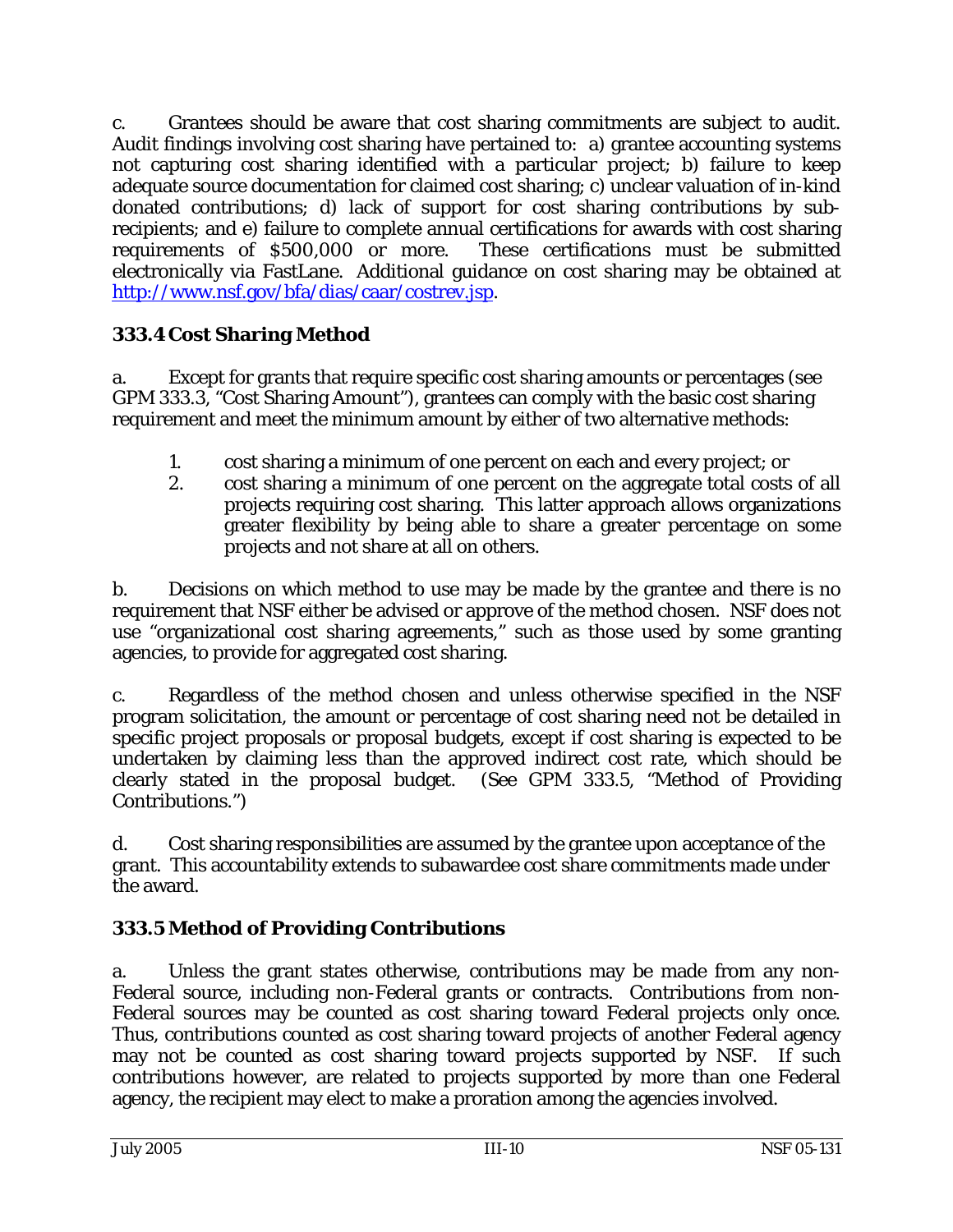c. Grantees should be aware that cost sharing commitments are subject to audit. Audit findings involving cost sharing have pertained to: a) grantee accounting systems not capturing cost sharing identified with a particular project; b) failure to keep adequate source documentation for claimed cost sharing; c) unclear valuation of in-kind donated contributions; d) lack of support for cost sharing contributions by sub-recipients; and e) failure to complete annual certifications for awards with cost sharing requirements of $500,000 or more. These certifications must be submitted electronically via FastLane. Additional guidance on cost sharing may be obtained at http://www.nsf.gov/bfa/dias/caar/costrev.jsp.

### 333.4 Cost Sharing Method

a. Except for grants that require specific cost sharing amounts or percentages (see GPM 333.3, "Cost Sharing Amount"), grantees can comply with the basic cost sharing requirement and meet the minimum amount by either of two alternative methods:

1. cost sharing a minimum of one percent on each and every project; or
2. cost sharing a minimum of one percent on the aggregate total costs of all projects requiring cost sharing. This latter approach allows organizations greater flexibility by being able to share a greater percentage on some projects and not share at all on others.

b. Decisions on which method to use may be made by the grantee and there is no requirement that NSF either be advised or approve of the method chosen. NSF does not use "organizational cost sharing agreements," such as those used by some granting agencies, to provide for aggregated cost sharing.

c. Regardless of the method chosen and unless otherwise specified in the NSF program solicitation, the amount or percentage of cost sharing need not be detailed in specific project proposals or proposal budgets, except if cost sharing is expected to be undertaken by claiming less than the approved indirect cost rate, which should be clearly stated in the proposal budget. (See GPM 333.5, "Method of Providing Contributions.")

d. Cost sharing responsibilities are assumed by the grantee upon acceptance of the grant. This accountability extends to subawardee cost share commitments made under the award.

### 333.5 Method of Providing Contributions

a. Unless the grant states otherwise, contributions may be made from any non-Federal source, including non-Federal grants or contracts. Contributions from non-Federal sources may be counted as cost sharing toward Federal projects only once. Thus, contributions counted as cost sharing toward projects of another Federal agency may not be counted as cost sharing toward projects supported by NSF. If such contributions however, are related to projects supported by more than one Federal agency, the recipient may elect to make a proration among the agencies involved.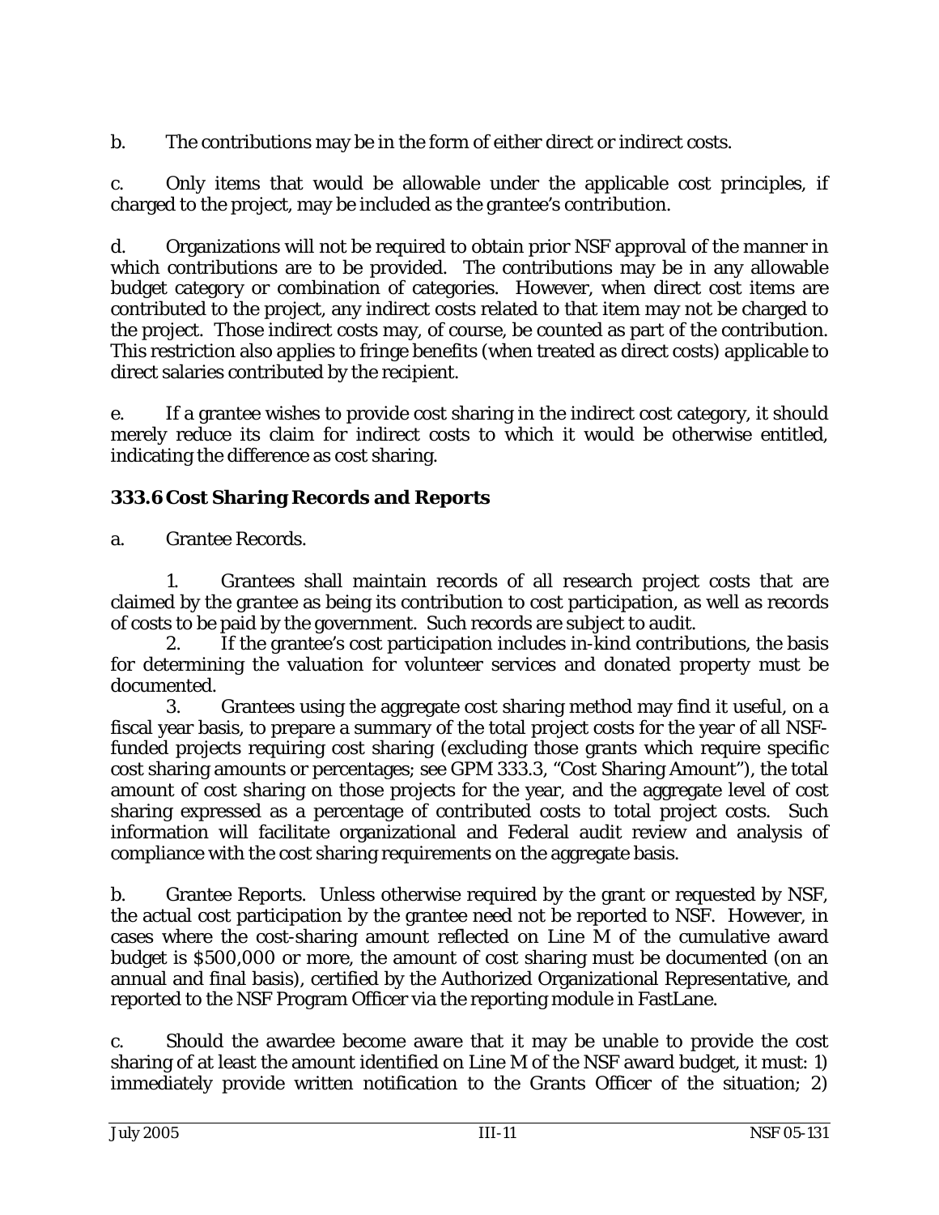b. The contributions may be in the form of either direct or indirect costs.

c. Only items that would be allowable under the applicable cost principles, if charged to the project, may be included as the grantee's contribution.

d. Organizations will not be required to obtain prior NSF approval of the manner in which contributions are to be provided. The contributions may be in any allowable budget category or combination of categories. However, when direct cost items are contributed to the project, any indirect costs related to that item may not be charged to the project. Those indirect costs may, of course, be counted as part of the contribution. This restriction also applies to fringe benefits (when treated as direct costs) applicable to direct salaries contributed by the recipient.

e. If a grantee wishes to provide cost sharing in the indirect cost category, it should merely reduce its claim for indirect costs to which it would be otherwise entitled, indicating the difference as cost sharing.

### 333.6 Cost Sharing Records and Reports

a. Grantee Records.

1. Grantees shall maintain records of all research project costs that are claimed by the grantee as being its contribution to cost participation, as well as records of costs to be paid by the government. Such records are subject to audit.
2. If the grantee's cost participation includes in-kind contributions, the basis for determining the valuation for volunteer services and donated property must be documented.
3. Grantees using the aggregate cost sharing method may find it useful, on a fiscal year basis, to prepare a summary of the total project costs for the year of all NSF-funded projects requiring cost sharing (excluding those grants which require specific cost sharing amounts or percentages; see GPM 333.3, "Cost Sharing Amount"), the total amount of cost sharing on those projects for the year, and the aggregate level of cost sharing expressed as a percentage of contributed costs to total project costs. Such information will facilitate organizational and Federal audit review and analysis of compliance with the cost sharing requirements on the aggregate basis.

b. Grantee Reports. Unless otherwise required by the grant or requested by NSF, the actual cost participation by the grantee need not be reported to NSF. However, in cases where the cost-sharing amount reflected on Line M of the cumulative award budget is $500,000 or more, the amount of cost sharing must be documented (on an annual and final basis), certified by the Authorized Organizational Representative, and reported to the NSF Program Officer via the reporting module in FastLane.

c. Should the awardee become aware that it may be unable to provide the cost sharing of at least the amount identified on Line M of the NSF award budget, it must: 1) immediately provide written notification to the Grants Officer of the situation; 2)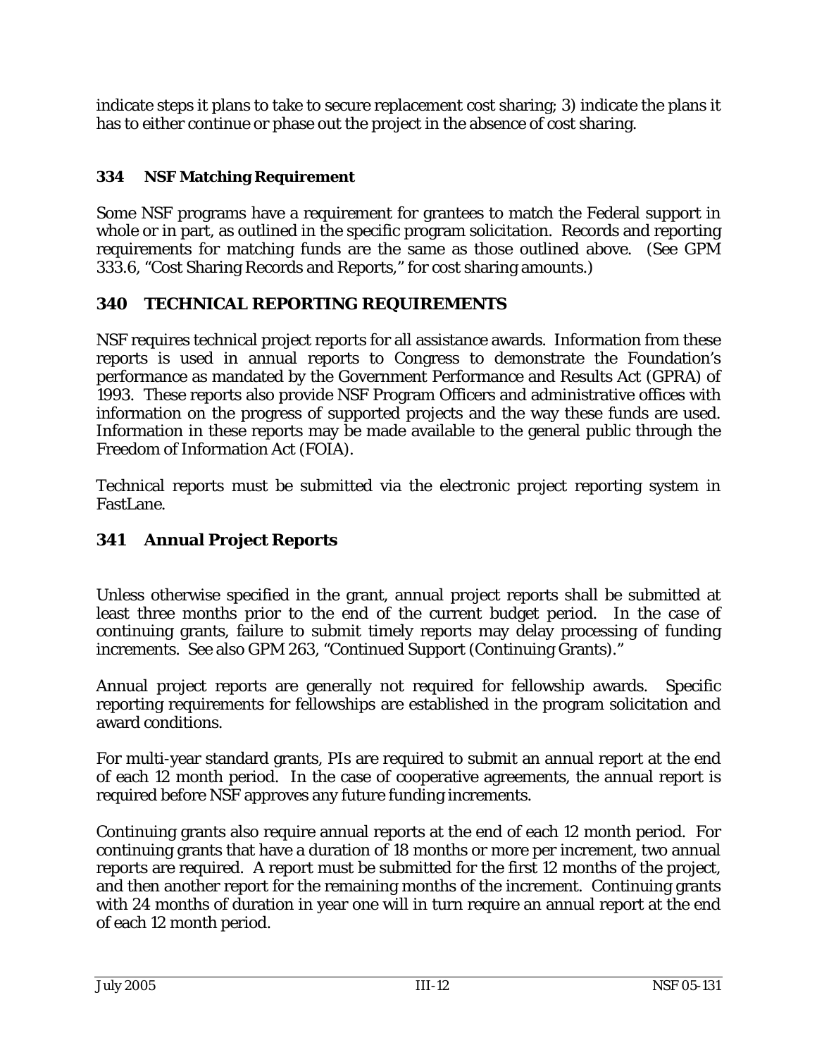indicate steps it plans to take to secure replacement cost sharing; 3) indicate the plans it has to either continue or phase out the project in the absence of cost sharing.

### 334 NSF Matching Requirement

Some NSF programs have a requirement for grantees to match the Federal support in whole or in part, as outlined in the specific program solicitation. Records and reporting requirements for matching funds are the same as those outlined above. (See GPM 333.6, "Cost Sharing Records and Reports," for cost sharing amounts.)

## 340 TECHNICAL REPORTING REQUIREMENTS

NSF requires technical project reports for all assistance awards. Information from these reports is used in annual reports to Congress to demonstrate the Foundation's performance as mandated by the Government Performance and Results Act (GPRA) of 1993. These reports also provide NSF Program Officers and administrative offices with information on the progress of supported projects and the way these funds are used. Information in these reports may be made available to the general public through the Freedom of Information Act (FOIA).

Technical reports must be submitted via the electronic project reporting system in FastLane.

## 341 Annual Project Reports

Unless otherwise specified in the grant, annual project reports shall be submitted at least three months prior to the end of the current budget period. In the case of continuing grants, failure to submit timely reports may delay processing of funding increments. See also GPM 263, "Continued Support (Continuing Grants)."

Annual project reports are generally not required for fellowship awards. Specific reporting requirements for fellowships are established in the program solicitation and award conditions.

For multi-year standard grants, PIs are required to submit an annual report at the end of each 12 month period. In the case of cooperative agreements, the annual report is required before NSF approves any future funding increments.

Continuing grants also require annual reports at the end of each 12 month period. For continuing grants that have a duration of 18 months or more per increment, two annual reports are required. A report must be submitted for the first 12 months of the project, and then another report for the remaining months of the increment. Continuing grants with 24 months of duration in year one will in turn require an annual report at the end of each 12 month period.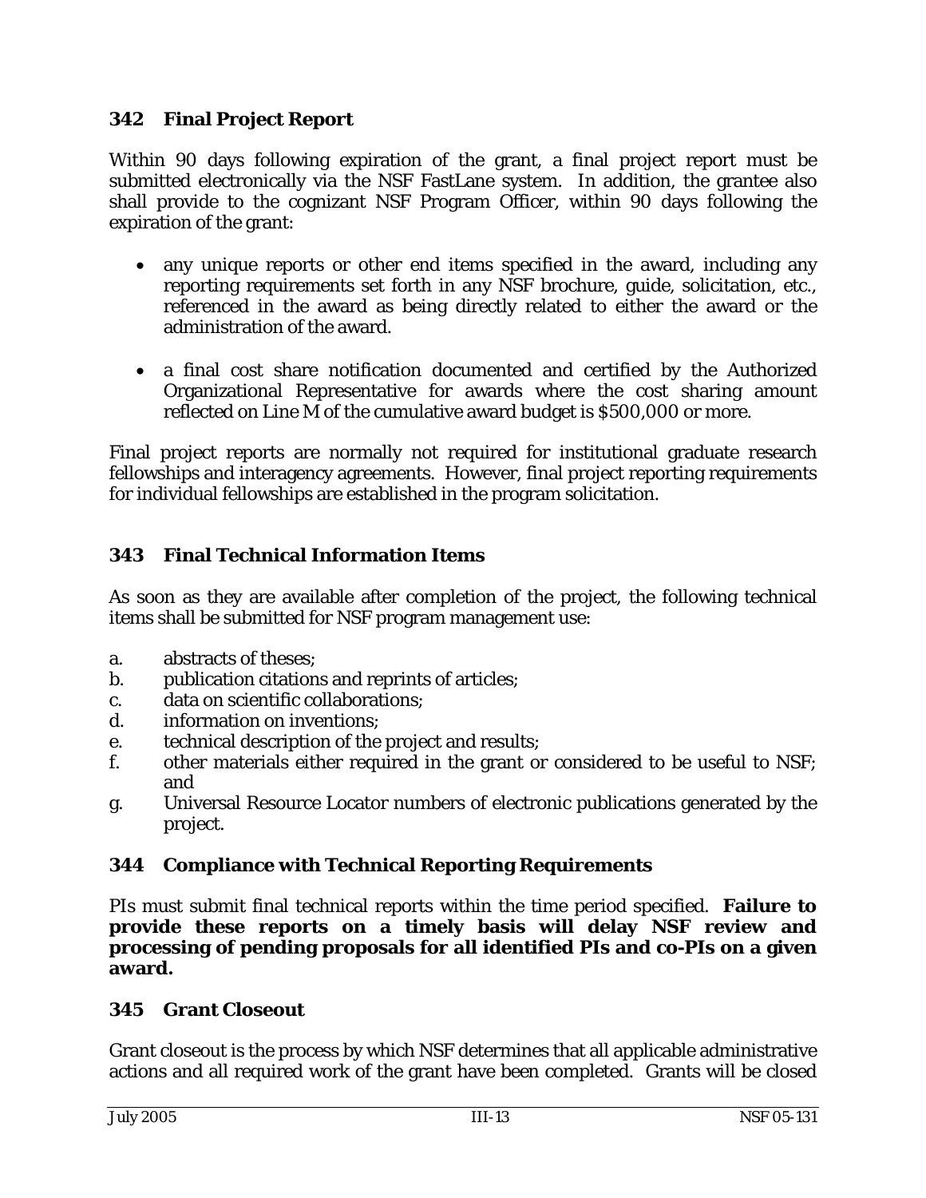## 342 Final Project Report

Within 90 days following expiration of the grant, a final project report must be submitted electronically via the NSF FastLane system. In addition, the grantee also shall provide to the cognizant NSF Program Officer, within 90 days following the expiration of the grant:

- any unique reports or other end items specified in the award, including any reporting requirements set forth in any NSF brochure, guide, solicitation, etc., referenced in the award as being directly related to either the award or the administration of the award.
- a final cost share notification documented and certified by the Authorized Organizational Representative for awards where the cost sharing amount reflected on Line M of the cumulative award budget is $500,000 or more.

Final project reports are normally not required for institutional graduate research fellowships and interagency agreements. However, final project reporting requirements for individual fellowships are established in the program solicitation.

## 343 Final Technical Information Items

As soon as they are available after completion of the project, the following technical items shall be submitted for NSF program management use:

a. abstracts of theses;
b. publication citations and reprints of articles;
c. data on scientific collaborations;
d. information on inventions;
e. technical description of the project and results;
f. other materials either required in the grant or considered to be useful to NSF; and
g. Universal Resource Locator numbers of electronic publications generated by the project.

## 344 Compliance with Technical Reporting Requirements

PIs must submit final technical reports within the time period specified. **Failure to provide these reports on a timely basis will delay NSF review and processing of pending proposals for all identified PIs and co-PIs on a given award.**

## 345 Grant Closeout

Grant closeout is the process by which NSF determines that all applicable administrative actions and all required work of the grant have been completed. Grants will be closed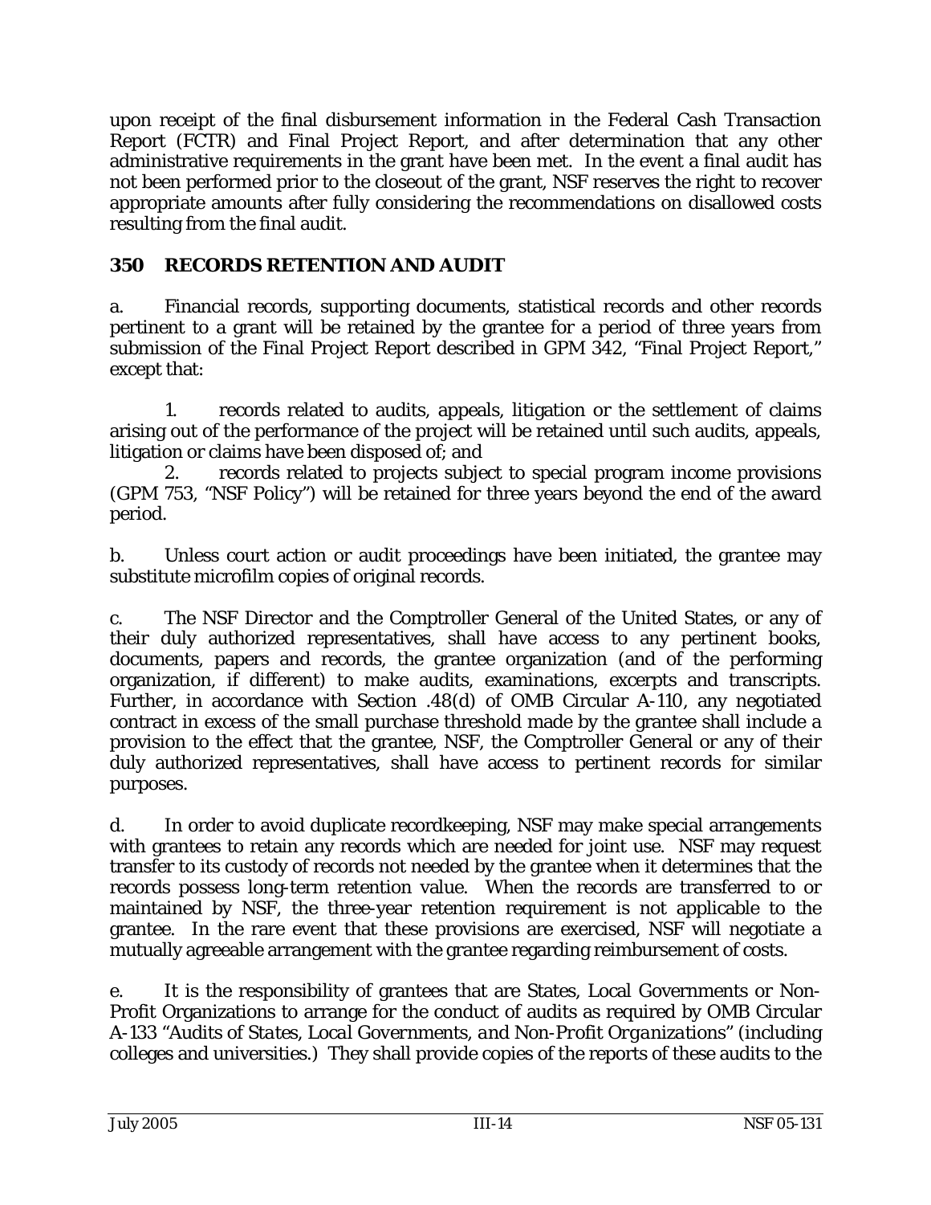upon receipt of the final disbursement information in the Federal Cash Transaction Report (FCTR) and Final Project Report, and after determination that any other administrative requirements in the grant have been met. In the event a final audit has not been performed prior to the closeout of the grant, NSF reserves the right to recover appropriate amounts after fully considering the recommendations on disallowed costs resulting from the final audit.

## 350 RECORDS RETENTION AND AUDIT

a. Financial records, supporting documents, statistical records and other records pertinent to a grant will be retained by the grantee for a period of three years from submission of the Final Project Report described in GPM 342, "Final Project Report," except that:

1. records related to audits, appeals, litigation or the settlement of claims arising out of the performance of the project will be retained until such audits, appeals, litigation or claims have been disposed of; and
2. records related to projects subject to special program income provisions (GPM 753, "NSF Policy") will be retained for three years beyond the end of the award period.

b. Unless court action or audit proceedings have been initiated, the grantee may substitute microfilm copies of original records.

c. The NSF Director and the Comptroller General of the United States, or any of their duly authorized representatives, shall have access to any pertinent books, documents, papers and records, the grantee organization (and of the performing organization, if different) to make audits, examinations, excerpts and transcripts. Further, in accordance with Section .48(d) of OMB Circular A-110, any negotiated contract in excess of the small purchase threshold made by the grantee shall include a provision to the effect that the grantee, NSF, the Comptroller General or any of their duly authorized representatives, shall have access to pertinent records for similar purposes.

d. In order to avoid duplicate recordkeeping, NSF may make special arrangements with grantees to retain any records which are needed for joint use. NSF may request transfer to its custody of records not needed by the grantee when it determines that the records possess long-term retention value. When the records are transferred to or maintained by NSF, the three-year retention requirement is not applicable to the grantee. In the rare event that these provisions are exercised, NSF will negotiate a mutually agreeable arrangement with the grantee regarding reimbursement of costs.

e. It is the responsibility of grantees that are States, Local Governments or Non-Profit Organizations to arrange for the conduct of audits as required by OMB Circular A-133 "*Audits of States, Local Governments, and Non-Profit Organizations*" (including colleges and universities.) They shall provide copies of the reports of these audits to the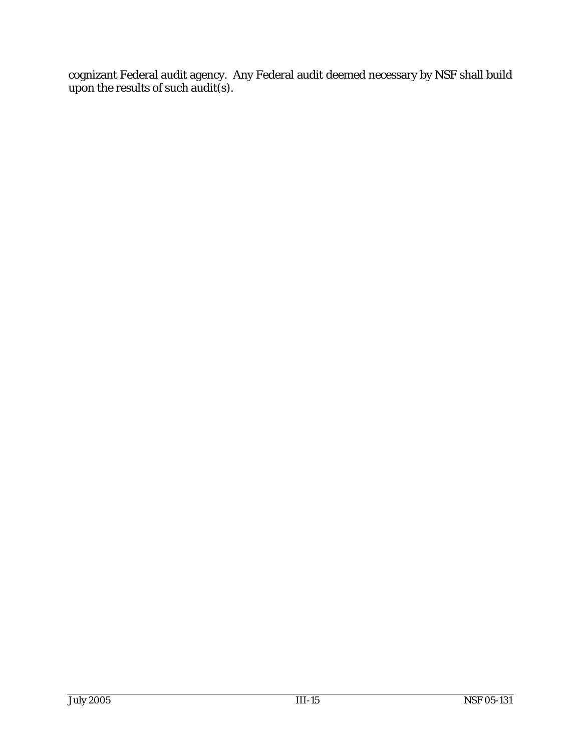cognizant Federal audit agency. Any Federal audit deemed necessary by NSF shall build upon the results of such audit(s).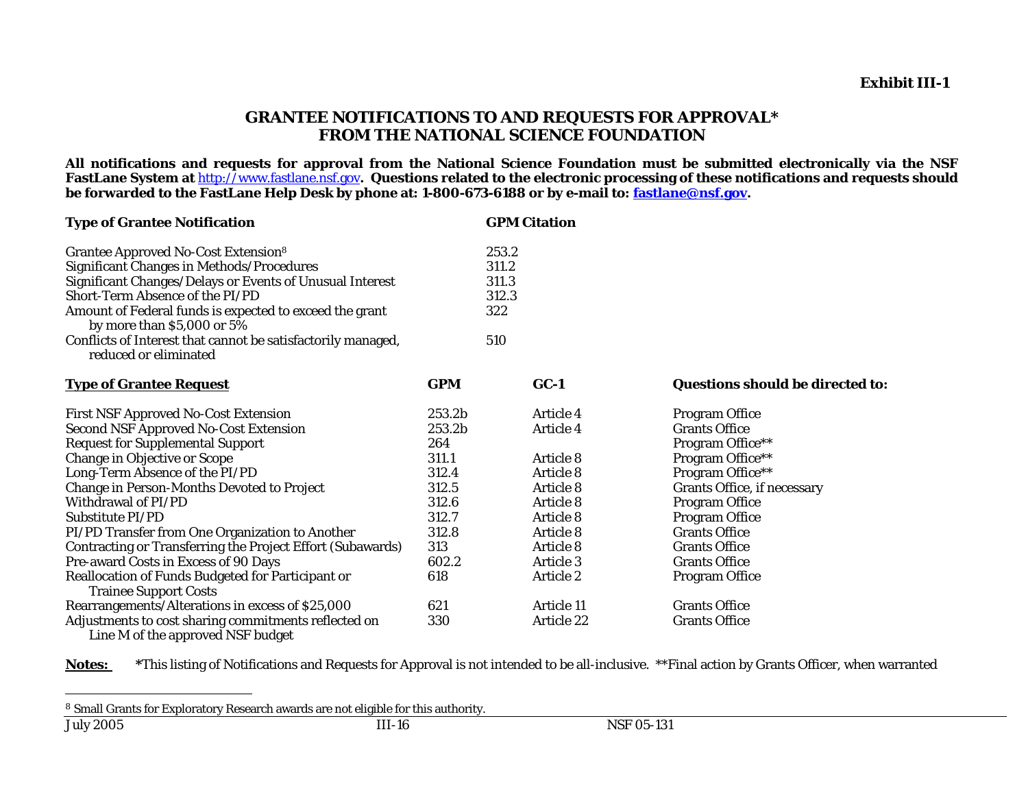**Exhibit III-1**

## GRANTEE NOTIFICATIONS TO AND REQUESTS FOR APPROVAL* FROM THE NATIONAL SCIENCE FOUNDATION

**All notifications and requests for approval from the National Science Foundation must be submitted electronically via the NSF FastLane System at http://www.fastlane.nsf.gov. Questions related to the electronic processing of these notifications and requests should be forwarded to the FastLane Help Desk by phone at: 1-800-673-6188 or by e-mail to: fastlane@nsf.gov.**

| Type of Grantee Notification | GPM Citation |
|---|---|
| Grantee Approved No-Cost Extension[8] | 253.2 |
| Significant Changes in Methods/Procedures | 311.2 |
| Significant Changes/Delays or Events of Unusual Interest | 311.3 |
| Short-Term Absence of the PI/PD | 312.3 |
| Amount of Federal funds is expected to exceed the grant by more than $5,000 or 5% | 322 |
| Conflicts of Interest that cannot be satisfactorily managed, reduced or eliminated | 510 |

| Type of Grantee Request | GPM | GC-1 | Questions should be directed to: |
|---|---|---|---|
| First NSF Approved No-Cost Extension | 253.2b | Article 4 | Program Office |
| Second NSF Approved No-Cost Extension | 253.2b | Article 4 | Grants Office |
| Request for Supplemental Support | 264 | | Program Office** |
| Change in Objective or Scope | 311.1 | Article 8 | Program Office** |
| Long-Term Absence of the PI/PD | 312.4 | Article 8 | Program Office** |
| Change in Person-Months Devoted to Project | 312.5 | Article 8 | Grants Office, if necessary |
| Withdrawal of PI/PD | 312.6 | Article 8 | Program Office |
| Substitute PI/PD | 312.7 | Article 8 | Program Office |
| PI/PD Transfer from One Organization to Another | 312.8 | Article 8 | Grants Office |
| Contracting or Transferring the Project Effort (Subawards) | 313 | Article 8 | Grants Office |
| Pre-award Costs in Excess of 90 Days | 602.2 | Article 3 | Grants Office |
| Reallocation of Funds Budgeted for Participant or Trainee Support Costs | 618 | Article 2 | Program Office |
| Rearrangements/Alterations in excess of $25,000 | 621 | Article 11 | Grants Office |
| Adjustments to cost sharing commitments reflected on Line M of the approved NSF budget | 330 | Article 22 | Grants Office |

**Notes:** *This listing of Notifications and Requests for Approval is not intended to be all-inclusive. **Final action by Grants Officer, when warranted

[8] Small Grants for Exploratory Research awards are not eligible for this authority.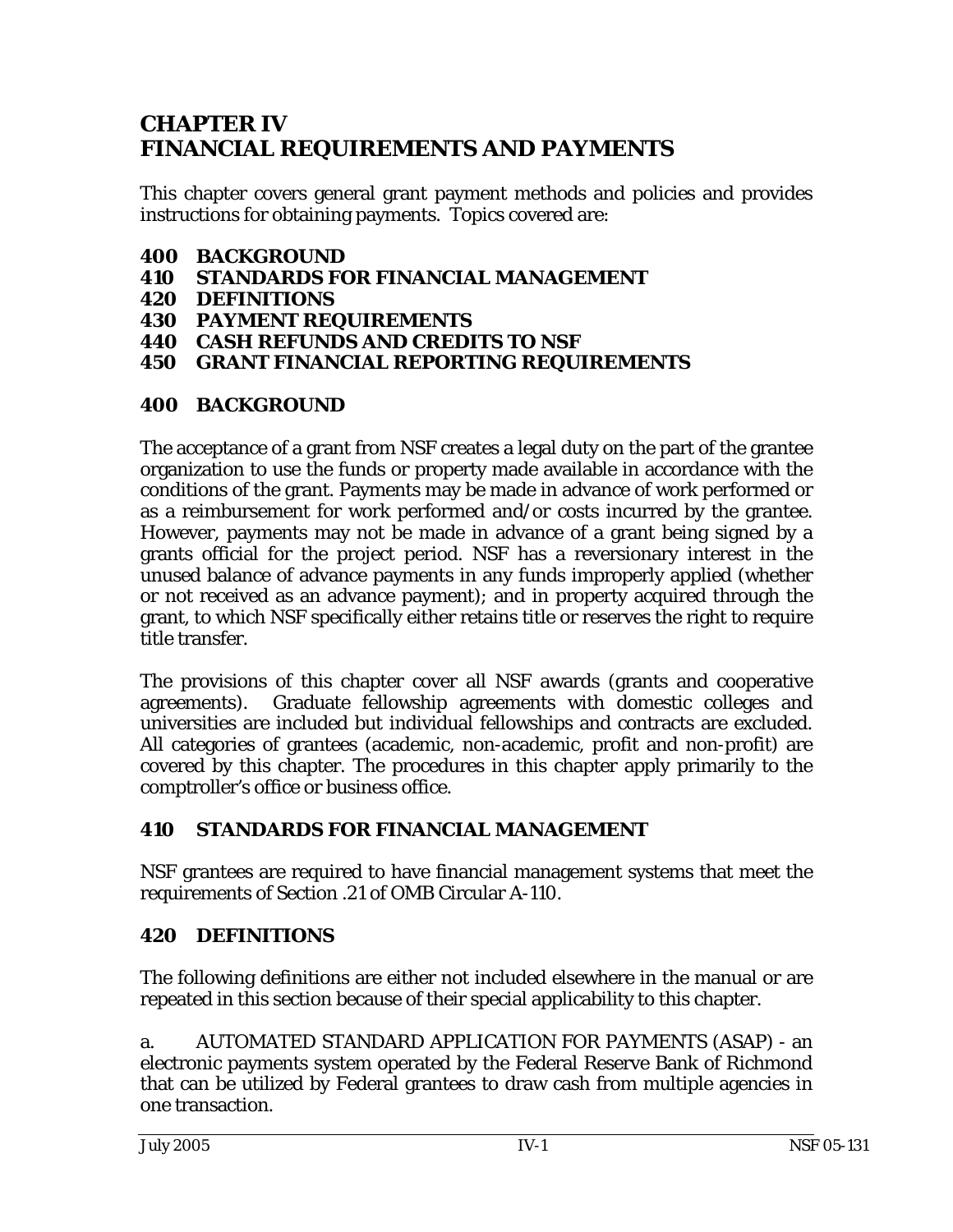# CHAPTER IV
# FINANCIAL REQUIREMENTS AND PAYMENTS

This chapter covers general grant payment methods and policies and provides instructions for obtaining payments. Topics covered are:

**400 BACKGROUND**
**410 STANDARDS FOR FINANCIAL MANAGEMENT**
**420 DEFINITIONS**
**430 PAYMENT REQUIREMENTS**
**440 CASH REFUNDS AND CREDITS TO NSF**
**450 GRANT FINANCIAL REPORTING REQUIREMENTS**

## 400 BACKGROUND

The acceptance of a grant from NSF creates a legal duty on the part of the grantee organization to use the funds or property made available in accordance with the conditions of the grant. Payments may be made in advance of work performed or as a reimbursement for work performed and/or costs incurred by the grantee. However, payments may not be made in advance of a grant being signed by a grants official for the project period. NSF has a reversionary interest in the unused balance of advance payments in any funds improperly applied (whether or not received as an advance payment); and in property acquired through the grant, to which NSF specifically either retains title or reserves the right to require title transfer.

The provisions of this chapter cover all NSF awards (grants and cooperative agreements). Graduate fellowship agreements with domestic colleges and universities are included but individual fellowships and contracts are excluded. All categories of grantees (academic, non-academic, profit and non-profit) are covered by this chapter. The procedures in this chapter apply primarily to the comptroller's office or business office.

## 410 STANDARDS FOR FINANCIAL MANAGEMENT

NSF grantees are required to have financial management systems that meet the requirements of Section .21 of OMB Circular A-110.

## 420 DEFINITIONS

The following definitions are either not included elsewhere in the manual or are repeated in this section because of their special applicability to this chapter.

a. AUTOMATED STANDARD APPLICATION FOR PAYMENTS (ASAP) - an electronic payments system operated by the Federal Reserve Bank of Richmond that can be utilized by Federal grantees to draw cash from multiple agencies in one transaction.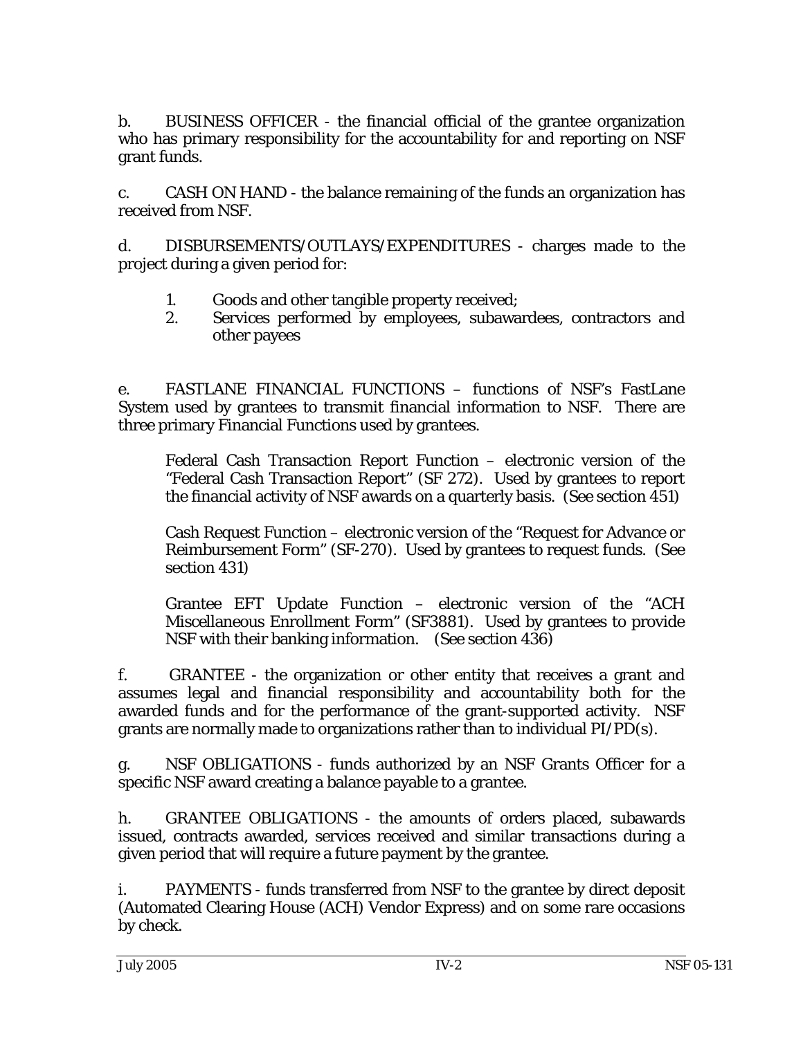b. BUSINESS OFFICER - the financial official of the grantee organization who has primary responsibility for the accountability for and reporting on NSF grant funds.

c. CASH ON HAND - the balance remaining of the funds an organization has received from NSF.

d. DISBURSEMENTS/OUTLAYS/EXPENDITURES - charges made to the project during a given period for:

1. Goods and other tangible property received;
2. Services performed by employees, subawardees, contractors and other payees

e. FASTLANE FINANCIAL FUNCTIONS – functions of NSF's FastLane System used by grantees to transmit financial information to NSF. There are three primary Financial Functions used by grantees.

Federal Cash Transaction Report Function – electronic version of the "Federal Cash Transaction Report" (SF 272). Used by grantees to report the financial activity of NSF awards on a quarterly basis. (See section 451)

Cash Request Function – electronic version of the "Request for Advance or Reimbursement Form" (SF-270). Used by grantees to request funds. (See section 431)

Grantee EFT Update Function – electronic version of the "ACH Miscellaneous Enrollment Form" (SF3881). Used by grantees to provide NSF with their banking information. (See section 436)

f. GRANTEE - the organization or other entity that receives a grant and assumes legal and financial responsibility and accountability both for the awarded funds and for the performance of the grant-supported activity. NSF grants are normally made to organizations rather than to individual PI/PD(s).

g. NSF OBLIGATIONS - funds authorized by an NSF Grants Officer for a specific NSF award creating a balance payable to a grantee.

h. GRANTEE OBLIGATIONS - the amounts of orders placed, subawards issued, contracts awarded, services received and similar transactions during a given period that will require a future payment by the grantee.

i. PAYMENTS - funds transferred from NSF to the grantee by direct deposit (Automated Clearing House (ACH) Vendor Express) and on some rare occasions by check.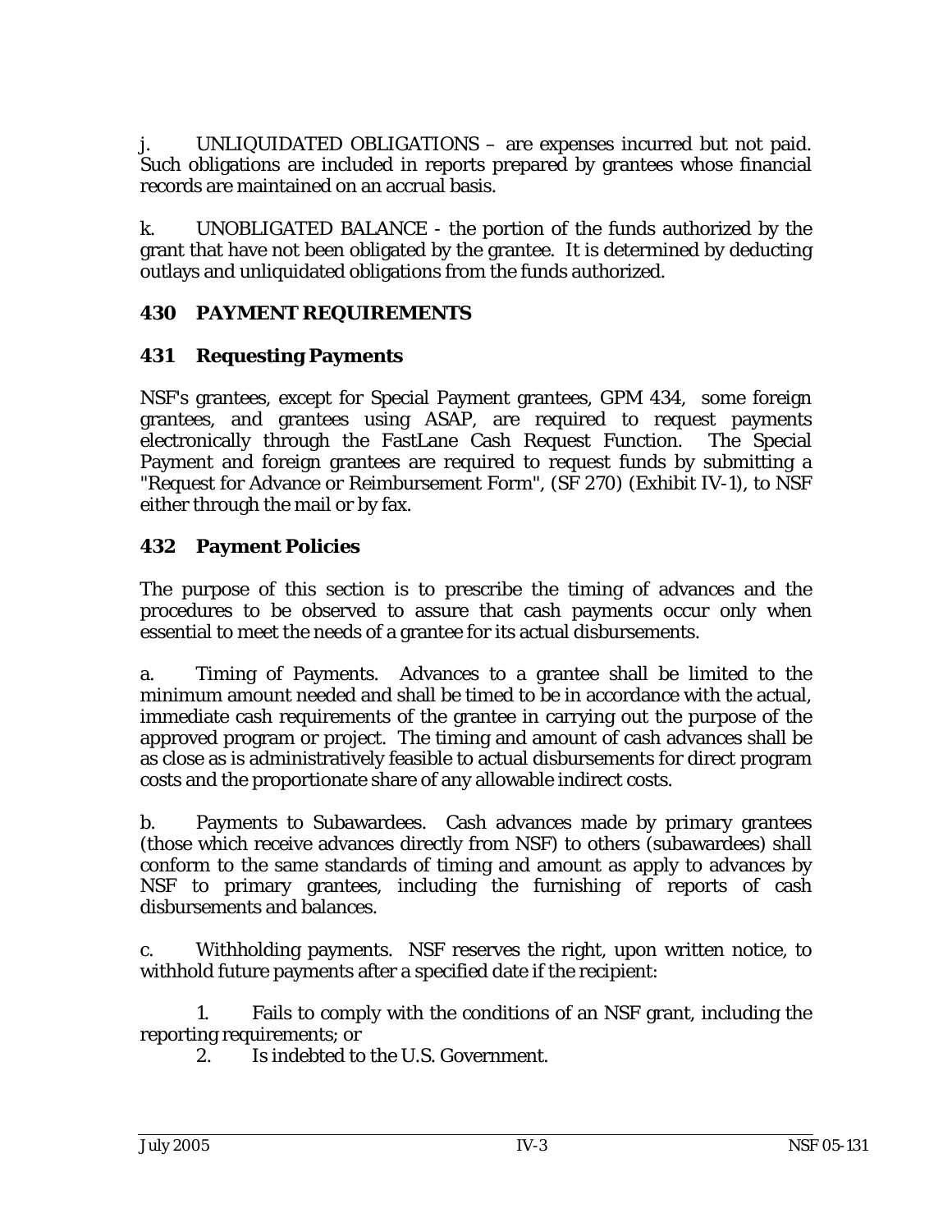j. UNLIQUIDATED OBLIGATIONS – are expenses incurred but not paid. Such obligations are included in reports prepared by grantees whose financial records are maintained on an accrual basis.

k. UNOBLIGATED BALANCE - the portion of the funds authorized by the grant that have not been obligated by the grantee. It is determined by deducting outlays and unliquidated obligations from the funds authorized.

## 430 PAYMENT REQUIREMENTS

### 431 Requesting Payments

NSF's grantees, except for Special Payment grantees, GPM 434, some foreign grantees, and grantees using ASAP, are required to request payments electronically through the FastLane Cash Request Function. The Special Payment and foreign grantees are required to request funds by submitting a "Request for Advance or Reimbursement Form", (SF 270) (Exhibit IV-1), to NSF either through the mail or by fax.

### 432 Payment Policies

The purpose of this section is to prescribe the timing of advances and the procedures to be observed to assure that cash payments occur only when essential to meet the needs of a grantee for its actual disbursements.

a. Timing of Payments. Advances to a grantee shall be limited to the minimum amount needed and shall be timed to be in accordance with the actual, immediate cash requirements of the grantee in carrying out the purpose of the approved program or project. The timing and amount of cash advances shall be as close as is administratively feasible to actual disbursements for direct program costs and the proportionate share of any allowable indirect costs.

b. Payments to Subawardees. Cash advances made by primary grantees (those which receive advances directly from NSF) to others (subawardees) shall conform to the same standards of timing and amount as apply to advances by NSF to primary grantees, including the furnishing of reports of cash disbursements and balances.

c. Withholding payments. NSF reserves the right, upon written notice, to withhold future payments after a specified date if the recipient:

1. Fails to comply with the conditions of an NSF grant, including the reporting requirements; or
2. Is indebted to the U.S. Government.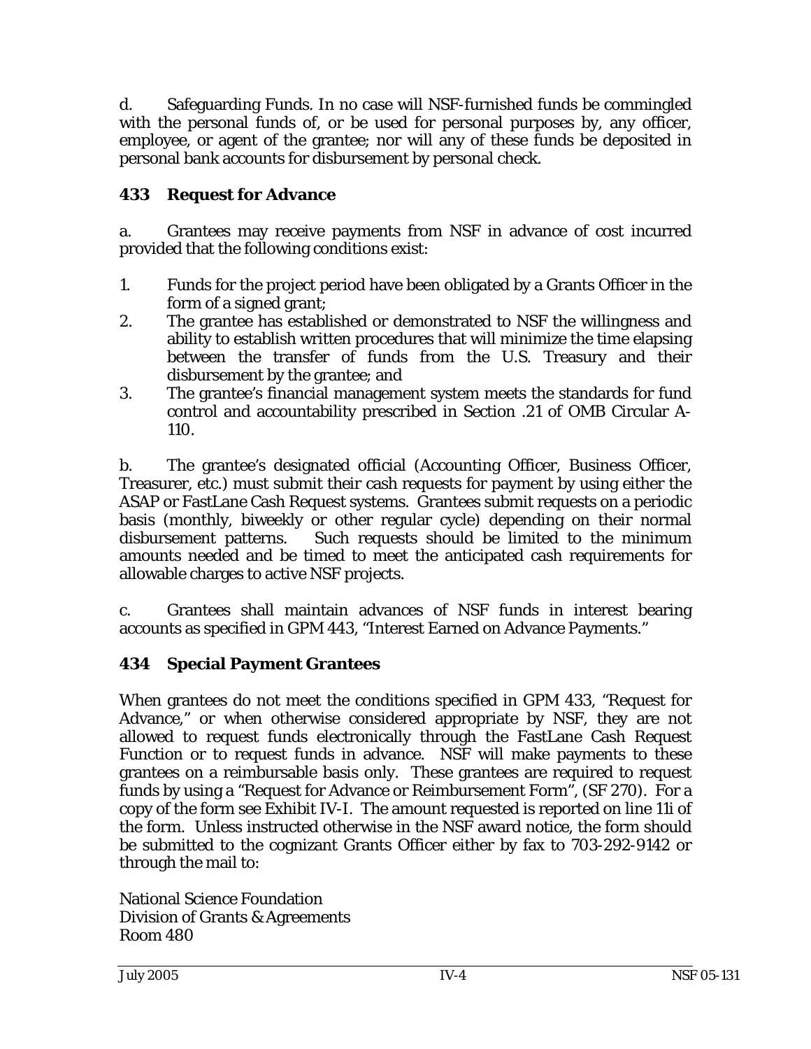d. Safeguarding Funds. In no case will NSF-furnished funds be commingled with the personal funds of, or be used for personal purposes by, any officer, employee, or agent of the grantee; nor will any of these funds be deposited in personal bank accounts for disbursement by personal check.

### 433 Request for Advance

a. Grantees may receive payments from NSF in advance of cost incurred provided that the following conditions exist:

1. Funds for the project period have been obligated by a Grants Officer in the form of a signed grant;
2. The grantee has established or demonstrated to NSF the willingness and ability to establish written procedures that will minimize the time elapsing between the transfer of funds from the U.S. Treasury and their disbursement by the grantee; and
3. The grantee's financial management system meets the standards for fund control and accountability prescribed in Section .21 of OMB Circular A-110.

b. The grantee's designated official (Accounting Officer, Business Officer, Treasurer, etc.) must submit their cash requests for payment by using either the ASAP or FastLane Cash Request systems. Grantees submit requests on a periodic basis (monthly, biweekly or other regular cycle) depending on their normal disbursement patterns. Such requests should be limited to the minimum amounts needed and be timed to meet the anticipated cash requirements for allowable charges to active NSF projects.

c. Grantees shall maintain advances of NSF funds in interest bearing accounts as specified in GPM 443, "Interest Earned on Advance Payments."

### 434 Special Payment Grantees

When grantees do not meet the conditions specified in GPM 433, "Request for Advance," or when otherwise considered appropriate by NSF, they are not allowed to request funds electronically through the FastLane Cash Request Function or to request funds in advance. NSF will make payments to these grantees on a reimbursable basis only. These grantees are required to request funds by using a "Request for Advance or Reimbursement Form", (SF 270). For a copy of the form see Exhibit IV-I. The amount requested is reported on line 11i of the form. Unless instructed otherwise in the NSF award notice, the form should be submitted to the cognizant Grants Officer either by fax to 703-292-9142 or through the mail to:

National Science Foundation
Division of Grants & Agreements
Room 480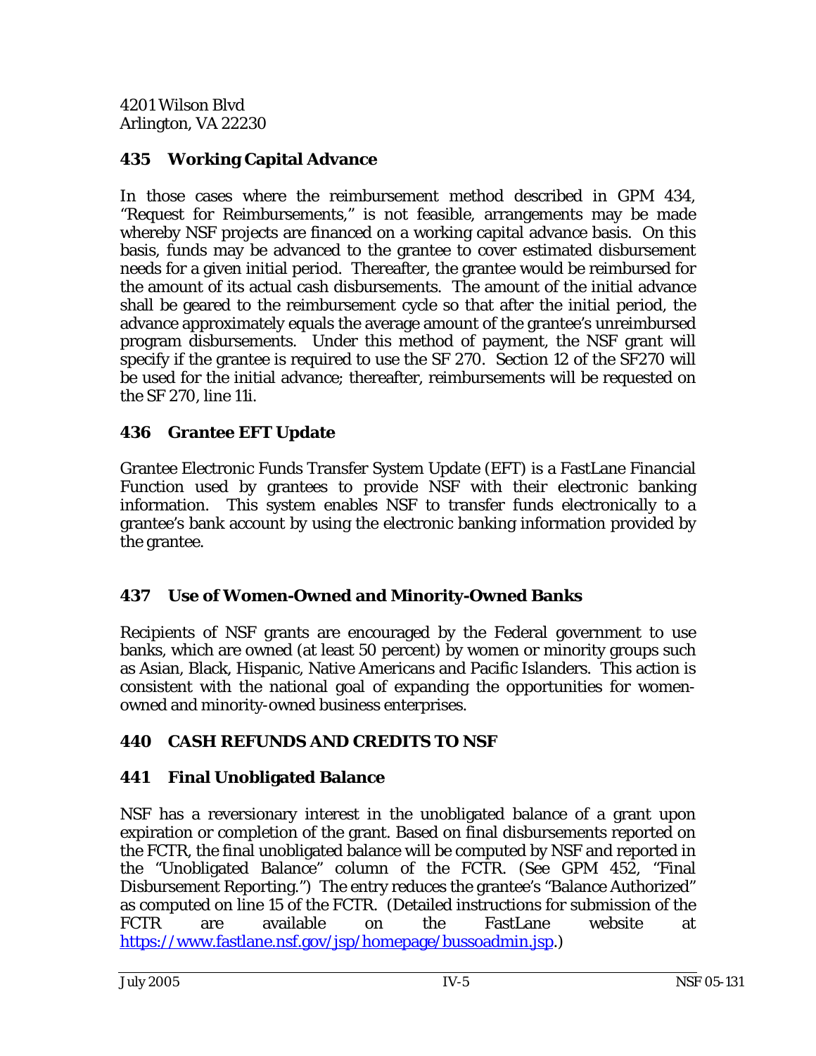4201 Wilson Blvd
Arlington, VA 22230

## 435 Working Capital Advance

In those cases where the reimbursement method described in GPM 434, "Request for Reimbursements," is not feasible, arrangements may be made whereby NSF projects are financed on a working capital advance basis. On this basis, funds may be advanced to the grantee to cover estimated disbursement needs for a given initial period. Thereafter, the grantee would be reimbursed for the amount of its actual cash disbursements. The amount of the initial advance shall be geared to the reimbursement cycle so that after the initial period, the advance approximately equals the average amount of the grantee's unreimbursed program disbursements. Under this method of payment, the NSF grant will specify if the grantee is required to use the SF 270. Section 12 of the SF270 will be used for the initial advance; thereafter, reimbursements will be requested on the SF 270, line 11i.

## 436 Grantee EFT Update

Grantee Electronic Funds Transfer System Update (EFT) is a FastLane Financial Function used by grantees to provide NSF with their electronic banking information. This system enables NSF to transfer funds electronically to a grantee's bank account by using the electronic banking information provided by the grantee.

## 437 Use of Women-Owned and Minority-Owned Banks

Recipients of NSF grants are encouraged by the Federal government to use banks, which are owned (at least 50 percent) by women or minority groups such as Asian, Black, Hispanic, Native Americans and Pacific Islanders. This action is consistent with the national goal of expanding the opportunities for women-owned and minority-owned business enterprises.

# 440 CASH REFUNDS AND CREDITS TO NSF

## 441 Final Unobligated Balance

NSF has a reversionary interest in the unobligated balance of a grant upon expiration or completion of the grant. Based on final disbursements reported on the FCTR, the final unobligated balance will be computed by NSF and reported in the "Unobligated Balance" column of the FCTR. (See GPM 452, "Final Disbursement Reporting.") The entry reduces the grantee's "Balance Authorized" as computed on line 15 of the FCTR. (Detailed instructions for submission of the FCTR are available on the FastLane website at https://www.fastlane.nsf.gov/jsp/homepage/bussoadmin.jsp.)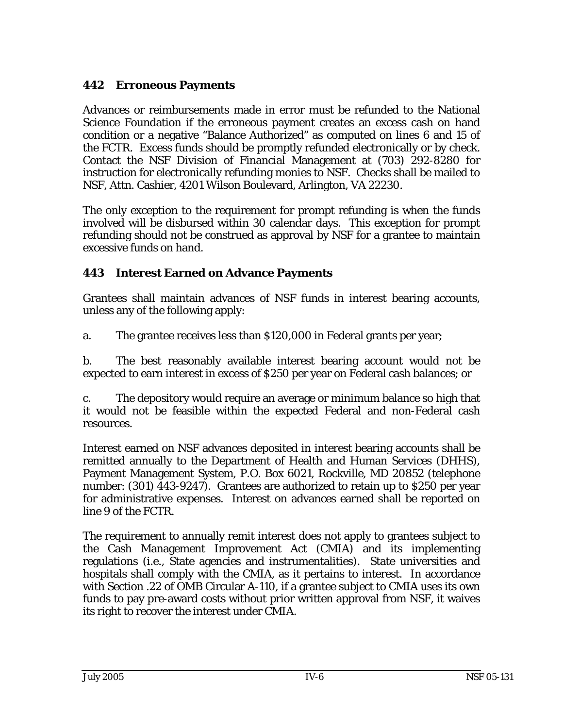### 442 Erroneous Payments

Advances or reimbursements made in error must be refunded to the National Science Foundation if the erroneous payment creates an excess cash on hand condition or a negative "Balance Authorized" as computed on lines 6 and 15 of the FCTR. Excess funds should be promptly refunded electronically or by check. Contact the NSF Division of Financial Management at (703) 292-8280 for instruction for electronically refunding monies to NSF. Checks shall be mailed to NSF, Attn. Cashier, 4201 Wilson Boulevard, Arlington, VA 22230.

The only exception to the requirement for prompt refunding is when the funds involved will be disbursed within 30 calendar days. This exception for prompt refunding should not be construed as approval by NSF for a grantee to maintain excessive funds on hand.

### 443 Interest Earned on Advance Payments

Grantees shall maintain advances of NSF funds in interest bearing accounts, unless any of the following apply:

a. The grantee receives less than $120,000 in Federal grants per year;

b. The best reasonably available interest bearing account would not be expected to earn interest in excess of $250 per year on Federal cash balances; or

c. The depository would require an average or minimum balance so high that it would not be feasible within the expected Federal and non-Federal cash resources.

Interest earned on NSF advances deposited in interest bearing accounts shall be remitted annually to the Department of Health and Human Services (DHHS), Payment Management System, P.O. Box 6021, Rockville, MD 20852 (telephone number: (301) 443-9247). Grantees are authorized to retain up to $250 per year for administrative expenses. Interest on advances earned shall be reported on line 9 of the FCTR.

The requirement to annually remit interest does not apply to grantees subject to the Cash Management Improvement Act (CMIA) and its implementing regulations (i.e., State agencies and instrumentalities). State universities and hospitals shall comply with the CMIA, as it pertains to interest. In accordance with Section .22 of OMB Circular A-110, if a grantee subject to CMIA uses its own funds to pay pre-award costs without prior written approval from NSF, it waives its right to recover the interest under CMIA.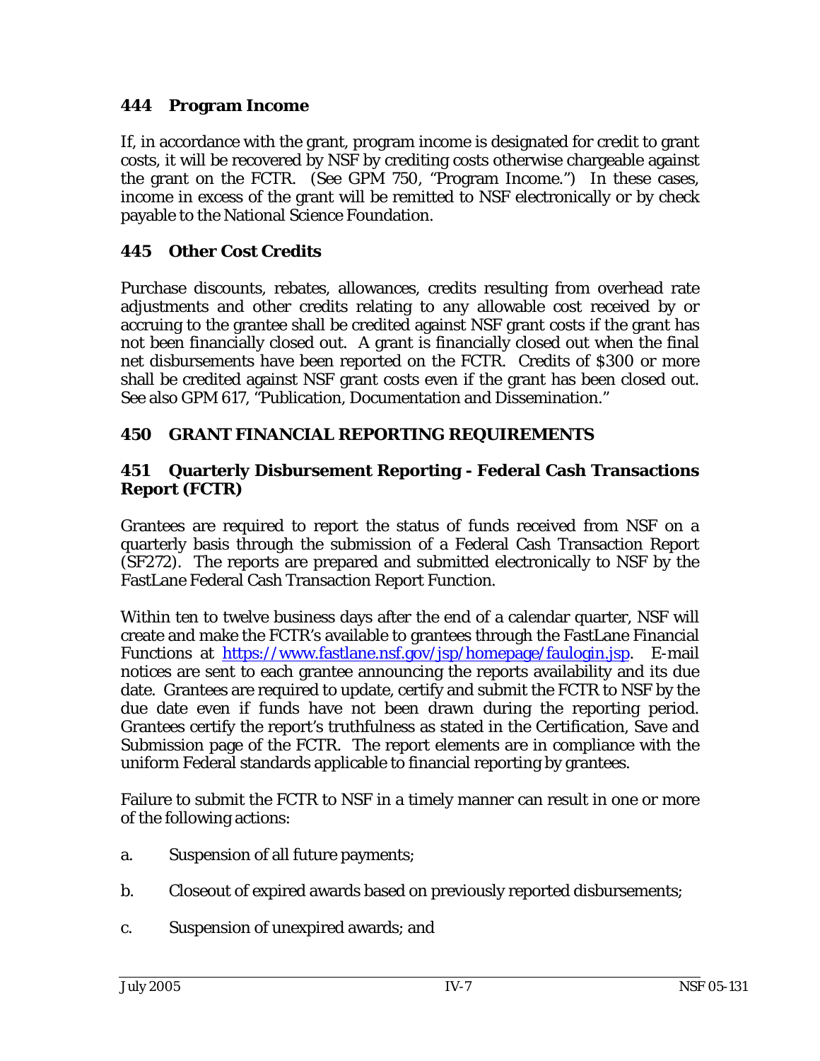### 444 Program Income

If, in accordance with the grant, program income is designated for credit to grant costs, it will be recovered by NSF by crediting costs otherwise chargeable against the grant on the FCTR. (See GPM 750, "Program Income.") In these cases, income in excess of the grant will be remitted to NSF electronically or by check payable to the National Science Foundation.

### 445 Other Cost Credits

Purchase discounts, rebates, allowances, credits resulting from overhead rate adjustments and other credits relating to any allowable cost received by or accruing to the grantee shall be credited against NSF grant costs if the grant has not been financially closed out. A grant is financially closed out when the final net disbursements have been reported on the FCTR. Credits of $300 or more shall be credited against NSF grant costs even if the grant has been closed out. See also GPM 617, "Publication, Documentation and Dissemination."

## 450 GRANT FINANCIAL REPORTING REQUIREMENTS

### 451 Quarterly Disbursement Reporting - Federal Cash Transactions Report (FCTR)

Grantees are required to report the status of funds received from NSF on a quarterly basis through the submission of a Federal Cash Transaction Report (SF272). The reports are prepared and submitted electronically to NSF by the FastLane Federal Cash Transaction Report Function.

Within ten to twelve business days after the end of a calendar quarter, NSF will create and make the FCTR's available to grantees through the FastLane Financial Functions at [https://www.fastlane.nsf.gov/jsp/homepage/faulogin.jsp](https://www.fastlane.nsf.gov/jsp/homepage/faulogin.jsp). E-mail notices are sent to each grantee announcing the reports availability and its due date. Grantees are required to update, certify and submit the FCTR to NSF by the due date even if funds have not been drawn during the reporting period. Grantees certify the report's truthfulness as stated in the Certification, Save and Submission page of the FCTR. The report elements are in compliance with the uniform Federal standards applicable to financial reporting by grantees.

Failure to submit the FCTR to NSF in a timely manner can result in one or more of the following actions:

a. Suspension of all future payments;

b. Closeout of expired awards based on previously reported disbursements;

c. Suspension of unexpired awards; and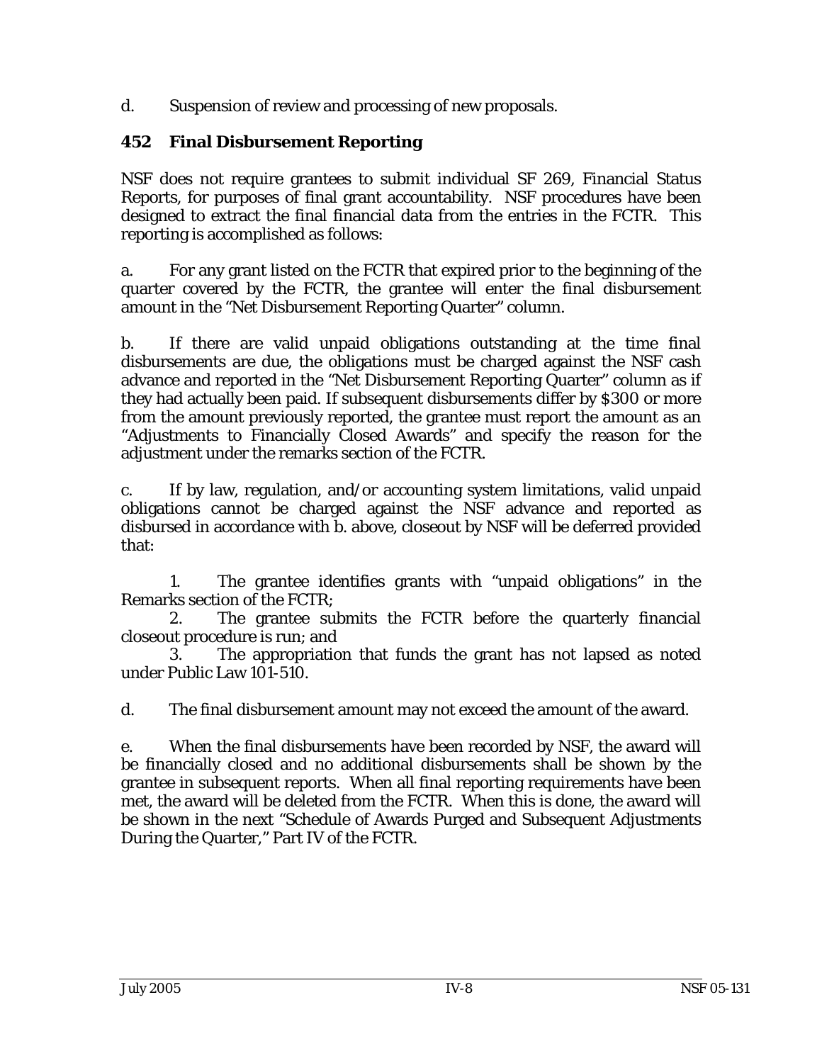d. Suspension of review and processing of new proposals.

### 452 Final Disbursement Reporting

NSF does not require grantees to submit individual SF 269, Financial Status Reports, for purposes of final grant accountability. NSF procedures have been designed to extract the final financial data from the entries in the FCTR. This reporting is accomplished as follows:

a. For any grant listed on the FCTR that expired prior to the beginning of the quarter covered by the FCTR, the grantee will enter the final disbursement amount in the "Net Disbursement Reporting Quarter" column.

b. If there are valid unpaid obligations outstanding at the time final disbursements are due, the obligations must be charged against the NSF cash advance and reported in the "Net Disbursement Reporting Quarter" column as if they had actually been paid. If subsequent disbursements differ by $300 or more from the amount previously reported, the grantee must report the amount as an "Adjustments to Financially Closed Awards" and specify the reason for the adjustment under the remarks section of the FCTR.

c. If by law, regulation, and/or accounting system limitations, valid unpaid obligations cannot be charged against the NSF advance and reported as disbursed in accordance with b. above, closeout by NSF will be deferred provided that:

1. The grantee identifies grants with "unpaid obligations" in the Remarks section of the FCTR;
2. The grantee submits the FCTR before the quarterly financial closeout procedure is run; and
3. The appropriation that funds the grant has not lapsed as noted under Public Law 101-510.

d. The final disbursement amount may not exceed the amount of the award.

e. When the final disbursements have been recorded by NSF, the award will be financially closed and no additional disbursements shall be shown by the grantee in subsequent reports. When all final reporting requirements have been met, the award will be deleted from the FCTR. When this is done, the award will be shown in the next "Schedule of Awards Purged and Subsequent Adjustments During the Quarter," Part IV of the FCTR.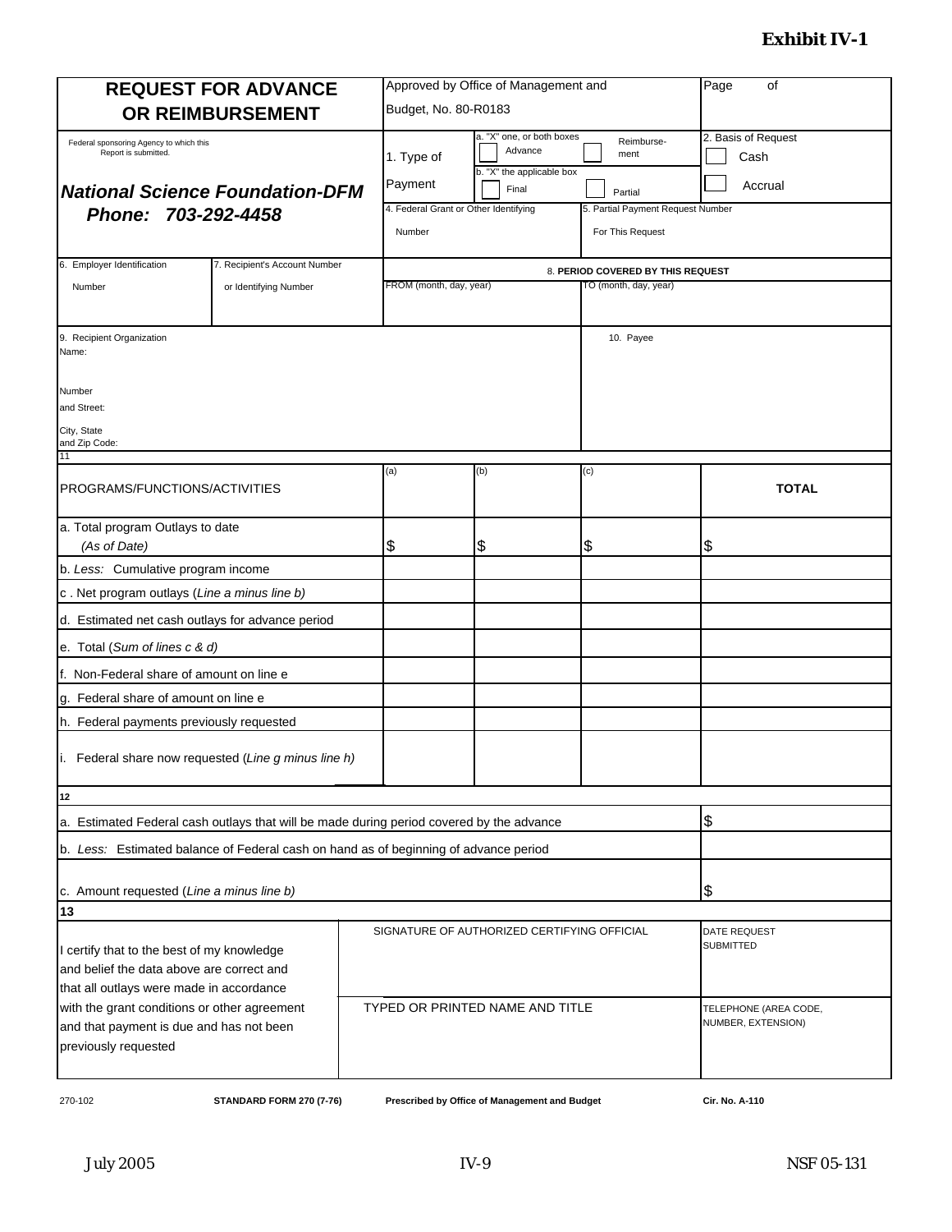**Exhibit IV-1**

| **REQUEST FOR ADVANCE OR REIMBURSEMENT** | | Approved by Office of Management and Budget, No. 80-R0183 | | | Page of |
|---|---|---|---|---|---|
| Federal sponsoring Agency to which this Report is submitted. ***National Science Foundation-DFM*** ***Phone: 703-292-4458*** | | 1. Type of Payment | a. "X" one, or both boxes ☐ Advance; b. "X" the applicable box ☐ Final | ☐ Reimbursement ☐ Partial | 2. Basis of Request ☐ Cash ☐ Accrual |
| | | 4. Federal Grant or Other Identifying Number | | 5. Partial Payment Request Number For This Request | |
| 6. Employer Identification Number | 7. Recipient's Account Number or Identifying Number | **8. PERIOD COVERED BY THIS REQUEST** | | | |
| | | FROM (month, day, year) | | TO (month, day, year) | |
| 9. Recipient Organization Name: Number and Street: City, State and Zip Code: | | | | 10. Payee | |

| 11 PROGRAMS/FUNCTIONS/ACTIVITIES | (a) | (b) | (c) | **TOTAL** |
|---|---|---|---|---|
| a. Total program Outlays to date *(As of Date)* | $ | $ | $ | $ |
| b. *Less:* Cumulative program income | | | | |
| c. Net program outlays (*Line a minus line b*) | | | | |
| d. Estimated net cash outlays for advance period | | | | |
| e. Total (*Sum of lines c & d*) | | | | |
| f. Non-Federal share of amount on line e | | | | |
| g. Federal share of amount on line e | | | | |
| h. Federal payments previously requested | | | | |
| i. Federal share now requested (*Line g minus line h*) | | | | |

| 12 | |
|---|---|
| a. Estimated Federal cash outlays that will be made during period covered by the advance | $ |
| b. *Less:* Estimated balance of Federal cash on hand as of beginning of advance period | |
| c. Amount requested (*Line a minus line b*) | $ |

| 13 | | |
|---|---|---|
| I certify that to the best of my knowledge and belief the data above are correct and that all outlays were made in accordance with the grant conditions or other agreement and that payment is due and has not been previously requested | SIGNATURE OF AUTHORIZED CERTIFYING OFFICIAL | DATE REQUEST SUBMITTED |
| | TYPED OR PRINTED NAME AND TITLE | TELEPHONE (AREA CODE, NUMBER, EXTENSION) |

270-102 **STANDARD FORM 270 (7-76)** **Prescribed by Office of Management and Budget** **Cir. No. A-110**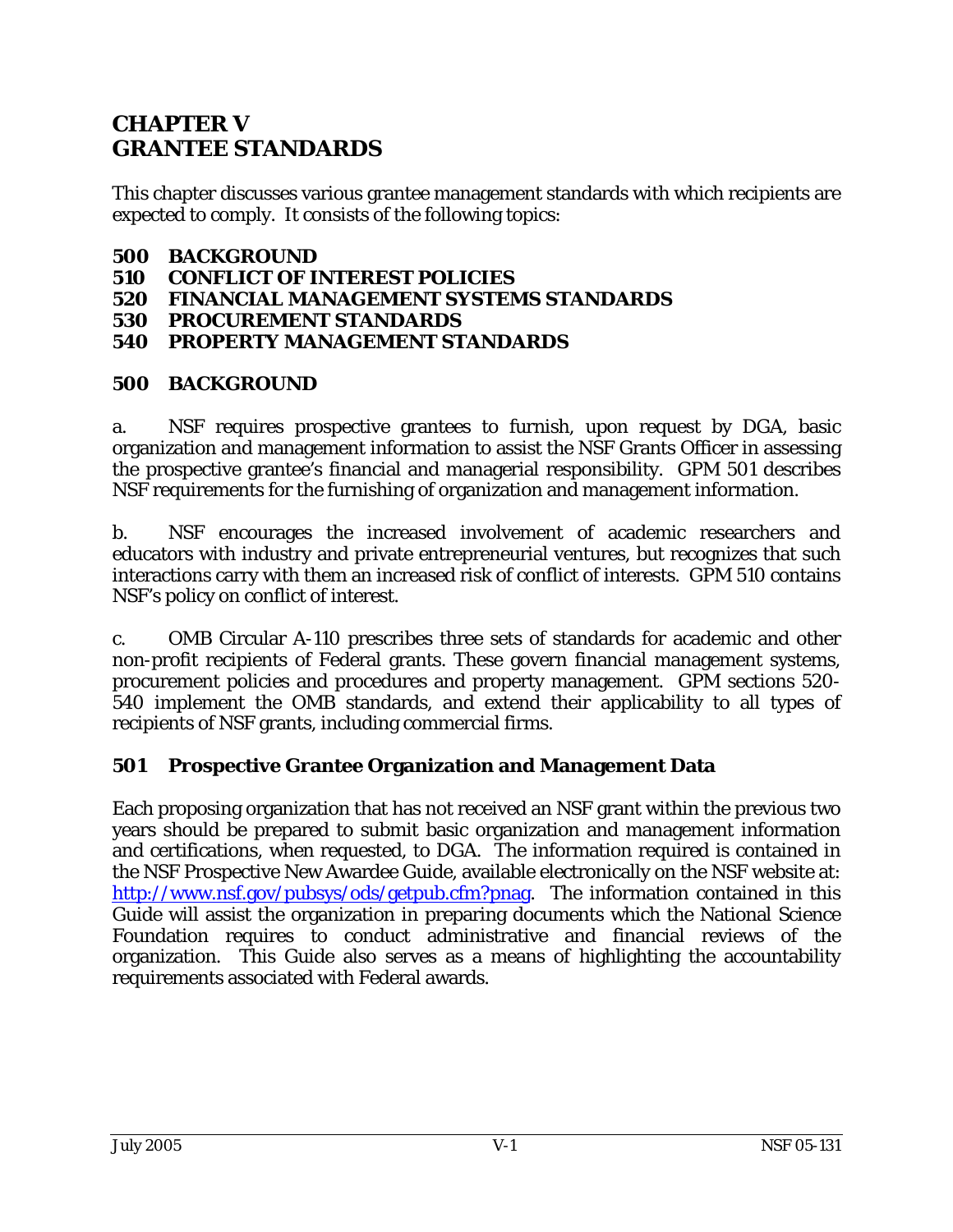# CHAPTER V
# GRANTEE STANDARDS

This chapter discusses various grantee management standards with which recipients are expected to comply. It consists of the following topics:

**500 BACKGROUND**
**510 CONFLICT OF INTEREST POLICIES**
**520 FINANCIAL MANAGEMENT SYSTEMS STANDARDS**
**530 PROCUREMENT STANDARDS**
**540 PROPERTY MANAGEMENT STANDARDS**

## 500 BACKGROUND

a. NSF requires prospective grantees to furnish, upon request by DGA, basic organization and management information to assist the NSF Grants Officer in assessing the prospective grantee's financial and managerial responsibility. GPM 501 describes NSF requirements for the furnishing of organization and management information.

b. NSF encourages the increased involvement of academic researchers and educators with industry and private entrepreneurial ventures, but recognizes that such interactions carry with them an increased risk of conflict of interests. GPM 510 contains NSF's policy on conflict of interest.

c. OMB Circular A-110 prescribes three sets of standards for academic and other non-profit recipients of Federal grants. These govern financial management systems, procurement policies and procedures and property management. GPM sections 520-540 implement the OMB standards, and extend their applicability to all types of recipients of NSF grants, including commercial firms.

### 501 Prospective Grantee Organization and Management Data

Each proposing organization that has not received an NSF grant within the previous two years should be prepared to submit basic organization and management information and certifications, when requested, to DGA. The information required is contained in the NSF Prospective New Awardee Guide, available electronically on the NSF website at: http://www.nsf.gov/pubsys/ods/getpub.cfm?pnag. The information contained in this Guide will assist the organization in preparing documents which the National Science Foundation requires to conduct administrative and financial reviews of the organization. This Guide also serves as a means of highlighting the accountability requirements associated with Federal awards.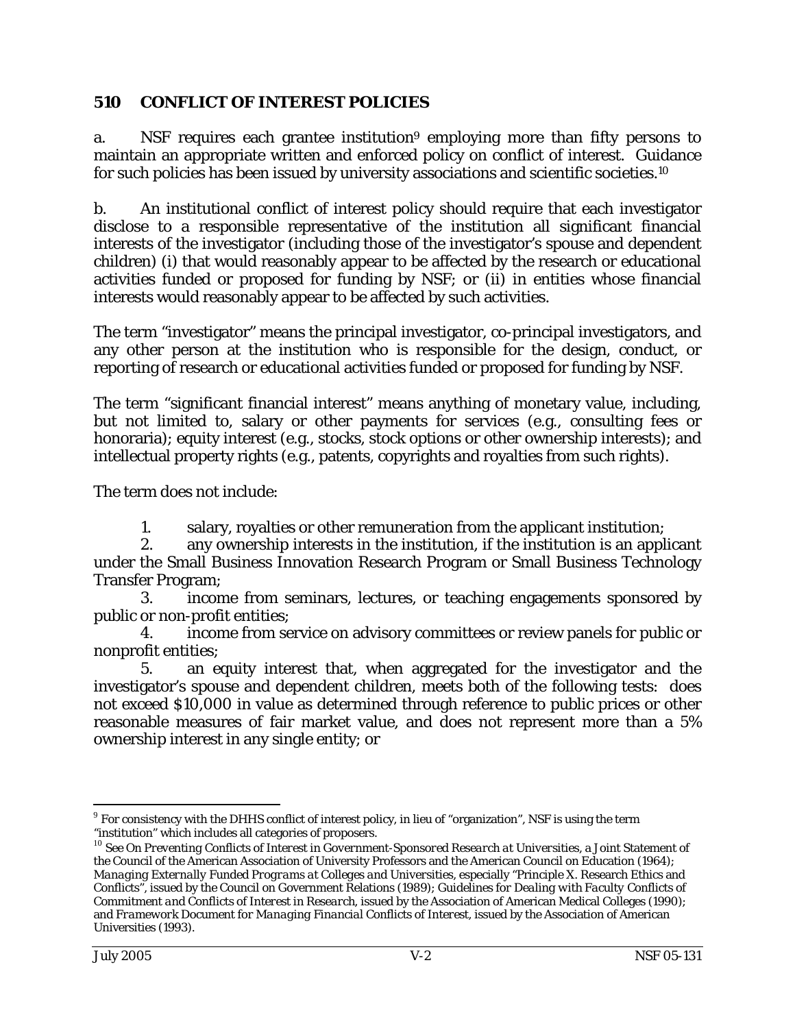## 510 CONFLICT OF INTEREST POLICIES

a. NSF requires each grantee institution[9] employing more than fifty persons to maintain an appropriate written and enforced policy on conflict of interest. Guidance for such policies has been issued by university associations and scientific societies.[10]

b. An institutional conflict of interest policy should require that each investigator disclose to a responsible representative of the institution all significant financial interests of the investigator (including those of the investigator's spouse and dependent children) (i) that would reasonably appear to be affected by the research or educational activities funded or proposed for funding by NSF; or (ii) in entities whose financial interests would reasonably appear to be affected by such activities.

The term "investigator" means the principal investigator, co-principal investigators, and any other person at the institution who is responsible for the design, conduct, or reporting of research or educational activities funded or proposed for funding by NSF.

The term "significant financial interest" means anything of monetary value, including, but not limited to, salary or other payments for services (e.g., consulting fees or honoraria); equity interest (e.g., stocks, stock options or other ownership interests); and intellectual property rights (e.g., patents, copyrights and royalties from such rights).

The term does not include:

1. salary, royalties or other remuneration from the applicant institution;
2. any ownership interests in the institution, if the institution is an applicant under the Small Business Innovation Research Program or Small Business Technology Transfer Program;
3. income from seminars, lectures, or teaching engagements sponsored by public or non-profit entities;
4. income from service on advisory committees or review panels for public or nonprofit entities;
5. an equity interest that, when aggregated for the investigator and the investigator's spouse and dependent children, meets both of the following tests: does not exceed $10,000 in value as determined through reference to public prices or other reasonable measures of fair market value, and does not represent more than a 5% ownership interest in any single entity; or

---

[9] For consistency with the DHHS conflict of interest policy, in lieu of "organization", NSF is using the term "institution" which includes all categories of proposers.

[10] See *On Preventing Conflicts of Interest in Government-Sponsored Research at Universities*, a Joint Statement of the Council of the American Association of University Professors and the American Council on Education (1964); *Managing Externally Funded Programs at Colleges and Universities*, especially "Principle X. Research Ethics and Conflicts", issued by the Council on Government Relations (1989); *Guidelines for Dealing with Faculty Conflicts of Commitment and Conflicts of Interest in Research*, issued by the Association of American Medical Colleges (1990); and *Framework Document for Managing Financial Conflicts of Interest*, issued by the Association of American Universities (1993).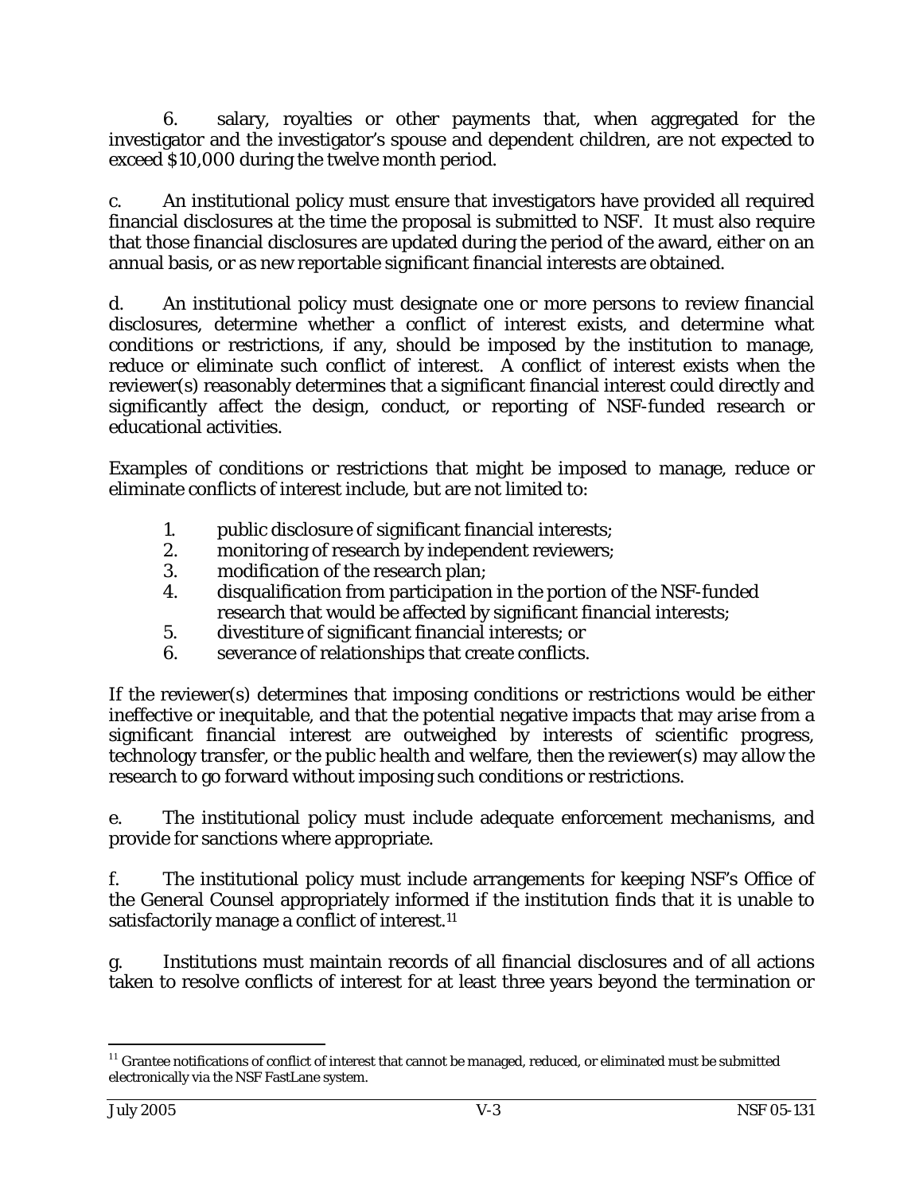6. salary, royalties or other payments that, when aggregated for the investigator and the investigator's spouse and dependent children, are not expected to exceed $10,000 during the twelve month period.

c. An institutional policy must ensure that investigators have provided all required financial disclosures at the time the proposal is submitted to NSF. It must also require that those financial disclosures are updated during the period of the award, either on an annual basis, or as new reportable significant financial interests are obtained.

d. An institutional policy must designate one or more persons to review financial disclosures, determine whether a conflict of interest exists, and determine what conditions or restrictions, if any, should be imposed by the institution to manage, reduce or eliminate such conflict of interest. A conflict of interest exists when the reviewer(s) reasonably determines that a significant financial interest could directly and significantly affect the design, conduct, or reporting of NSF-funded research or educational activities.

Examples of conditions or restrictions that might be imposed to manage, reduce or eliminate conflicts of interest include, but are not limited to:

1. public disclosure of significant financial interests;
2. monitoring of research by independent reviewers;
3. modification of the research plan;
4. disqualification from participation in the portion of the NSF-funded research that would be affected by significant financial interests;
5. divestiture of significant financial interests; or
6. severance of relationships that create conflicts.

If the reviewer(s) determines that imposing conditions or restrictions would be either ineffective or inequitable, and that the potential negative impacts that may arise from a significant financial interest are outweighed by interests of scientific progress, technology transfer, or the public health and welfare, then the reviewer(s) may allow the research to go forward without imposing such conditions or restrictions.

e. The institutional policy must include adequate enforcement mechanisms, and provide for sanctions where appropriate.

f. The institutional policy must include arrangements for keeping NSF's Office of the General Counsel appropriately informed if the institution finds that it is unable to satisfactorily manage a conflict of interest.[11]

g. Institutions must maintain records of all financial disclosures and of all actions taken to resolve conflicts of interest for at least three years beyond the termination or

[11] Grantee notifications of conflict of interest that cannot be managed, reduced, or eliminated must be submitted electronically via the NSF FastLane system.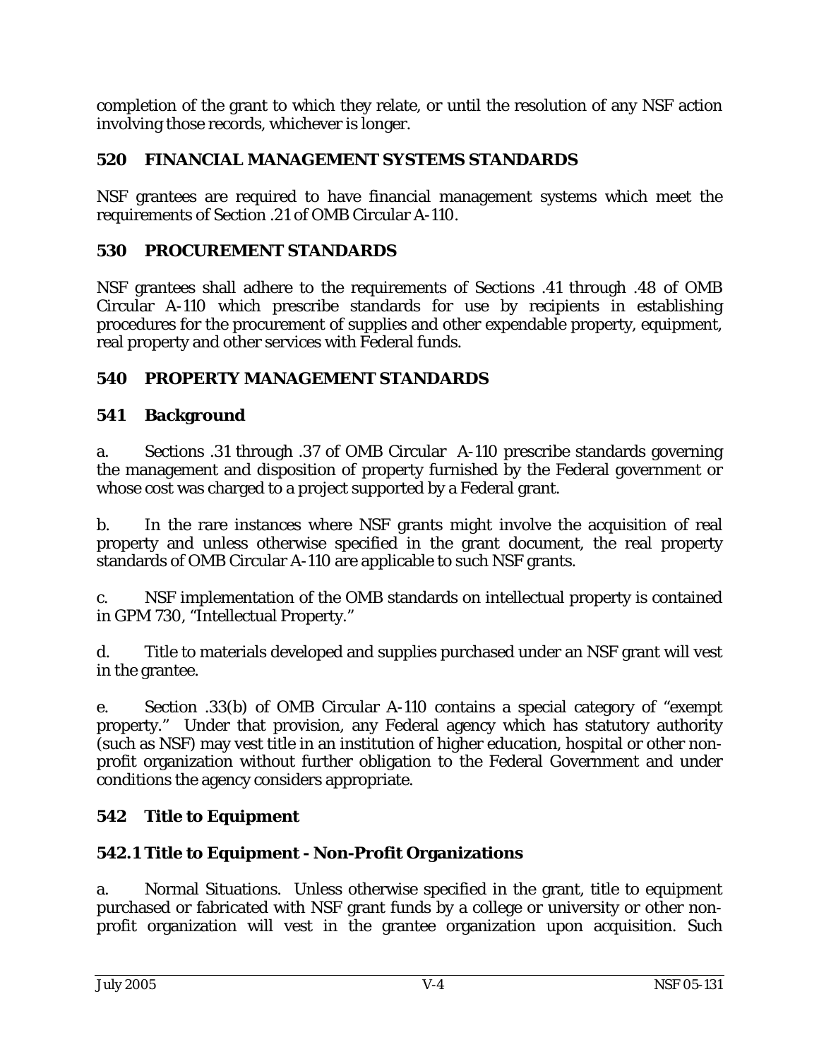completion of the grant to which they relate, or until the resolution of any NSF action involving those records, whichever is longer.

## 520 FINANCIAL MANAGEMENT SYSTEMS STANDARDS

NSF grantees are required to have financial management systems which meet the requirements of Section .21 of OMB Circular A-110.

## 530 PROCUREMENT STANDARDS

NSF grantees shall adhere to the requirements of Sections .41 through .48 of OMB Circular A-110 which prescribe standards for use by recipients in establishing procedures for the procurement of supplies and other expendable property, equipment, real property and other services with Federal funds.

## 540 PROPERTY MANAGEMENT STANDARDS

### 541 Background

a. Sections .31 through .37 of OMB Circular A-110 prescribe standards governing the management and disposition of property furnished by the Federal government or whose cost was charged to a project supported by a Federal grant.

b. In the rare instances where NSF grants might involve the acquisition of real property and unless otherwise specified in the grant document, the real property standards of OMB Circular A-110 are applicable to such NSF grants.

c. NSF implementation of the OMB standards on intellectual property is contained in GPM 730, "Intellectual Property."

d. Title to materials developed and supplies purchased under an NSF grant will vest in the grantee.

e. Section .33(b) of OMB Circular A-110 contains a special category of "exempt property." Under that provision, any Federal agency which has statutory authority (such as NSF) may vest title in an institution of higher education, hospital or other non-profit organization without further obligation to the Federal Government and under conditions the agency considers appropriate.

### 542 Title to Equipment

#### 542.1 Title to Equipment - Non-Profit Organizations

a. Normal Situations. Unless otherwise specified in the grant, title to equipment purchased or fabricated with NSF grant funds by a college or university or other non-profit organization will vest in the grantee organization upon acquisition. Such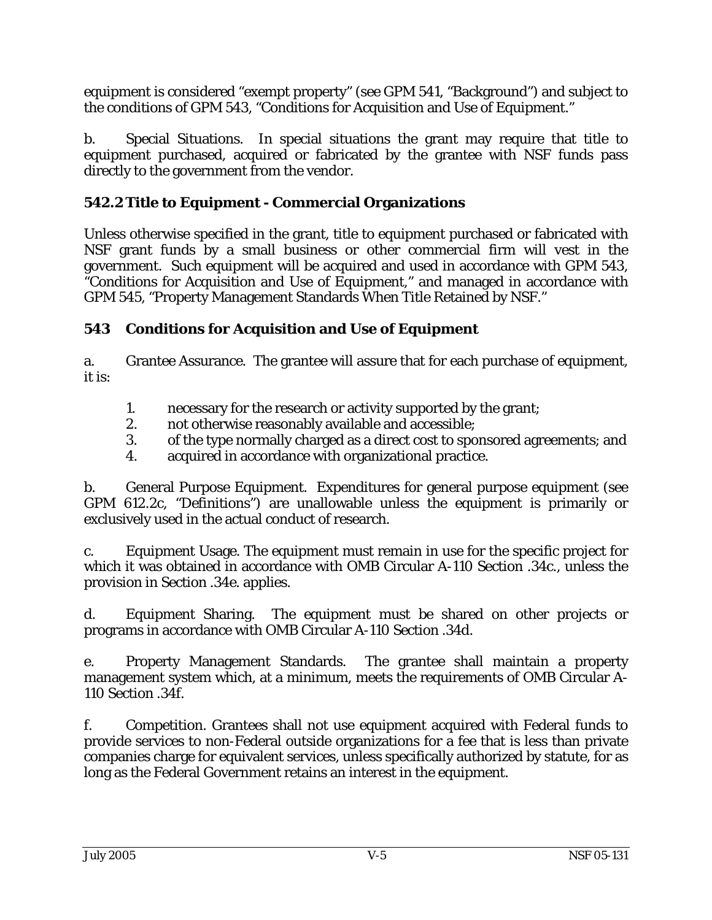equipment is considered "exempt property" (see GPM 541, "Background") and subject to the conditions of GPM 543, "Conditions for Acquisition and Use of Equipment."

b. Special Situations. In special situations the grant may require that title to equipment purchased, acquired or fabricated by the grantee with NSF funds pass directly to the government from the vendor.

### 542.2 Title to Equipment - Commercial Organizations

Unless otherwise specified in the grant, title to equipment purchased or fabricated with NSF grant funds by a small business or other commercial firm will vest in the government. Such equipment will be acquired and used in accordance with GPM 543, "Conditions for Acquisition and Use of Equipment," and managed in accordance with GPM 545, "Property Management Standards When Title Retained by NSF."

## 543 Conditions for Acquisition and Use of Equipment

a. Grantee Assurance. The grantee will assure that for each purchase of equipment, it is:

1. necessary for the research or activity supported by the grant;
2. not otherwise reasonably available and accessible;
3. of the type normally charged as a direct cost to sponsored agreements; and
4. acquired in accordance with organizational practice.

b. General Purpose Equipment. Expenditures for general purpose equipment (see GPM 612.2c, "Definitions") are unallowable unless the equipment is primarily or exclusively used in the actual conduct of research.

c. Equipment Usage. The equipment must remain in use for the specific project for which it was obtained in accordance with OMB Circular A-110 Section .34c., unless the provision in Section .34e. applies.

d. Equipment Sharing. The equipment must be shared on other projects or programs in accordance with OMB Circular A-110 Section .34d.

e. Property Management Standards. The grantee shall maintain a property management system which, at a minimum, meets the requirements of OMB Circular A-110 Section .34f.

f. Competition. Grantees shall not use equipment acquired with Federal funds to provide services to non-Federal outside organizations for a fee that is less than private companies charge for equivalent services, unless specifically authorized by statute, for as long as the Federal Government retains an interest in the equipment.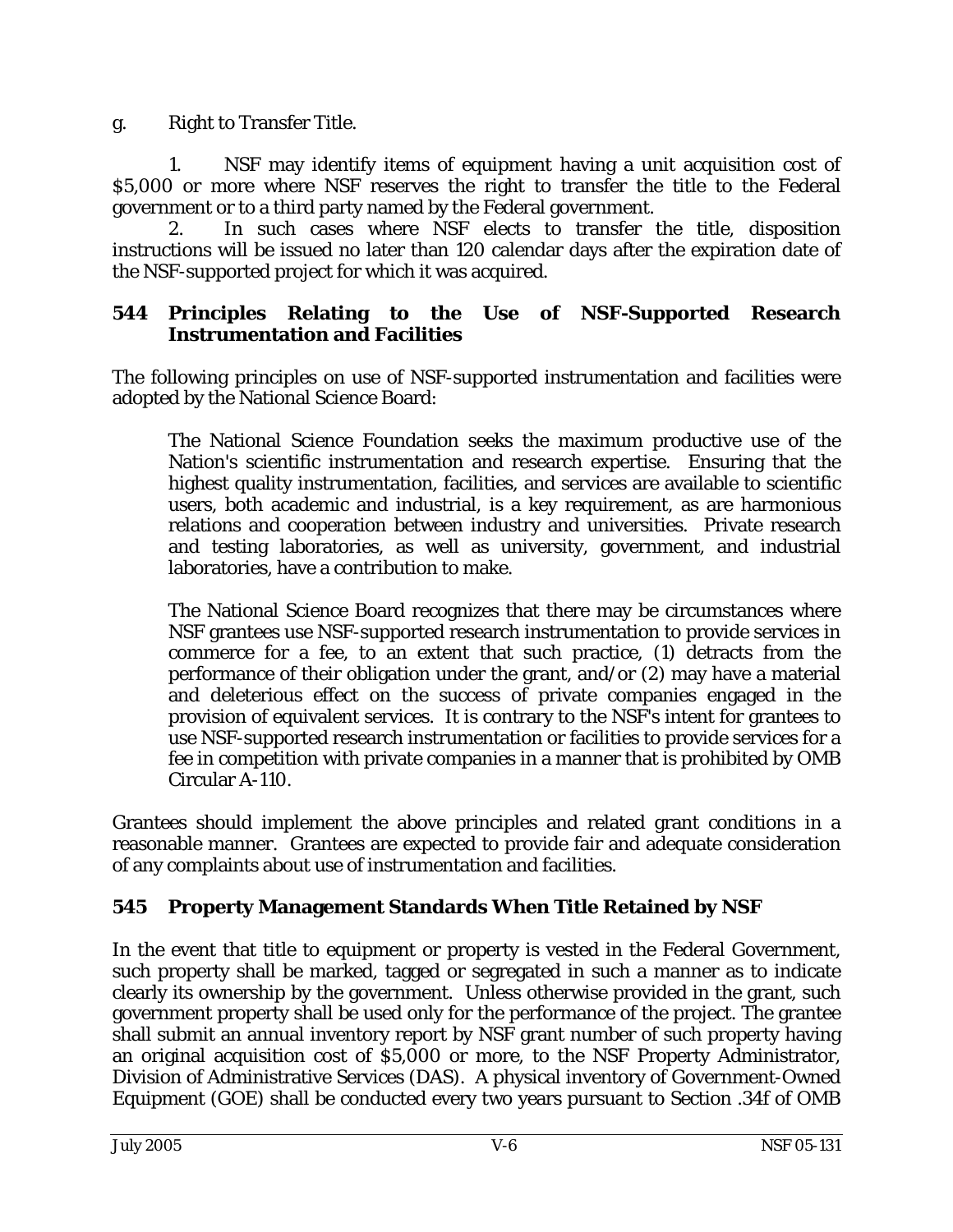g. Right to Transfer Title.

1. NSF may identify items of equipment having a unit acquisition cost of $5,000 or more where NSF reserves the right to transfer the title to the Federal government or to a third party named by the Federal government.

2. In such cases where NSF elects to transfer the title, disposition instructions will be issued no later than 120 calendar days after the expiration date of the NSF-supported project for which it was acquired.

## 544 Principles Relating to the Use of NSF-Supported Research Instrumentation and Facilities

The following principles on use of NSF-supported instrumentation and facilities were adopted by the National Science Board:

> The National Science Foundation seeks the maximum productive use of the Nation's scientific instrumentation and research expertise. Ensuring that the highest quality instrumentation, facilities, and services are available to scientific users, both academic and industrial, is a key requirement, as are harmonious relations and cooperation between industry and universities. Private research and testing laboratories, as well as university, government, and industrial laboratories, have a contribution to make.
>
> The National Science Board recognizes that there may be circumstances where NSF grantees use NSF-supported research instrumentation to provide services in commerce for a fee, to an extent that such practice, (1) detracts from the performance of their obligation under the grant, and/or (2) may have a material and deleterious effect on the success of private companies engaged in the provision of equivalent services. It is contrary to the NSF's intent for grantees to use NSF-supported research instrumentation or facilities to provide services for a fee in competition with private companies in a manner that is prohibited by OMB Circular A-110.

Grantees should implement the above principles and related grant conditions in a reasonable manner. Grantees are expected to provide fair and adequate consideration of any complaints about use of instrumentation and facilities.

## 545 Property Management Standards When Title Retained by NSF

In the event that title to equipment or property is vested in the Federal Government, such property shall be marked, tagged or segregated in such a manner as to indicate clearly its ownership by the government. Unless otherwise provided in the grant, such government property shall be used only for the performance of the project. The grantee shall submit an annual inventory report by NSF grant number of such property having an original acquisition cost of $5,000 or more, to the NSF Property Administrator, Division of Administrative Services (DAS). A physical inventory of Government-Owned Equipment (GOE) shall be conducted every two years pursuant to Section .34f of OMB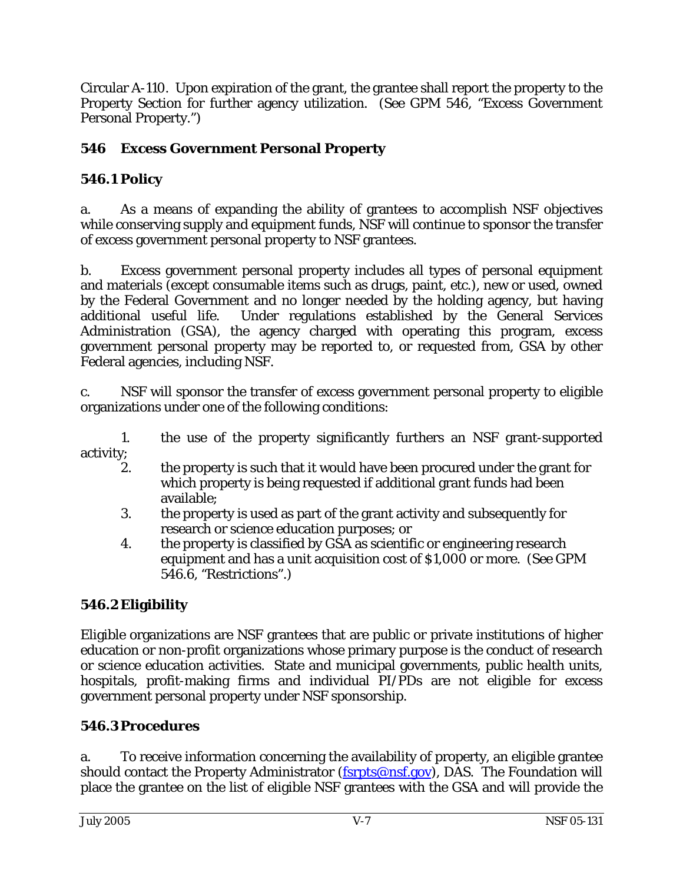Circular A-110. Upon expiration of the grant, the grantee shall report the property to the Property Section for further agency utilization. (See GPM 546, "Excess Government Personal Property.")

## 546 Excess Government Personal Property

### 546.1 Policy

a. As a means of expanding the ability of grantees to accomplish NSF objectives while conserving supply and equipment funds, NSF will continue to sponsor the transfer of excess government personal property to NSF grantees.

b. Excess government personal property includes all types of personal equipment and materials (except consumable items such as drugs, paint, etc.), new or used, owned by the Federal Government and no longer needed by the holding agency, but having additional useful life. Under regulations established by the General Services Administration (GSA), the agency charged with operating this program, excess government personal property may be reported to, or requested from, GSA by other Federal agencies, including NSF.

c. NSF will sponsor the transfer of excess government personal property to eligible organizations under one of the following conditions:

1. the use of the property significantly furthers an NSF grant-supported activity;
2. the property is such that it would have been procured under the grant for which property is being requested if additional grant funds had been available;
3. the property is used as part of the grant activity and subsequently for research or science education purposes; or
4. the property is classified by GSA as scientific or engineering research equipment and has a unit acquisition cost of $1,000 or more. (See GPM 546.6, "Restrictions".)

### 546.2 Eligibility

Eligible organizations are NSF grantees that are public or private institutions of higher education or non-profit organizations whose primary purpose is the conduct of research or science education activities. State and municipal governments, public health units, hospitals, profit-making firms and individual PI/PDs are not eligible for excess government personal property under NSF sponsorship.

### 546.3 Procedures

a. To receive information concerning the availability of property, an eligible grantee should contact the Property Administrator (fsrpts@nsf.gov), DAS. The Foundation will place the grantee on the list of eligible NSF grantees with the GSA and will provide the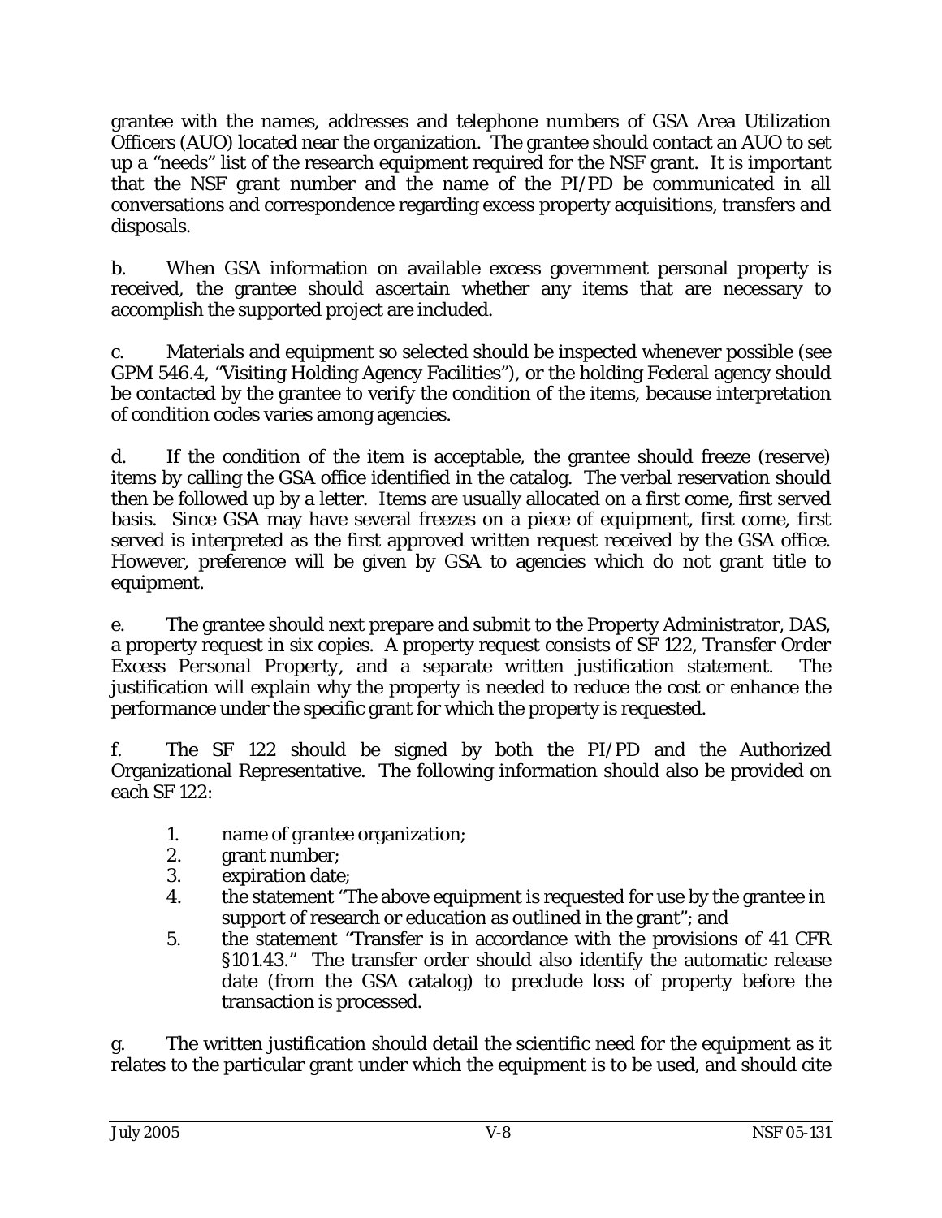grantee with the names, addresses and telephone numbers of GSA Area Utilization Officers (AUO) located near the organization. The grantee should contact an AUO to set up a "needs" list of the research equipment required for the NSF grant. It is important that the NSF grant number and the name of the PI/PD be communicated in all conversations and correspondence regarding excess property acquisitions, transfers and disposals.

b. When GSA information on available excess government personal property is received, the grantee should ascertain whether any items that are necessary to accomplish the supported project are included.

c. Materials and equipment so selected should be inspected whenever possible (see GPM 546.4, "Visiting Holding Agency Facilities"), or the holding Federal agency should be contacted by the grantee to verify the condition of the items, because interpretation of condition codes varies among agencies.

d. If the condition of the item is acceptable, the grantee should freeze (reserve) items by calling the GSA office identified in the catalog. The verbal reservation should then be followed up by a letter. Items are usually allocated on a first come, first served basis. Since GSA may have several freezes on a piece of equipment, first come, first served is interpreted as the first approved written request received by the GSA office. However, preference will be given by GSA to agencies which do not grant title to equipment.

e. The grantee should next prepare and submit to the Property Administrator, DAS, a property request in six copies. A property request consists of SF 122, *Transfer Order Excess Personal Property*, and a separate written justification statement. The justification will explain why the property is needed to reduce the cost or enhance the performance under the specific grant for which the property is requested.

f. The SF 122 should be signed by both the PI/PD and the Authorized Organizational Representative. The following information should also be provided on each SF 122:

1. name of grantee organization;
2. grant number;
3. expiration date;
4. the statement "The above equipment is requested for use by the grantee in support of research or education as outlined in the grant"; and
5. the statement "Transfer is in accordance with the provisions of 41 CFR §101.43." The transfer order should also identify the automatic release date (from the GSA catalog) to preclude loss of property before the transaction is processed.

g. The written justification should detail the scientific need for the equipment as it relates to the particular grant under which the equipment is to be used, and should cite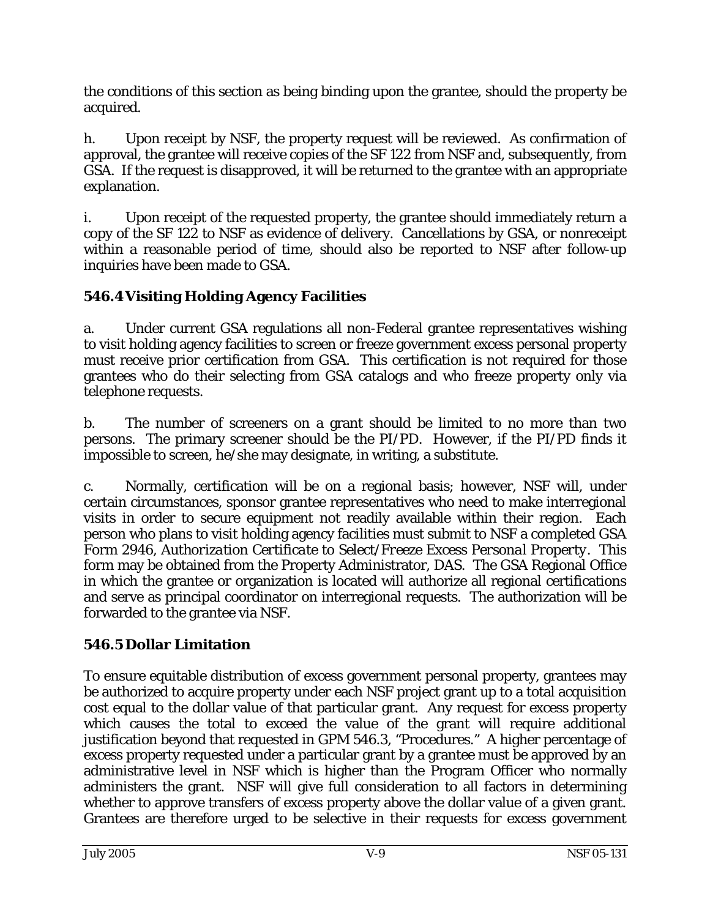the conditions of this section as being binding upon the grantee, should the property be acquired.

h. Upon receipt by NSF, the property request will be reviewed. As confirmation of approval, the grantee will receive copies of the SF 122 from NSF and, subsequently, from GSA. If the request is disapproved, it will be returned to the grantee with an appropriate explanation.

i. Upon receipt of the requested property, the grantee should immediately return a copy of the SF 122 to NSF as evidence of delivery. Cancellations by GSA, or nonreceipt within a reasonable period of time, should also be reported to NSF after follow-up inquiries have been made to GSA.

### 546.4 Visiting Holding Agency Facilities

a. Under current GSA regulations all non-Federal grantee representatives wishing to visit holding agency facilities to screen or freeze government excess personal property must receive prior certification from GSA. This certification is not required for those grantees who do their selecting from GSA catalogs and who freeze property only via telephone requests.

b. The number of screeners on a grant should be limited to no more than two persons. The primary screener should be the PI/PD. However, if the PI/PD finds it impossible to screen, he/she may designate, in writing, a substitute.

c. Normally, certification will be on a regional basis; however, NSF will, under certain circumstances, sponsor grantee representatives who need to make interregional visits in order to secure equipment not readily available within their region. Each person who plans to visit holding agency facilities must submit to NSF a completed GSA Form 2946, *Authorization Certificate to Select/Freeze Excess Personal Property*. This form may be obtained from the Property Administrator, DAS. The GSA Regional Office in which the grantee or organization is located will authorize all regional certifications and serve as principal coordinator on interregional requests. The authorization will be forwarded to the grantee via NSF.

### 546.5 Dollar Limitation

To ensure equitable distribution of excess government personal property, grantees may be authorized to acquire property under each NSF project grant up to a total acquisition cost equal to the dollar value of that particular grant. Any request for excess property which causes the total to exceed the value of the grant will require additional justification beyond that requested in GPM 546.3, "Procedures." A higher percentage of excess property requested under a particular grant by a grantee must be approved by an administrative level in NSF which is higher than the Program Officer who normally administers the grant. NSF will give full consideration to all factors in determining whether to approve transfers of excess property above the dollar value of a given grant. Grantees are therefore urged to be selective in their requests for excess government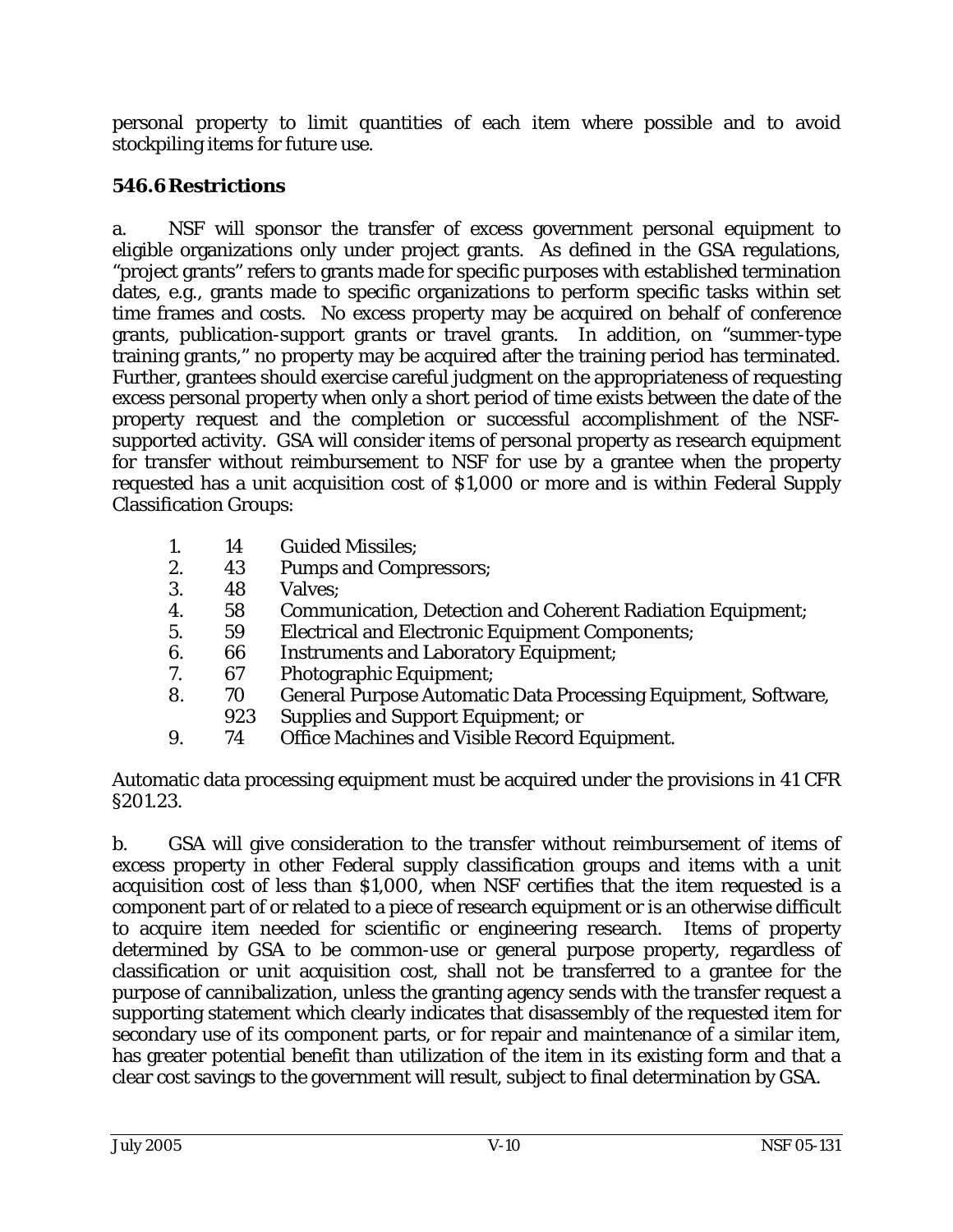personal property to limit quantities of each item where possible and to avoid stockpiling items for future use.

### 546.6 Restrictions

a. NSF will sponsor the transfer of excess government personal equipment to eligible organizations only under project grants. As defined in the GSA regulations, "project grants" refers to grants made for specific purposes with established termination dates, e.g., grants made to specific organizations to perform specific tasks within set time frames and costs. No excess property may be acquired on behalf of conference grants, publication-support grants or travel grants. In addition, on "summer-type training grants," no property may be acquired after the training period has terminated. Further, grantees should exercise careful judgment on the appropriateness of requesting excess personal property when only a short period of time exists between the date of the property request and the completion or successful accomplishment of the NSF-supported activity. GSA will consider items of personal property as research equipment for transfer without reimbursement to NSF for use by a grantee when the property requested has a unit acquisition cost of $1,000 or more and is within Federal Supply Classification Groups:

1. 14 Guided Missiles;
2. 43 Pumps and Compressors;
3. 48 Valves;
4. 58 Communication, Detection and Coherent Radiation Equipment;
5. 59 Electrical and Electronic Equipment Components;
6. 66 Instruments and Laboratory Equipment;
7. 67 Photographic Equipment;
8. 70 General Purpose Automatic Data Processing Equipment, Software, 923 Supplies and Support Equipment; or
9. 74 Office Machines and Visible Record Equipment.

Automatic data processing equipment must be acquired under the provisions in 41 CFR §201.23.

b. GSA will give consideration to the transfer without reimbursement of items of excess property in other Federal supply classification groups and items with a unit acquisition cost of less than $1,000, when NSF certifies that the item requested is a component part of or related to a piece of research equipment or is an otherwise difficult to acquire item needed for scientific or engineering research. Items of property determined by GSA to be common-use or general purpose property, regardless of classification or unit acquisition cost, shall not be transferred to a grantee for the purpose of cannibalization, unless the granting agency sends with the transfer request a supporting statement which clearly indicates that disassembly of the requested item for secondary use of its component parts, or for repair and maintenance of a similar item, has greater potential benefit than utilization of the item in its existing form and that a clear cost savings to the government will result, subject to final determination by GSA.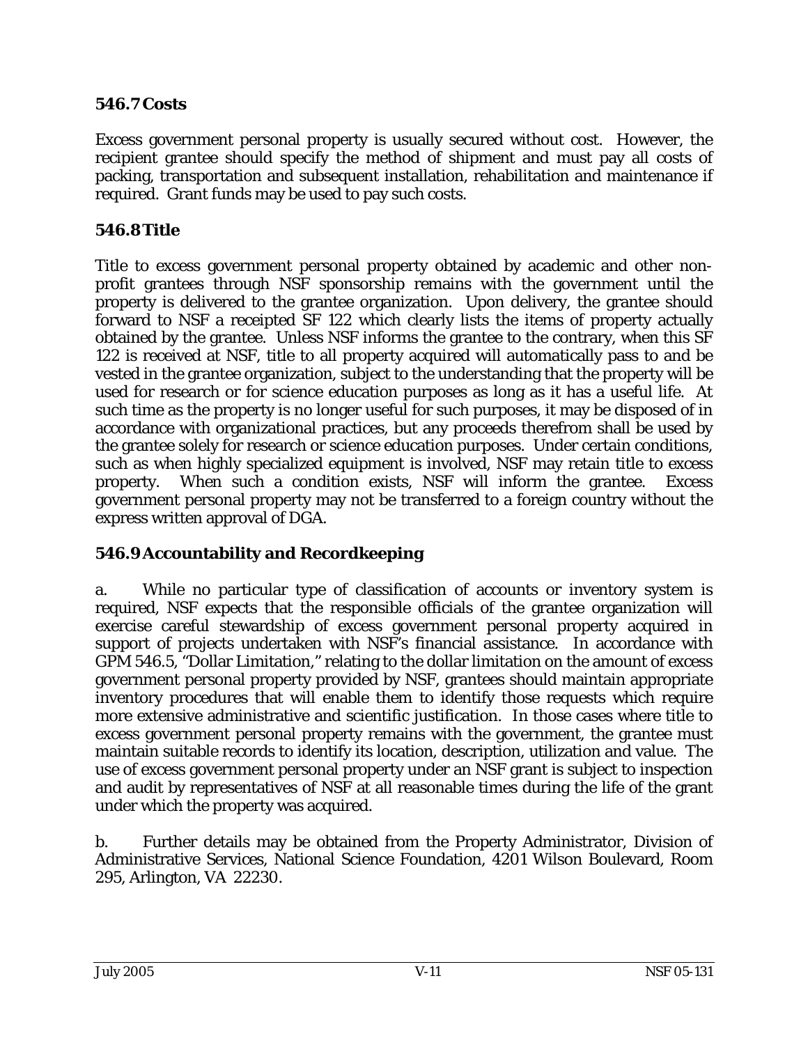### 546.7 Costs

Excess government personal property is usually secured without cost. However, the recipient grantee should specify the method of shipment and must pay all costs of packing, transportation and subsequent installation, rehabilitation and maintenance if required. Grant funds may be used to pay such costs.

### 546.8 Title

Title to excess government personal property obtained by academic and other non-profit grantees through NSF sponsorship remains with the government until the property is delivered to the grantee organization. Upon delivery, the grantee should forward to NSF a receipted SF 122 which clearly lists the items of property actually obtained by the grantee. Unless NSF informs the grantee to the contrary, when this SF 122 is received at NSF, title to all property acquired will automatically pass to and be vested in the grantee organization, subject to the understanding that the property will be used for research or for science education purposes as long as it has a useful life. At such time as the property is no longer useful for such purposes, it may be disposed of in accordance with organizational practices, but any proceeds therefrom shall be used by the grantee solely for research or science education purposes. Under certain conditions, such as when highly specialized equipment is involved, NSF may retain title to excess property. When such a condition exists, NSF will inform the grantee. Excess government personal property may not be transferred to a foreign country without the express written approval of DGA.

### 546.9 Accountability and Recordkeeping

a. While no particular type of classification of accounts or inventory system is required, NSF expects that the responsible officials of the grantee organization will exercise careful stewardship of excess government personal property acquired in support of projects undertaken with NSF's financial assistance. In accordance with GPM 546.5, "Dollar Limitation," relating to the dollar limitation on the amount of excess government personal property provided by NSF, grantees should maintain appropriate inventory procedures that will enable them to identify those requests which require more extensive administrative and scientific justification. In those cases where title to excess government personal property remains with the government, the grantee must maintain suitable records to identify its location, description, utilization and value. The use of excess government personal property under an NSF grant is subject to inspection and audit by representatives of NSF at all reasonable times during the life of the grant under which the property was acquired.

b. Further details may be obtained from the Property Administrator, Division of Administrative Services, National Science Foundation, 4201 Wilson Boulevard, Room 295, Arlington, VA 22230.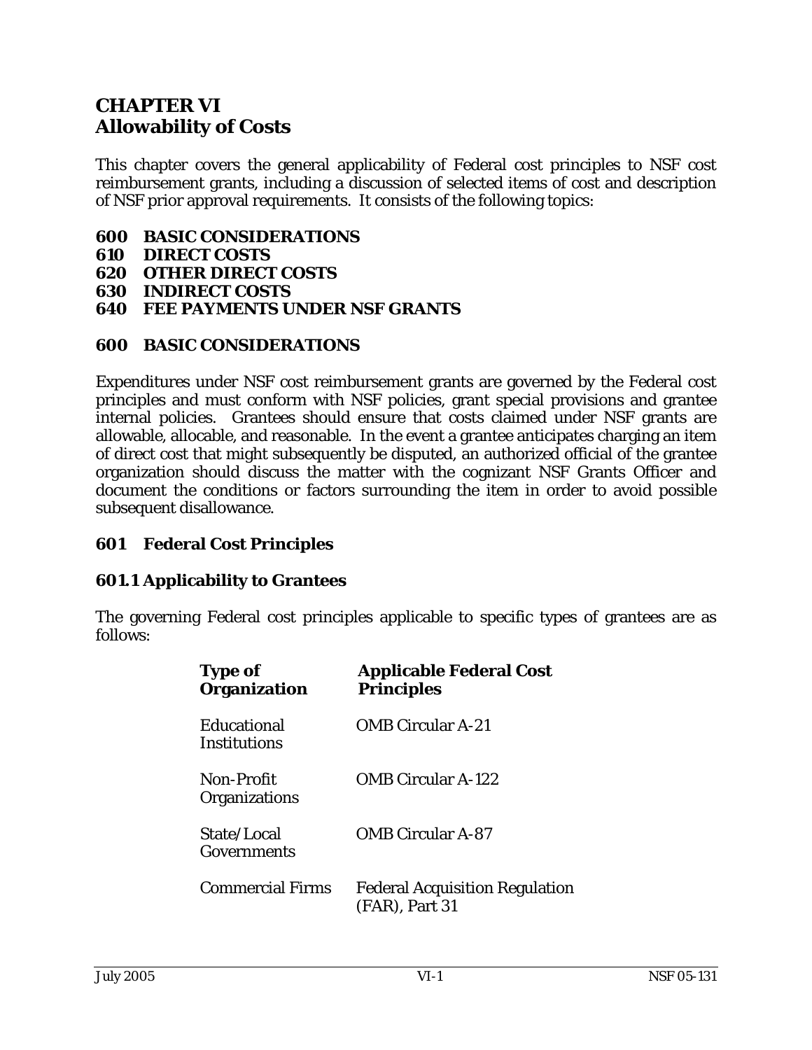# CHAPTER VI
# Allowability of Costs

This chapter covers the general applicability of Federal cost principles to NSF cost reimbursement grants, including a discussion of selected items of cost and description of NSF prior approval requirements. It consists of the following topics:

**600 BASIC CONSIDERATIONS**
**610 DIRECT COSTS**
**620 OTHER DIRECT COSTS**
**630 INDIRECT COSTS**
**640 FEE PAYMENTS UNDER NSF GRANTS**

## 600 BASIC CONSIDERATIONS

Expenditures under NSF cost reimbursement grants are governed by the Federal cost principles and must conform with NSF policies, grant special provisions and grantee internal policies. Grantees should ensure that costs claimed under NSF grants are allowable, allocable, and reasonable. In the event a grantee anticipates charging an item of direct cost that might subsequently be disputed, an authorized official of the grantee organization should discuss the matter with the cognizant NSF Grants Officer and document the conditions or factors surrounding the item in order to avoid possible subsequent disallowance.

### 601 Federal Cost Principles

#### 601.1 Applicability to Grantees

The governing Federal cost principles applicable to specific types of grantees are as follows:

| Type of Organization | Applicable Federal Cost Principles |
|---|---|
| Educational Institutions | OMB Circular A-21 |
| Non-Profit Organizations | OMB Circular A-122 |
| State/Local Governments | OMB Circular A-87 |
| Commercial Firms | Federal Acquisition Regulation (FAR), Part 31 |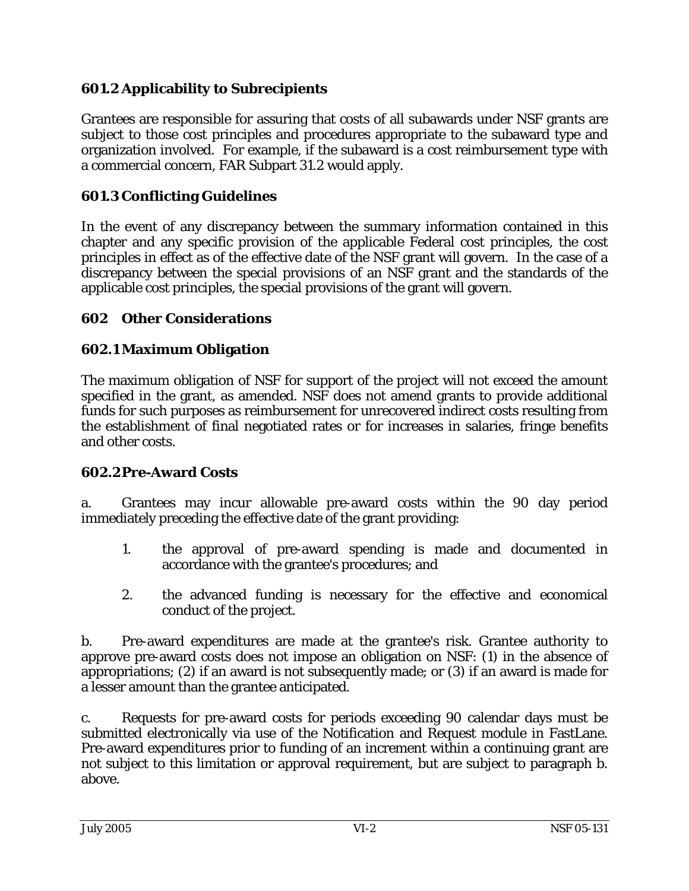### 601.2 Applicability to Subrecipients

Grantees are responsible for assuring that costs of all subawards under NSF grants are subject to those cost principles and procedures appropriate to the subaward type and organization involved. For example, if the subaward is a cost reimbursement type with a commercial concern, FAR Subpart 31.2 would apply.

### 601.3 Conflicting Guidelines

In the event of any discrepancy between the summary information contained in this chapter and any specific provision of the applicable Federal cost principles, the cost principles in effect as of the effective date of the NSF grant will govern. In the case of a discrepancy between the special provisions of an NSF grant and the standards of the applicable cost principles, the special provisions of the grant will govern.

## 602 Other Considerations

### 602.1 Maximum Obligation

The maximum obligation of NSF for support of the project will not exceed the amount specified in the grant, as amended. NSF does not amend grants to provide additional funds for such purposes as reimbursement for unrecovered indirect costs resulting from the establishment of final negotiated rates or for increases in salaries, fringe benefits and other costs.

### 602.2 Pre-Award Costs

a. Grantees may incur allowable pre-award costs within the 90 day period immediately preceding the effective date of the grant providing:

1. the approval of pre-award spending is made and documented in accordance with the grantee's procedures; and

2. the advanced funding is necessary for the effective and economical conduct of the project.

b. Pre-award expenditures are made at the grantee's risk. Grantee authority to approve pre-award costs does not impose an obligation on NSF: (1) in the absence of appropriations; (2) if an award is not subsequently made; or (3) if an award is made for a lesser amount than the grantee anticipated.

c. Requests for pre-award costs for periods exceeding 90 calendar days must be submitted electronically via use of the Notification and Request module in FastLane. Pre-award expenditures prior to funding of an increment within a continuing grant are not subject to this limitation or approval requirement, but are subject to paragraph b. above.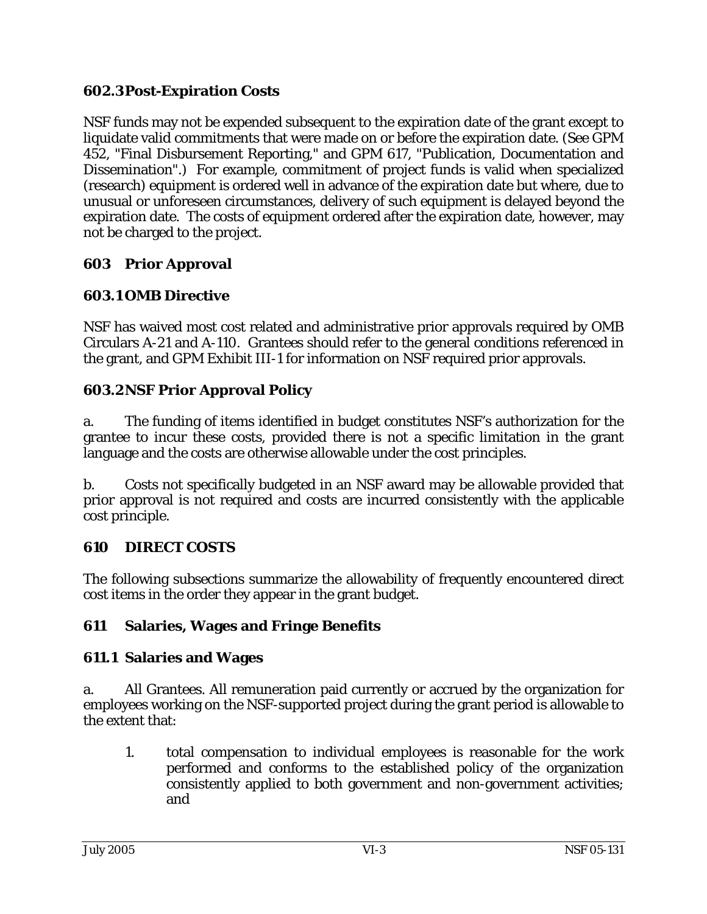### 602.3 Post-Expiration Costs

NSF funds may not be expended subsequent to the expiration date of the grant except to liquidate valid commitments that were made on or before the expiration date. (See GPM 452, "Final Disbursement Reporting," and GPM 617, "Publication, Documentation and Dissemination".) For example, commitment of project funds is valid when specialized (research) equipment is ordered well in advance of the expiration date but where, due to unusual or unforeseen circumstances, delivery of such equipment is delayed beyond the expiration date. The costs of equipment ordered after the expiration date, however, may not be charged to the project.

## 603 Prior Approval

### 603.1 OMB Directive

NSF has waived most cost related and administrative prior approvals required by OMB Circulars A-21 and A-110. Grantees should refer to the general conditions referenced in the grant, and GPM Exhibit III-1 for information on NSF required prior approvals.

### 603.2 NSF Prior Approval Policy

a. The funding of items identified in budget constitutes NSF's authorization for the grantee to incur these costs, provided there is not a specific limitation in the grant language and the costs are otherwise allowable under the cost principles.

b. Costs not specifically budgeted in an NSF award may be allowable provided that prior approval is not required and costs are incurred consistently with the applicable cost principle.

## 610 DIRECT COSTS

The following subsections summarize the allowability of frequently encountered direct cost items in the order they appear in the grant budget.

## 611 Salaries, Wages and Fringe Benefits

### 611.1 Salaries and Wages

a. All Grantees. All remuneration paid currently or accrued by the organization for employees working on the NSF-supported project during the grant period is allowable to the extent that:

1. total compensation to individual employees is reasonable for the work performed and conforms to the established policy of the organization consistently applied to both government and non-government activities; and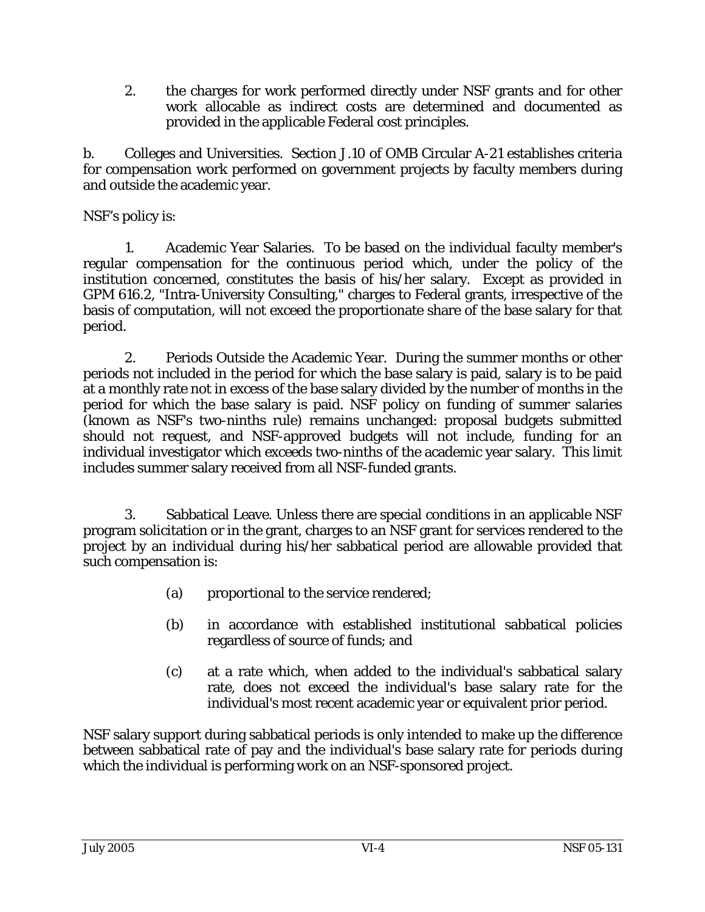2. the charges for work performed directly under NSF grants and for other work allocable as indirect costs are determined and documented as provided in the applicable Federal cost principles.

b. Colleges and Universities. Section J.10 of OMB Circular A-21 establishes criteria for compensation work performed on government projects by faculty members during and outside the academic year.

NSF's policy is:

1. Academic Year Salaries. To be based on the individual faculty member's regular compensation for the continuous period which, under the policy of the institution concerned, constitutes the basis of his/her salary. Except as provided in GPM 616.2, "Intra-University Consulting," charges to Federal grants, irrespective of the basis of computation, will not exceed the proportionate share of the base salary for that period.

2. Periods Outside the Academic Year. During the summer months or other periods not included in the period for which the base salary is paid, salary is to be paid at a monthly rate not in excess of the base salary divided by the number of months in the period for which the base salary is paid. NSF policy on funding of summer salaries (known as NSF's two-ninths rule) remains unchanged: proposal budgets submitted should not request, and NSF-approved budgets will not include, funding for an individual investigator which exceeds two-ninths of the academic year salary. This limit includes summer salary received from all NSF-funded grants.

3. Sabbatical Leave. Unless there are special conditions in an applicable NSF program solicitation or in the grant, charges to an NSF grant for services rendered to the project by an individual during his/her sabbatical period are allowable provided that such compensation is:

(a) proportional to the service rendered;

(b) in accordance with established institutional sabbatical policies regardless of source of funds; and

(c) at a rate which, when added to the individual's sabbatical salary rate, does not exceed the individual's base salary rate for the individual's most recent academic year or equivalent prior period.

NSF salary support during sabbatical periods is only intended to make up the difference between sabbatical rate of pay and the individual's base salary rate for periods during which the individual is performing work on an NSF-sponsored project.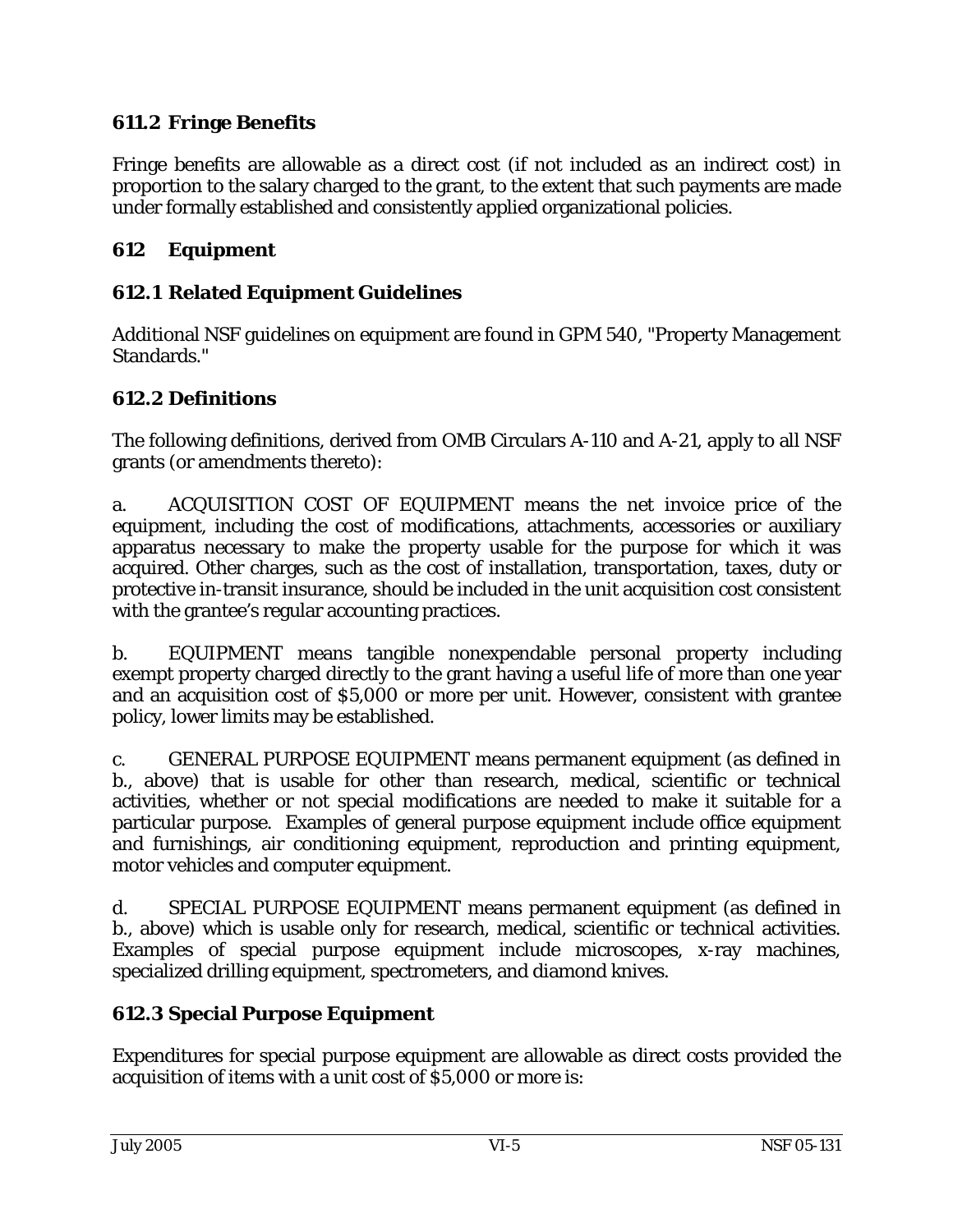### 611.2 Fringe Benefits

Fringe benefits are allowable as a direct cost (if not included as an indirect cost) in proportion to the salary charged to the grant, to the extent that such payments are made under formally established and consistently applied organizational policies.

## 612 Equipment

### 612.1 Related Equipment Guidelines

Additional NSF guidelines on equipment are found in GPM 540, "Property Management Standards."

### 612.2 Definitions

The following definitions, derived from OMB Circulars A-110 and A-21, apply to all NSF grants (or amendments thereto):

a. ACQUISITION COST OF EQUIPMENT means the net invoice price of the equipment, including the cost of modifications, attachments, accessories or auxiliary apparatus necessary to make the property usable for the purpose for which it was acquired. Other charges, such as the cost of installation, transportation, taxes, duty or protective in-transit insurance, should be included in the unit acquisition cost consistent with the grantee's regular accounting practices.

b. EQUIPMENT means tangible nonexpendable personal property including exempt property charged directly to the grant having a useful life of more than one year and an acquisition cost of $5,000 or more per unit. However, consistent with grantee policy, lower limits may be established.

c. GENERAL PURPOSE EQUIPMENT means permanent equipment (as defined in b., above) that is usable for other than research, medical, scientific or technical activities, whether or not special modifications are needed to make it suitable for a particular purpose. Examples of general purpose equipment include office equipment and furnishings, air conditioning equipment, reproduction and printing equipment, motor vehicles and computer equipment.

d. SPECIAL PURPOSE EQUIPMENT means permanent equipment (as defined in b., above) which is usable only for research, medical, scientific or technical activities. Examples of special purpose equipment include microscopes, x-ray machines, specialized drilling equipment, spectrometers, and diamond knives.

### 612.3 Special Purpose Equipment

Expenditures for special purpose equipment are allowable as direct costs provided the acquisition of items with a unit cost of $5,000 or more is: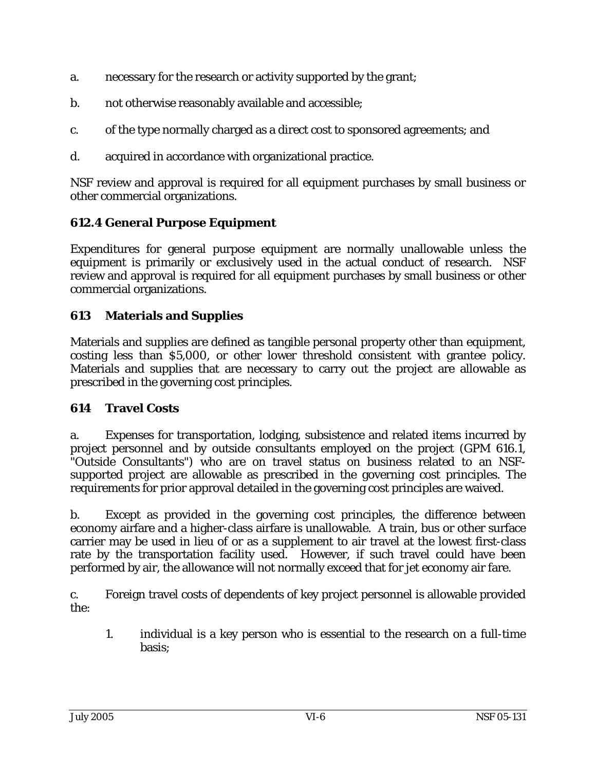a. necessary for the research or activity supported by the grant;

b. not otherwise reasonably available and accessible;

c. of the type normally charged as a direct cost to sponsored agreements; and

d. acquired in accordance with organizational practice.

NSF review and approval is required for all equipment purchases by small business or other commercial organizations.

### 612.4 General Purpose Equipment

Expenditures for general purpose equipment are normally unallowable unless the equipment is primarily or exclusively used in the actual conduct of research. NSF review and approval is required for all equipment purchases by small business or other commercial organizations.

## 613 Materials and Supplies

Materials and supplies are defined as tangible personal property other than equipment, costing less than $5,000, or other lower threshold consistent with grantee policy. Materials and supplies that are necessary to carry out the project are allowable as prescribed in the governing cost principles.

## 614 Travel Costs

a. Expenses for transportation, lodging, subsistence and related items incurred by project personnel and by outside consultants employed on the project (GPM 616.1, "Outside Consultants") who are on travel status on business related to an NSF-supported project are allowable as prescribed in the governing cost principles. The requirements for prior approval detailed in the governing cost principles are waived.

b. Except as provided in the governing cost principles, the difference between economy airfare and a higher-class airfare is unallowable. A train, bus or other surface carrier may be used in lieu of or as a supplement to air travel at the lowest first-class rate by the transportation facility used. However, if such travel could have been performed by air, the allowance will not normally exceed that for jet economy air fare.

c. Foreign travel costs of dependents of key project personnel is allowable provided the:

1. individual is a key person who is essential to the research on a full-time basis;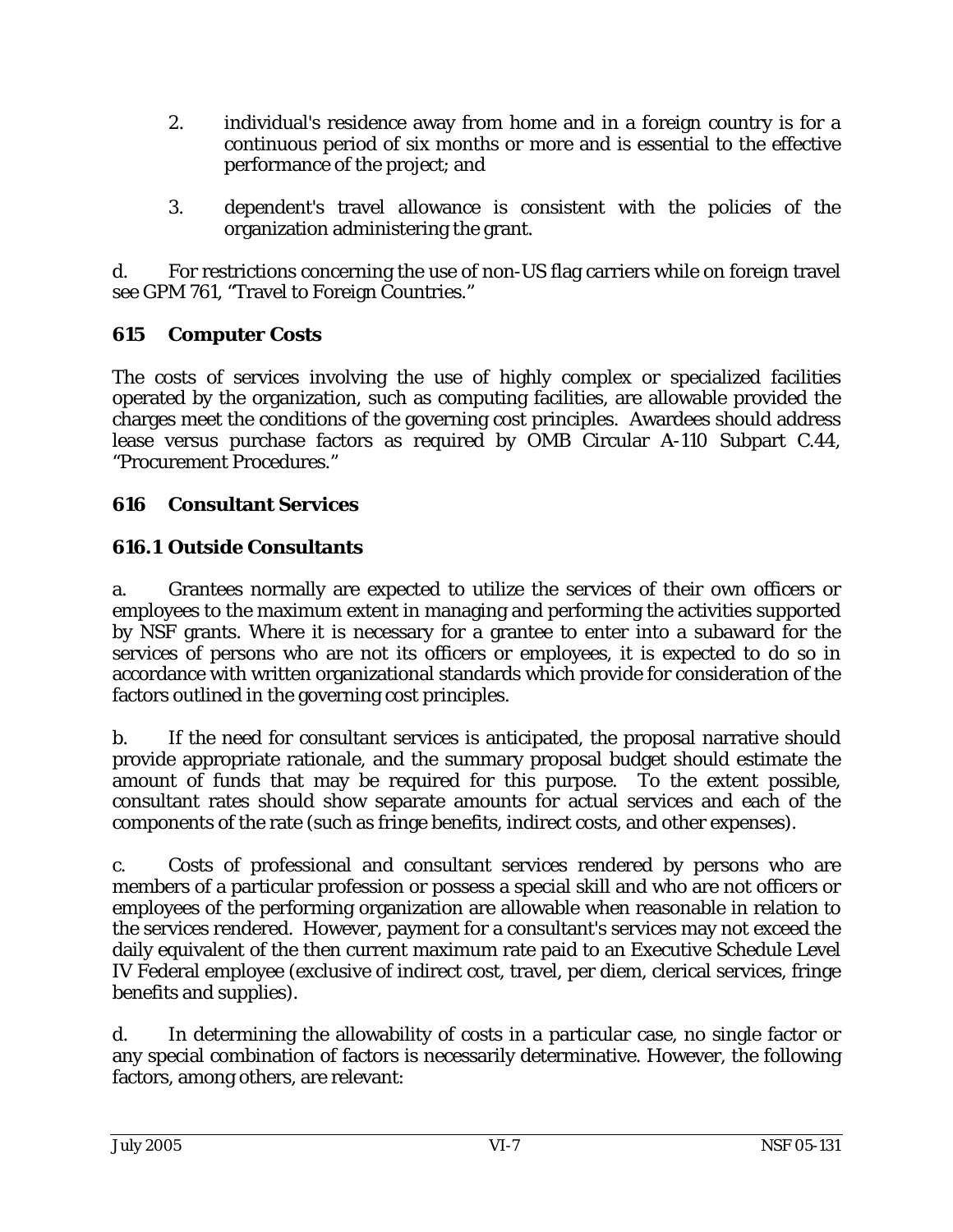2. individual's residence away from home and in a foreign country is for a continuous period of six months or more and is essential to the effective performance of the project; and

3. dependent's travel allowance is consistent with the policies of the organization administering the grant.

d. For restrictions concerning the use of non-US flag carriers while on foreign travel see GPM 761, "Travel to Foreign Countries."

## 615 Computer Costs

The costs of services involving the use of highly complex or specialized facilities operated by the organization, such as computing facilities, are allowable provided the charges meet the conditions of the governing cost principles. Awardees should address lease versus purchase factors as required by OMB Circular A-110 Subpart C.44, "Procurement Procedures."

## 616 Consultant Services

### 616.1 Outside Consultants

a. Grantees normally are expected to utilize the services of their own officers or employees to the maximum extent in managing and performing the activities supported by NSF grants. Where it is necessary for a grantee to enter into a subaward for the services of persons who are not its officers or employees, it is expected to do so in accordance with written organizational standards which provide for consideration of the factors outlined in the governing cost principles.

b. If the need for consultant services is anticipated, the proposal narrative should provide appropriate rationale, and the summary proposal budget should estimate the amount of funds that may be required for this purpose. To the extent possible, consultant rates should show separate amounts for actual services and each of the components of the rate (such as fringe benefits, indirect costs, and other expenses).

c. Costs of professional and consultant services rendered by persons who are members of a particular profession or possess a special skill and who are not officers or employees of the performing organization are allowable when reasonable in relation to the services rendered. However, payment for a consultant's services may not exceed the daily equivalent of the then current maximum rate paid to an Executive Schedule Level IV Federal employee (exclusive of indirect cost, travel, per diem, clerical services, fringe benefits and supplies).

d. In determining the allowability of costs in a particular case, no single factor or any special combination of factors is necessarily determinative. However, the following factors, among others, are relevant: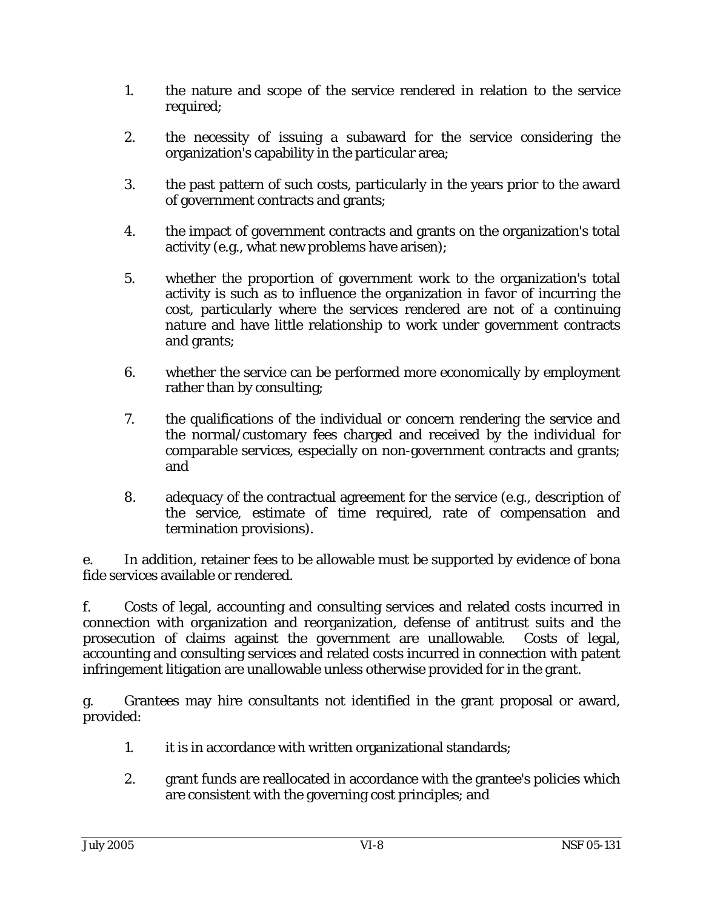1. the nature and scope of the service rendered in relation to the service required;

2. the necessity of issuing a subaward for the service considering the organization's capability in the particular area;

3. the past pattern of such costs, particularly in the years prior to the award of government contracts and grants;

4. the impact of government contracts and grants on the organization's total activity (e.g., what new problems have arisen);

5. whether the proportion of government work to the organization's total activity is such as to influence the organization in favor of incurring the cost, particularly where the services rendered are not of a continuing nature and have little relationship to work under government contracts and grants;

6. whether the service can be performed more economically by employment rather than by consulting;

7. the qualifications of the individual or concern rendering the service and the normal/customary fees charged and received by the individual for comparable services, especially on non-government contracts and grants; and

8. adequacy of the contractual agreement for the service (e.g., description of the service, estimate of time required, rate of compensation and termination provisions).

e. In addition, retainer fees to be allowable must be supported by evidence of bona fide services available or rendered.

f. Costs of legal, accounting and consulting services and related costs incurred in connection with organization and reorganization, defense of antitrust suits and the prosecution of claims against the government are unallowable. Costs of legal, accounting and consulting services and related costs incurred in connection with patent infringement litigation are unallowable unless otherwise provided for in the grant.

g. Grantees may hire consultants not identified in the grant proposal or award, provided:

1. it is in accordance with written organizational standards;

2. grant funds are reallocated in accordance with the grantee's policies which are consistent with the governing cost principles; and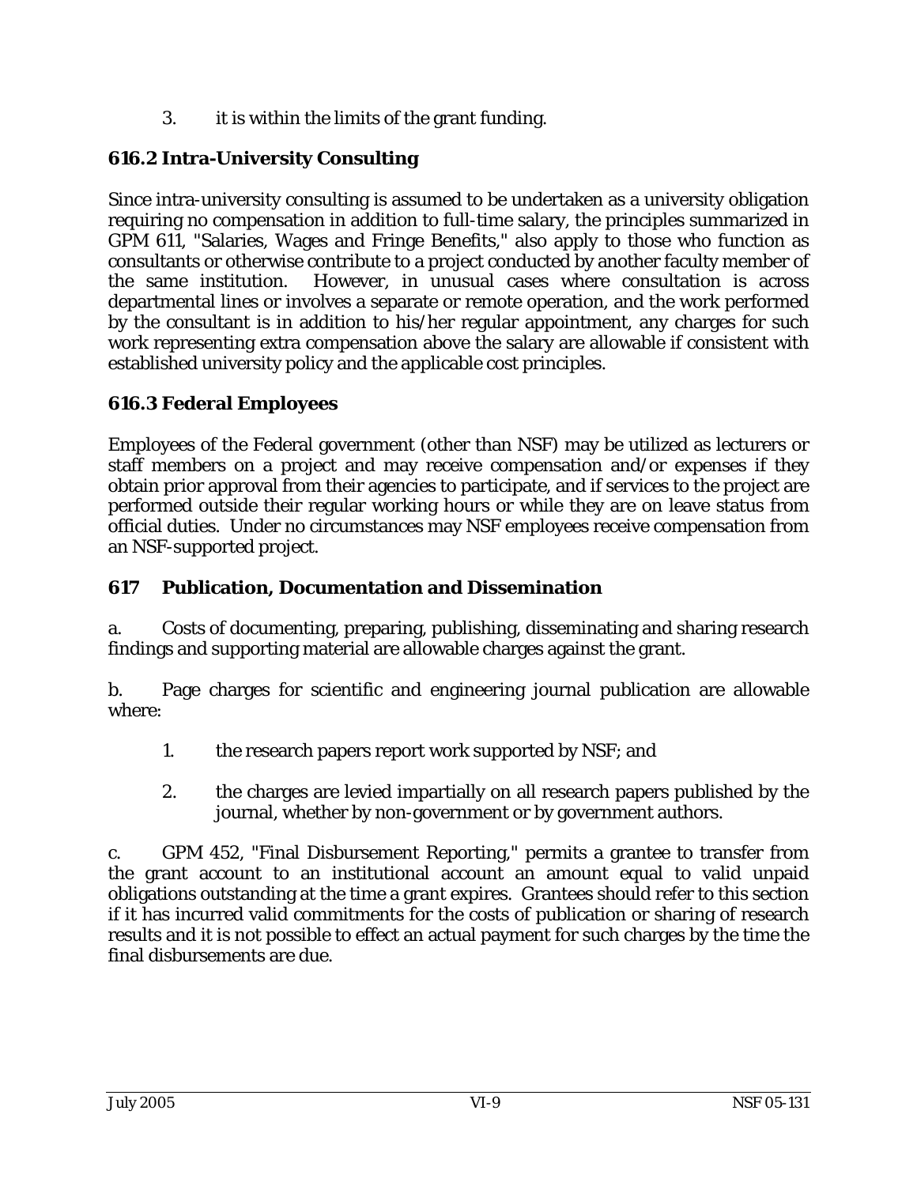3. it is within the limits of the grant funding.

### 616.2 Intra-University Consulting

Since intra-university consulting is assumed to be undertaken as a university obligation requiring no compensation in addition to full-time salary, the principles summarized in GPM 611, "Salaries, Wages and Fringe Benefits," also apply to those who function as consultants or otherwise contribute to a project conducted by another faculty member of the same institution. However, in unusual cases where consultation is across departmental lines or involves a separate or remote operation, and the work performed by the consultant is in addition to his/her regular appointment, any charges for such work representing extra compensation above the salary are allowable if consistent with established university policy and the applicable cost principles.

### 616.3 Federal Employees

Employees of the Federal government (other than NSF) may be utilized as lecturers or staff members on a project and may receive compensation and/or expenses if they obtain prior approval from their agencies to participate, and if services to the project are performed outside their regular working hours or while they are on leave status from official duties. Under no circumstances may NSF employees receive compensation from an NSF-supported project.

## 617 Publication, Documentation and Dissemination

a. Costs of documenting, preparing, publishing, disseminating and sharing research findings and supporting material are allowable charges against the grant.

b. Page charges for scientific and engineering journal publication are allowable where:

1. the research papers report work supported by NSF; and

2. the charges are levied impartially on all research papers published by the journal, whether by non-government or by government authors.

c. GPM 452, "Final Disbursement Reporting," permits a grantee to transfer from the grant account to an institutional account an amount equal to valid unpaid obligations outstanding at the time a grant expires. Grantees should refer to this section if it has incurred valid commitments for the costs of publication or sharing of research results and it is not possible to effect an actual payment for such charges by the time the final disbursements are due.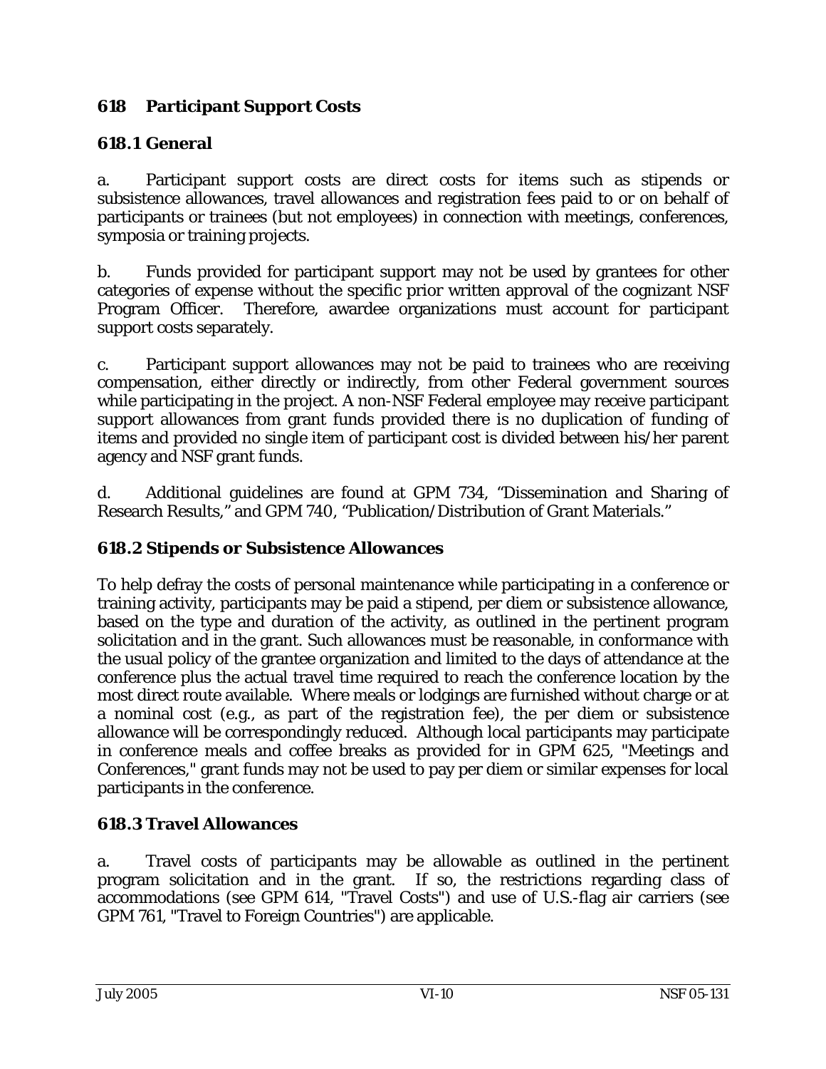## 618 Participant Support Costs

### 618.1 General

a. Participant support costs are direct costs for items such as stipends or subsistence allowances, travel allowances and registration fees paid to or on behalf of participants or trainees (but not employees) in connection with meetings, conferences, symposia or training projects.

b. Funds provided for participant support may not be used by grantees for other categories of expense without the specific prior written approval of the cognizant NSF Program Officer. Therefore, awardee organizations must account for participant support costs separately.

c. Participant support allowances may not be paid to trainees who are receiving compensation, either directly or indirectly, from other Federal government sources while participating in the project. A non-NSF Federal employee may receive participant support allowances from grant funds provided there is no duplication of funding of items and provided no single item of participant cost is divided between his/her parent agency and NSF grant funds.

d. Additional guidelines are found at GPM 734, "Dissemination and Sharing of Research Results," and GPM 740, "Publication/Distribution of Grant Materials."

### 618.2 Stipends or Subsistence Allowances

To help defray the costs of personal maintenance while participating in a conference or training activity, participants may be paid a stipend, per diem or subsistence allowance, based on the type and duration of the activity, as outlined in the pertinent program solicitation and in the grant. Such allowances must be reasonable, in conformance with the usual policy of the grantee organization and limited to the days of attendance at the conference plus the actual travel time required to reach the conference location by the most direct route available. Where meals or lodgings are furnished without charge or at a nominal cost (e.g., as part of the registration fee), the per diem or subsistence allowance will be correspondingly reduced. Although local participants may participate in conference meals and coffee breaks as provided for in GPM 625, "Meetings and Conferences," grant funds may not be used to pay per diem or similar expenses for local participants in the conference.

### 618.3 Travel Allowances

a. Travel costs of participants may be allowable as outlined in the pertinent program solicitation and in the grant. If so, the restrictions regarding class of accommodations (see GPM 614, "Travel Costs") and use of U.S.-flag air carriers (see GPM 761, "Travel to Foreign Countries") are applicable.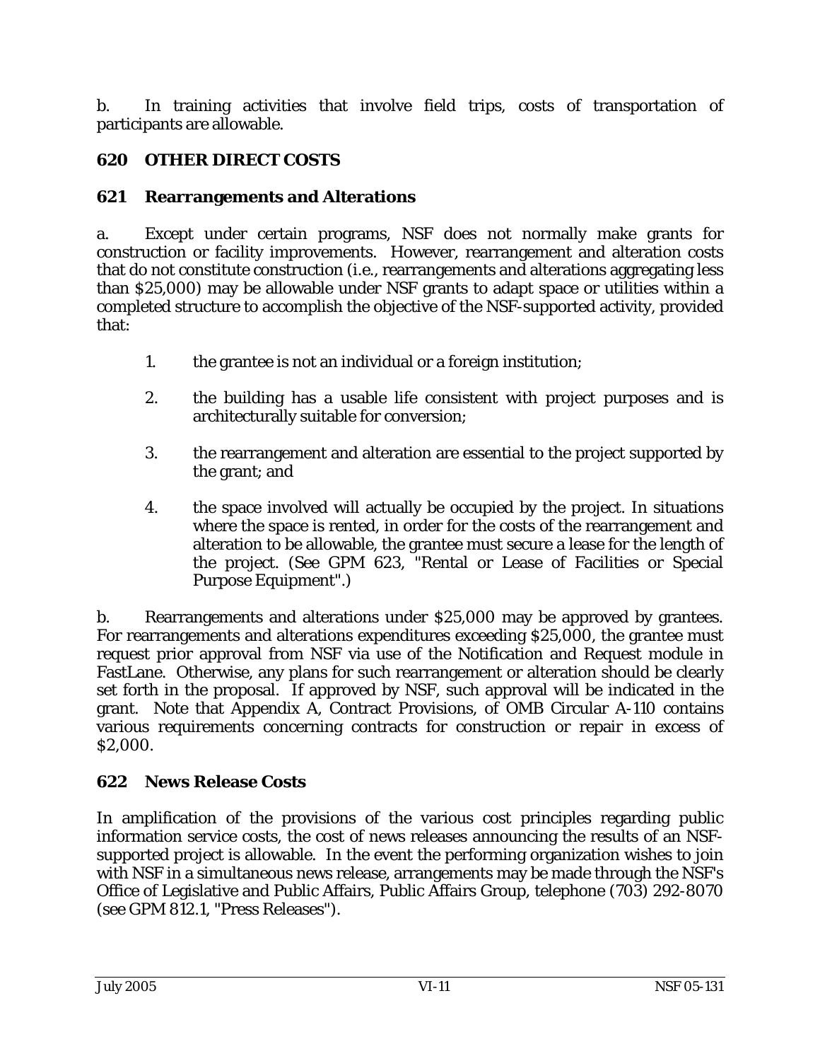b. In training activities that involve field trips, costs of transportation of participants are allowable.

## 620 OTHER DIRECT COSTS

### 621 Rearrangements and Alterations

a. Except under certain programs, NSF does not normally make grants for construction or facility improvements. However, rearrangement and alteration costs that do not constitute construction (i.e., rearrangements and alterations aggregating less than $25,000) may be allowable under NSF grants to adapt space or utilities within a completed structure to accomplish the objective of the NSF-supported activity, provided that:

1. the grantee is not an individual or a foreign institution;

2. the building has a usable life consistent with project purposes and is architecturally suitable for conversion;

3. the rearrangement and alteration are essential to the project supported by the grant; and

4. the space involved will actually be occupied by the project. In situations where the space is rented, in order for the costs of the rearrangement and alteration to be allowable, the grantee must secure a lease for the length of the project. (See GPM 623, "Rental or Lease of Facilities or Special Purpose Equipment".)

b. Rearrangements and alterations under $25,000 may be approved by grantees. For rearrangements and alterations expenditures exceeding $25,000, the grantee must request prior approval from NSF via use of the Notification and Request module in FastLane. Otherwise, any plans for such rearrangement or alteration should be clearly set forth in the proposal. If approved by NSF, such approval will be indicated in the grant. Note that Appendix A, Contract Provisions, of OMB Circular A-110 contains various requirements concerning contracts for construction or repair in excess of $2,000.

### 622 News Release Costs

In amplification of the provisions of the various cost principles regarding public information service costs, the cost of news releases announcing the results of an NSF-supported project is allowable. In the event the performing organization wishes to join with NSF in a simultaneous news release, arrangements may be made through the NSF's Office of Legislative and Public Affairs, Public Affairs Group, telephone (703) 292-8070 (see GPM 812.1, "Press Releases").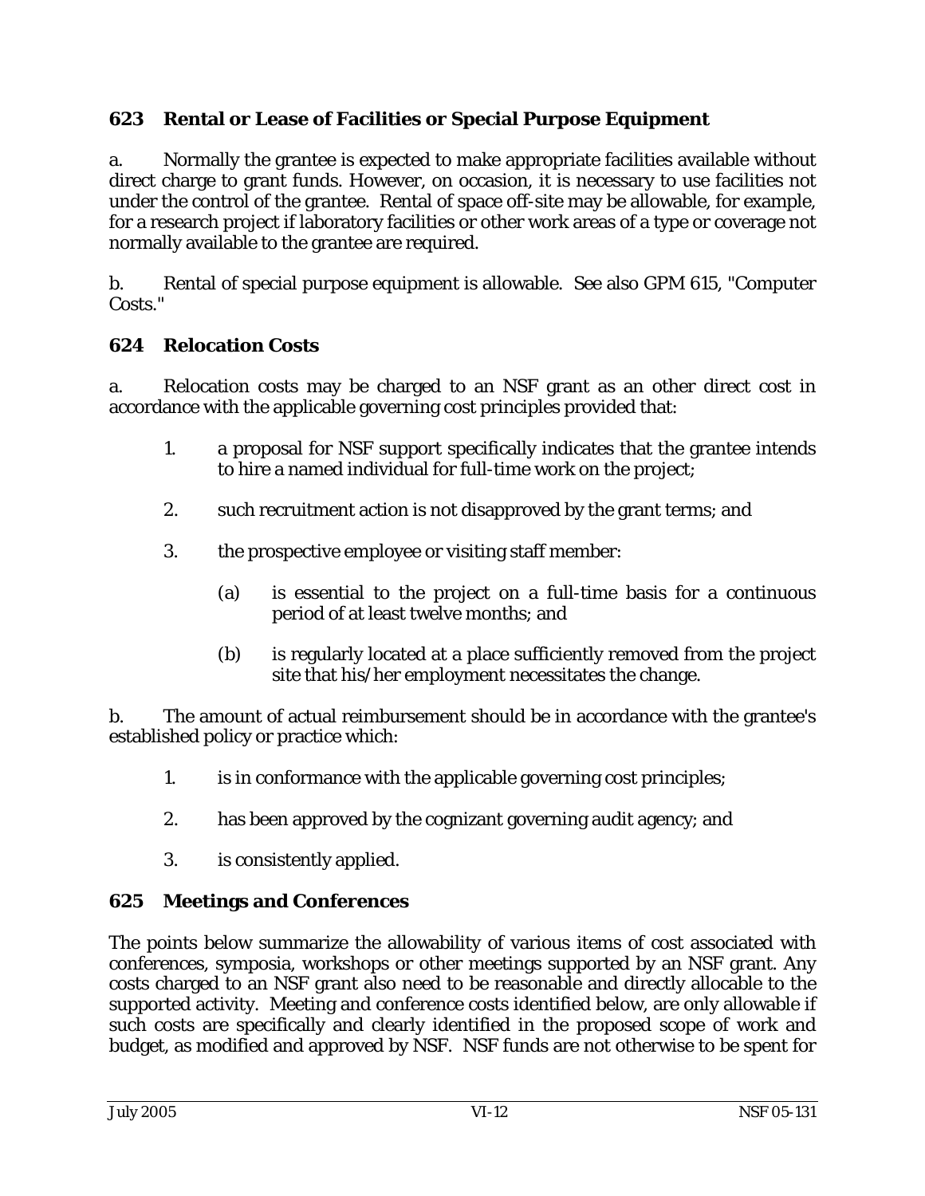## 623 Rental or Lease of Facilities or Special Purpose Equipment

a. Normally the grantee is expected to make appropriate facilities available without direct charge to grant funds. However, on occasion, it is necessary to use facilities not under the control of the grantee. Rental of space off-site may be allowable, for example, for a research project if laboratory facilities or other work areas of a type or coverage not normally available to the grantee are required.

b. Rental of special purpose equipment is allowable. See also GPM 615, "Computer Costs."

## 624 Relocation Costs

a. Relocation costs may be charged to an NSF grant as an other direct cost in accordance with the applicable governing cost principles provided that:

1. a proposal for NSF support specifically indicates that the grantee intends to hire a named individual for full-time work on the project;

2. such recruitment action is not disapproved by the grant terms; and

3. the prospective employee or visiting staff member:

   (a) is essential to the project on a full-time basis for a continuous period of at least twelve months; and

   (b) is regularly located at a place sufficiently removed from the project site that his/her employment necessitates the change.

b. The amount of actual reimbursement should be in accordance with the grantee's established policy or practice which:

1. is in conformance with the applicable governing cost principles;

2. has been approved by the cognizant governing audit agency; and

3. is consistently applied.

## 625 Meetings and Conferences

The points below summarize the allowability of various items of cost associated with conferences, symposia, workshops or other meetings supported by an NSF grant. Any costs charged to an NSF grant also need to be reasonable and directly allocable to the supported activity. Meeting and conference costs identified below, are only allowable if such costs are specifically and clearly identified in the proposed scope of work and budget, as modified and approved by NSF. NSF funds are not otherwise to be spent for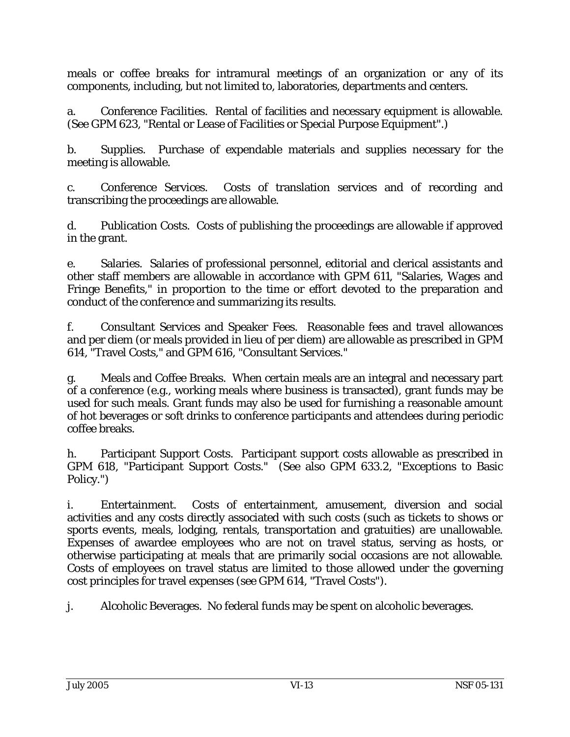meals or coffee breaks for intramural meetings of an organization or any of its components, including, but not limited to, laboratories, departments and centers.

a. Conference Facilities. Rental of facilities and necessary equipment is allowable. (See GPM 623, "Rental or Lease of Facilities or Special Purpose Equipment".)

b. Supplies. Purchase of expendable materials and supplies necessary for the meeting is allowable.

c. Conference Services. Costs of translation services and of recording and transcribing the proceedings are allowable.

d. Publication Costs. Costs of publishing the proceedings are allowable if approved in the grant.

e. Salaries. Salaries of professional personnel, editorial and clerical assistants and other staff members are allowable in accordance with GPM 611, "Salaries, Wages and Fringe Benefits," in proportion to the time or effort devoted to the preparation and conduct of the conference and summarizing its results.

f. Consultant Services and Speaker Fees. Reasonable fees and travel allowances and per diem (or meals provided in lieu of per diem) are allowable as prescribed in GPM 614, "Travel Costs," and GPM 616, "Consultant Services."

g. Meals and Coffee Breaks. When certain meals are an integral and necessary part of a conference (e.g., working meals where business is transacted), grant funds may be used for such meals. Grant funds may also be used for furnishing a reasonable amount of hot beverages or soft drinks to conference participants and attendees during periodic coffee breaks.

h. Participant Support Costs. Participant support costs allowable as prescribed in GPM 618, "Participant Support Costs." (See also GPM 633.2, "Exceptions to Basic Policy.")

i. Entertainment. Costs of entertainment, amusement, diversion and social activities and any costs directly associated with such costs (such as tickets to shows or sports events, meals, lodging, rentals, transportation and gratuities) are unallowable. Expenses of awardee employees who are not on travel status, serving as hosts, or otherwise participating at meals that are primarily social occasions are not allowable. Costs of employees on travel status are limited to those allowed under the governing cost principles for travel expenses (see GPM 614, "Travel Costs").

j. Alcoholic Beverages. No federal funds may be spent on alcoholic beverages.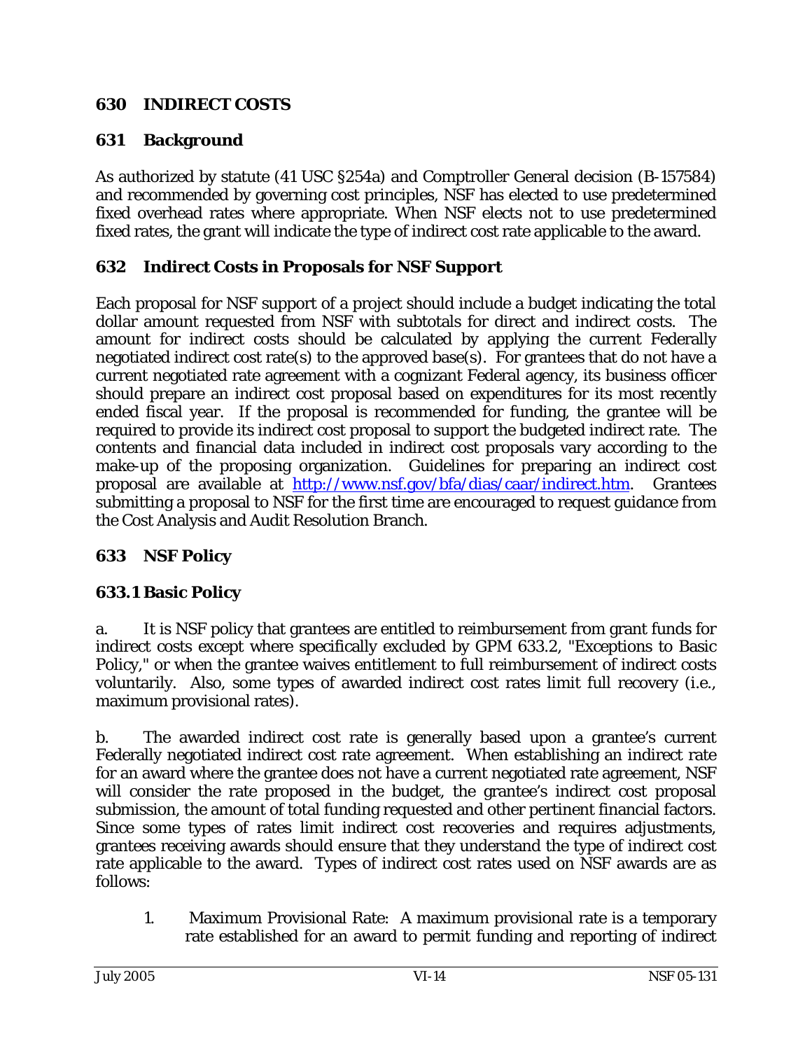## 630 INDIRECT COSTS

### 631 Background

As authorized by statute (41 USC §254a) and Comptroller General decision (B-157584) and recommended by governing cost principles, NSF has elected to use predetermined fixed overhead rates where appropriate. When NSF elects not to use predetermined fixed rates, the grant will indicate the type of indirect cost rate applicable to the award.

### 632 Indirect Costs in Proposals for NSF Support

Each proposal for NSF support of a project should include a budget indicating the total dollar amount requested from NSF with subtotals for direct and indirect costs. The amount for indirect costs should be calculated by applying the current Federally negotiated indirect cost rate(s) to the approved base(s). For grantees that do not have a current negotiated rate agreement with a cognizant Federal agency, its business officer should prepare an indirect cost proposal based on expenditures for its most recently ended fiscal year. If the proposal is recommended for funding, the grantee will be required to provide its indirect cost proposal to support the budgeted indirect rate. The contents and financial data included in indirect cost proposals vary according to the make-up of the proposing organization. Guidelines for preparing an indirect cost proposal are available at http://www.nsf.gov/bfa/dias/caar/indirect.htm. Grantees submitting a proposal to NSF for the first time are encouraged to request guidance from the Cost Analysis and Audit Resolution Branch.

### 633 NSF Policy

#### 633.1 Basic Policy

a. It is NSF policy that grantees are entitled to reimbursement from grant funds for indirect costs except where specifically excluded by GPM 633.2, "Exceptions to Basic Policy," or when the grantee waives entitlement to full reimbursement of indirect costs voluntarily. Also, some types of awarded indirect cost rates limit full recovery (i.e., maximum provisional rates).

b. The awarded indirect cost rate is generally based upon a grantee's current Federally negotiated indirect cost rate agreement. When establishing an indirect rate for an award where the grantee does not have a current negotiated rate agreement, NSF will consider the rate proposed in the budget, the grantee's indirect cost proposal submission, the amount of total funding requested and other pertinent financial factors. Since some types of rates limit indirect cost recoveries and requires adjustments, grantees receiving awards should ensure that they understand the type of indirect cost rate applicable to the award. Types of indirect cost rates used on NSF awards are as follows:

1. Maximum Provisional Rate: A maximum provisional rate is a temporary rate established for an award to permit funding and reporting of indirect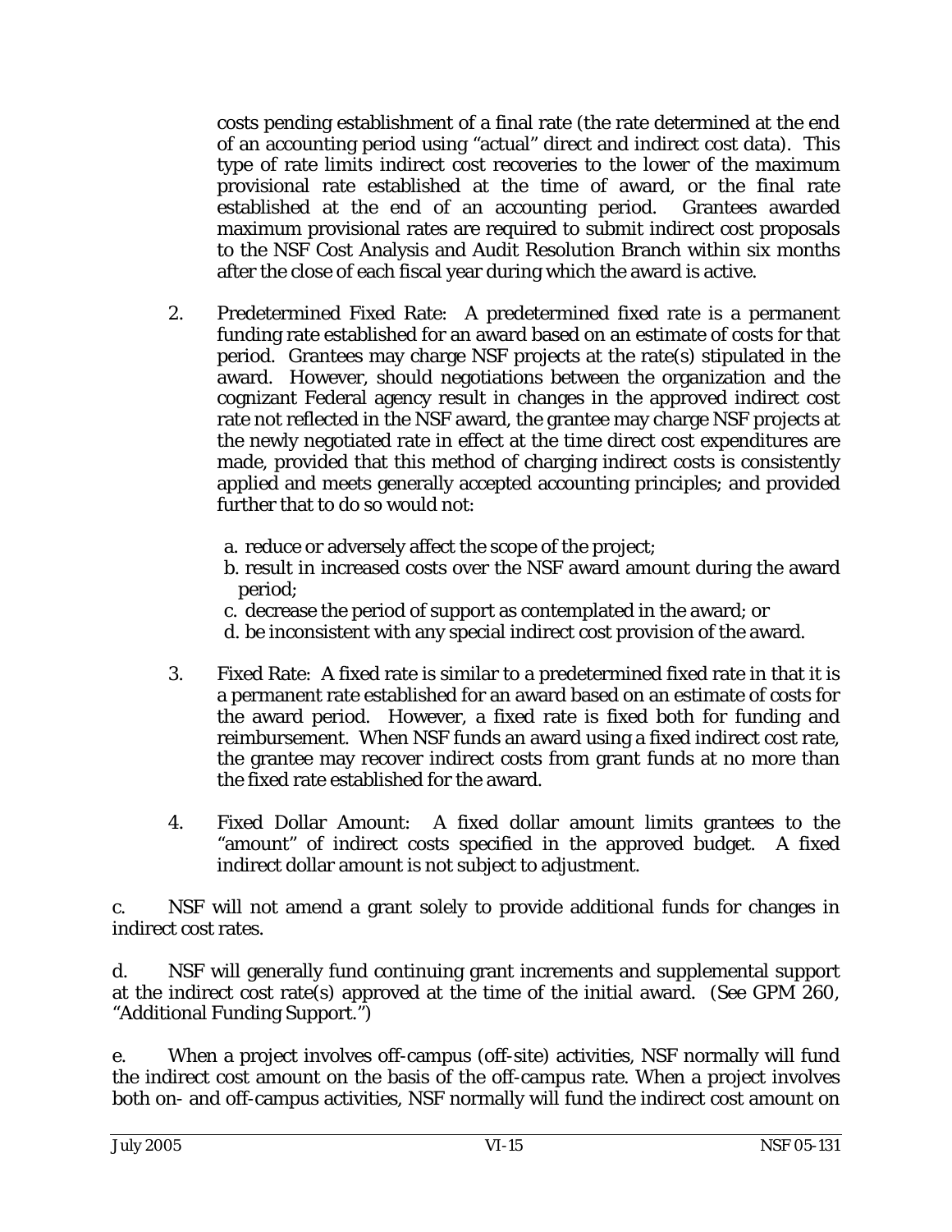costs pending establishment of a final rate (the rate determined at the end of an accounting period using "actual" direct and indirect cost data). This type of rate limits indirect cost recoveries to the lower of the maximum provisional rate established at the time of award, or the final rate established at the end of an accounting period. Grantees awarded maximum provisional rates are required to submit indirect cost proposals to the NSF Cost Analysis and Audit Resolution Branch within six months after the close of each fiscal year during which the award is active.

2. Predetermined Fixed Rate: A predetermined fixed rate is a permanent funding rate established for an award based on an estimate of costs for that period. Grantees may charge NSF projects at the rate(s) stipulated in the award. However, should negotiations between the organization and the cognizant Federal agency result in changes in the approved indirect cost rate not reflected in the NSF award, the grantee may charge NSF projects at the newly negotiated rate in effect at the time direct cost expenditures are made, provided that this method of charging indirect costs is consistently applied and meets generally accepted accounting principles; and provided further that to do so would not:

   a. reduce or adversely affect the scope of the project;
   b. result in increased costs over the NSF award amount during the award period;
   c. decrease the period of support as contemplated in the award; or
   d. be inconsistent with any special indirect cost provision of the award.

3. Fixed Rate: A fixed rate is similar to a predetermined fixed rate in that it is a permanent rate established for an award based on an estimate of costs for the award period. However, a fixed rate is fixed both for funding and reimbursement. When NSF funds an award using a fixed indirect cost rate, the grantee may recover indirect costs from grant funds at no more than the fixed rate established for the award.

4. Fixed Dollar Amount: A fixed dollar amount limits grantees to the "amount" of indirect costs specified in the approved budget. A fixed indirect dollar amount is not subject to adjustment.

c. NSF will not amend a grant solely to provide additional funds for changes in indirect cost rates.

d. NSF will generally fund continuing grant increments and supplemental support at the indirect cost rate(s) approved at the time of the initial award. (See GPM 260, "Additional Funding Support.")

e. When a project involves off-campus (off-site) activities, NSF normally will fund the indirect cost amount on the basis of the off-campus rate. When a project involves both on- and off-campus activities, NSF normally will fund the indirect cost amount on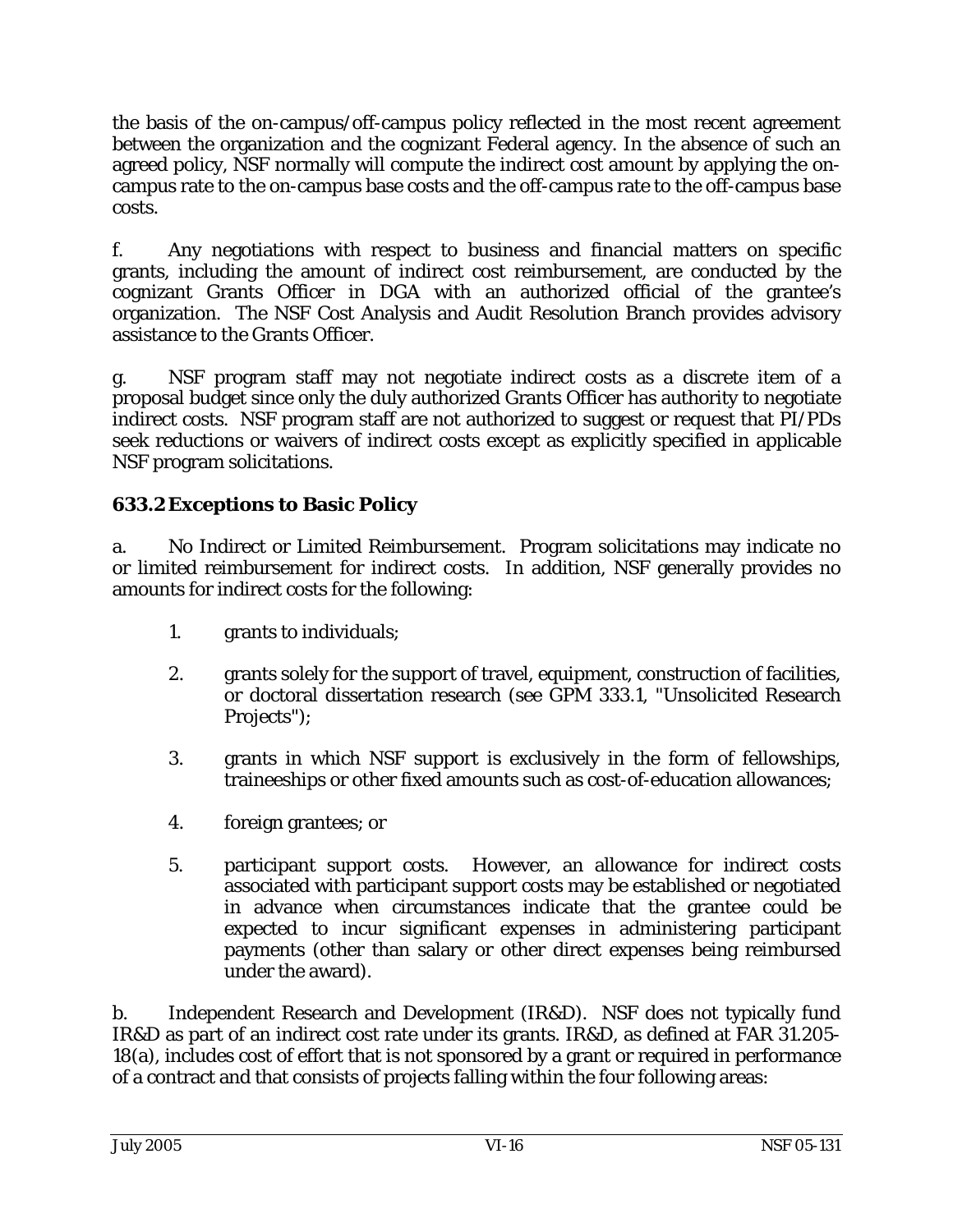the basis of the on-campus/off-campus policy reflected in the most recent agreement between the organization and the cognizant Federal agency. In the absence of such an agreed policy, NSF normally will compute the indirect cost amount by applying the on-campus rate to the on-campus base costs and the off-campus rate to the off-campus base costs.

f. Any negotiations with respect to business and financial matters on specific grants, including the amount of indirect cost reimbursement, are conducted by the cognizant Grants Officer in DGA with an authorized official of the grantee's organization. The NSF Cost Analysis and Audit Resolution Branch provides advisory assistance to the Grants Officer.

g. NSF program staff may not negotiate indirect costs as a discrete item of a proposal budget since only the duly authorized Grants Officer has authority to negotiate indirect costs. NSF program staff are not authorized to suggest or request that PI/PDs seek reductions or waivers of indirect costs except as explicitly specified in applicable NSF program solicitations.

### 633.2 Exceptions to Basic Policy

a. No Indirect or Limited Reimbursement. Program solicitations may indicate no or limited reimbursement for indirect costs. In addition, NSF generally provides no amounts for indirect costs for the following:

1. grants to individuals;

2. grants solely for the support of travel, equipment, construction of facilities, or doctoral dissertation research (see GPM 333.1, "Unsolicited Research Projects");

3. grants in which NSF support is exclusively in the form of fellowships, traineeships or other fixed amounts such as cost-of-education allowances;

4. foreign grantees; or

5. participant support costs. However, an allowance for indirect costs associated with participant support costs may be established or negotiated in advance when circumstances indicate that the grantee could be expected to incur significant expenses in administering participant payments (other than salary or other direct expenses being reimbursed under the award).

b. Independent Research and Development (IR&D). NSF does not typically fund IR&D as part of an indirect cost rate under its grants. IR&D, as defined at FAR 31.205-18(a), includes cost of effort that is not sponsored by a grant or required in performance of a contract and that consists of projects falling within the four following areas: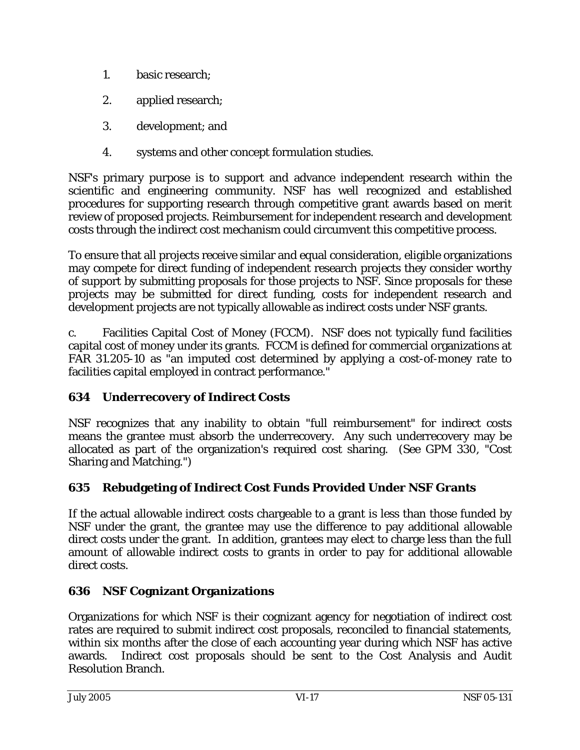1. basic research;
2. applied research;
3. development; and
4. systems and other concept formulation studies.

NSF's primary purpose is to support and advance independent research within the scientific and engineering community. NSF has well recognized and established procedures for supporting research through competitive grant awards based on merit review of proposed projects. Reimbursement for independent research and development costs through the indirect cost mechanism could circumvent this competitive process.

To ensure that all projects receive similar and equal consideration, eligible organizations may compete for direct funding of independent research projects they consider worthy of support by submitting proposals for those projects to NSF. Since proposals for these projects may be submitted for direct funding, costs for independent research and development projects are not typically allowable as indirect costs under NSF grants.

c. Facilities Capital Cost of Money (FCCM). NSF does not typically fund facilities capital cost of money under its grants. FCCM is defined for commercial organizations at FAR 31.205-10 as "an imputed cost determined by applying a cost-of-money rate to facilities capital employed in contract performance."

### 634 Underrecovery of Indirect Costs

NSF recognizes that any inability to obtain "full reimbursement" for indirect costs means the grantee must absorb the underrecovery. Any such underrecovery may be allocated as part of the organization's required cost sharing. (See GPM 330, "Cost Sharing and Matching.")

### 635 Rebudgeting of Indirect Cost Funds Provided Under NSF Grants

If the actual allowable indirect costs chargeable to a grant is less than those funded by NSF under the grant, the grantee may use the difference to pay additional allowable direct costs under the grant. In addition, grantees may elect to charge less than the full amount of allowable indirect costs to grants in order to pay for additional allowable direct costs.

### 636 NSF Cognizant Organizations

Organizations for which NSF is their cognizant agency for negotiation of indirect cost rates are required to submit indirect cost proposals, reconciled to financial statements, within six months after the close of each accounting year during which NSF has active awards. Indirect cost proposals should be sent to the Cost Analysis and Audit Resolution Branch.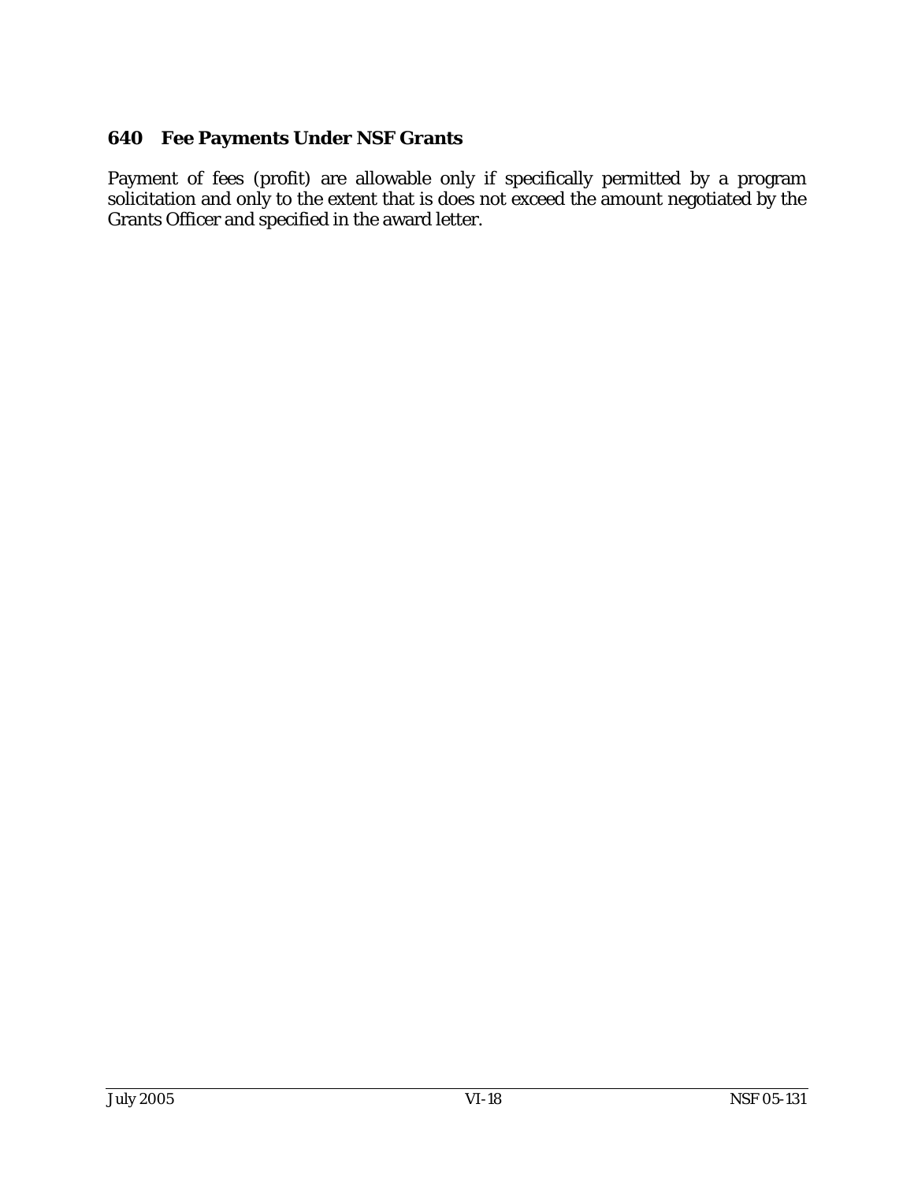### 640 Fee Payments Under NSF Grants

Payment of fees (profit) are allowable only if specifically permitted by a program solicitation and only to the extent that is does not exceed the amount negotiated by the Grants Officer and specified in the award letter.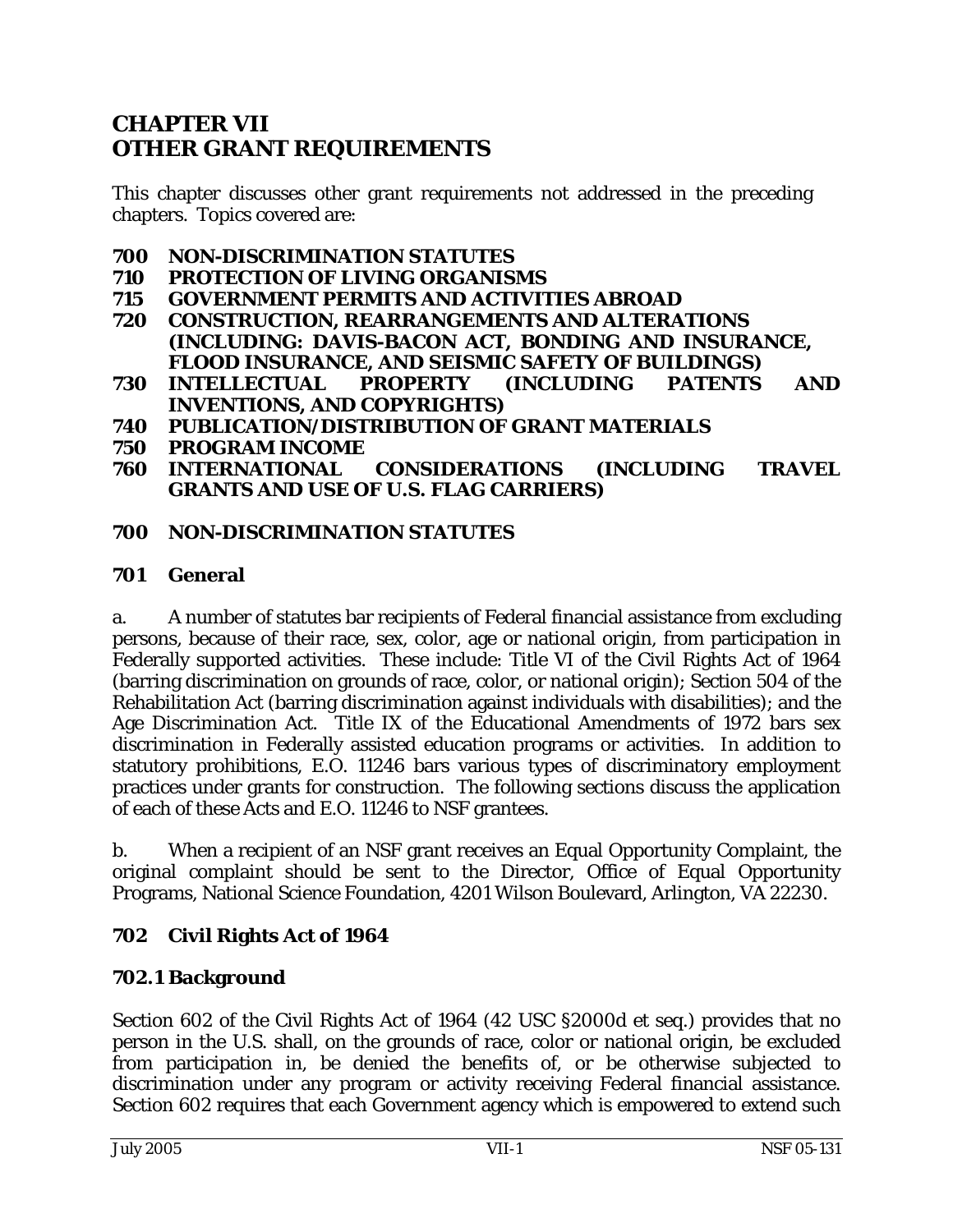# CHAPTER VII
# OTHER GRANT REQUIREMENTS

This chapter discusses other grant requirements not addressed in the preceding chapters. Topics covered are:

**700 NON-DISCRIMINATION STATUTES**
**710 PROTECTION OF LIVING ORGANISMS**
**715 GOVERNMENT PERMITS AND ACTIVITIES ABROAD**
**720 CONSTRUCTION, REARRANGEMENTS AND ALTERATIONS (INCLUDING: DAVIS-BACON ACT, BONDING AND INSURANCE, FLOOD INSURANCE, AND SEISMIC SAFETY OF BUILDINGS)**
**730 INTELLECTUAL PROPERTY (INCLUDING PATENTS AND INVENTIONS, AND COPYRIGHTS)**
**740 PUBLICATION/DISTRIBUTION OF GRANT MATERIALS**
**750 PROGRAM INCOME**
**760 INTERNATIONAL CONSIDERATIONS (INCLUDING TRAVEL GRANTS AND USE OF U.S. FLAG CARRIERS)**

## 700 NON-DISCRIMINATION STATUTES

### 701 General

a. A number of statutes bar recipients of Federal financial assistance from excluding persons, because of their race, sex, color, age or national origin, from participation in Federally supported activities. These include: Title VI of the Civil Rights Act of 1964 (barring discrimination on grounds of race, color, or national origin); Section 504 of the Rehabilitation Act (barring discrimination against individuals with disabilities); and the Age Discrimination Act. Title IX of the Educational Amendments of 1972 bars sex discrimination in Federally assisted education programs or activities. In addition to statutory prohibitions, E.O. 11246 bars various types of discriminatory employment practices under grants for construction. The following sections discuss the application of each of these Acts and E.O. 11246 to NSF grantees.

b. When a recipient of an NSF grant receives an Equal Opportunity Complaint, the original complaint should be sent to the Director, Office of Equal Opportunity Programs, National Science Foundation, 4201 Wilson Boulevard, Arlington, VA 22230.

### 702 Civil Rights Act of 1964

### 702.1 Background

Section 602 of the Civil Rights Act of 1964 (42 USC §2000d et seq.) provides that no person in the U.S. shall, on the grounds of race, color or national origin, be excluded from participation in, be denied the benefits of, or be otherwise subjected to discrimination under any program or activity receiving Federal financial assistance. Section 602 requires that each Government agency which is empowered to extend such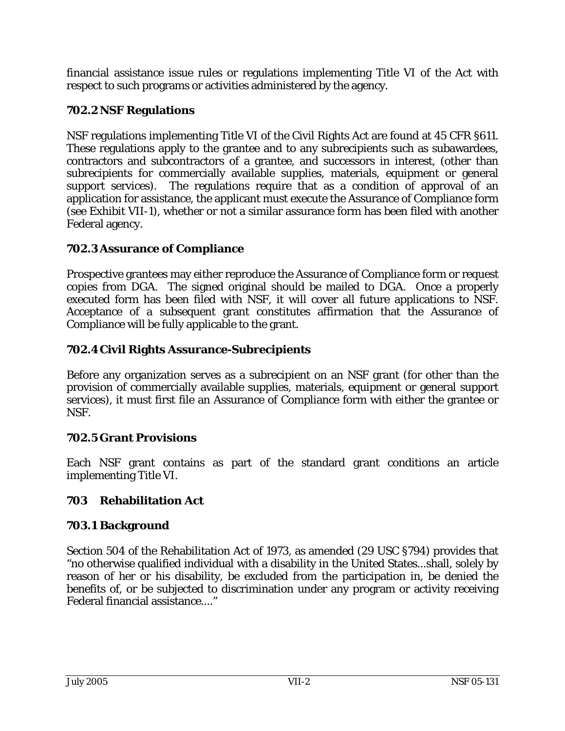financial assistance issue rules or regulations implementing Title VI of the Act with respect to such programs or activities administered by the agency.

### 702.2 NSF Regulations

NSF regulations implementing Title VI of the Civil Rights Act are found at 45 CFR §611. These regulations apply to the grantee and to any subrecipients such as subawardees, contractors and subcontractors of a grantee, and successors in interest, (other than subrecipients for commercially available supplies, materials, equipment or general support services). The regulations require that as a condition of approval of an application for assistance, the applicant must execute the Assurance of Compliance form (see Exhibit VII-1), whether or not a similar assurance form has been filed with another Federal agency.

### 702.3 Assurance of Compliance

Prospective grantees may either reproduce the Assurance of Compliance form or request copies from DGA. The signed original should be mailed to DGA. Once a properly executed form has been filed with NSF, it will cover all future applications to NSF. Acceptance of a subsequent grant constitutes affirmation that the Assurance of Compliance will be fully applicable to the grant.

### 702.4 Civil Rights Assurance-Subrecipients

Before any organization serves as a subrecipient on an NSF grant (for other than the provision of commercially available supplies, materials, equipment or general support services), it must first file an Assurance of Compliance form with either the grantee or NSF.

### 702.5 Grant Provisions

Each NSF grant contains as part of the standard grant conditions an article implementing Title VI.

## 703 Rehabilitation Act

### 703.1 Background

Section 504 of the Rehabilitation Act of 1973, as amended (29 USC §794) provides that "no otherwise qualified individual with a disability in the United States...shall, solely by reason of her or his disability, be excluded from the participation in, be denied the benefits of, or be subjected to discrimination under any program or activity receiving Federal financial assistance...."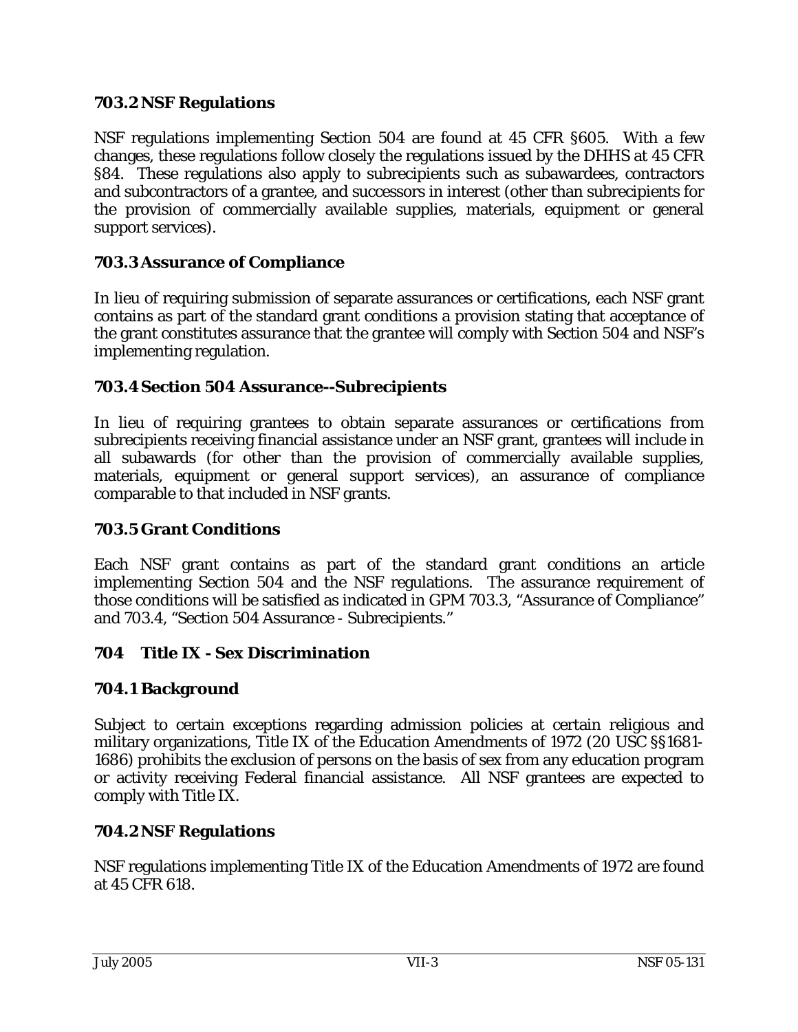### 703.2 NSF Regulations

NSF regulations implementing Section 504 are found at 45 CFR §605. With a few changes, these regulations follow closely the regulations issued by the DHHS at 45 CFR §84. These regulations also apply to subrecipients such as subawardees, contractors and subcontractors of a grantee, and successors in interest (other than subrecipients for the provision of commercially available supplies, materials, equipment or general support services).

### 703.3 Assurance of Compliance

In lieu of requiring submission of separate assurances or certifications, each NSF grant contains as part of the standard grant conditions a provision stating that acceptance of the grant constitutes assurance that the grantee will comply with Section 504 and NSF's implementing regulation.

### 703.4 Section 504 Assurance--Subrecipients

In lieu of requiring grantees to obtain separate assurances or certifications from subrecipients receiving financial assistance under an NSF grant, grantees will include in all subawards (for other than the provision of commercially available supplies, materials, equipment or general support services), an assurance of compliance comparable to that included in NSF grants.

### 703.5 Grant Conditions

Each NSF grant contains as part of the standard grant conditions an article implementing Section 504 and the NSF regulations. The assurance requirement of those conditions will be satisfied as indicated in GPM 703.3, "Assurance of Compliance" and 703.4, "Section 504 Assurance - Subrecipients."

## 704 Title IX - Sex Discrimination

### 704.1 Background

Subject to certain exceptions regarding admission policies at certain religious and military organizations, Title IX of the Education Amendments of 1972 (20 USC §§1681-1686) prohibits the exclusion of persons on the basis of sex from any education program or activity receiving Federal financial assistance. All NSF grantees are expected to comply with Title IX.

### 704.2 NSF Regulations

NSF regulations implementing Title IX of the Education Amendments of 1972 are found at 45 CFR 618.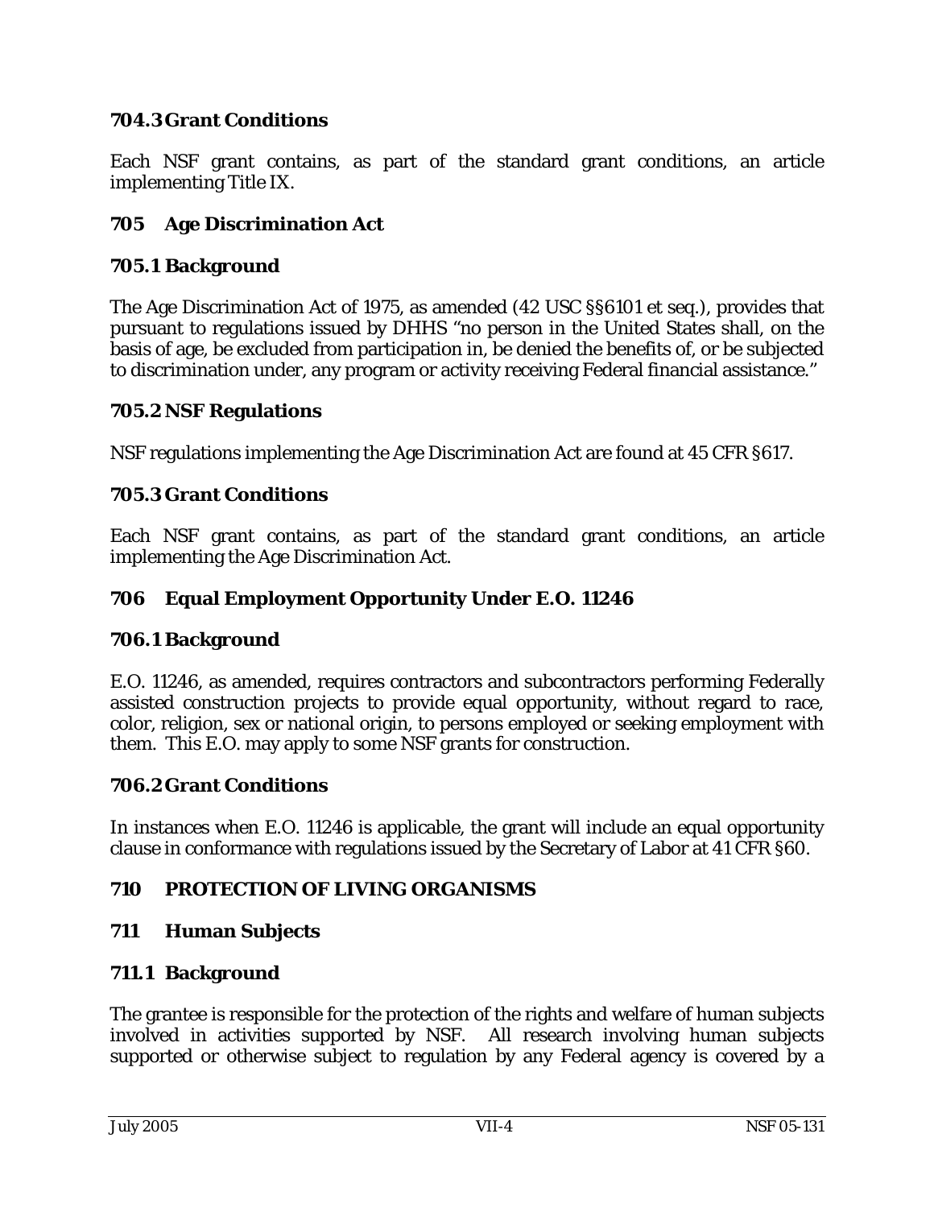### 704.3 Grant Conditions

Each NSF grant contains, as part of the standard grant conditions, an article implementing Title IX.

## 705 Age Discrimination Act

### 705.1 Background

The Age Discrimination Act of 1975, as amended (42 USC §§6101 et seq.), provides that pursuant to regulations issued by DHHS "no person in the United States shall, on the basis of age, be excluded from participation in, be denied the benefits of, or be subjected to discrimination under, any program or activity receiving Federal financial assistance."

### 705.2 NSF Regulations

NSF regulations implementing the Age Discrimination Act are found at 45 CFR §617.

### 705.3 Grant Conditions

Each NSF grant contains, as part of the standard grant conditions, an article implementing the Age Discrimination Act.

## 706 Equal Employment Opportunity Under E.O. 11246

### 706.1 Background

E.O. 11246, as amended, requires contractors and subcontractors performing Federally assisted construction projects to provide equal opportunity, without regard to race, color, religion, sex or national origin, to persons employed or seeking employment with them. This E.O. may apply to some NSF grants for construction.

### 706.2 Grant Conditions

In instances when E.O. 11246 is applicable, the grant will include an equal opportunity clause in conformance with regulations issued by the Secretary of Labor at 41 CFR §60.

# 710 PROTECTION OF LIVING ORGANISMS

## 711 Human Subjects

### 711.1 Background

The grantee is responsible for the protection of the rights and welfare of human subjects involved in activities supported by NSF. All research involving human subjects supported or otherwise subject to regulation by any Federal agency is covered by a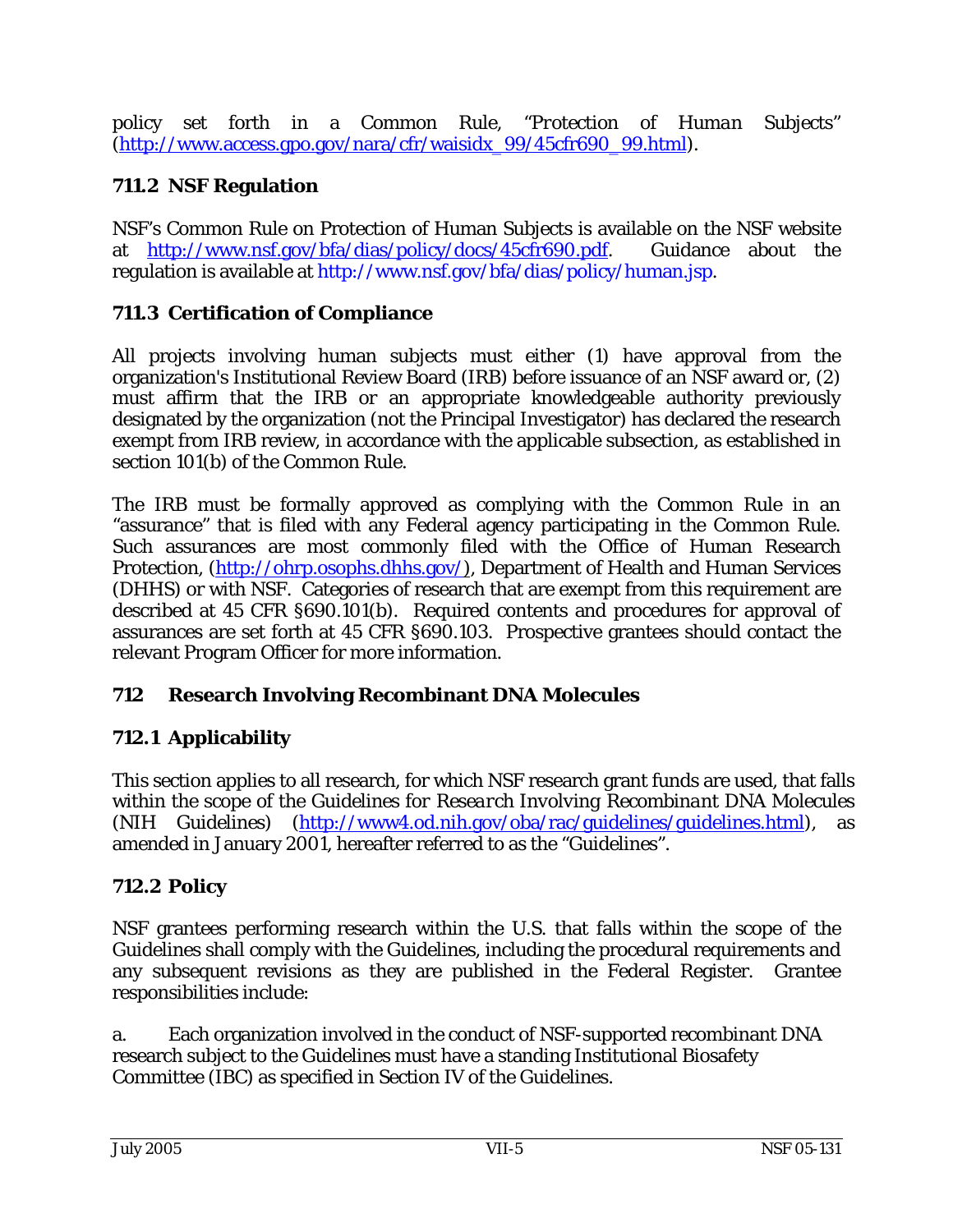policy set forth in a Common Rule, "Protection of Human Subjects" (http://www.access.gpo.gov/nara/cfr/waisidx_99/45cfr690_99.html).

### 711.2 NSF Regulation

NSF's Common Rule on Protection of Human Subjects is available on the NSF website at http://www.nsf.gov/bfa/dias/policy/docs/45cfr690.pdf. Guidance about the regulation is available at http://www.nsf.gov/bfa/dias/policy/human.jsp.

### 711.3 Certification of Compliance

All projects involving human subjects must either (1) have approval from the organization's Institutional Review Board (IRB) before issuance of an NSF award or, (2) must affirm that the IRB or an appropriate knowledgeable authority previously designated by the organization (not the Principal Investigator) has declared the research exempt from IRB review, in accordance with the applicable subsection, as established in section 101(b) of the Common Rule.

The IRB must be formally approved as complying with the Common Rule in an "assurance" that is filed with any Federal agency participating in the Common Rule. Such assurances are most commonly filed with the Office of Human Research Protection, (http://ohrp.osophs.dhhs.gov/), Department of Health and Human Services (DHHS) or with NSF. Categories of research that are exempt from this requirement are described at 45 CFR §690.101(b). Required contents and procedures for approval of assurances are set forth at 45 CFR §690.103. Prospective grantees should contact the relevant Program Officer for more information.

## 712 Research Involving Recombinant DNA Molecules

### 712.1 Applicability

This section applies to all research, for which NSF research grant funds are used, that falls within the scope of the Guidelines for *Research Involving Recombinant DNA Molecules* (NIH Guidelines) (http://www4.od.nih.gov/oba/rac/guidelines/guidelines.html), as amended in January 2001, hereafter referred to as the "Guidelines".

### 712.2 Policy

NSF grantees performing research within the U.S. that falls within the scope of the Guidelines shall comply with the Guidelines, including the procedural requirements and any subsequent revisions as they are published in the Federal Register. Grantee responsibilities include:

a. Each organization involved in the conduct of NSF-supported recombinant DNA research subject to the Guidelines must have a standing Institutional Biosafety Committee (IBC) as specified in Section IV of the Guidelines.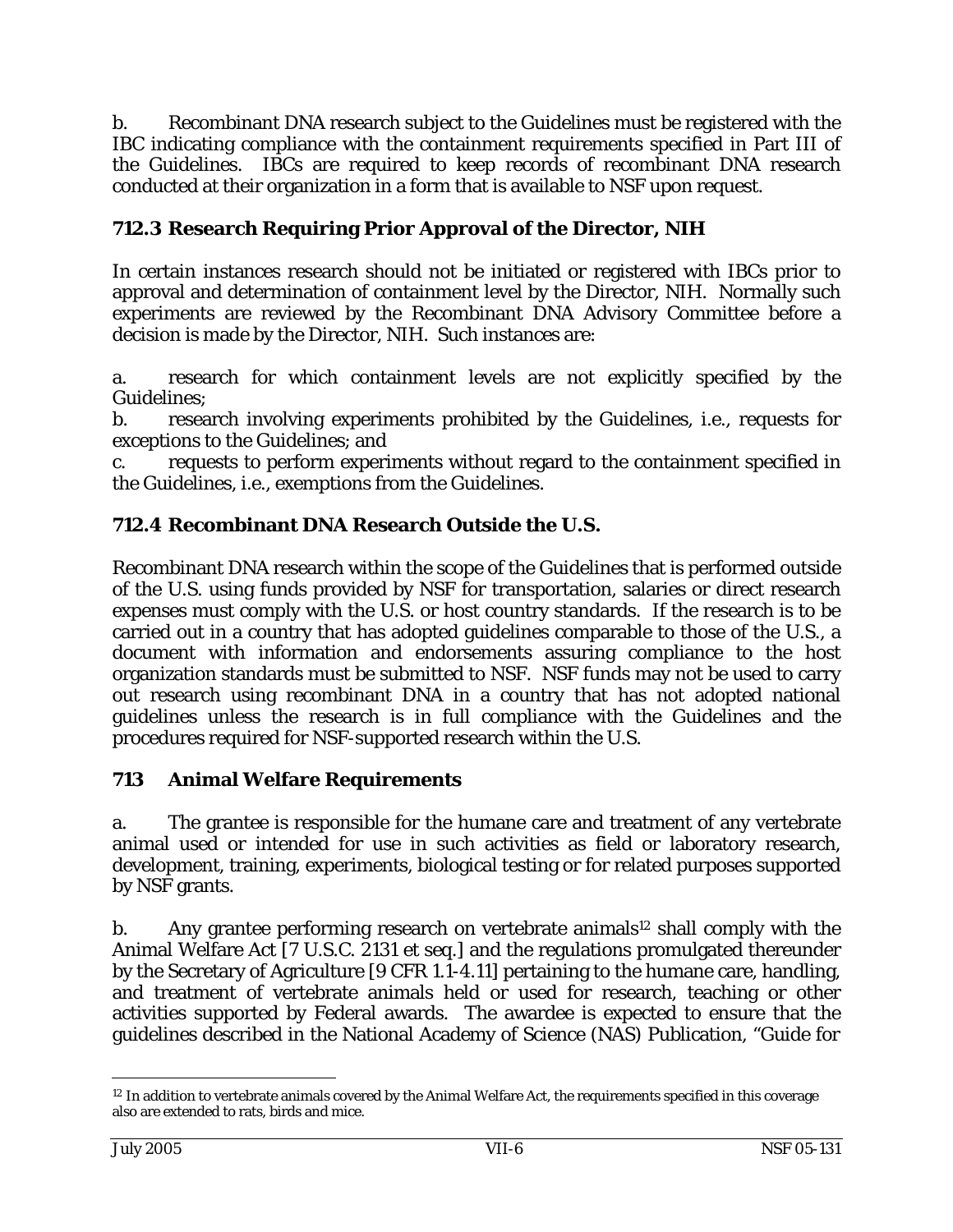b. Recombinant DNA research subject to the Guidelines must be registered with the IBC indicating compliance with the containment requirements specified in Part III of the Guidelines. IBCs are required to keep records of recombinant DNA research conducted at their organization in a form that is available to NSF upon request.

### 712.3 Research Requiring Prior Approval of the Director, NIH

In certain instances research should not be initiated or registered with IBCs prior to approval and determination of containment level by the Director, NIH. Normally such experiments are reviewed by the Recombinant DNA Advisory Committee before a decision is made by the Director, NIH. Such instances are:

a. research for which containment levels are not explicitly specified by the Guidelines;
b. research involving experiments prohibited by the Guidelines, i.e., requests for exceptions to the Guidelines; and
c. requests to perform experiments without regard to the containment specified in the Guidelines, i.e., exemptions from the Guidelines.

### 712.4 Recombinant DNA Research Outside the U.S.

Recombinant DNA research within the scope of the Guidelines that is performed outside of the U.S. using funds provided by NSF for transportation, salaries or direct research expenses must comply with the U.S. or host country standards. If the research is to be carried out in a country that has adopted guidelines comparable to those of the U.S., a document with information and endorsements assuring compliance to the host organization standards must be submitted to NSF. NSF funds may not be used to carry out research using recombinant DNA in a country that has not adopted national guidelines unless the research is in full compliance with the Guidelines and the procedures required for NSF-supported research within the U.S.

### 713 Animal Welfare Requirements

a. The grantee is responsible for the humane care and treatment of any vertebrate animal used or intended for use in such activities as field or laboratory research, development, training, experiments, biological testing or for related purposes supported by NSF grants.

b. Any grantee performing research on vertebrate animals[12] shall comply with the Animal Welfare Act [7 U.S.C. 2131 et seq.] and the regulations promulgated thereunder by the Secretary of Agriculture [9 CFR 1.1-4.11] pertaining to the humane care, handling, and treatment of vertebrate animals held or used for research, teaching or other activities supported by Federal awards. The awardee is expected to ensure that the guidelines described in the National Academy of Science (NAS) Publication, "Guide for

[12] In addition to vertebrate animals covered by the Animal Welfare Act, the requirements specified in this coverage also are extended to rats, birds and mice.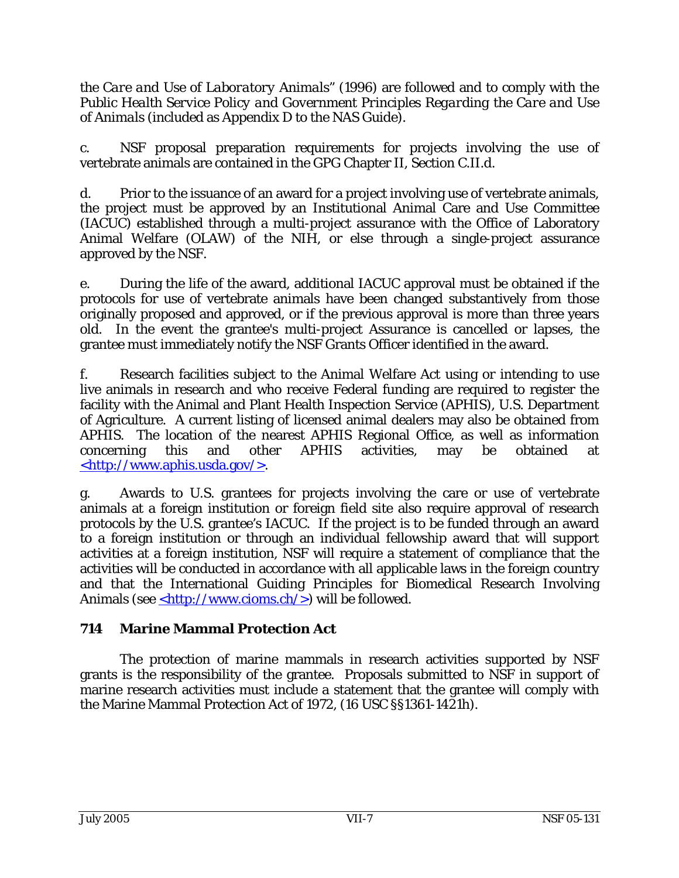the *Care and Use of Laboratory Animals*" (1996) are followed and to comply with the *Public Health Service Policy and Government Principles Regarding the Care and Use of Animals* (included as Appendix D to the NAS Guide).

c. NSF proposal preparation requirements for projects involving the use of vertebrate animals are contained in the GPG Chapter II, Section C.II.d.

d. Prior to the issuance of an award for a project involving use of vertebrate animals, the project must be approved by an Institutional Animal Care and Use Committee (IACUC) established through a multi-project assurance with the Office of Laboratory Animal Welfare (OLAW) of the NIH, or else through a single-project assurance approved by the NSF.

e. During the life of the award, additional IACUC approval must be obtained if the protocols for use of vertebrate animals have been changed substantively from those originally proposed and approved, or if the previous approval is more than three years old. In the event the grantee's multi-project Assurance is cancelled or lapses, the grantee must immediately notify the NSF Grants Officer identified in the award.

f. Research facilities subject to the Animal Welfare Act using or intending to use live animals in research and who receive Federal funding are required to register the facility with the Animal and Plant Health Inspection Service (APHIS), U.S. Department of Agriculture. A current listing of licensed animal dealers may also be obtained from APHIS. The location of the nearest APHIS Regional Office, as well as information concerning this and other APHIS activities, may be obtained at <http://www.aphis.usda.gov/>.

g. Awards to U.S. grantees for projects involving the care or use of vertebrate animals at a foreign institution or foreign field site also require approval of research protocols by the U.S. grantee's IACUC. If the project is to be funded through an award to a foreign institution or through an individual fellowship award that will support activities at a foreign institution, NSF will require a statement of compliance that the activities will be conducted in accordance with all applicable laws in the foreign country and that the International Guiding Principles for Biomedical Research Involving Animals (see <http://www.cioms.ch/>) will be followed.

## 714 Marine Mammal Protection Act

The protection of marine mammals in research activities supported by NSF grants is the responsibility of the grantee. Proposals submitted to NSF in support of marine research activities must include a statement that the grantee will comply with the Marine Mammal Protection Act of 1972, (16 USC §§1361-1421h).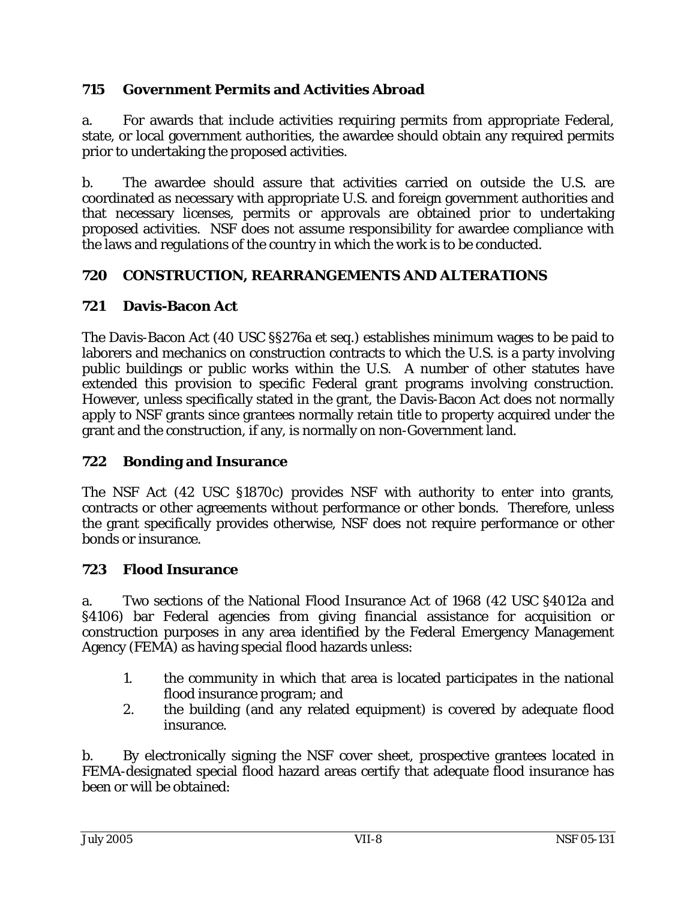### 715 Government Permits and Activities Abroad

a. For awards that include activities requiring permits from appropriate Federal, state, or local government authorities, the awardee should obtain any required permits prior to undertaking the proposed activities.

b. The awardee should assure that activities carried on outside the U.S. are coordinated as necessary with appropriate U.S. and foreign government authorities and that necessary licenses, permits or approvals are obtained prior to undertaking proposed activities. NSF does not assume responsibility for awardee compliance with the laws and regulations of the country in which the work is to be conducted.

## 720 CONSTRUCTION, REARRANGEMENTS AND ALTERATIONS

### 721 Davis-Bacon Act

The Davis-Bacon Act (40 USC §§276a et seq.) establishes minimum wages to be paid to laborers and mechanics on construction contracts to which the U.S. is a party involving public buildings or public works within the U.S. A number of other statutes have extended this provision to specific Federal grant programs involving construction. However, unless specifically stated in the grant, the Davis-Bacon Act does not normally apply to NSF grants since grantees normally retain title to property acquired under the grant and the construction, if any, is normally on non-Government land.

### 722 Bonding and Insurance

The NSF Act (42 USC §1870c) provides NSF with authority to enter into grants, contracts or other agreements without performance or other bonds. Therefore, unless the grant specifically provides otherwise, NSF does not require performance or other bonds or insurance.

### 723 Flood Insurance

a. Two sections of the National Flood Insurance Act of 1968 (42 USC §4012a and §4106) bar Federal agencies from giving financial assistance for acquisition or construction purposes in any area identified by the Federal Emergency Management Agency (FEMA) as having special flood hazards unless:

1. the community in which that area is located participates in the national flood insurance program; and
2. the building (and any related equipment) is covered by adequate flood insurance.

b. By electronically signing the NSF cover sheet, prospective grantees located in FEMA-designated special flood hazard areas certify that adequate flood insurance has been or will be obtained: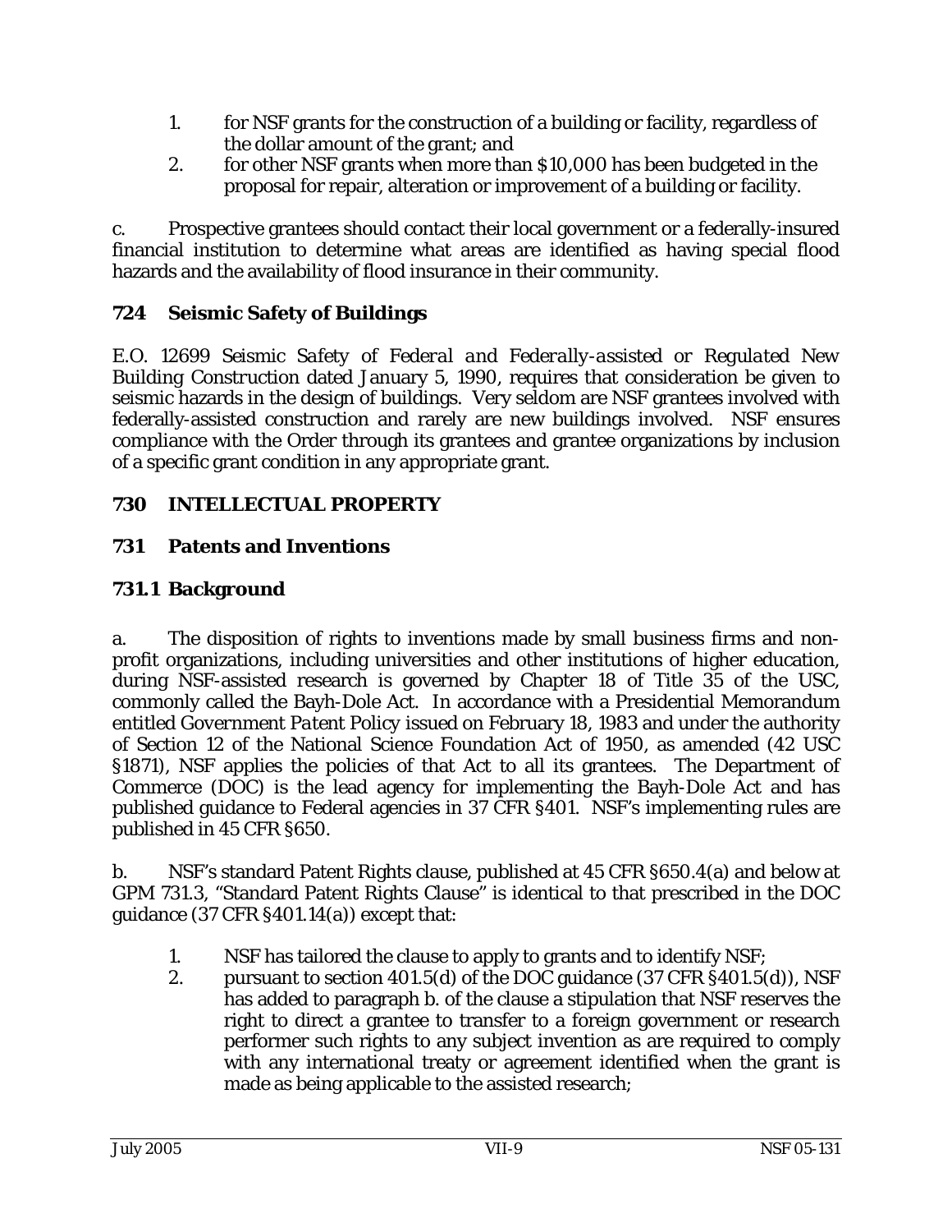1. for NSF grants for the construction of a building or facility, regardless of the dollar amount of the grant; and
2. for other NSF grants when more than $10,000 has been budgeted in the proposal for repair, alteration or improvement of a building or facility.

c. Prospective grantees should contact their local government or a federally-insured financial institution to determine what areas are identified as having special flood hazards and the availability of flood insurance in their community.

### 724 Seismic Safety of Buildings

E.O. 12699 *Seismic Safety of Federal and Federally-assisted or Regulated New Building Construction* dated January 5, 1990, requires that consideration be given to seismic hazards in the design of buildings. Very seldom are NSF grantees involved with federally-assisted construction and rarely are new buildings involved. NSF ensures compliance with the Order through its grantees and grantee organizations by inclusion of a specific grant condition in any appropriate grant.

## 730 INTELLECTUAL PROPERTY

### 731 Patents and Inventions

### 731.1 Background

a. The disposition of rights to inventions made by small business firms and non-profit organizations, including universities and other institutions of higher education, during NSF-assisted research is governed by Chapter 18 of Title 35 of the USC, commonly called the Bayh-Dole Act. In accordance with a Presidential Memorandum entitled *Government Patent Policy* issued on February 18, 1983 and under the authority of Section 12 of the National Science Foundation Act of 1950, as amended (42 USC §1871), NSF applies the policies of that Act to all its grantees. The Department of Commerce (DOC) is the lead agency for implementing the Bayh-Dole Act and has published guidance to Federal agencies in 37 CFR §401. NSF's implementing rules are published in 45 CFR §650.

b. NSF's standard Patent Rights clause, published at 45 CFR §650.4(a) and below at GPM 731.3, "Standard Patent Rights Clause" is identical to that prescribed in the DOC guidance (37 CFR §401.14(a)) except that:

1. NSF has tailored the clause to apply to grants and to identify NSF;
2. pursuant to section 401.5(d) of the DOC guidance (37 CFR §401.5(d)), NSF has added to paragraph b. of the clause a stipulation that NSF reserves the right to direct a grantee to transfer to a foreign government or research performer such rights to any subject invention as are required to comply with any international treaty or agreement identified when the grant is made as being applicable to the assisted research;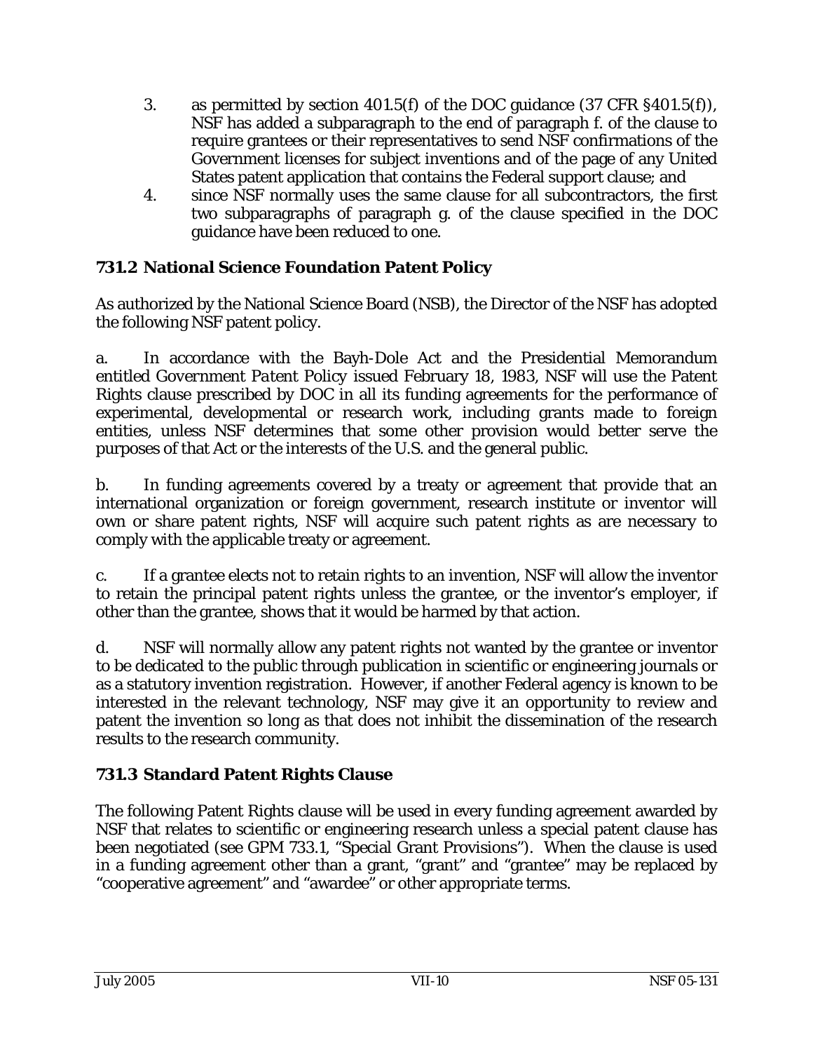3. as permitted by section 401.5(f) of the DOC guidance (37 CFR §401.5(f)), NSF has added a subparagraph to the end of paragraph f. of the clause to require grantees or their representatives to send NSF confirmations of the Government licenses for subject inventions and of the page of any United States patent application that contains the Federal support clause; and
4. since NSF normally uses the same clause for all subcontractors, the first two subparagraphs of paragraph g. of the clause specified in the DOC guidance have been reduced to one.

## 731.2 National Science Foundation Patent Policy

As authorized by the National Science Board (NSB), the Director of the NSF has adopted the following NSF patent policy.

a. In accordance with the Bayh-Dole Act and the Presidential Memorandum entitled *Government Patent Policy* issued February 18, 1983, NSF will use the Patent Rights clause prescribed by DOC in all its funding agreements for the performance of experimental, developmental or research work, including grants made to foreign entities, unless NSF determines that some other provision would better serve the purposes of that Act or the interests of the U.S. and the general public.

b. In funding agreements covered by a treaty or agreement that provide that an international organization or foreign government, research institute or inventor will own or share patent rights, NSF will acquire such patent rights as are necessary to comply with the applicable treaty or agreement.

c. If a grantee elects not to retain rights to an invention, NSF will allow the inventor to retain the principal patent rights unless the grantee, or the inventor's employer, if other than the grantee, shows that it would be harmed by that action.

d. NSF will normally allow any patent rights not wanted by the grantee or inventor to be dedicated to the public through publication in scientific or engineering journals or as a statutory invention registration. However, if another Federal agency is known to be interested in the relevant technology, NSF may give it an opportunity to review and patent the invention so long as that does not inhibit the dissemination of the research results to the research community.

## 731.3 Standard Patent Rights Clause

The following Patent Rights clause will be used in every funding agreement awarded by NSF that relates to scientific or engineering research unless a special patent clause has been negotiated (see GPM 733.1, "Special Grant Provisions"). When the clause is used in a funding agreement other than a grant, "grant" and "grantee" may be replaced by "cooperative agreement" and "awardee" or other appropriate terms.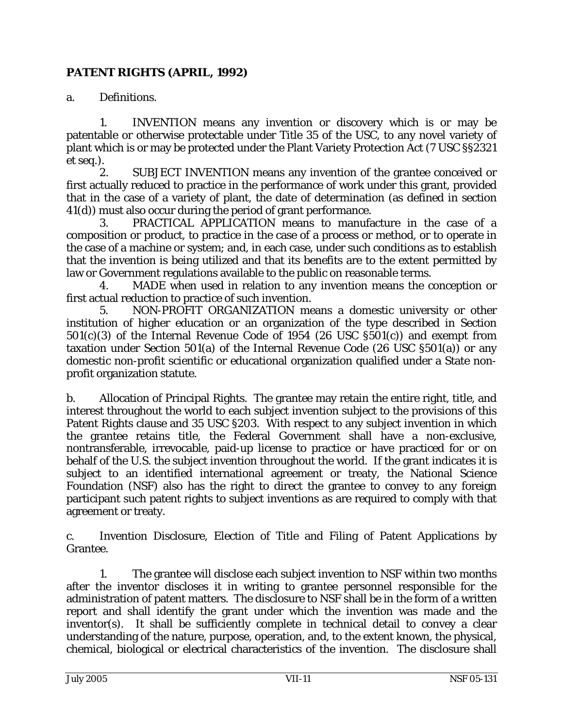**PATENT RIGHTS (APRIL, 1992)**

a. Definitions.

1. INVENTION means any invention or discovery which is or may be patentable or otherwise protectable under Title 35 of the USC, to any novel variety of plant which is or may be protected under the Plant Variety Protection Act (7 USC §§2321 et seq.).

2. SUBJECT INVENTION means any invention of the grantee conceived or first actually reduced to practice in the performance of work under this grant, provided that in the case of a variety of plant, the date of determination (as defined in section 41(d)) must also occur during the period of grant performance.

3. PRACTICAL APPLICATION means to manufacture in the case of a composition or product, to practice in the case of a process or method, or to operate in the case of a machine or system; and, in each case, under such conditions as to establish that the invention is being utilized and that its benefits are to the extent permitted by law or Government regulations available to the public on reasonable terms.

4. MADE when used in relation to any invention means the conception or first actual reduction to practice of such invention.

5. NON-PROFIT ORGANIZATION means a domestic university or other institution of higher education or an organization of the type described in Section 501(c)(3) of the Internal Revenue Code of 1954 (26 USC §501(c)) and exempt from taxation under Section 501(a) of the Internal Revenue Code (26 USC §501(a)) or any domestic non-profit scientific or educational organization qualified under a State non-profit organization statute.

b. Allocation of Principal Rights. The grantee may retain the entire right, title, and interest throughout the world to each subject invention subject to the provisions of this Patent Rights clause and 35 USC §203. With respect to any subject invention in which the grantee retains title, the Federal Government shall have a non-exclusive, nontransferable, irrevocable, paid-up license to practice or have practiced for or on behalf of the U.S. the subject invention throughout the world. If the grant indicates it is subject to an identified international agreement or treaty, the National Science Foundation (NSF) also has the right to direct the grantee to convey to any foreign participant such patent rights to subject inventions as are required to comply with that agreement or treaty.

c. Invention Disclosure, Election of Title and Filing of Patent Applications by Grantee.

1. The grantee will disclose each subject invention to NSF within two months after the inventor discloses it in writing to grantee personnel responsible for the administration of patent matters. The disclosure to NSF shall be in the form of a written report and shall identify the grant under which the invention was made and the inventor(s). It shall be sufficiently complete in technical detail to convey a clear understanding of the nature, purpose, operation, and, to the extent known, the physical, chemical, biological or electrical characteristics of the invention. The disclosure shall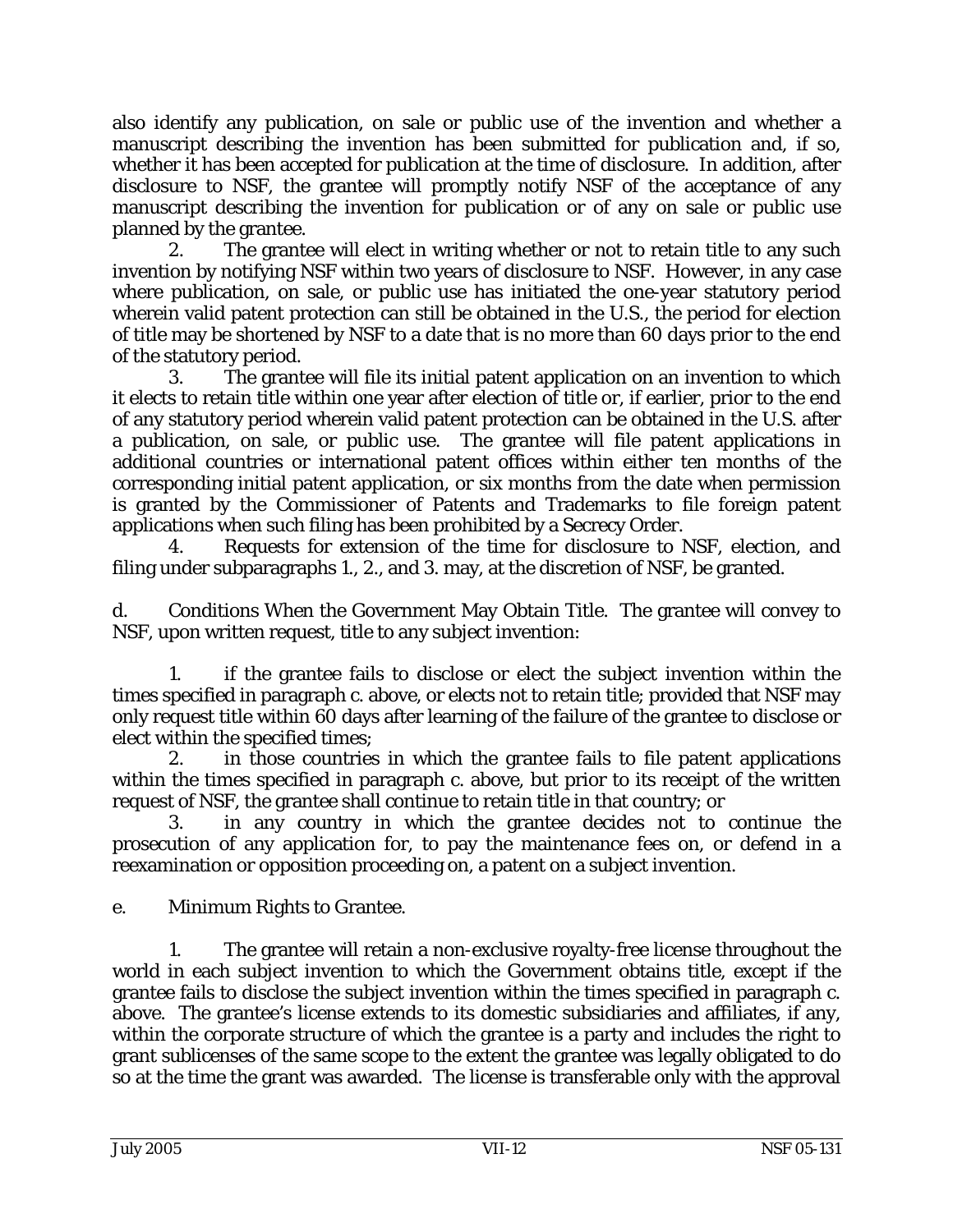also identify any publication, on sale or public use of the invention and whether a manuscript describing the invention has been submitted for publication and, if so, whether it has been accepted for publication at the time of disclosure. In addition, after disclosure to NSF, the grantee will promptly notify NSF of the acceptance of any manuscript describing the invention for publication or of any on sale or public use planned by the grantee.

2. The grantee will elect in writing whether or not to retain title to any such invention by notifying NSF within two years of disclosure to NSF. However, in any case where publication, on sale, or public use has initiated the one-year statutory period wherein valid patent protection can still be obtained in the U.S., the period for election of title may be shortened by NSF to a date that is no more than 60 days prior to the end of the statutory period.

3. The grantee will file its initial patent application on an invention to which it elects to retain title within one year after election of title or, if earlier, prior to the end of any statutory period wherein valid patent protection can be obtained in the U.S. after a publication, on sale, or public use. The grantee will file patent applications in additional countries or international patent offices within either ten months of the corresponding initial patent application, or six months from the date when permission is granted by the Commissioner of Patents and Trademarks to file foreign patent applications when such filing has been prohibited by a Secrecy Order.

4. Requests for extension of the time for disclosure to NSF, election, and filing under subparagraphs 1., 2., and 3. may, at the discretion of NSF, be granted.

d. Conditions When the Government May Obtain Title. The grantee will convey to NSF, upon written request, title to any subject invention:

1. if the grantee fails to disclose or elect the subject invention within the times specified in paragraph c. above, or elects not to retain title; provided that NSF may only request title within 60 days after learning of the failure of the grantee to disclose or elect within the specified times;

2. in those countries in which the grantee fails to file patent applications within the times specified in paragraph c. above, but prior to its receipt of the written request of NSF, the grantee shall continue to retain title in that country; or

3. in any country in which the grantee decides not to continue the prosecution of any application for, to pay the maintenance fees on, or defend in a reexamination or opposition proceeding on, a patent on a subject invention.

e. Minimum Rights to Grantee.

1. The grantee will retain a non-exclusive royalty-free license throughout the world in each subject invention to which the Government obtains title, except if the grantee fails to disclose the subject invention within the times specified in paragraph c. above. The grantee's license extends to its domestic subsidiaries and affiliates, if any, within the corporate structure of which the grantee is a party and includes the right to grant sublicenses of the same scope to the extent the grantee was legally obligated to do so at the time the grant was awarded. The license is transferable only with the approval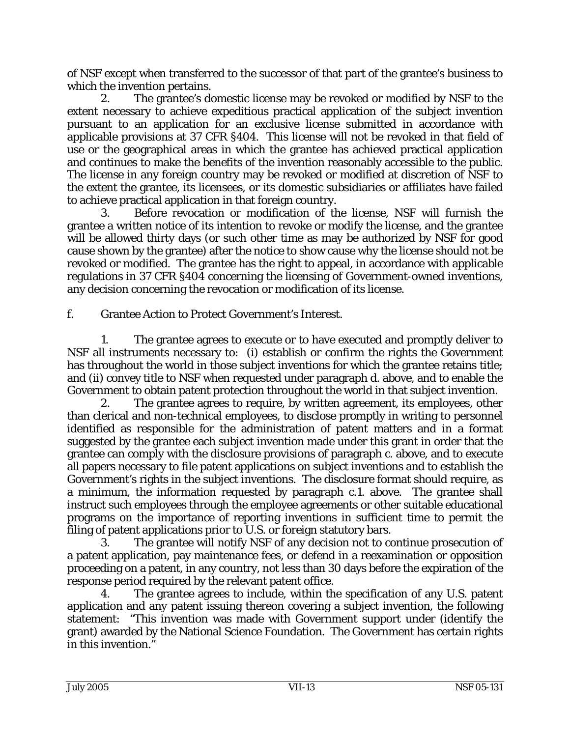of NSF except when transferred to the successor of that part of the grantee's business to which the invention pertains.

2. The grantee's domestic license may be revoked or modified by NSF to the extent necessary to achieve expeditious practical application of the subject invention pursuant to an application for an exclusive license submitted in accordance with applicable provisions at 37 CFR §404. This license will not be revoked in that field of use or the geographical areas in which the grantee has achieved practical application and continues to make the benefits of the invention reasonably accessible to the public. The license in any foreign country may be revoked or modified at discretion of NSF to the extent the grantee, its licensees, or its domestic subsidiaries or affiliates have failed to achieve practical application in that foreign country.

3. Before revocation or modification of the license, NSF will furnish the grantee a written notice of its intention to revoke or modify the license, and the grantee will be allowed thirty days (or such other time as may be authorized by NSF for good cause shown by the grantee) after the notice to show cause why the license should not be revoked or modified. The grantee has the right to appeal, in accordance with applicable regulations in 37 CFR §404 concerning the licensing of Government-owned inventions, any decision concerning the revocation or modification of its license.

f. Grantee Action to Protect Government's Interest.

1. The grantee agrees to execute or to have executed and promptly deliver to NSF all instruments necessary to: (i) establish or confirm the rights the Government has throughout the world in those subject inventions for which the grantee retains title; and (ii) convey title to NSF when requested under paragraph d. above, and to enable the Government to obtain patent protection throughout the world in that subject invention.

2. The grantee agrees to require, by written agreement, its employees, other than clerical and non-technical employees, to disclose promptly in writing to personnel identified as responsible for the administration of patent matters and in a format suggested by the grantee each subject invention made under this grant in order that the grantee can comply with the disclosure provisions of paragraph c. above, and to execute all papers necessary to file patent applications on subject inventions and to establish the Government's rights in the subject inventions. The disclosure format should require, as a minimum, the information requested by paragraph c.1. above. The grantee shall instruct such employees through the employee agreements or other suitable educational programs on the importance of reporting inventions in sufficient time to permit the filing of patent applications prior to U.S. or foreign statutory bars.

3. The grantee will notify NSF of any decision not to continue prosecution of a patent application, pay maintenance fees, or defend in a reexamination or opposition proceeding on a patent, in any country, not less than 30 days before the expiration of the response period required by the relevant patent office.

4. The grantee agrees to include, within the specification of any U.S. patent application and any patent issuing thereon covering a subject invention, the following statement: "This invention was made with Government support under (identify the grant) awarded by the National Science Foundation. The Government has certain rights in this invention."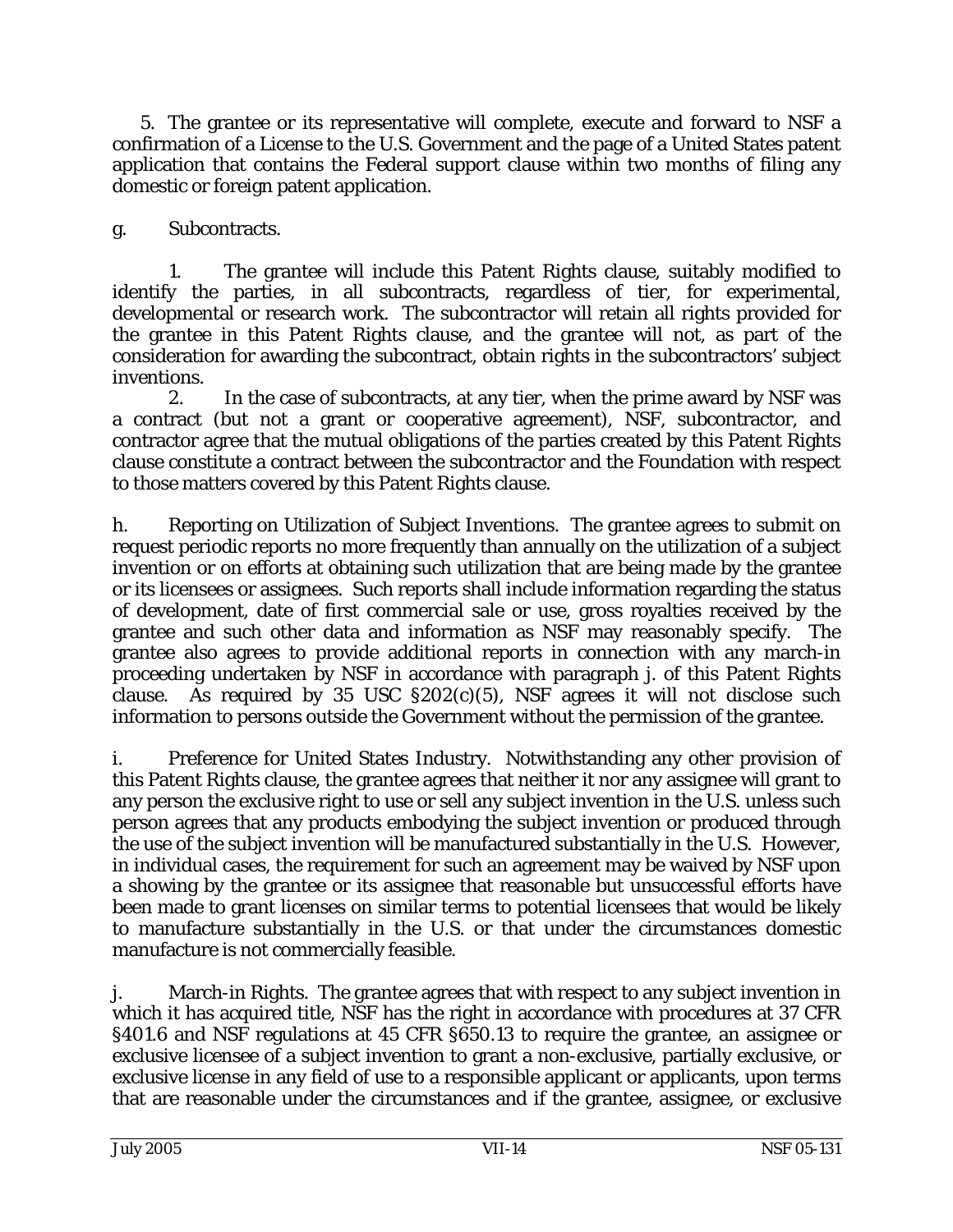5. The grantee or its representative will complete, execute and forward to NSF a confirmation of a License to the U.S. Government and the page of a United States patent application that contains the Federal support clause within two months of filing any domestic or foreign patent application.

g. Subcontracts.

1. The grantee will include this Patent Rights clause, suitably modified to identify the parties, in all subcontracts, regardless of tier, for experimental, developmental or research work. The subcontractor will retain all rights provided for the grantee in this Patent Rights clause, and the grantee will not, as part of the consideration for awarding the subcontract, obtain rights in the subcontractors' subject inventions.

2. In the case of subcontracts, at any tier, when the prime award by NSF was a contract (but not a grant or cooperative agreement), NSF, subcontractor, and contractor agree that the mutual obligations of the parties created by this Patent Rights clause constitute a contract between the subcontractor and the Foundation with respect to those matters covered by this Patent Rights clause.

h. Reporting on Utilization of Subject Inventions. The grantee agrees to submit on request periodic reports no more frequently than annually on the utilization of a subject invention or on efforts at obtaining such utilization that are being made by the grantee or its licensees or assignees. Such reports shall include information regarding the status of development, date of first commercial sale or use, gross royalties received by the grantee and such other data and information as NSF may reasonably specify. The grantee also agrees to provide additional reports in connection with any march-in proceeding undertaken by NSF in accordance with paragraph j. of this Patent Rights clause. As required by 35 USC §202(c)(5), NSF agrees it will not disclose such information to persons outside the Government without the permission of the grantee.

i. Preference for United States Industry. Notwithstanding any other provision of this Patent Rights clause, the grantee agrees that neither it nor any assignee will grant to any person the exclusive right to use or sell any subject invention in the U.S. unless such person agrees that any products embodying the subject invention or produced through the use of the subject invention will be manufactured substantially in the U.S. However, in individual cases, the requirement for such an agreement may be waived by NSF upon a showing by the grantee or its assignee that reasonable but unsuccessful efforts have been made to grant licenses on similar terms to potential licensees that would be likely to manufacture substantially in the U.S. or that under the circumstances domestic manufacture is not commercially feasible.

j. March-in Rights. The grantee agrees that with respect to any subject invention in which it has acquired title, NSF has the right in accordance with procedures at 37 CFR §401.6 and NSF regulations at 45 CFR §650.13 to require the grantee, an assignee or exclusive licensee of a subject invention to grant a non-exclusive, partially exclusive, or exclusive license in any field of use to a responsible applicant or applicants, upon terms that are reasonable under the circumstances and if the grantee, assignee, or exclusive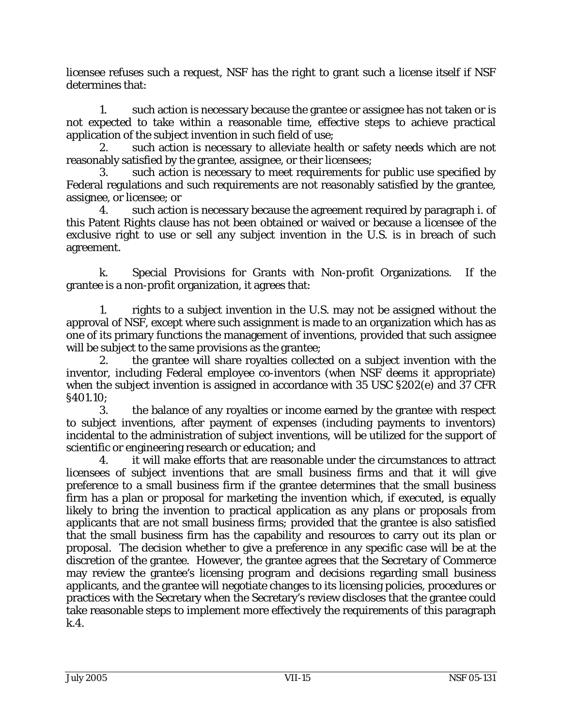licensee refuses such a request, NSF has the right to grant such a license itself if NSF determines that:

1. such action is necessary because the grantee or assignee has not taken or is not expected to take within a reasonable time, effective steps to achieve practical application of the subject invention in such field of use;
2. such action is necessary to alleviate health or safety needs which are not reasonably satisfied by the grantee, assignee, or their licensees;
3. such action is necessary to meet requirements for public use specified by Federal regulations and such requirements are not reasonably satisfied by the grantee, assignee, or licensee; or
4. such action is necessary because the agreement required by paragraph i. of this Patent Rights clause has not been obtained or waived or because a licensee of the exclusive right to use or sell any subject invention in the U.S. is in breach of such agreement.

k. Special Provisions for Grants with Non-profit Organizations. If the grantee is a non-profit organization, it agrees that:

1. rights to a subject invention in the U.S. may not be assigned without the approval of NSF, except where such assignment is made to an organization which has as one of its primary functions the management of inventions, provided that such assignee will be subject to the same provisions as the grantee;
2. the grantee will share royalties collected on a subject invention with the inventor, including Federal employee co-inventors (when NSF deems it appropriate) when the subject invention is assigned in accordance with 35 USC §202(e) and 37 CFR §401.10;
3. the balance of any royalties or income earned by the grantee with respect to subject inventions, after payment of expenses (including payments to inventors) incidental to the administration of subject inventions, will be utilized for the support of scientific or engineering research or education; and
4. it will make efforts that are reasonable under the circumstances to attract licensees of subject inventions that are small business firms and that it will give preference to a small business firm if the grantee determines that the small business firm has a plan or proposal for marketing the invention which, if executed, is equally likely to bring the invention to practical application as any plans or proposals from applicants that are not small business firms; provided that the grantee is also satisfied that the small business firm has the capability and resources to carry out its plan or proposal. The decision whether to give a preference in any specific case will be at the discretion of the grantee. However, the grantee agrees that the Secretary of Commerce may review the grantee's licensing program and decisions regarding small business applicants, and the grantee will negotiate changes to its licensing policies, procedures or practices with the Secretary when the Secretary's review discloses that the grantee could take reasonable steps to implement more effectively the requirements of this paragraph k.4.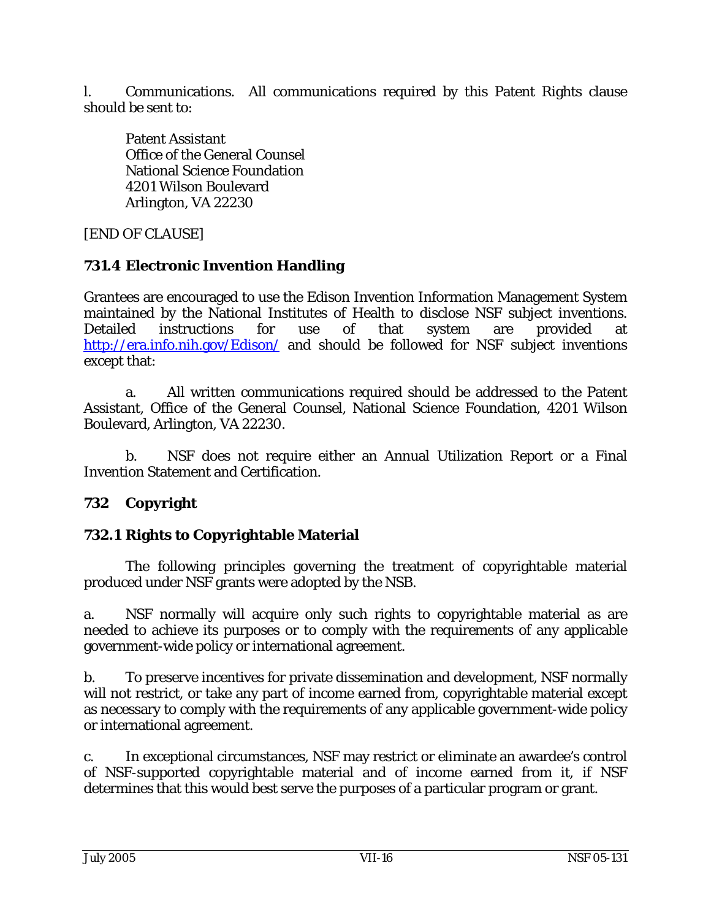l. Communications. All communications required by this Patent Rights clause should be sent to:

Patent Assistant
Office of the General Counsel
National Science Foundation
4201 Wilson Boulevard
Arlington, VA 22230

[END OF CLAUSE]

### 731.4 Electronic Invention Handling

Grantees are encouraged to use the Edison Invention Information Management System maintained by the National Institutes of Health to disclose NSF subject inventions. Detailed instructions for use of that system are provided at http://era.info.nih.gov/Edison/ and should be followed for NSF subject inventions except that:

a. All written communications required should be addressed to the Patent Assistant, Office of the General Counsel, National Science Foundation, 4201 Wilson Boulevard, Arlington, VA 22230.

b. NSF does not require either an Annual Utilization Report or a Final Invention Statement and Certification.

## 732 Copyright

### 732.1 Rights to Copyrightable Material

The following principles governing the treatment of copyrightable material produced under NSF grants were adopted by the NSB.

a. NSF normally will acquire only such rights to copyrightable material as are needed to achieve its purposes or to comply with the requirements of any applicable government-wide policy or international agreement.

b. To preserve incentives for private dissemination and development, NSF normally will not restrict, or take any part of income earned from, copyrightable material except as necessary to comply with the requirements of any applicable government-wide policy or international agreement.

c. In exceptional circumstances, NSF may restrict or eliminate an awardee's control of NSF-supported copyrightable material and of income earned from it, if NSF determines that this would best serve the purposes of a particular program or grant.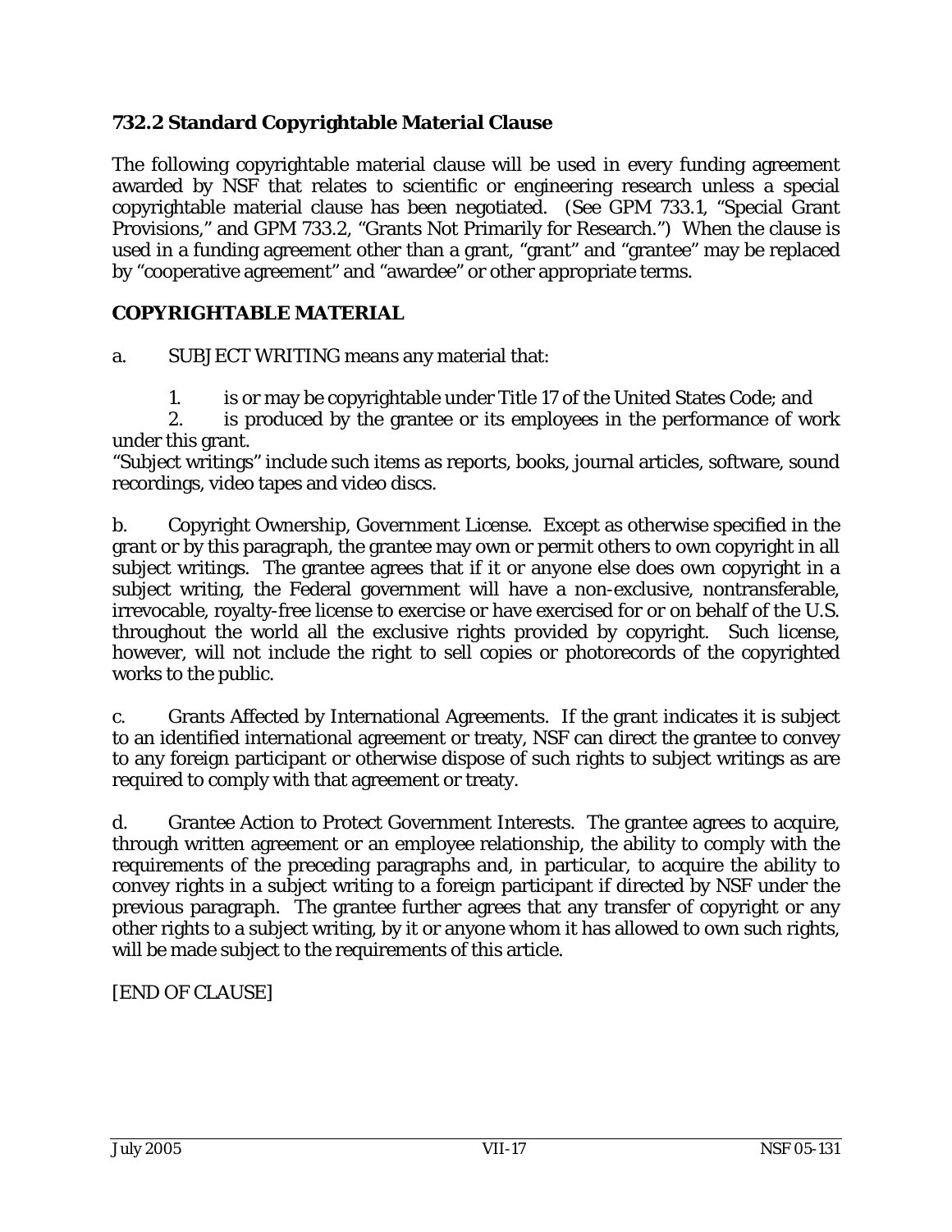### 732.2 Standard Copyrightable Material Clause

The following copyrightable material clause will be used in every funding agreement awarded by NSF that relates to scientific or engineering research unless a special copyrightable material clause has been negotiated. (See GPM 733.1, "Special Grant Provisions," and GPM 733.2, "Grants Not Primarily for Research.") When the clause is used in a funding agreement other than a grant, "grant" and "grantee" may be replaced by "cooperative agreement" and "awardee" or other appropriate terms.

### COPYRIGHTABLE MATERIAL

a. SUBJECT WRITING means any material that:

1. is or may be copyrightable under Title 17 of the United States Code; and
2. is produced by the grantee or its employees in the performance of work under this grant.

"Subject writings" include such items as reports, books, journal articles, software, sound recordings, video tapes and video discs.

b. Copyright Ownership, Government License. Except as otherwise specified in the grant or by this paragraph, the grantee may own or permit others to own copyright in all subject writings. The grantee agrees that if it or anyone else does own copyright in a subject writing, the Federal government will have a non-exclusive, nontransferable, irrevocable, royalty-free license to exercise or have exercised for or on behalf of the U.S. throughout the world all the exclusive rights provided by copyright. Such license, however, will not include the right to sell copies or photorecords of the copyrighted works to the public.

c. Grants Affected by International Agreements. If the grant indicates it is subject to an identified international agreement or treaty, NSF can direct the grantee to convey to any foreign participant or otherwise dispose of such rights to subject writings as are required to comply with that agreement or treaty.

d. Grantee Action to Protect Government Interests. The grantee agrees to acquire, through written agreement or an employee relationship, the ability to comply with the requirements of the preceding paragraphs and, in particular, to acquire the ability to convey rights in a subject writing to a foreign participant if directed by NSF under the previous paragraph. The grantee further agrees that any transfer of copyright or any other rights to a subject writing, by it or anyone whom it has allowed to own such rights, will be made subject to the requirements of this article.

[END OF CLAUSE]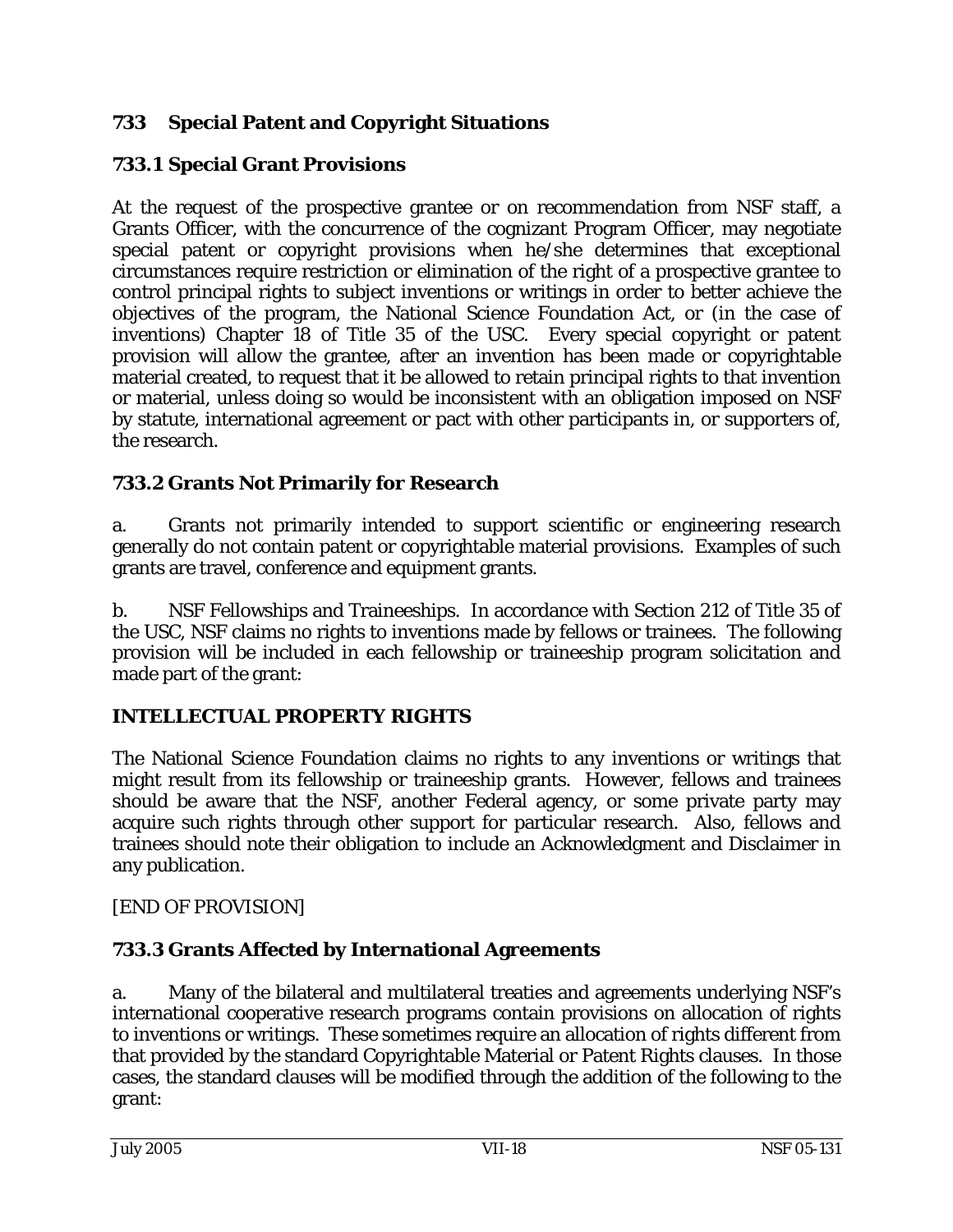## 733 Special Patent and Copyright Situations

### 733.1 Special Grant Provisions

At the request of the prospective grantee or on recommendation from NSF staff, a Grants Officer, with the concurrence of the cognizant Program Officer, may negotiate special patent or copyright provisions when he/she determines that exceptional circumstances require restriction or elimination of the right of a prospective grantee to control principal rights to subject inventions or writings in order to better achieve the objectives of the program, the National Science Foundation Act, or (in the case of inventions) Chapter 18 of Title 35 of the USC. Every special copyright or patent provision will allow the grantee, after an invention has been made or copyrightable material created, to request that it be allowed to retain principal rights to that invention or material, unless doing so would be inconsistent with an obligation imposed on NSF by statute, international agreement or pact with other participants in, or supporters of, the research.

### 733.2 Grants Not Primarily for Research

a. Grants not primarily intended to support scientific or engineering research generally do not contain patent or copyrightable material provisions. Examples of such grants are travel, conference and equipment grants.

b. NSF Fellowships and Traineeships. In accordance with Section 212 of Title 35 of the USC, NSF claims no rights to inventions made by fellows or trainees. The following provision will be included in each fellowship or traineeship program solicitation and made part of the grant:

**INTELLECTUAL PROPERTY RIGHTS**

The National Science Foundation claims no rights to any inventions or writings that might result from its fellowship or traineeship grants. However, fellows and trainees should be aware that the NSF, another Federal agency, or some private party may acquire such rights through other support for particular research. Also, fellows and trainees should note their obligation to include an Acknowledgment and Disclaimer in any publication.

[END OF PROVISION]

### 733.3 Grants Affected by International Agreements

a. Many of the bilateral and multilateral treaties and agreements underlying NSF's international cooperative research programs contain provisions on allocation of rights to inventions or writings. These sometimes require an allocation of rights different from that provided by the standard Copyrightable Material or Patent Rights clauses. In those cases, the standard clauses will be modified through the addition of the following to the grant: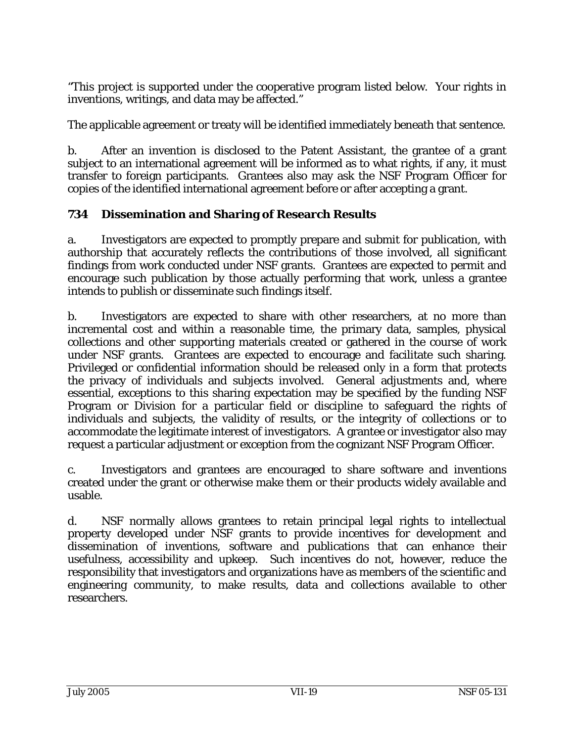"This project is supported under the cooperative program listed below. Your rights in inventions, writings, and data may be affected."

The applicable agreement or treaty will be identified immediately beneath that sentence.

b. After an invention is disclosed to the Patent Assistant, the grantee of a grant subject to an international agreement will be informed as to what rights, if any, it must transfer to foreign participants. Grantees also may ask the NSF Program Officer for copies of the identified international agreement before or after accepting a grant.

### 734 Dissemination and Sharing of Research Results

a. Investigators are expected to promptly prepare and submit for publication, with authorship that accurately reflects the contributions of those involved, all significant findings from work conducted under NSF grants. Grantees are expected to permit and encourage such publication by those actually performing that work, unless a grantee intends to publish or disseminate such findings itself.

b. Investigators are expected to share with other researchers, at no more than incremental cost and within a reasonable time, the primary data, samples, physical collections and other supporting materials created or gathered in the course of work under NSF grants. Grantees are expected to encourage and facilitate such sharing. Privileged or confidential information should be released only in a form that protects the privacy of individuals and subjects involved. General adjustments and, where essential, exceptions to this sharing expectation may be specified by the funding NSF Program or Division for a particular field or discipline to safeguard the rights of individuals and subjects, the validity of results, or the integrity of collections or to accommodate the legitimate interest of investigators. A grantee or investigator also may request a particular adjustment or exception from the cognizant NSF Program Officer.

c. Investigators and grantees are encouraged to share software and inventions created under the grant or otherwise make them or their products widely available and usable.

d. NSF normally allows grantees to retain principal legal rights to intellectual property developed under NSF grants to provide incentives for development and dissemination of inventions, software and publications that can enhance their usefulness, accessibility and upkeep. Such incentives do not, however, reduce the responsibility that investigators and organizations have as members of the scientific and engineering community, to make results, data and collections available to other researchers.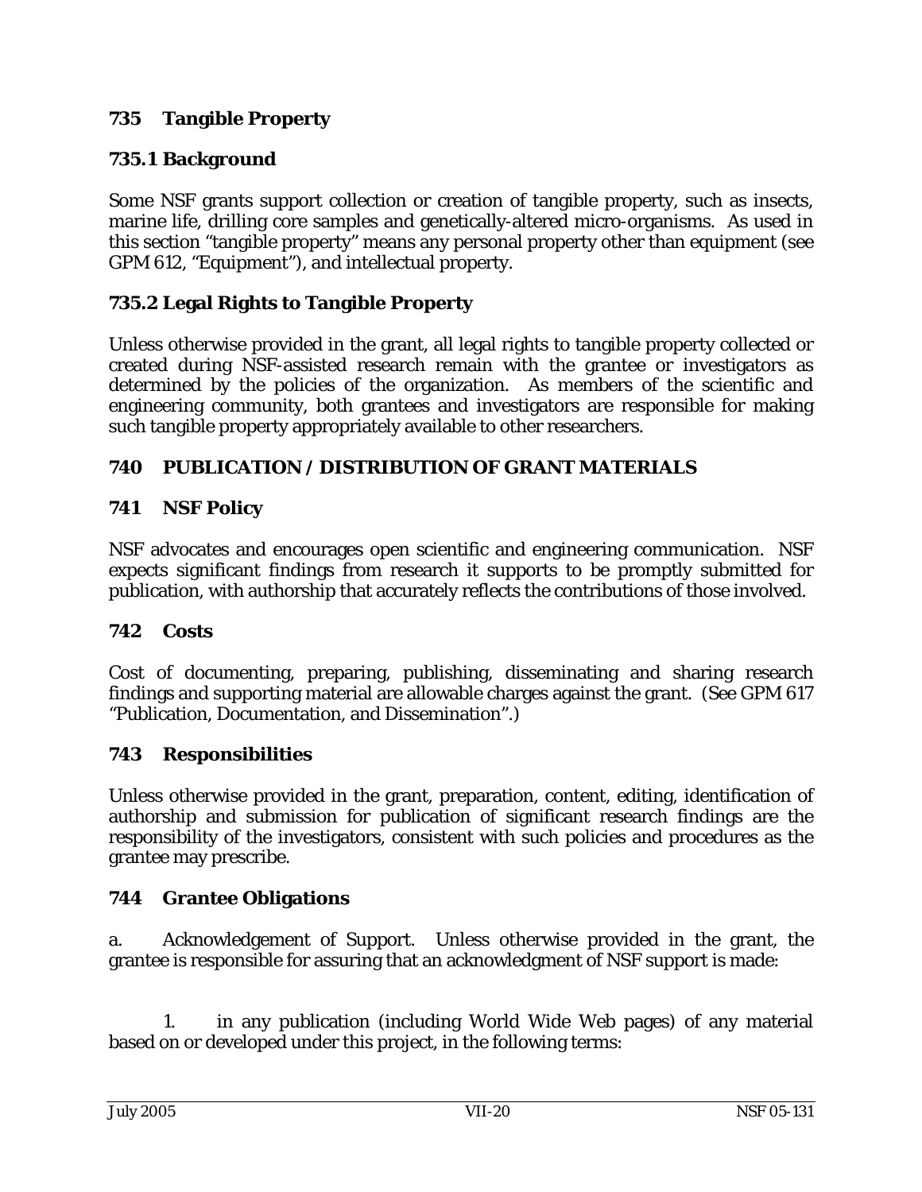## 735 Tangible Property

### 735.1 Background

Some NSF grants support collection or creation of tangible property, such as insects, marine life, drilling core samples and genetically-altered micro-organisms. As used in this section "tangible property" means any personal property other than equipment (see GPM 612, "Equipment"), and intellectual property.

### 735.2 Legal Rights to Tangible Property

Unless otherwise provided in the grant, all legal rights to tangible property collected or created during NSF-assisted research remain with the grantee or investigators as determined by the policies of the organization. As members of the scientific and engineering community, both grantees and investigators are responsible for making such tangible property appropriately available to other researchers.

## 740 PUBLICATION / DISTRIBUTION OF GRANT MATERIALS

## 741 NSF Policy

NSF advocates and encourages open scientific and engineering communication. NSF expects significant findings from research it supports to be promptly submitted for publication, with authorship that accurately reflects the contributions of those involved.

## 742 Costs

Cost of documenting, preparing, publishing, disseminating and sharing research findings and supporting material are allowable charges against the grant. (See GPM 617 "Publication, Documentation, and Dissemination".)

## 743 Responsibilities

Unless otherwise provided in the grant, preparation, content, editing, identification of authorship and submission for publication of significant research findings are the responsibility of the investigators, consistent with such policies and procedures as the grantee may prescribe.

## 744 Grantee Obligations

a. Acknowledgement of Support. Unless otherwise provided in the grant, the grantee is responsible for assuring that an acknowledgment of NSF support is made:

1. in any publication (including World Wide Web pages) of any material based on or developed under this project, in the following terms: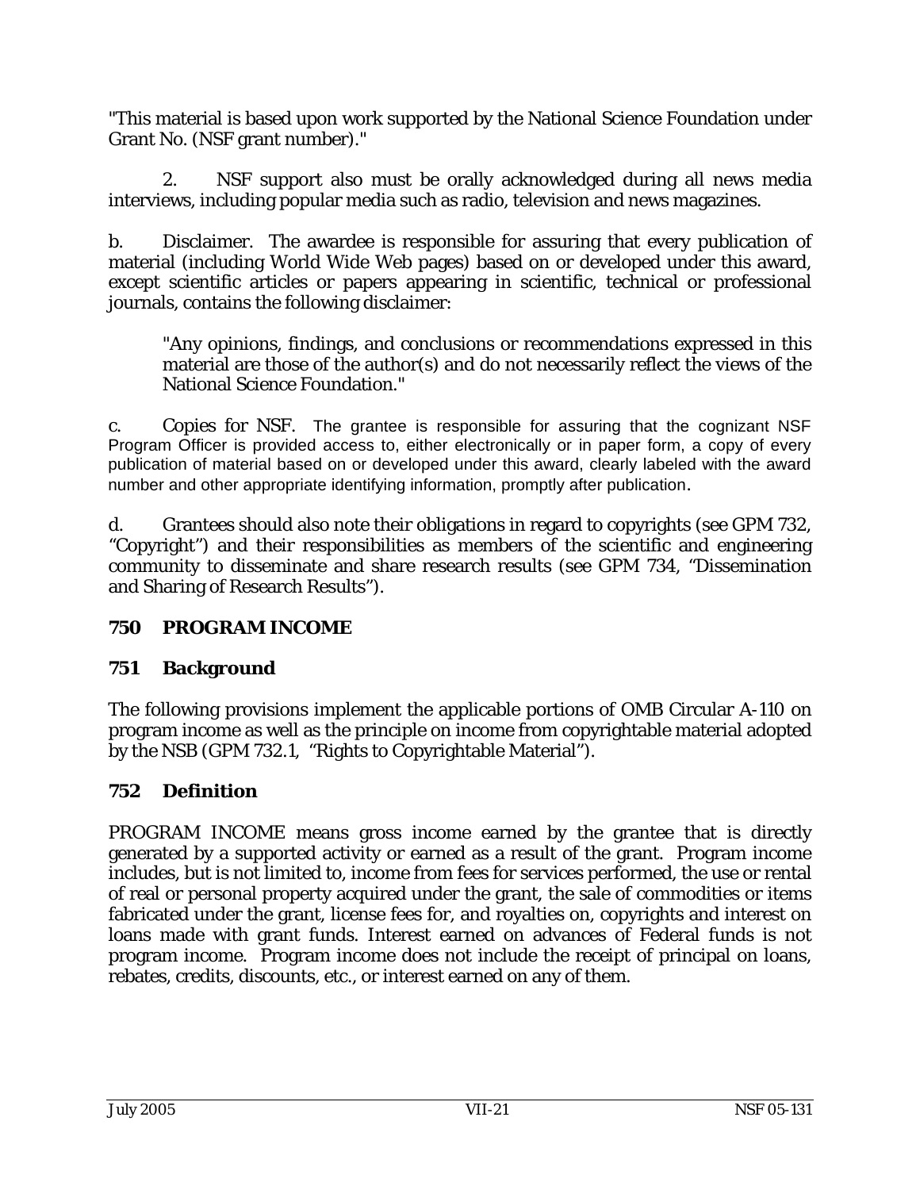"This material is based upon work supported by the National Science Foundation under Grant No. (NSF grant number)."

2. NSF support also must be orally acknowledged during all news media interviews, including popular media such as radio, television and news magazines.

b. Disclaimer. The awardee is responsible for assuring that every publication of material (including World Wide Web pages) based on or developed under this award, except scientific articles or papers appearing in scientific, technical or professional journals, contains the following disclaimer:

> "Any opinions, findings, and conclusions or recommendations expressed in this material are those of the author(s) and do not necessarily reflect the views of the National Science Foundation."

c. Copies for NSF. The grantee is responsible for assuring that the cognizant NSF Program Officer is provided access to, either electronically or in paper form, a copy of every publication of material based on or developed under this award, clearly labeled with the award number and other appropriate identifying information, promptly after publication.

d. Grantees should also note their obligations in regard to copyrights (see GPM 732, "Copyright") and their responsibilities as members of the scientific and engineering community to disseminate and share research results (see GPM 734, "Dissemination and Sharing of Research Results").

## 750 PROGRAM INCOME

### 751 Background

The following provisions implement the applicable portions of OMB Circular A-110 on program income as well as the principle on income from copyrightable material adopted by the NSB (GPM 732.1, "Rights to Copyrightable Material").

### 752 Definition

PROGRAM INCOME means gross income earned by the grantee that is directly generated by a supported activity or earned as a result of the grant. Program income includes, but is not limited to, income from fees for services performed, the use or rental of real or personal property acquired under the grant, the sale of commodities or items fabricated under the grant, license fees for, and royalties on, copyrights and interest on loans made with grant funds. Interest earned on advances of Federal funds is not program income. Program income does not include the receipt of principal on loans, rebates, credits, discounts, etc., or interest earned on any of them.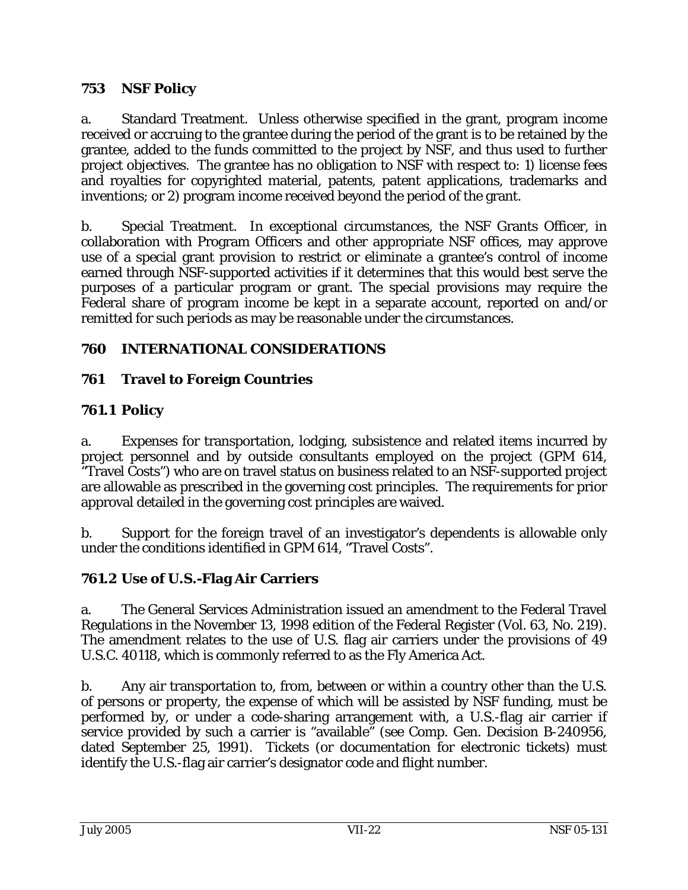### 753 NSF Policy

a. Standard Treatment. Unless otherwise specified in the grant, program income received or accruing to the grantee during the period of the grant is to be retained by the grantee, added to the funds committed to the project by NSF, and thus used to further project objectives. The grantee has no obligation to NSF with respect to: 1) license fees and royalties for copyrighted material, patents, patent applications, trademarks and inventions; or 2) program income received beyond the period of the grant.

b. Special Treatment. In exceptional circumstances, the NSF Grants Officer, in collaboration with Program Officers and other appropriate NSF offices, may approve use of a special grant provision to restrict or eliminate a grantee's control of income earned through NSF-supported activities if it determines that this would best serve the purposes of a particular program or grant. The special provisions may require the Federal share of program income be kept in a separate account, reported on and/or remitted for such periods as may be reasonable under the circumstances.

## 760 INTERNATIONAL CONSIDERATIONS

### 761 Travel to Foreign Countries

### 761.1 Policy

a. Expenses for transportation, lodging, subsistence and related items incurred by project personnel and by outside consultants employed on the project (GPM 614, "Travel Costs") who are on travel status on business related to an NSF-supported project are allowable as prescribed in the governing cost principles. The requirements for prior approval detailed in the governing cost principles are waived.

b. Support for the foreign travel of an investigator's dependents is allowable only under the conditions identified in GPM 614, "Travel Costs".

### 761.2 Use of U.S.-Flag Air Carriers

a. The General Services Administration issued an amendment to the Federal Travel Regulations in the November 13, 1998 edition of the Federal Register (Vol. 63, No. 219). The amendment relates to the use of U.S. flag air carriers under the provisions of 49 U.S.C. 40118, which is commonly referred to as the Fly America Act.

b. Any air transportation to, from, between or within a country other than the U.S. of persons or property, the expense of which will be assisted by NSF funding, must be performed by, or under a code-sharing arrangement with, a U.S.-flag air carrier if service provided by such a carrier is "available" (see Comp. Gen. Decision B-240956, dated September 25, 1991). Tickets (or documentation for electronic tickets) must identify the U.S.-flag air carrier's designator code and flight number.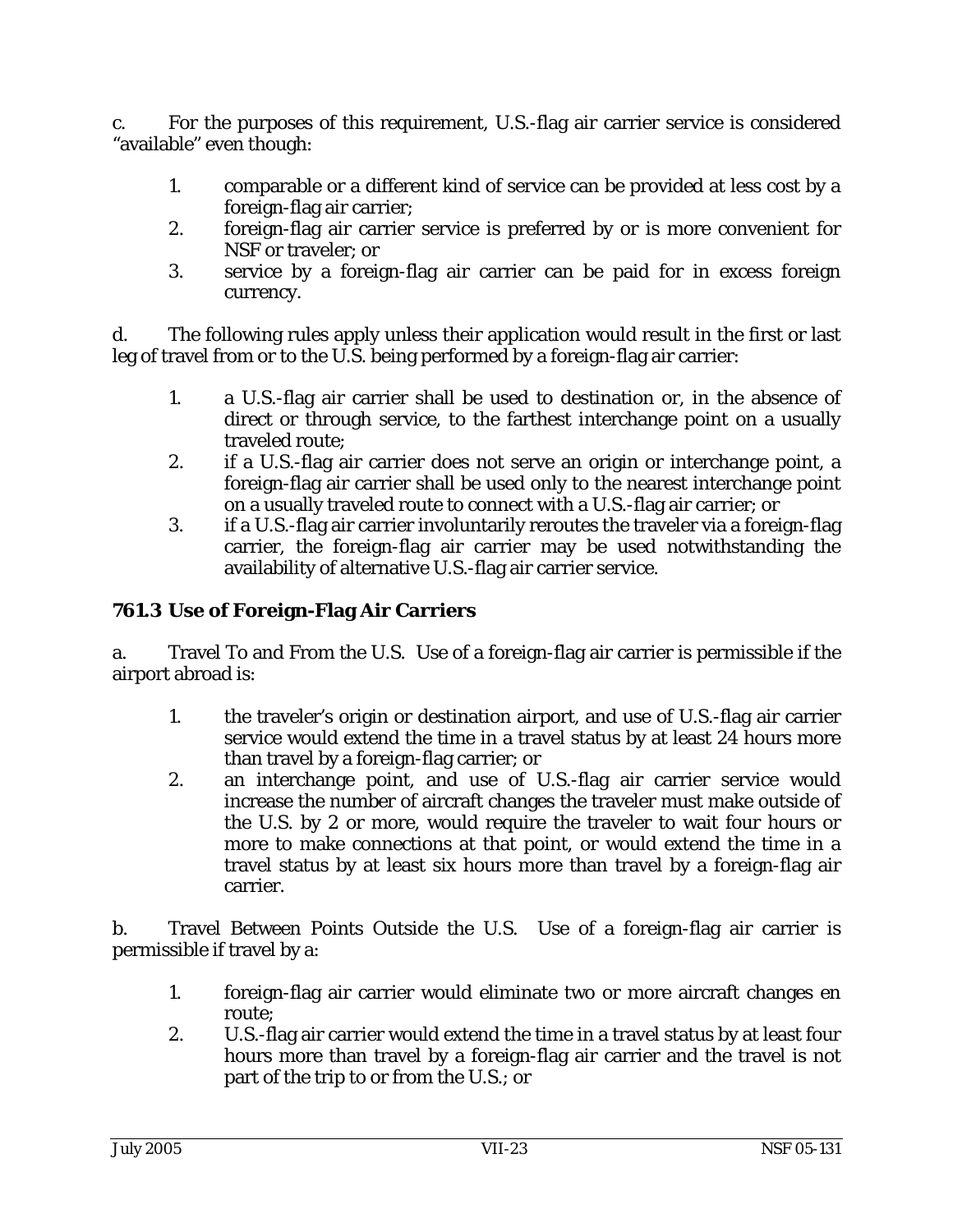c. For the purposes of this requirement, U.S.-flag air carrier service is considered "available" even though:

1. comparable or a different kind of service can be provided at less cost by a foreign-flag air carrier;
2. foreign-flag air carrier service is preferred by or is more convenient for NSF or traveler; or
3. service by a foreign-flag air carrier can be paid for in excess foreign currency.

d. The following rules apply unless their application would result in the first or last leg of travel from or to the U.S. being performed by a foreign-flag air carrier:

1. a U.S.-flag air carrier shall be used to destination or, in the absence of direct or through service, to the farthest interchange point on a usually traveled route;
2. if a U.S.-flag air carrier does not serve an origin or interchange point, a foreign-flag air carrier shall be used only to the nearest interchange point on a usually traveled route to connect with a U.S.-flag air carrier; or
3. if a U.S.-flag air carrier involuntarily reroutes the traveler via a foreign-flag carrier, the foreign-flag air carrier may be used notwithstanding the availability of alternative U.S.-flag air carrier service.

### 761.3 Use of Foreign-Flag Air Carriers

a. Travel To and From the U.S. Use of a foreign-flag air carrier is permissible if the airport abroad is:

1. the traveler's origin or destination airport, and use of U.S.-flag air carrier service would extend the time in a travel status by at least 24 hours more than travel by a foreign-flag carrier; or
2. an interchange point, and use of U.S.-flag air carrier service would increase the number of aircraft changes the traveler must make outside of the U.S. by 2 or more, would require the traveler to wait four hours or more to make connections at that point, or would extend the time in a travel status by at least six hours more than travel by a foreign-flag air carrier.

b. Travel Between Points Outside the U.S. Use of a foreign-flag air carrier is permissible if travel by a:

1. foreign-flag air carrier would eliminate two or more aircraft changes en route;
2. U.S.-flag air carrier would extend the time in a travel status by at least four hours more than travel by a foreign-flag air carrier and the travel is not part of the trip to or from the U.S.; or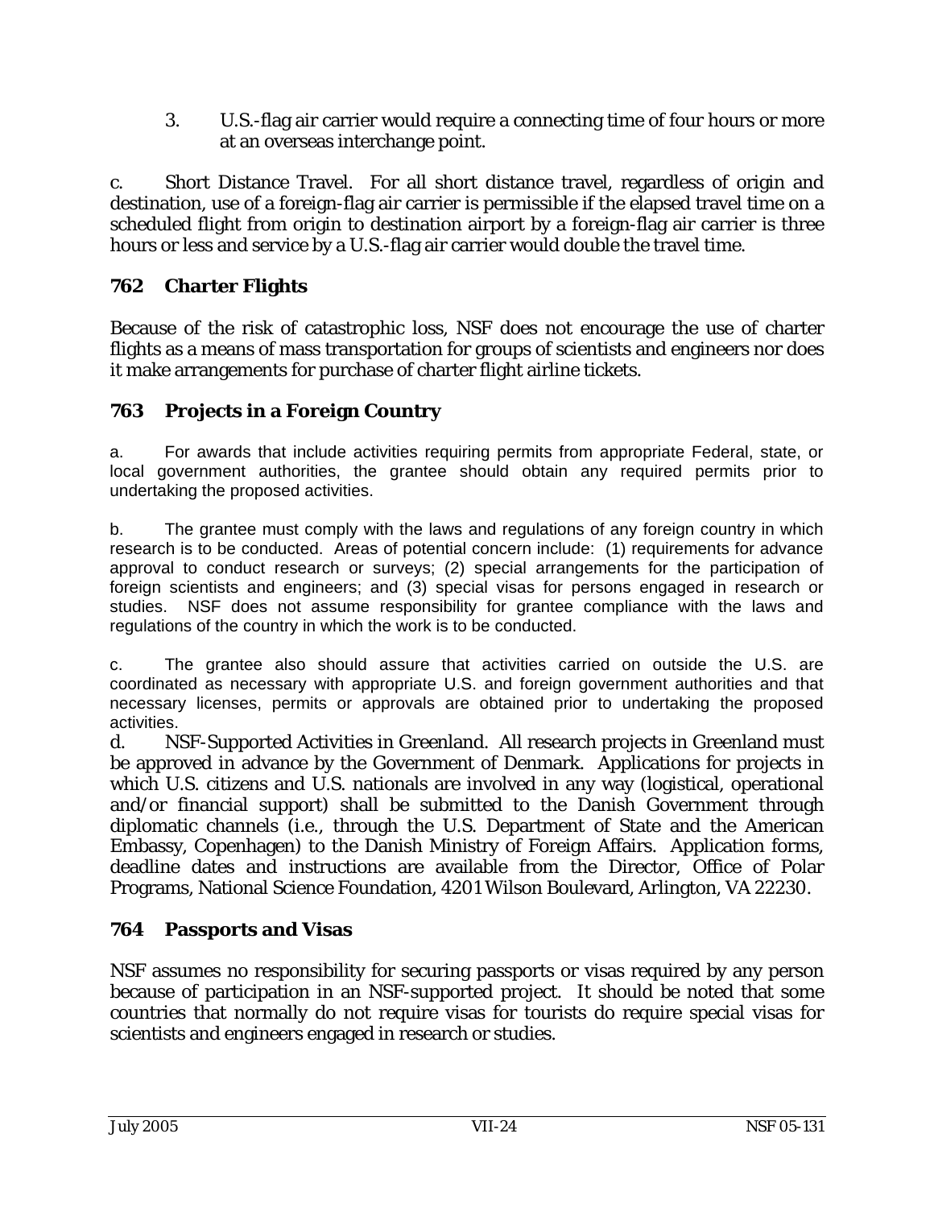3. U.S.-flag air carrier would require a connecting time of four hours or more at an overseas interchange point.

c. Short Distance Travel. For all short distance travel, regardless of origin and destination, use of a foreign-flag air carrier is permissible if the elapsed travel time on a scheduled flight from origin to destination airport by a foreign-flag air carrier is three hours or less and service by a U.S.-flag air carrier would double the travel time.

### 762 Charter Flights

Because of the risk of catastrophic loss, NSF does not encourage the use of charter flights as a means of mass transportation for groups of scientists and engineers nor does it make arrangements for purchase of charter flight airline tickets.

### 763 Projects in a Foreign Country

a. For awards that include activities requiring permits from appropriate Federal, state, or local government authorities, the grantee should obtain any required permits prior to undertaking the proposed activities.

b. The grantee must comply with the laws and regulations of any foreign country in which research is to be conducted. Areas of potential concern include: (1) requirements for advance approval to conduct research or surveys; (2) special arrangements for the participation of foreign scientists and engineers; and (3) special visas for persons engaged in research or studies. NSF does not assume responsibility for grantee compliance with the laws and regulations of the country in which the work is to be conducted.

c. The grantee also should assure that activities carried on outside the U.S. are coordinated as necessary with appropriate U.S. and foreign government authorities and that necessary licenses, permits or approvals are obtained prior to undertaking the proposed activities.

d. NSF-Supported Activities in Greenland. All research projects in Greenland must be approved in advance by the Government of Denmark. Applications for projects in which U.S. citizens and U.S. nationals are involved in any way (logistical, operational and/or financial support) shall be submitted to the Danish Government through diplomatic channels (i.e., through the U.S. Department of State and the American Embassy, Copenhagen) to the Danish Ministry of Foreign Affairs. Application forms, deadline dates and instructions are available from the Director, Office of Polar Programs, National Science Foundation, 4201 Wilson Boulevard, Arlington, VA 22230.

### 764 Passports and Visas

NSF assumes no responsibility for securing passports or visas required by any person because of participation in an NSF-supported project. It should be noted that some countries that normally do not require visas for tourists do require special visas for scientists and engineers engaged in research or studies.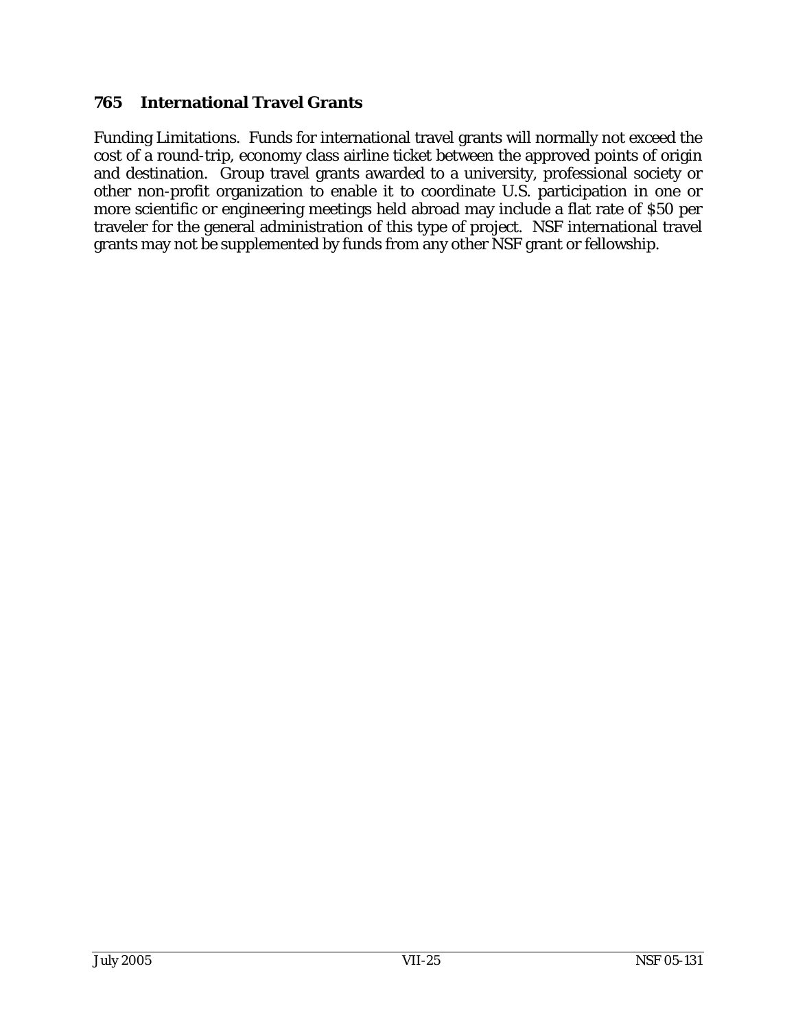## 765 International Travel Grants

Funding Limitations. Funds for international travel grants will normally not exceed the cost of a round-trip, economy class airline ticket between the approved points of origin and destination. Group travel grants awarded to a university, professional society or other non-profit organization to enable it to coordinate U.S. participation in one or more scientific or engineering meetings held abroad may include a flat rate of $50 per traveler for the general administration of this type of project. NSF international travel grants may not be supplemented by funds from any other NSF grant or fellowship.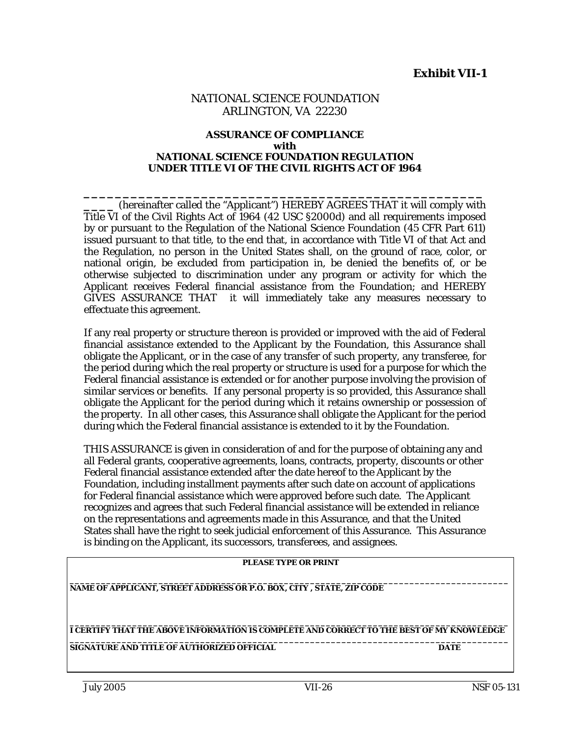**Exhibit VII-1**

NATIONAL SCIENCE FOUNDATION
ARLINGTON, VA 22230

**ASSURANCE OF COMPLIANCE**
**with**
**NATIONAL SCIENCE FOUNDATION REGULATION**
**UNDER TITLE VI OF THE CIVIL RIGHTS ACT OF 1964**

________________________________________________________ (hereinafter called the "Applicant") HEREBY AGREES THAT it will comply with Title VI of the Civil Rights Act of 1964 (42 USC §2000d) and all requirements imposed by or pursuant to the Regulation of the National Science Foundation (45 CFR Part 611) issued pursuant to that title, to the end that, in accordance with Title VI of that Act and the Regulation, no person in the United States shall, on the ground of race, color, or national origin, be excluded from participation in, be denied the benefits of, or be otherwise subjected to discrimination under any program or activity for which the Applicant receives Federal financial assistance from the Foundation; and HEREBY GIVES ASSURANCE THAT it will immediately take any measures necessary to effectuate this agreement.

If any real property or structure thereon is provided or improved with the aid of Federal financial assistance extended to the Applicant by the Foundation, this Assurance shall obligate the Applicant, or in the case of any transfer of such property, any transferee, for the period during which the real property or structure is used for a purpose for which the Federal financial assistance is extended or for another purpose involving the provision of similar services or benefits. If any personal property is so provided, this Assurance shall obligate the Applicant for the period during which it retains ownership or possession of the property. In all other cases, this Assurance shall obligate the Applicant for the period during which the Federal financial assistance is extended to it by the Foundation.

THIS ASSURANCE is given in consideration of and for the purpose of obtaining any and all Federal grants, cooperative agreements, loans, contracts, property, discounts or other Federal financial assistance extended after the date hereof to the Applicant by the Foundation, including installment payments after such date on account of applications for Federal financial assistance which were approved before such date. The Applicant recognizes and agrees that such Federal financial assistance will be extended in reliance on the representations and agreements made in this Assurance, and that the United States shall have the right to seek judicial enforcement of this Assurance. This Assurance is binding on the Applicant, its successors, transferees, and assignees.

**PLEASE TYPE OR PRINT**

_______________________________________________________________________________

**NAME OF APPLICANT, STREET ADDRESS OR P.O. BOX, CITY , STATE, ZIP CODE**

_______________________________________________________________________________

**I CERTIFY THAT THE ABOVE INFORMATION IS COMPLETE AND CORRECT TO THE BEST OF MY KNOWLEDGE**

_______________________________________________________________________________

**SIGNATURE AND TITLE OF AUTHORIZED OFFICIAL** **DATE**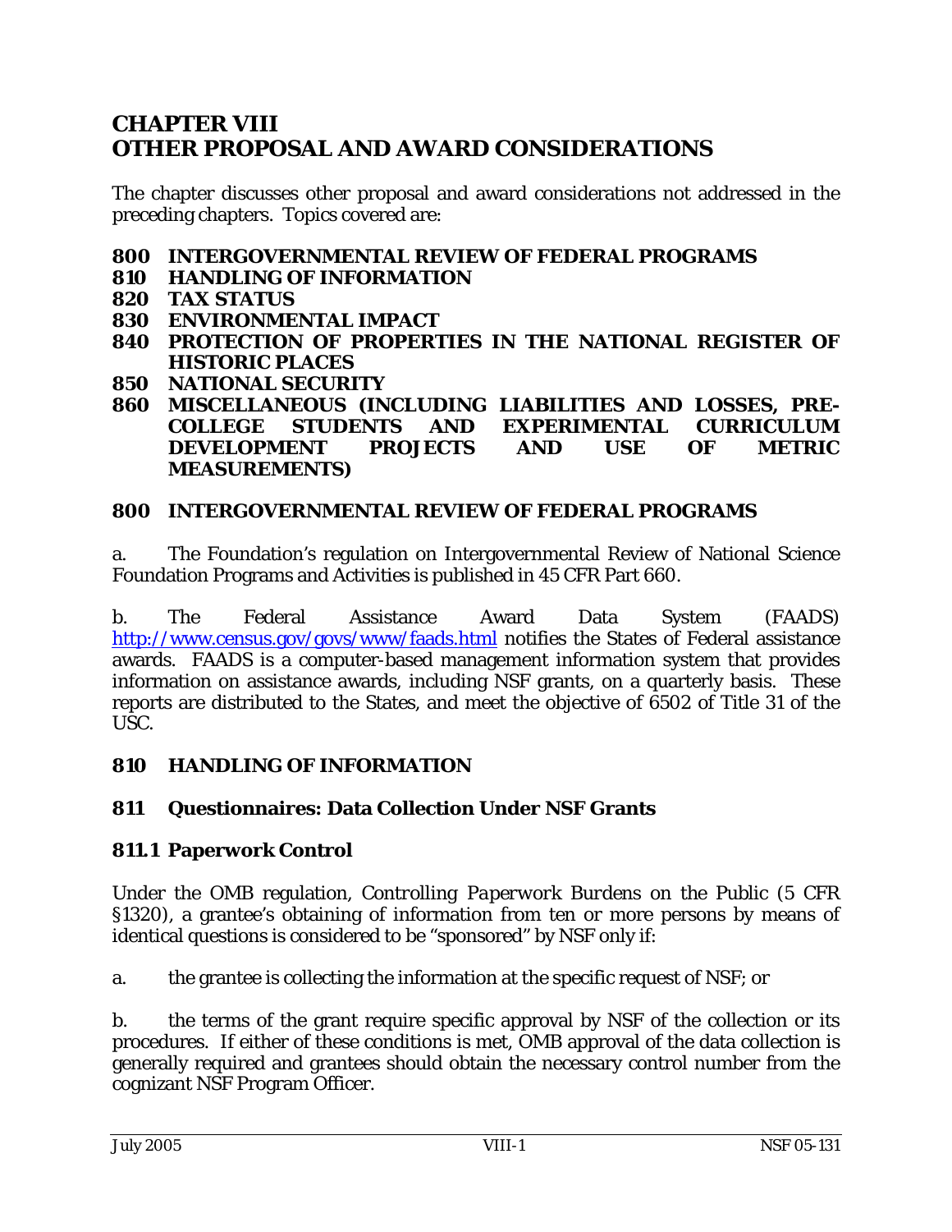# CHAPTER VIII
# OTHER PROPOSAL AND AWARD CONSIDERATIONS

The chapter discusses other proposal and award considerations not addressed in the preceding chapters. Topics covered are:

**800 INTERGOVERNMENTAL REVIEW OF FEDERAL PROGRAMS**
**810 HANDLING OF INFORMATION**
**820 TAX STATUS**
**830 ENVIRONMENTAL IMPACT**
**840 PROTECTION OF PROPERTIES IN THE NATIONAL REGISTER OF HISTORIC PLACES**
**850 NATIONAL SECURITY**
**860 MISCELLANEOUS (INCLUDING LIABILITIES AND LOSSES, PRE-COLLEGE STUDENTS AND EXPERIMENTAL CURRICULUM DEVELOPMENT PROJECTS AND USE OF METRIC MEASUREMENTS)**

## 800 INTERGOVERNMENTAL REVIEW OF FEDERAL PROGRAMS

a. The Foundation's regulation on Intergovernmental Review of National Science Foundation Programs and Activities is published in 45 CFR Part 660.

b. The Federal Assistance Award Data System (FAADS) http://www.census.gov/govs/www/faads.html notifies the States of Federal assistance awards. FAADS is a computer-based management information system that provides information on assistance awards, including NSF grants, on a quarterly basis. These reports are distributed to the States, and meet the objective of 6502 of Title 31 of the USC.

## 810 HANDLING OF INFORMATION

### 811 Questionnaires: Data Collection Under NSF Grants

#### 811.1 Paperwork Control

Under the OMB regulation, *Controlling Paperwork Burdens on the Public* (5 CFR §1320), a grantee's obtaining of information from ten or more persons by means of identical questions is considered to be "sponsored" by NSF only if:

a. the grantee is collecting the information at the specific request of NSF; or

b. the terms of the grant require specific approval by NSF of the collection or its procedures. If either of these conditions is met, OMB approval of the data collection is generally required and grantees should obtain the necessary control number from the cognizant NSF Program Officer.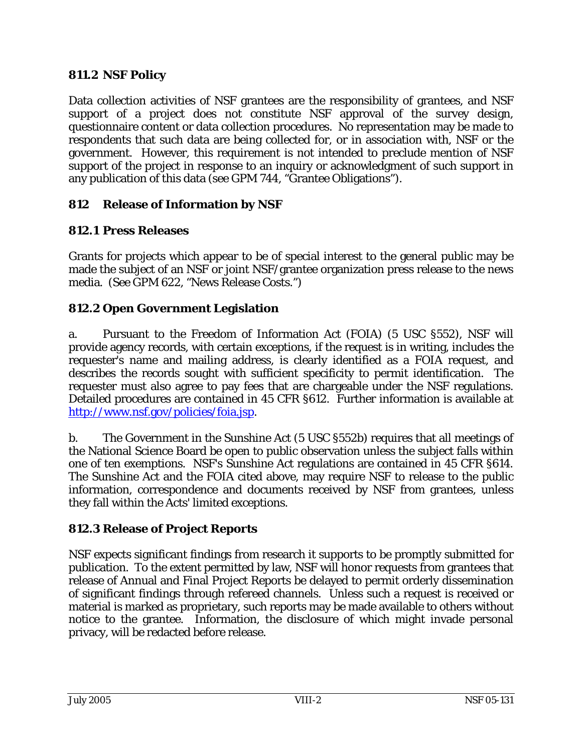### 811.2 NSF Policy

Data collection activities of NSF grantees are the responsibility of grantees, and NSF support of a project does not constitute NSF approval of the survey design, questionnaire content or data collection procedures. No representation may be made to respondents that such data are being collected for, or in association with, NSF or the government. However, this requirement is not intended to preclude mention of NSF support of the project in response to an inquiry or acknowledgment of such support in any publication of this data (see GPM 744, "Grantee Obligations").

## 812 Release of Information by NSF

### 812.1 Press Releases

Grants for projects which appear to be of special interest to the general public may be made the subject of an NSF or joint NSF/grantee organization press release to the news media. (See GPM 622, "News Release Costs.")

### 812.2 Open Government Legislation

a. Pursuant to the Freedom of Information Act (FOIA) (5 USC §552), NSF will provide agency records, with certain exceptions, if the request is in writing, includes the requester's name and mailing address, is clearly identified as a FOIA request, and describes the records sought with sufficient specificity to permit identification. The requester must also agree to pay fees that are chargeable under the NSF regulations. Detailed procedures are contained in 45 CFR §612. Further information is available at http://www.nsf.gov/policies/foia.jsp.

b. The Government in the Sunshine Act (5 USC §552b) requires that all meetings of the National Science Board be open to public observation unless the subject falls within one of ten exemptions. NSF's Sunshine Act regulations are contained in 45 CFR §614. The Sunshine Act and the FOIA cited above, may require NSF to release to the public information, correspondence and documents received by NSF from grantees, unless they fall within the Acts' limited exceptions.

### 812.3 Release of Project Reports

NSF expects significant findings from research it supports to be promptly submitted for publication. To the extent permitted by law, NSF will honor requests from grantees that release of Annual and Final Project Reports be delayed to permit orderly dissemination of significant findings through refereed channels. Unless such a request is received or material is marked as proprietary, such reports may be made available to others without notice to the grantee. Information, the disclosure of which might invade personal privacy, will be redacted before release.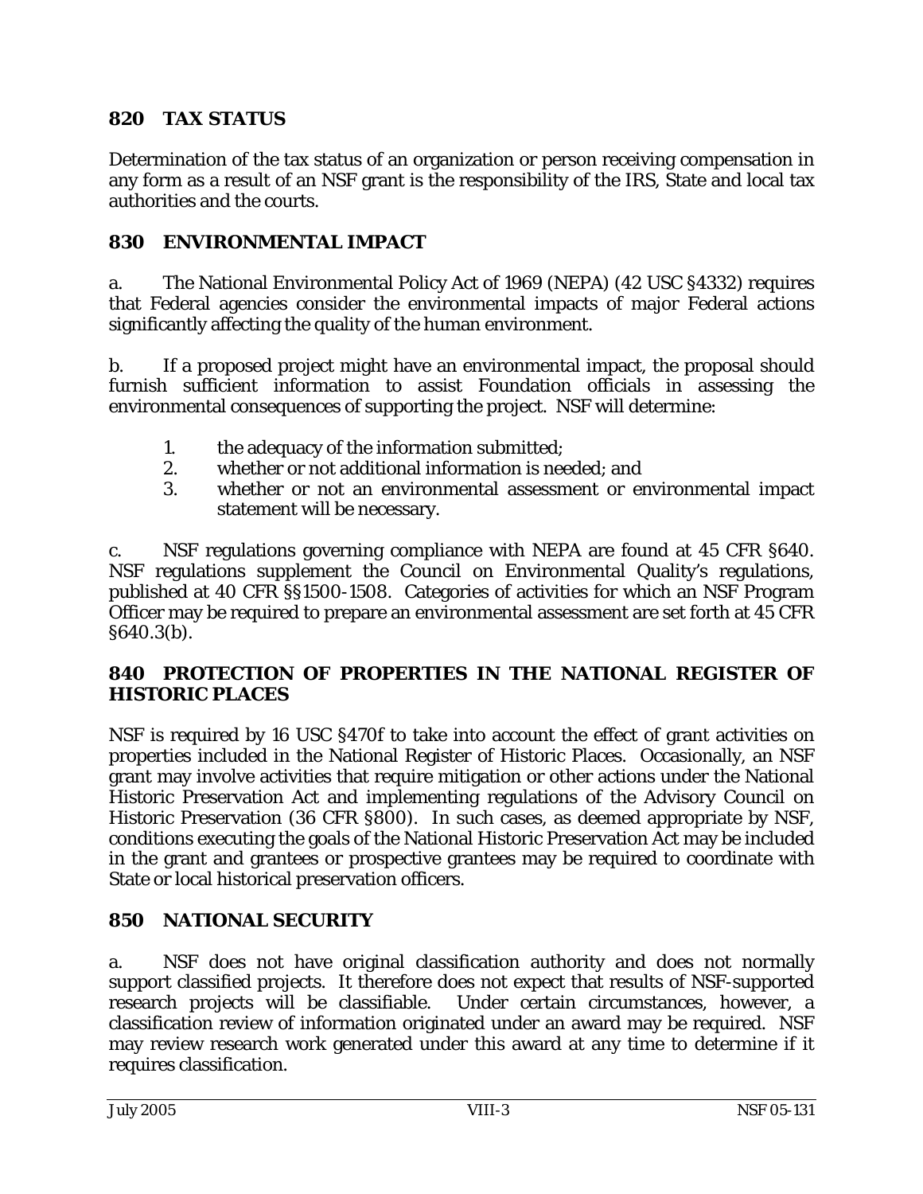## 820 TAX STATUS

Determination of the tax status of an organization or person receiving compensation in any form as a result of an NSF grant is the responsibility of the IRS, State and local tax authorities and the courts.

## 830 ENVIRONMENTAL IMPACT

a. The National Environmental Policy Act of 1969 (NEPA) (42 USC §4332) requires that Federal agencies consider the environmental impacts of major Federal actions significantly affecting the quality of the human environment.

b. If a proposed project might have an environmental impact, the proposal should furnish sufficient information to assist Foundation officials in assessing the environmental consequences of supporting the project. NSF will determine:

1. the adequacy of the information submitted;
2. whether or not additional information is needed; and
3. whether or not an environmental assessment or environmental impact statement will be necessary.

c. NSF regulations governing compliance with NEPA are found at 45 CFR §640. NSF regulations supplement the Council on Environmental Quality's regulations, published at 40 CFR §§1500-1508. Categories of activities for which an NSF Program Officer may be required to prepare an environmental assessment are set forth at 45 CFR §640.3(b).

## 840 PROTECTION OF PROPERTIES IN THE NATIONAL REGISTER OF HISTORIC PLACES

NSF is required by 16 USC §470f to take into account the effect of grant activities on properties included in the National Register of Historic Places. Occasionally, an NSF grant may involve activities that require mitigation or other actions under the National Historic Preservation Act and implementing regulations of the Advisory Council on Historic Preservation (36 CFR §800). In such cases, as deemed appropriate by NSF, conditions executing the goals of the National Historic Preservation Act may be included in the grant and grantees or prospective grantees may be required to coordinate with State or local historical preservation officers.

## 850 NATIONAL SECURITY

a. NSF does not have original classification authority and does not normally support classified projects. It therefore does not expect that results of NSF-supported research projects will be classifiable. Under certain circumstances, however, a classification review of information originated under an award may be required. NSF may review research work generated under this award at any time to determine if it requires classification.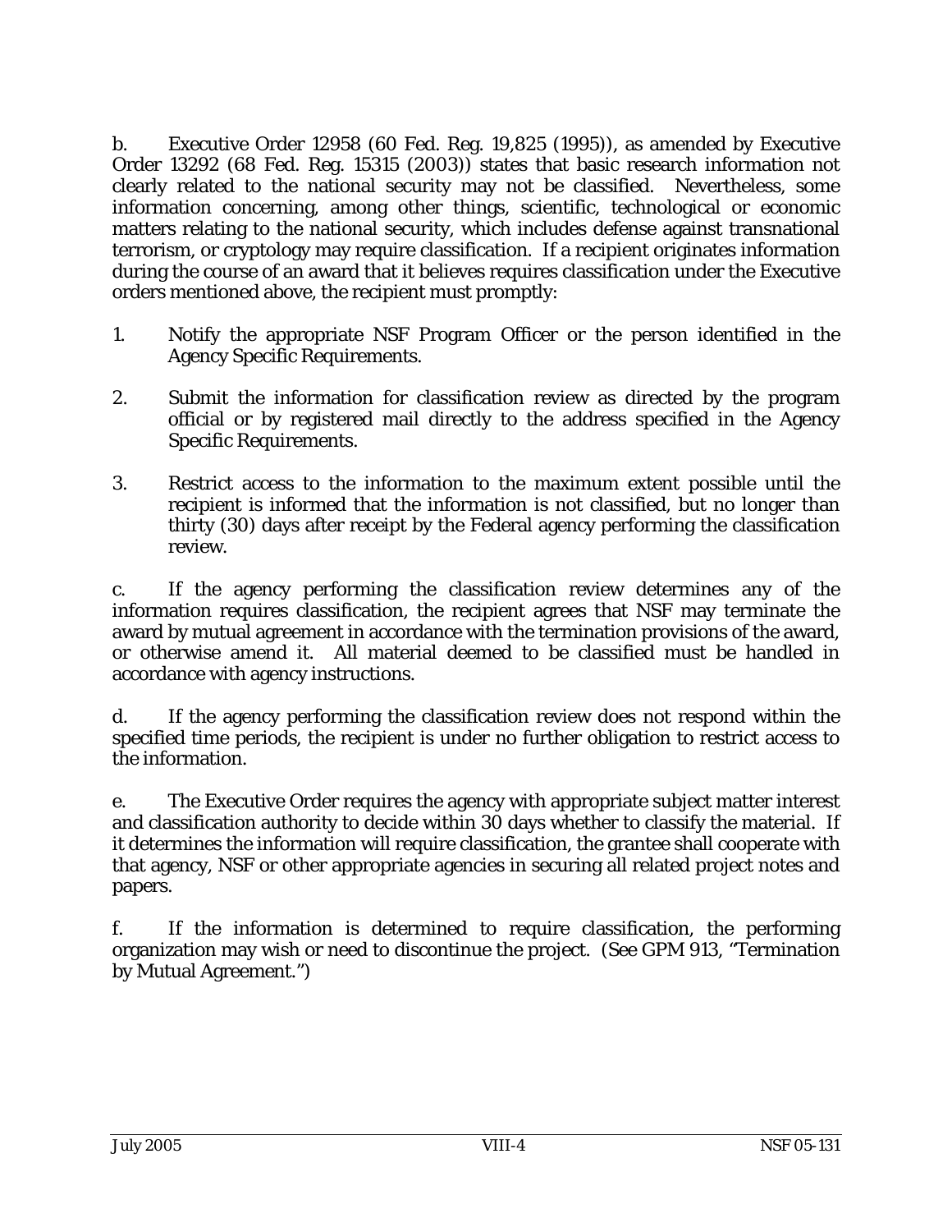b. Executive Order 12958 (60 Fed. Reg. 19,825 (1995)), as amended by Executive Order 13292 (68 Fed. Reg. 15315 (2003)) states that basic research information not clearly related to the national security may not be classified. Nevertheless, some information concerning, among other things, scientific, technological or economic matters relating to the national security, which includes defense against transnational terrorism, or cryptology may require classification. If a recipient originates information during the course of an award that it believes requires classification under the Executive orders mentioned above, the recipient must promptly:

1. Notify the appropriate NSF Program Officer or the person identified in the Agency Specific Requirements.

2. Submit the information for classification review as directed by the program official or by registered mail directly to the address specified in the Agency Specific Requirements.

3. Restrict access to the information to the maximum extent possible until the recipient is informed that the information is not classified, but no longer than thirty (30) days after receipt by the Federal agency performing the classification review.

c. If the agency performing the classification review determines any of the information requires classification, the recipient agrees that NSF may terminate the award by mutual agreement in accordance with the termination provisions of the award, or otherwise amend it. All material deemed to be classified must be handled in accordance with agency instructions.

d. If the agency performing the classification review does not respond within the specified time periods, the recipient is under no further obligation to restrict access to the information.

e. The Executive Order requires the agency with appropriate subject matter interest and classification authority to decide within 30 days whether to classify the material. If it determines the information will require classification, the grantee shall cooperate with that agency, NSF or other appropriate agencies in securing all related project notes and papers.

f. If the information is determined to require classification, the performing organization may wish or need to discontinue the project. (See GPM 913, "Termination by Mutual Agreement.")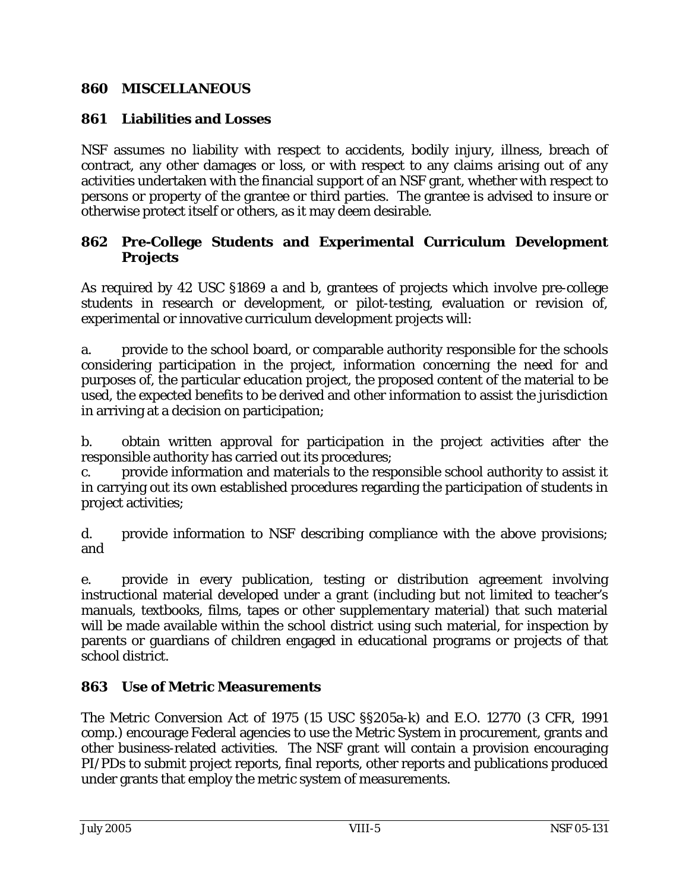## 860 MISCELLANEOUS

### 861 Liabilities and Losses

NSF assumes no liability with respect to accidents, bodily injury, illness, breach of contract, any other damages or loss, or with respect to any claims arising out of any activities undertaken with the financial support of an NSF grant, whether with respect to persons or property of the grantee or third parties. The grantee is advised to insure or otherwise protect itself or others, as it may deem desirable.

### 862 Pre-College Students and Experimental Curriculum Development Projects

As required by 42 USC §1869 a and b, grantees of projects which involve pre-college students in research or development, or pilot-testing, evaluation or revision of, experimental or innovative curriculum development projects will:

a. provide to the school board, or comparable authority responsible for the schools considering participation in the project, information concerning the need for and purposes of, the particular education project, the proposed content of the material to be used, the expected benefits to be derived and other information to assist the jurisdiction in arriving at a decision on participation;

b. obtain written approval for participation in the project activities after the responsible authority has carried out its procedures;

c. provide information and materials to the responsible school authority to assist it in carrying out its own established procedures regarding the participation of students in project activities;

d. provide information to NSF describing compliance with the above provisions; and

e. provide in every publication, testing or distribution agreement involving instructional material developed under a grant (including but not limited to teacher's manuals, textbooks, films, tapes or other supplementary material) that such material will be made available within the school district using such material, for inspection by parents or guardians of children engaged in educational programs or projects of that school district.

### 863 Use of Metric Measurements

The Metric Conversion Act of 1975 (15 USC §§205a-k) and E.O. 12770 (3 CFR, 1991 comp.) encourage Federal agencies to use the Metric System in procurement, grants and other business-related activities. The NSF grant will contain a provision encouraging PI/PDs to submit project reports, final reports, other reports and publications produced under grants that employ the metric system of measurements.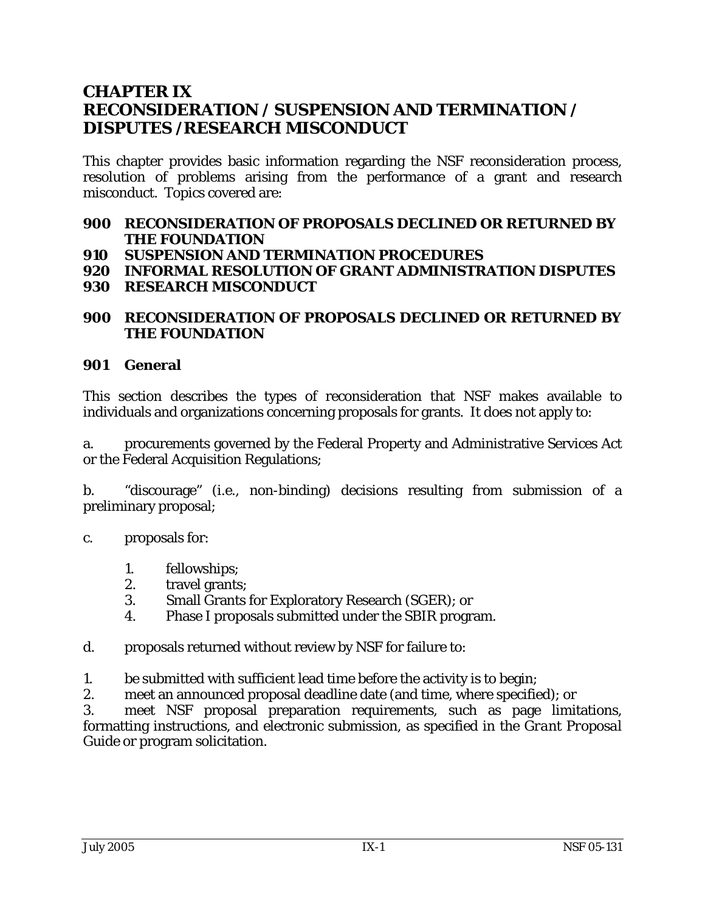# CHAPTER IX
# RECONSIDERATION / SUSPENSION AND TERMINATION / DISPUTES /RESEARCH MISCONDUCT

This chapter provides basic information regarding the NSF reconsideration process, resolution of problems arising from the performance of a grant and research misconduct. Topics covered are:

**900 RECONSIDERATION OF PROPOSALS DECLINED OR RETURNED BY THE FOUNDATION**
**910 SUSPENSION AND TERMINATION PROCEDURES**
**920 INFORMAL RESOLUTION OF GRANT ADMINISTRATION DISPUTES**
**930 RESEARCH MISCONDUCT**

## 900 RECONSIDERATION OF PROPOSALS DECLINED OR RETURNED BY THE FOUNDATION

### 901 General

This section describes the types of reconsideration that NSF makes available to individuals and organizations concerning proposals for grants. It does not apply to:

a. procurements governed by the Federal Property and Administrative Services Act or the Federal Acquisition Regulations;

b. "discourage" (i.e., non-binding) decisions resulting from submission of a preliminary proposal;

c. proposals for:

1. fellowships;
2. travel grants;
3. Small Grants for Exploratory Research (SGER); or
4. Phase I proposals submitted under the SBIR program.

d. proposals returned without review by NSF for failure to:

1. be submitted with sufficient lead time before the activity is to begin;
2. meet an announced proposal deadline date (and time, where specified); or
3. meet NSF proposal preparation requirements, such as page limitations, formatting instructions, and electronic submission, as specified in the *Grant Proposal Guide* or program solicitation.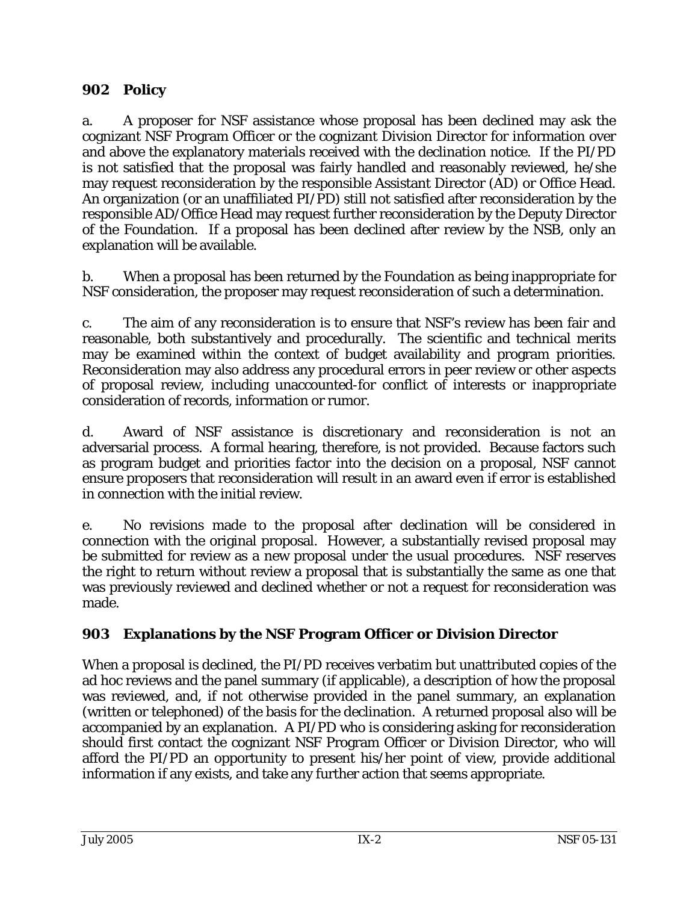## 902 Policy

a. A proposer for NSF assistance whose proposal has been declined may ask the cognizant NSF Program Officer or the cognizant Division Director for information over and above the explanatory materials received with the declination notice. If the PI/PD is not satisfied that the proposal was fairly handled and reasonably reviewed, he/she may request reconsideration by the responsible Assistant Director (AD) or Office Head. An organization (or an unaffiliated PI/PD) still not satisfied after reconsideration by the responsible AD/Office Head may request further reconsideration by the Deputy Director of the Foundation. If a proposal has been declined after review by the NSB, only an explanation will be available.

b. When a proposal has been returned by the Foundation as being inappropriate for NSF consideration, the proposer may request reconsideration of such a determination.

c. The aim of any reconsideration is to ensure that NSF's review has been fair and reasonable, both substantively and procedurally. The scientific and technical merits may be examined within the context of budget availability and program priorities. Reconsideration may also address any procedural errors in peer review or other aspects of proposal review, including unaccounted-for conflict of interests or inappropriate consideration of records, information or rumor.

d. Award of NSF assistance is discretionary and reconsideration is not an adversarial process. A formal hearing, therefore, is not provided. Because factors such as program budget and priorities factor into the decision on a proposal, NSF cannot ensure proposers that reconsideration will result in an award even if error is established in connection with the initial review.

e. No revisions made to the proposal after declination will be considered in connection with the original proposal. However, a substantially revised proposal may be submitted for review as a new proposal under the usual procedures. NSF reserves the right to return without review a proposal that is substantially the same as one that was previously reviewed and declined whether or not a request for reconsideration was made.

## 903 Explanations by the NSF Program Officer or Division Director

When a proposal is declined, the PI/PD receives verbatim but unattributed copies of the ad hoc reviews and the panel summary (if applicable), a description of how the proposal was reviewed, and, if not otherwise provided in the panel summary, an explanation (written or telephoned) of the basis for the declination. A returned proposal also will be accompanied by an explanation. A PI/PD who is considering asking for reconsideration should first contact the cognizant NSF Program Officer or Division Director, who will afford the PI/PD an opportunity to present his/her point of view, provide additional information if any exists, and take any further action that seems appropriate.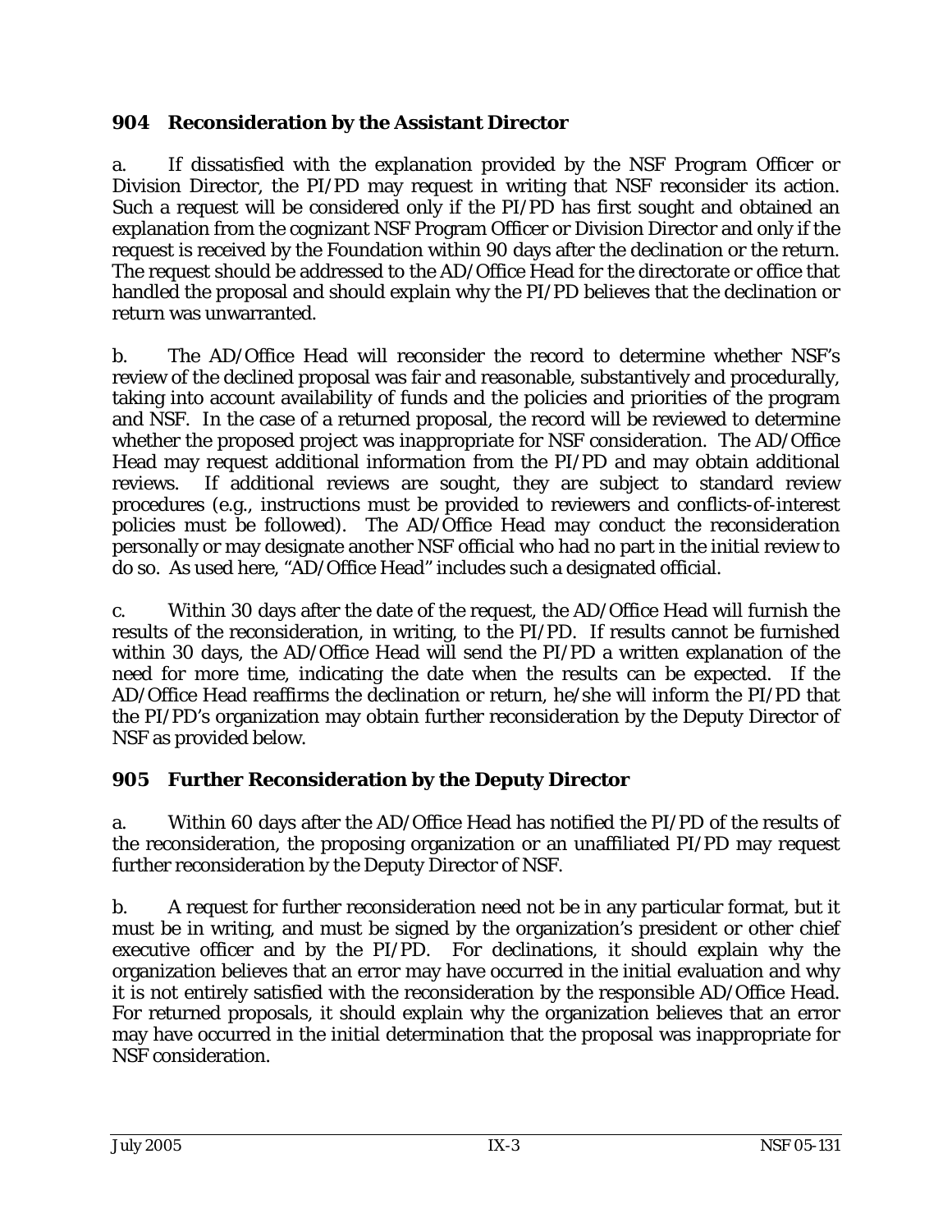## 904 Reconsideration by the Assistant Director

a. If dissatisfied with the explanation provided by the NSF Program Officer or Division Director, the PI/PD may request in writing that NSF reconsider its action. Such a request will be considered only if the PI/PD has first sought and obtained an explanation from the cognizant NSF Program Officer or Division Director and only if the request is received by the Foundation within 90 days after the declination or the return. The request should be addressed to the AD/Office Head for the directorate or office that handled the proposal and should explain why the PI/PD believes that the declination or return was unwarranted.

b. The AD/Office Head will reconsider the record to determine whether NSF's review of the declined proposal was fair and reasonable, substantively and procedurally, taking into account availability of funds and the policies and priorities of the program and NSF. In the case of a returned proposal, the record will be reviewed to determine whether the proposed project was inappropriate for NSF consideration. The AD/Office Head may request additional information from the PI/PD and may obtain additional reviews. If additional reviews are sought, they are subject to standard review procedures (e.g., instructions must be provided to reviewers and conflicts-of-interest policies must be followed). The AD/Office Head may conduct the reconsideration personally or may designate another NSF official who had no part in the initial review to do so. As used here, "AD/Office Head" includes such a designated official.

c. Within 30 days after the date of the request, the AD/Office Head will furnish the results of the reconsideration, in writing, to the PI/PD. If results cannot be furnished within 30 days, the AD/Office Head will send the PI/PD a written explanation of the need for more time, indicating the date when the results can be expected. If the AD/Office Head reaffirms the declination or return, he/she will inform the PI/PD that the PI/PD's organization may obtain further reconsideration by the Deputy Director of NSF as provided below.

## 905 Further Reconsideration by the Deputy Director

a. Within 60 days after the AD/Office Head has notified the PI/PD of the results of the reconsideration, the proposing organization or an unaffiliated PI/PD may request further reconsideration by the Deputy Director of NSF.

b. A request for further reconsideration need not be in any particular format, but it must be in writing, and must be signed by the organization's president or other chief executive officer and by the PI/PD. For declinations, it should explain why the organization believes that an error may have occurred in the initial evaluation and why it is not entirely satisfied with the reconsideration by the responsible AD/Office Head. For returned proposals, it should explain why the organization believes that an error may have occurred in the initial determination that the proposal was inappropriate for NSF consideration.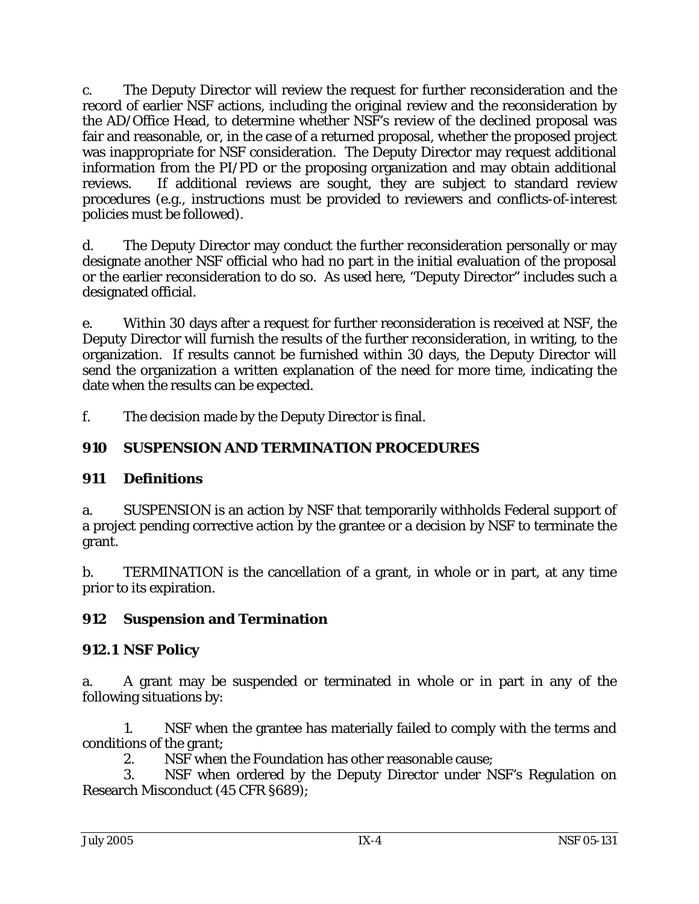c. The Deputy Director will review the request for further reconsideration and the record of earlier NSF actions, including the original review and the reconsideration by the AD/Office Head, to determine whether NSF's review of the declined proposal was fair and reasonable, or, in the case of a returned proposal, whether the proposed project was inappropriate for NSF consideration. The Deputy Director may request additional information from the PI/PD or the proposing organization and may obtain additional reviews. If additional reviews are sought, they are subject to standard review procedures (e.g., instructions must be provided to reviewers and conflicts-of-interest policies must be followed).

d. The Deputy Director may conduct the further reconsideration personally or may designate another NSF official who had no part in the initial evaluation of the proposal or the earlier reconsideration to do so. As used here, "Deputy Director" includes such a designated official.

e. Within 30 days after a request for further reconsideration is received at NSF, the Deputy Director will furnish the results of the further reconsideration, in writing, to the organization. If results cannot be furnished within 30 days, the Deputy Director will send the organization a written explanation of the need for more time, indicating the date when the results can be expected.

f. The decision made by the Deputy Director is final.

## 910 SUSPENSION AND TERMINATION PROCEDURES

### 911 Definitions

a. SUSPENSION is an action by NSF that temporarily withholds Federal support of a project pending corrective action by the grantee or a decision by NSF to terminate the grant.

b. TERMINATION is the cancellation of a grant, in whole or in part, at any time prior to its expiration.

### 912 Suspension and Termination

#### 912.1 NSF Policy

a. A grant may be suspended or terminated in whole or in part in any of the following situations by:

1. NSF when the grantee has materially failed to comply with the terms and conditions of the grant;
2. NSF when the Foundation has other reasonable cause;
3. NSF when ordered by the Deputy Director under NSF's Regulation on Research Misconduct (45 CFR §689);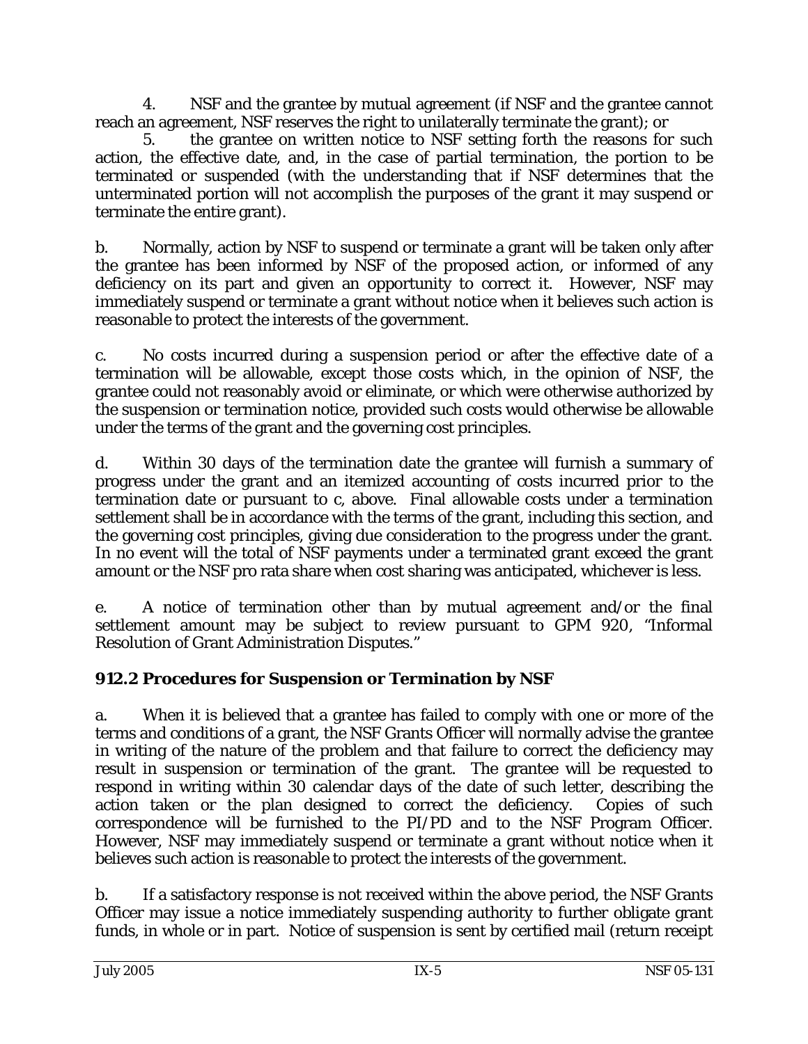4. NSF and the grantee by mutual agreement (if NSF and the grantee cannot reach an agreement, NSF reserves the right to unilaterally terminate the grant); or

5. the grantee on written notice to NSF setting forth the reasons for such action, the effective date, and, in the case of partial termination, the portion to be terminated or suspended (with the understanding that if NSF determines that the unterminated portion will not accomplish the purposes of the grant it may suspend or terminate the entire grant).

b. Normally, action by NSF to suspend or terminate a grant will be taken only after the grantee has been informed by NSF of the proposed action, or informed of any deficiency on its part and given an opportunity to correct it. However, NSF may immediately suspend or terminate a grant without notice when it believes such action is reasonable to protect the interests of the government.

c. No costs incurred during a suspension period or after the effective date of a termination will be allowable, except those costs which, in the opinion of NSF, the grantee could not reasonably avoid or eliminate, or which were otherwise authorized by the suspension or termination notice, provided such costs would otherwise be allowable under the terms of the grant and the governing cost principles.

d. Within 30 days of the termination date the grantee will furnish a summary of progress under the grant and an itemized accounting of costs incurred prior to the termination date or pursuant to c, above. Final allowable costs under a termination settlement shall be in accordance with the terms of the grant, including this section, and the governing cost principles, giving due consideration to the progress under the grant. In no event will the total of NSF payments under a terminated grant exceed the grant amount or the NSF pro rata share when cost sharing was anticipated, whichever is less.

e. A notice of termination other than by mutual agreement and/or the final settlement amount may be subject to review pursuant to GPM 920, "Informal Resolution of Grant Administration Disputes."

### 912.2 Procedures for Suspension or Termination by NSF

a. When it is believed that a grantee has failed to comply with one or more of the terms and conditions of a grant, the NSF Grants Officer will normally advise the grantee in writing of the nature of the problem and that failure to correct the deficiency may result in suspension or termination of the grant. The grantee will be requested to respond in writing within 30 calendar days of the date of such letter, describing the action taken or the plan designed to correct the deficiency. Copies of such correspondence will be furnished to the PI/PD and to the NSF Program Officer. However, NSF may immediately suspend or terminate a grant without notice when it believes such action is reasonable to protect the interests of the government.

b. If a satisfactory response is not received within the above period, the NSF Grants Officer may issue a notice immediately suspending authority to further obligate grant funds, in whole or in part. Notice of suspension is sent by certified mail (return receipt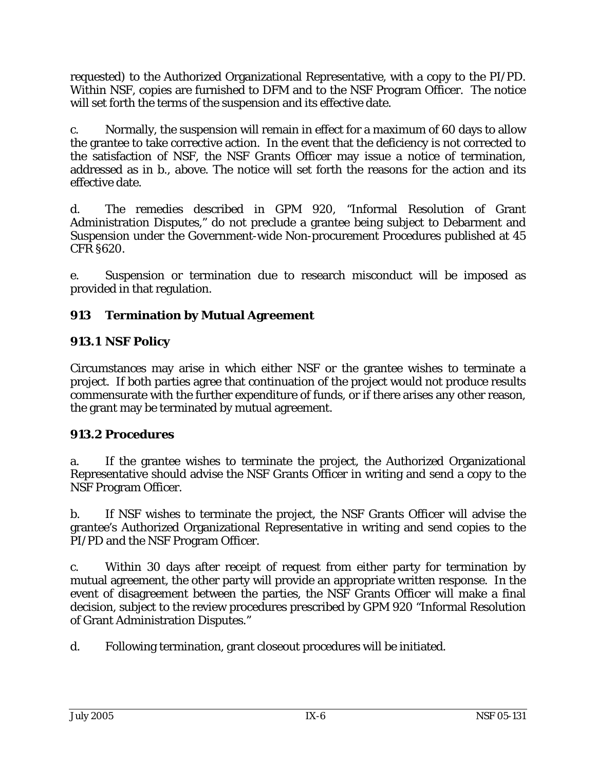requested) to the Authorized Organizational Representative, with a copy to the PI/PD. Within NSF, copies are furnished to DFM and to the NSF Program Officer. The notice will set forth the terms of the suspension and its effective date.

c. Normally, the suspension will remain in effect for a maximum of 60 days to allow the grantee to take corrective action. In the event that the deficiency is not corrected to the satisfaction of NSF, the NSF Grants Officer may issue a notice of termination, addressed as in b., above. The notice will set forth the reasons for the action and its effective date.

d. The remedies described in GPM 920, "Informal Resolution of Grant Administration Disputes," do not preclude a grantee being subject to Debarment and Suspension under the Government-wide Non-procurement Procedures published at 45 CFR §620.

e. Suspension or termination due to research misconduct will be imposed as provided in that regulation.

## 913 Termination by Mutual Agreement

### 913.1 NSF Policy

Circumstances may arise in which either NSF or the grantee wishes to terminate a project. If both parties agree that continuation of the project would not produce results commensurate with the further expenditure of funds, or if there arises any other reason, the grant may be terminated by mutual agreement.

### 913.2 Procedures

a. If the grantee wishes to terminate the project, the Authorized Organizational Representative should advise the NSF Grants Officer in writing and send a copy to the NSF Program Officer.

b. If NSF wishes to terminate the project, the NSF Grants Officer will advise the grantee's Authorized Organizational Representative in writing and send copies to the PI/PD and the NSF Program Officer.

c. Within 30 days after receipt of request from either party for termination by mutual agreement, the other party will provide an appropriate written response. In the event of disagreement between the parties, the NSF Grants Officer will make a final decision, subject to the review procedures prescribed by GPM 920 "Informal Resolution of Grant Administration Disputes."

d. Following termination, grant closeout procedures will be initiated.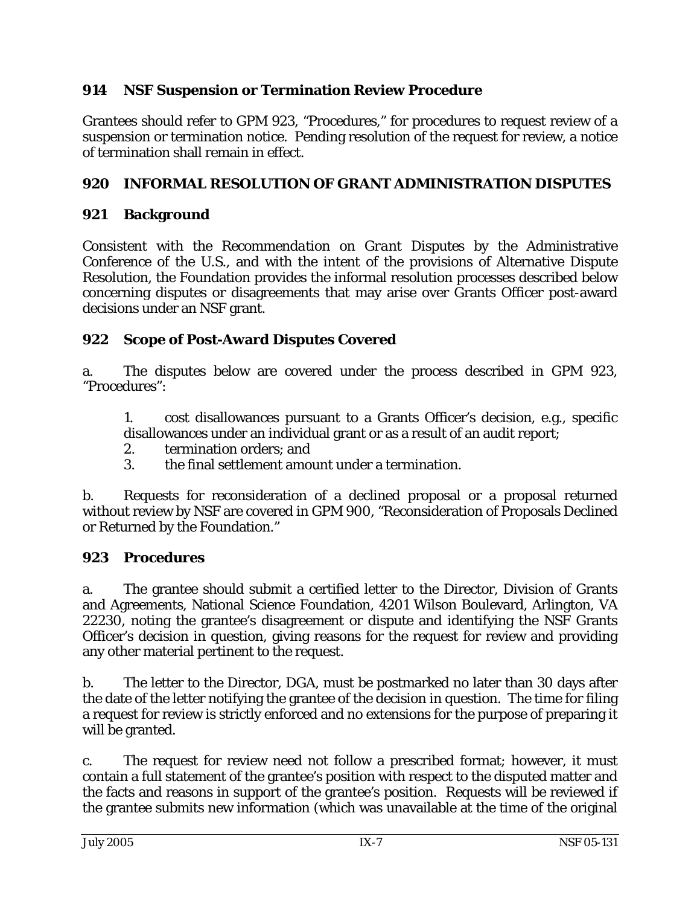### 914 NSF Suspension or Termination Review Procedure

Grantees should refer to GPM 923, "Procedures," for procedures to request review of a suspension or termination notice. Pending resolution of the request for review, a notice of termination shall remain in effect.

## 920 INFORMAL RESOLUTION OF GRANT ADMINISTRATION DISPUTES

### 921 Background

Consistent with the *Recommendation on Grant Disputes* by the Administrative Conference of the U.S., and with the intent of the provisions of Alternative Dispute Resolution, the Foundation provides the informal resolution processes described below concerning disputes or disagreements that may arise over Grants Officer post-award decisions under an NSF grant.

### 922 Scope of Post-Award Disputes Covered

a. The disputes below are covered under the process described in GPM 923, "Procedures":

1. cost disallowances pursuant to a Grants Officer's decision, e.g., specific disallowances under an individual grant or as a result of an audit report;
2. termination orders; and
3. the final settlement amount under a termination.

b. Requests for reconsideration of a declined proposal or a proposal returned without review by NSF are covered in GPM 900, "Reconsideration of Proposals Declined or Returned by the Foundation."

### 923 Procedures

a. The grantee should submit a certified letter to the Director, Division of Grants and Agreements, National Science Foundation, 4201 Wilson Boulevard, Arlington, VA 22230, noting the grantee's disagreement or dispute and identifying the NSF Grants Officer's decision in question, giving reasons for the request for review and providing any other material pertinent to the request.

b. The letter to the Director, DGA, must be postmarked no later than 30 days after the date of the letter notifying the grantee of the decision in question. The time for filing a request for review is strictly enforced and no extensions for the purpose of preparing it will be granted.

c. The request for review need not follow a prescribed format; however, it must contain a full statement of the grantee's position with respect to the disputed matter and the facts and reasons in support of the grantee's position. Requests will be reviewed if the grantee submits new information (which was unavailable at the time of the original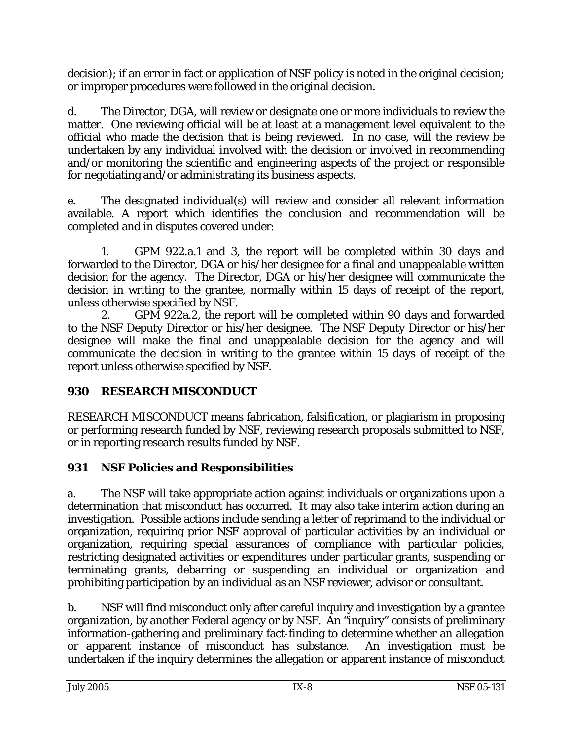decision); if an error in fact or application of NSF policy is noted in the original decision; or improper procedures were followed in the original decision.

d. The Director, DGA, will review or designate one or more individuals to review the matter. One reviewing official will be at least at a management level equivalent to the official who made the decision that is being reviewed. In no case, will the review be undertaken by any individual involved with the decision or involved in recommending and/or monitoring the scientific and engineering aspects of the project or responsible for negotiating and/or administrating its business aspects.

e. The designated individual(s) will review and consider all relevant information available. A report which identifies the conclusion and recommendation will be completed and in disputes covered under:

1. GPM 922.a.1 and 3, the report will be completed within 30 days and forwarded to the Director, DGA or his/her designee for a final and unappealable written decision for the agency. The Director, DGA or his/her designee will communicate the decision in writing to the grantee, normally within 15 days of receipt of the report, unless otherwise specified by NSF.

2. GPM 922a.2, the report will be completed within 90 days and forwarded to the NSF Deputy Director or his/her designee. The NSF Deputy Director or his/her designee will make the final and unappealable decision for the agency and will communicate the decision in writing to the grantee within 15 days of receipt of the report unless otherwise specified by NSF.

## 930 RESEARCH MISCONDUCT

RESEARCH MISCONDUCT means fabrication, falsification, or plagiarism in proposing or performing research funded by NSF, reviewing research proposals submitted to NSF, or in reporting research results funded by NSF.

## 931 NSF Policies and Responsibilities

a. The NSF will take appropriate action against individuals or organizations upon a determination that misconduct has occurred. It may also take interim action during an investigation. Possible actions include sending a letter of reprimand to the individual or organization, requiring prior NSF approval of particular activities by an individual or organization, requiring special assurances of compliance with particular policies, restricting designated activities or expenditures under particular grants, suspending or terminating grants, debarring or suspending an individual or organization and prohibiting participation by an individual as an NSF reviewer, advisor or consultant.

b. NSF will find misconduct only after careful inquiry and investigation by a grantee organization, by another Federal agency or by NSF. An "inquiry" consists of preliminary information-gathering and preliminary fact-finding to determine whether an allegation or apparent instance of misconduct has substance. An investigation must be undertaken if the inquiry determines the allegation or apparent instance of misconduct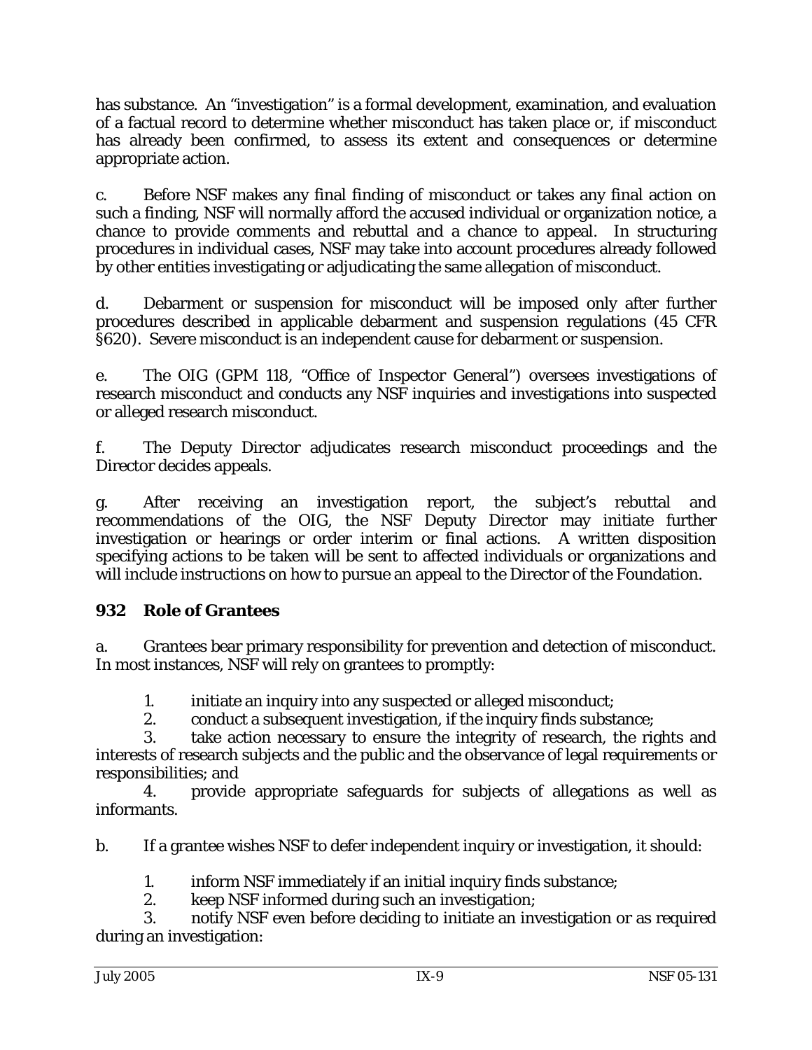has substance. An "investigation" is a formal development, examination, and evaluation of a factual record to determine whether misconduct has taken place or, if misconduct has already been confirmed, to assess its extent and consequences or determine appropriate action.

c. Before NSF makes any final finding of misconduct or takes any final action on such a finding, NSF will normally afford the accused individual or organization notice, a chance to provide comments and rebuttal and a chance to appeal. In structuring procedures in individual cases, NSF may take into account procedures already followed by other entities investigating or adjudicating the same allegation of misconduct.

d. Debarment or suspension for misconduct will be imposed only after further procedures described in applicable debarment and suspension regulations (45 CFR §620). Severe misconduct is an independent cause for debarment or suspension.

e. The OIG (GPM 118, "Office of Inspector General") oversees investigations of research misconduct and conducts any NSF inquiries and investigations into suspected or alleged research misconduct.

f. The Deputy Director adjudicates research misconduct proceedings and the Director decides appeals.

g. After receiving an investigation report, the subject's rebuttal and recommendations of the OIG, the NSF Deputy Director may initiate further investigation or hearings or order interim or final actions. A written disposition specifying actions to be taken will be sent to affected individuals or organizations and will include instructions on how to pursue an appeal to the Director of the Foundation.

## 932 Role of Grantees

a. Grantees bear primary responsibility for prevention and detection of misconduct. In most instances, NSF will rely on grantees to promptly:

1. initiate an inquiry into any suspected or alleged misconduct;
2. conduct a subsequent investigation, if the inquiry finds substance;
3. take action necessary to ensure the integrity of research, the rights and interests of research subjects and the public and the observance of legal requirements or responsibilities; and
4. provide appropriate safeguards for subjects of allegations as well as informants.

b. If a grantee wishes NSF to defer independent inquiry or investigation, it should:

1. inform NSF immediately if an initial inquiry finds substance;
2. keep NSF informed during such an investigation;
3. notify NSF even before deciding to initiate an investigation or as required during an investigation: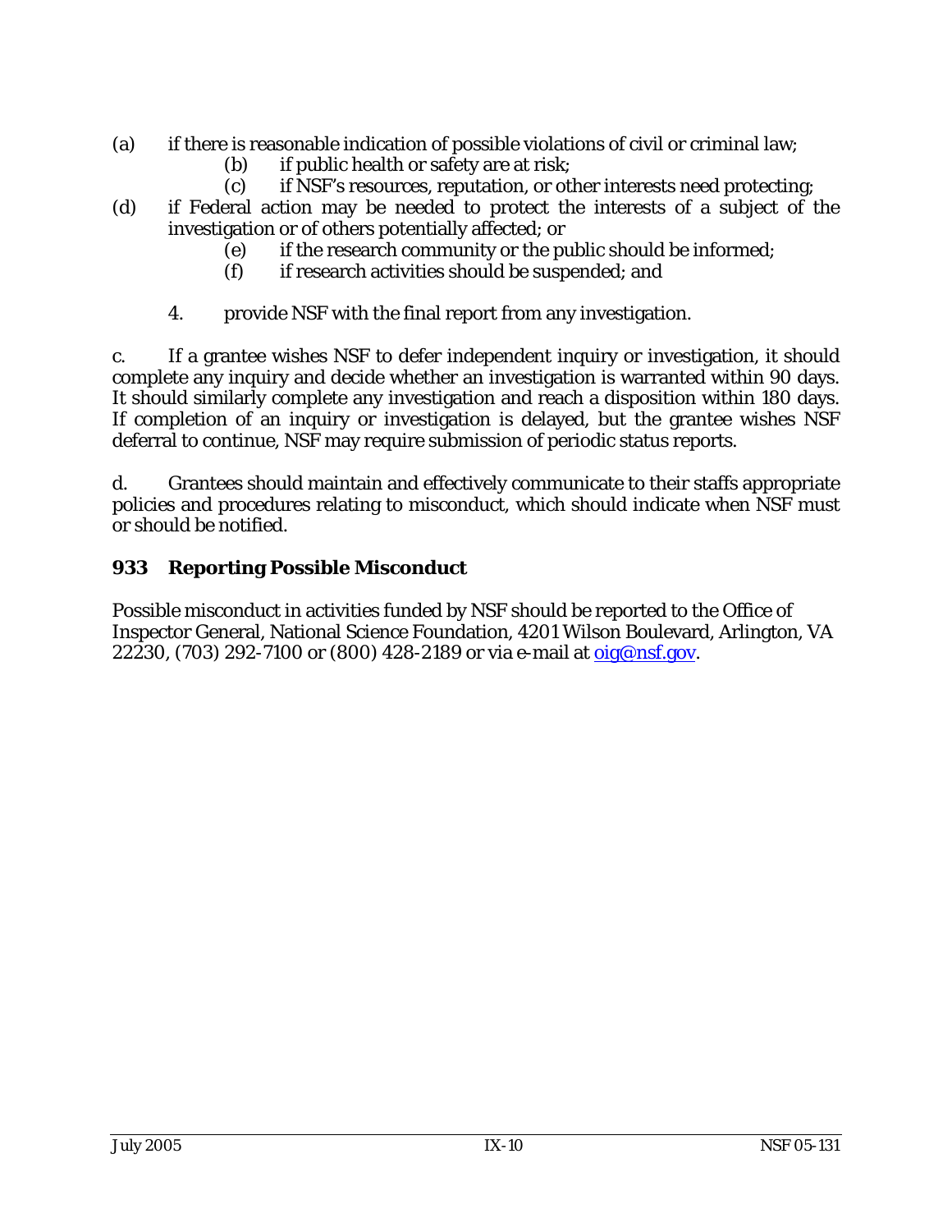(a) if there is reasonable indication of possible violations of civil or criminal law;
(b) if public health or safety are at risk;
(c) if NSF's resources, reputation, or other interests need protecting;
(d) if Federal action may be needed to protect the interests of a subject of the investigation or of others potentially affected; or
(e) if the research community or the public should be informed;
(f) if research activities should be suspended; and

4. provide NSF with the final report from any investigation.

c. If a grantee wishes NSF to defer independent inquiry or investigation, it should complete any inquiry and decide whether an investigation is warranted within 90 days. It should similarly complete any investigation and reach a disposition within 180 days. If completion of an inquiry or investigation is delayed, but the grantee wishes NSF deferral to continue, NSF may require submission of periodic status reports.

d. Grantees should maintain and effectively communicate to their staffs appropriate policies and procedures relating to misconduct, which should indicate when NSF must or should be notified.

## 933 Reporting Possible Misconduct

Possible misconduct in activities funded by NSF should be reported to the Office of Inspector General, National Science Foundation, 4201 Wilson Boulevard, Arlington, VA 22230, (703) 292-7100 or (800) 428-2189 or via e-mail at oig@nsf.gov.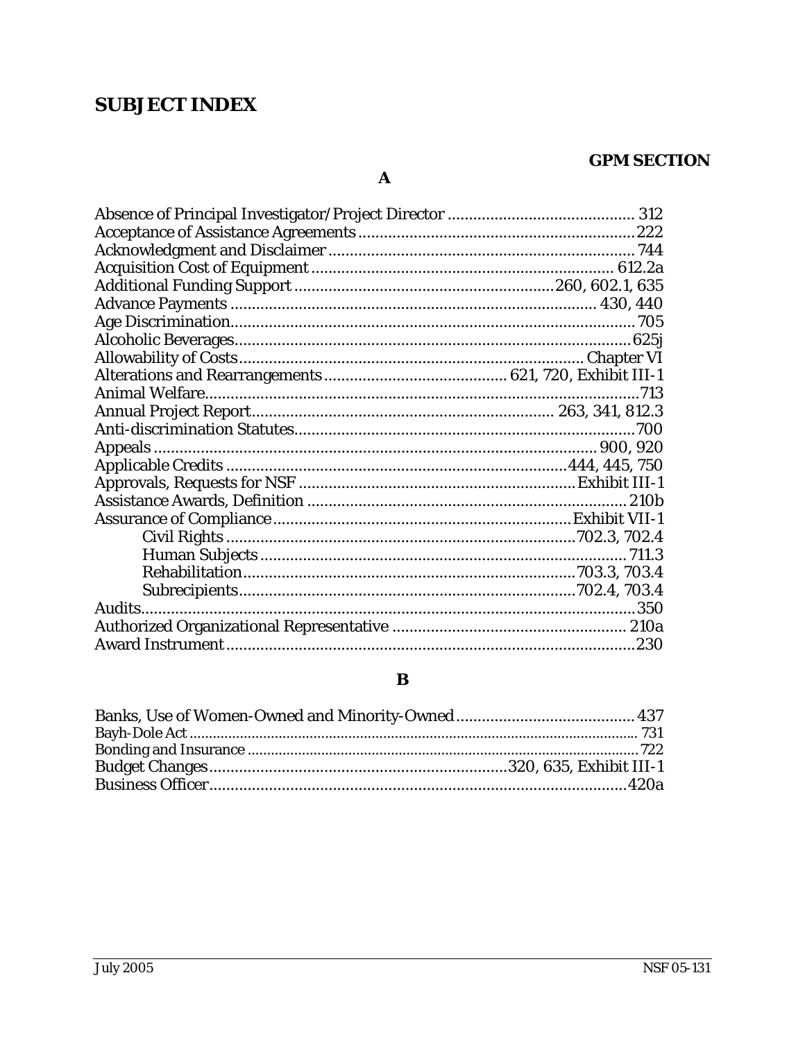# SUBJECT INDEX

**GPM SECTION**

## A

| Subject | GPM Section |
|---|---|
| Absence of Principal Investigator/Project Director | 312 |
| Acceptance of Assistance Agreements | 222 |
| Acknowledgment and Disclaimer | 744 |
| Acquisition Cost of Equipment | 612.2a |
| Additional Funding Support | 260, 602.1, 635 |
| Advance Payments | 430, 440 |
| Age Discrimination | 705 |
| Alcoholic Beverages | 625j |
| Allowability of Costs | Chapter VI |
| Alterations and Rearrangements | 621, 720, Exhibit III-1 |
| Animal Welfare | 713 |
| Annual Project Report | 263, 341, 812.3 |
| Anti-discrimination Statutes | 700 |
| Appeals | 900, 920 |
| Applicable Credits | 444, 445, 750 |
| Approvals, Requests for NSF | Exhibit III-1 |
| Assistance Awards, Definition | 210b |
| Assurance of Compliance | Exhibit VII-1 |
| &nbsp;&nbsp;&nbsp;&nbsp;Civil Rights | 702.3, 702.4 |
| &nbsp;&nbsp;&nbsp;&nbsp;Human Subjects | 711.3 |
| &nbsp;&nbsp;&nbsp;&nbsp;Rehabilitation | 703.3, 703.4 |
| &nbsp;&nbsp;&nbsp;&nbsp;Subrecipients | 702.4, 703.4 |
| Audits | 350 |
| Authorized Organizational Representative | 210a |
| Award Instrument | 230 |

## B

| Subject | GPM Section |
|---|---|
| Banks, Use of Women-Owned and Minority-Owned | 437 |
| Bayh-Dole Act | 731 |
| Bonding and Insurance | 722 |
| Budget Changes | 320, 635, Exhibit III-1 |
| Business Officer | 420a |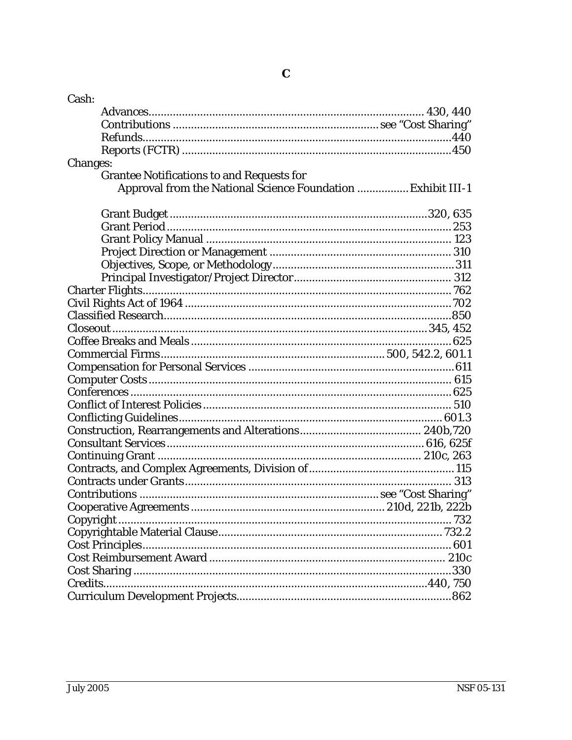# C

Cash:
- Advances .......... 430, 440
- Contributions .......... see "Cost Sharing"
- Refunds .......... 440
- Reports (FCTR) .......... 450

Changes:
- Grantee Notifications to and Requests for Approval from the National Science Foundation .......... Exhibit III-1
- Grant Budget .......... 320, 635
- Grant Period .......... 253
- Grant Policy Manual .......... 123
- Project Direction or Management .......... 310
- Objectives, Scope, or Methodology .......... 311
- Principal Investigator/Project Director .......... 312

Charter Flights .......... 762

Civil Rights Act of 1964 .......... 702

Classified Research .......... 850

Closeout .......... 345, 452

Coffee Breaks and Meals .......... 625

Commercial Firms .......... 500, 542.2, 601.1

Compensation for Personal Services .......... 611

Computer Costs .......... 615

Conferences .......... 625

Conflict of Interest Policies .......... 510

Conflicting Guidelines .......... 601.3

Construction, Rearrangements and Alterations .......... 240b,720

Consultant Services .......... 616, 625f

Continuing Grant .......... 210c, 263

Contracts, and Complex Agreements, Division of .......... 115

Contracts under Grants .......... 313

Contributions .......... see "Cost Sharing"

Cooperative Agreements .......... 210d, 221b, 222b

Copyright .......... 732

Copyrightable Material Clause .......... 732.2

Cost Principles .......... 601

Cost Reimbursement Award .......... 210c

Cost Sharing .......... 330

Credits .......... 440, 750

Curriculum Development Projects .......... 862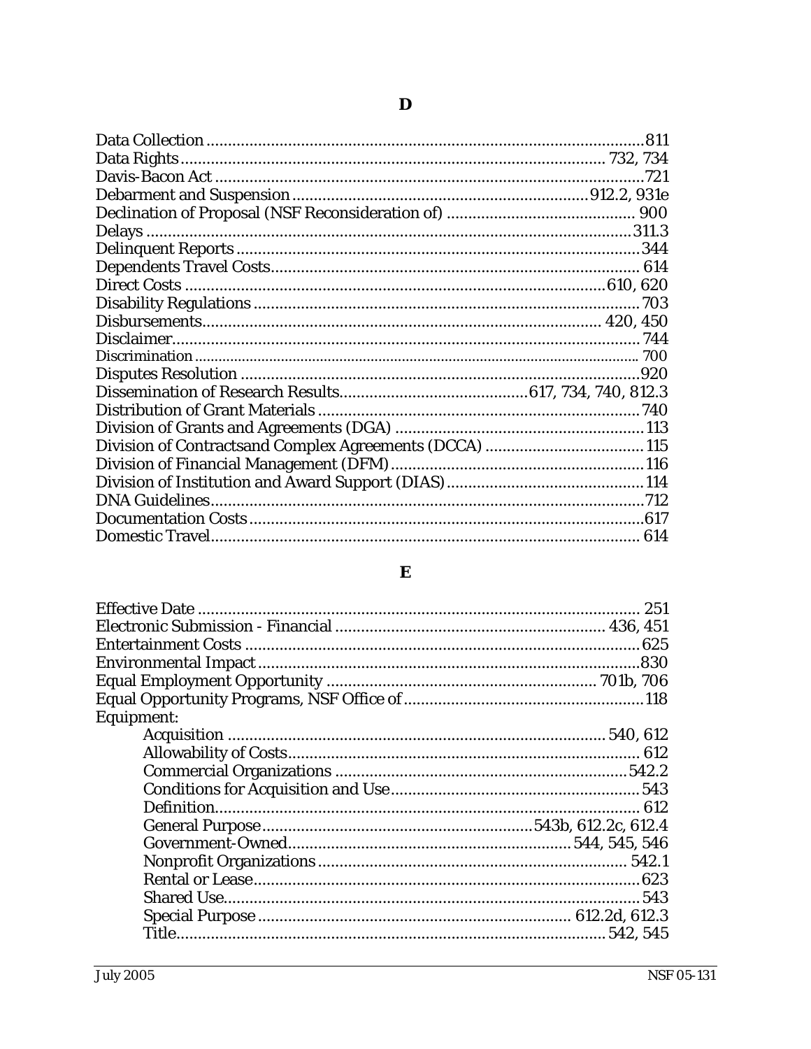## D

| | |
|---|---|
| Data Collection | 811 |
| Data Rights | 732, 734 |
| Davis-Bacon Act | 721 |
| Debarment and Suspension | 912.2, 931e |
| Declination of Proposal (NSF Reconsideration of) | 900 |
| Delays | 311.3 |
| Delinquent Reports | 344 |
| Dependents Travel Costs | 614 |
| Direct Costs | 610, 620 |
| Disability Regulations | 703 |
| Disbursements | 420, 450 |
| Disclaimer | 744 |
| Discrimination | 700 |
| Disputes Resolution | 920 |
| Dissemination of Research Results | 617, 734, 740, 812.3 |
| Distribution of Grant Materials | 740 |
| Division of Grants and Agreements (DGA) | 113 |
| Division of Contractsand Complex Agreements (DCCA) | 115 |
| Division of Financial Management (DFM) | 116 |
| Division of Institution and Award Support (DIAS) | 114 |
| DNA Guidelines | 712 |
| Documentation Costs | 617 |
| Domestic Travel | 614 |

## E

| | |
|---|---|
| Effective Date | 251 |
| Electronic Submission - Financial | 436, 451 |
| Entertainment Costs | 625 |
| Environmental Impact | 830 |
| Equal Employment Opportunity | 701b, 706 |
| Equal Opportunity Programs, NSF Office of | 118 |
| Equipment: | |
| Acquisition | 540, 612 |
| Allowability of Costs | 612 |
| Commercial Organizations | 542.2 |
| Conditions for Acquisition and Use | 543 |
| Definition | 612 |
| General Purpose | 543b, 612.2c, 612.4 |
| Government-Owned | 544, 545, 546 |
| Nonprofit Organizations | 542.1 |
| Rental or Lease | 623 |
| Shared Use | 543 |
| Special Purpose | 612.2d, 612.3 |
| Title | 542, 545 |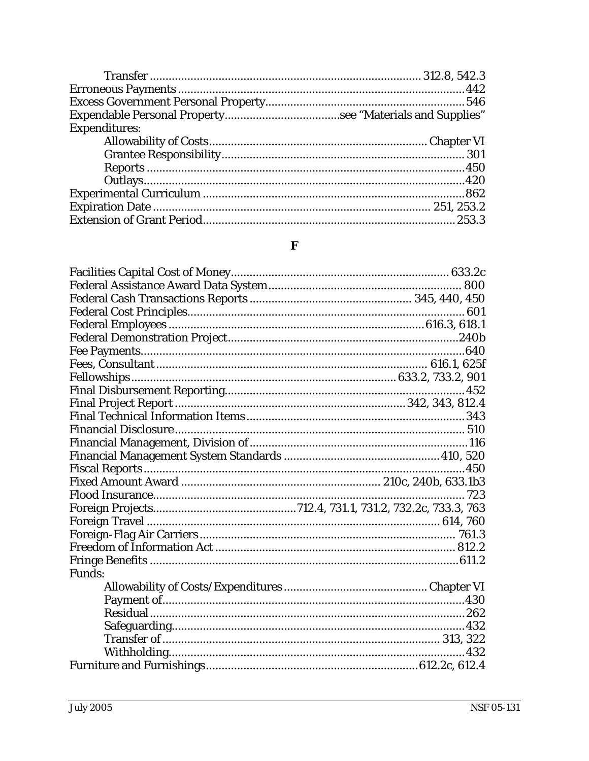- Transfer ........ 312.8, 542.3

Erroneous Payments ........ 442

Excess Government Personal Property ........ 546

Expendable Personal Property ........ see "Materials and Supplies"

Expenditures:

- Allowability of Costs ........ Chapter VI
- Grantee Responsibility ........ 301
- Reports ........ 450
- Outlays ........ 420

Experimental Curriculum ........ 862

Expiration Date ........ 251, 253.2

Extension of Grant Period ........ 253.3

## F

Facilities Capital Cost of Money ........ 633.2c

Federal Assistance Award Data System ........ 800

Federal Cash Transactions Reports ........ 345, 440, 450

Federal Cost Principles ........ 601

Federal Employees ........ 616.3, 618.1

Federal Demonstration Project ........ 240b

Fee Payments ........ 640

Fees, Consultant ........ 616.1, 625f

Fellowships ........ 633.2, 733.2, 901

Final Disbursement Reporting ........ 452

Final Project Report ........ 342, 343, 812.4

Final Technical Information Items ........ 343

Financial Disclosure ........ 510

Financial Management, Division of ........ 116

Financial Management System Standards ........ 410, 520

Fiscal Reports ........ 450

Fixed Amount Award ........ 210c, 240b, 633.1b3

Flood Insurance ........ 723

Foreign Projects ........ 712.4, 731.1, 731.2, 732.2c, 733.3, 763

Foreign Travel ........ 614, 760

Foreign-Flag Air Carriers ........ 761.3

Freedom of Information Act ........ 812.2

Fringe Benefits ........ 611.2

Funds:

- Allowability of Costs/Expenditures ........ Chapter VI
- Payment of ........ 430
- Residual ........ 262
- Safeguarding ........ 432
- Transfer of ........ 313, 322
- Withholding ........ 432

Furniture and Furnishings ........ 612.2c, 612.4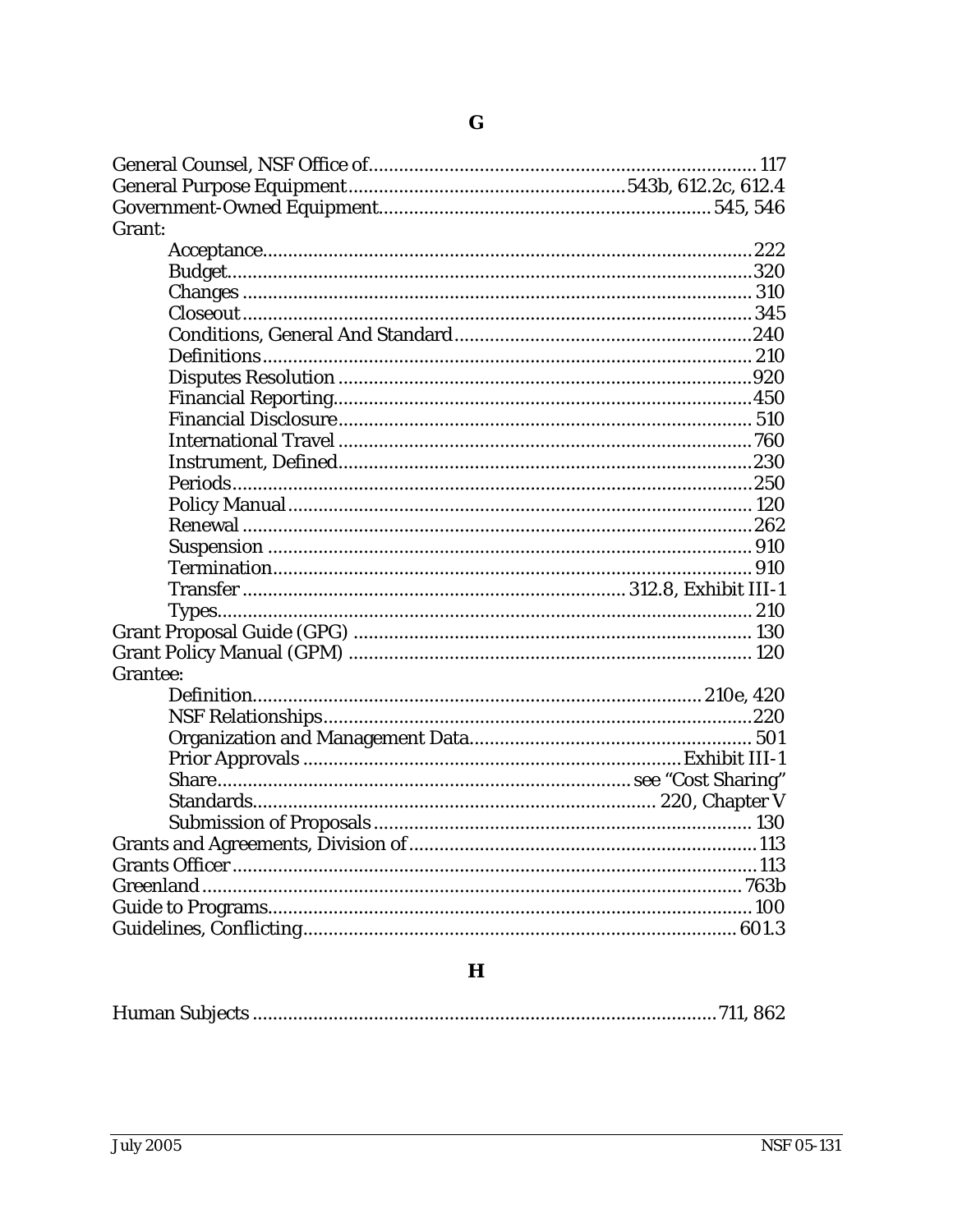## G

General Counsel, NSF Office of ............................................................ 117
General Purpose Equipment ....................................... 543b, 612.2c, 612.4
Government-Owned Equipment ............................................... 545, 546
Grant:
- Acceptance ................................................................................ 222
- Budget ....................................................................................... 320
- Changes .................................................................................... 310
- Closeout .................................................................................... 345
- Conditions, General And Standard .......................................... 240
- Definitions ................................................................................ 210
- Disputes Resolution ................................................................. 920
- Financial Reporting .................................................................. 450
- Financial Disclosure ................................................................. 510
- International Travel ................................................................. 760
- Instrument, Defined .................................................................. 230
- Periods ...................................................................................... 250
- Policy Manual ........................................................................... 120
- Renewal .................................................................................... 262
- Suspension ............................................................................... 910
- Termination .............................................................................. 910
- Transfer ........................................................... 312.8, Exhibit III-1
- Types ......................................................................................... 210

Grant Proposal Guide (GPG) ............................................................ 130
Grant Policy Manual (GPM) ............................................................. 120
Grantee:
- Definition ......................................................................... 210e, 420
- NSF Relationships .................................................................... 220
- Organization and Management Data ........................................ 501
- Prior Approvals .......................................................... Exhibit III-1
- Share ...................................................................... see "Cost Sharing"
- Standards ............................................................... 220, Chapter V
- Submission of Proposals .......................................................... 130

Grants and Agreements, Division of ................................................. 113
Grants Officer ................................................................................... 113
Greenland ........................................................................................ 763b
Guide to Programs ........................................................................... 100
Guidelines, Conflicting .................................................................. 601.3

## H

Human Subjects ........................................................................ 711, 862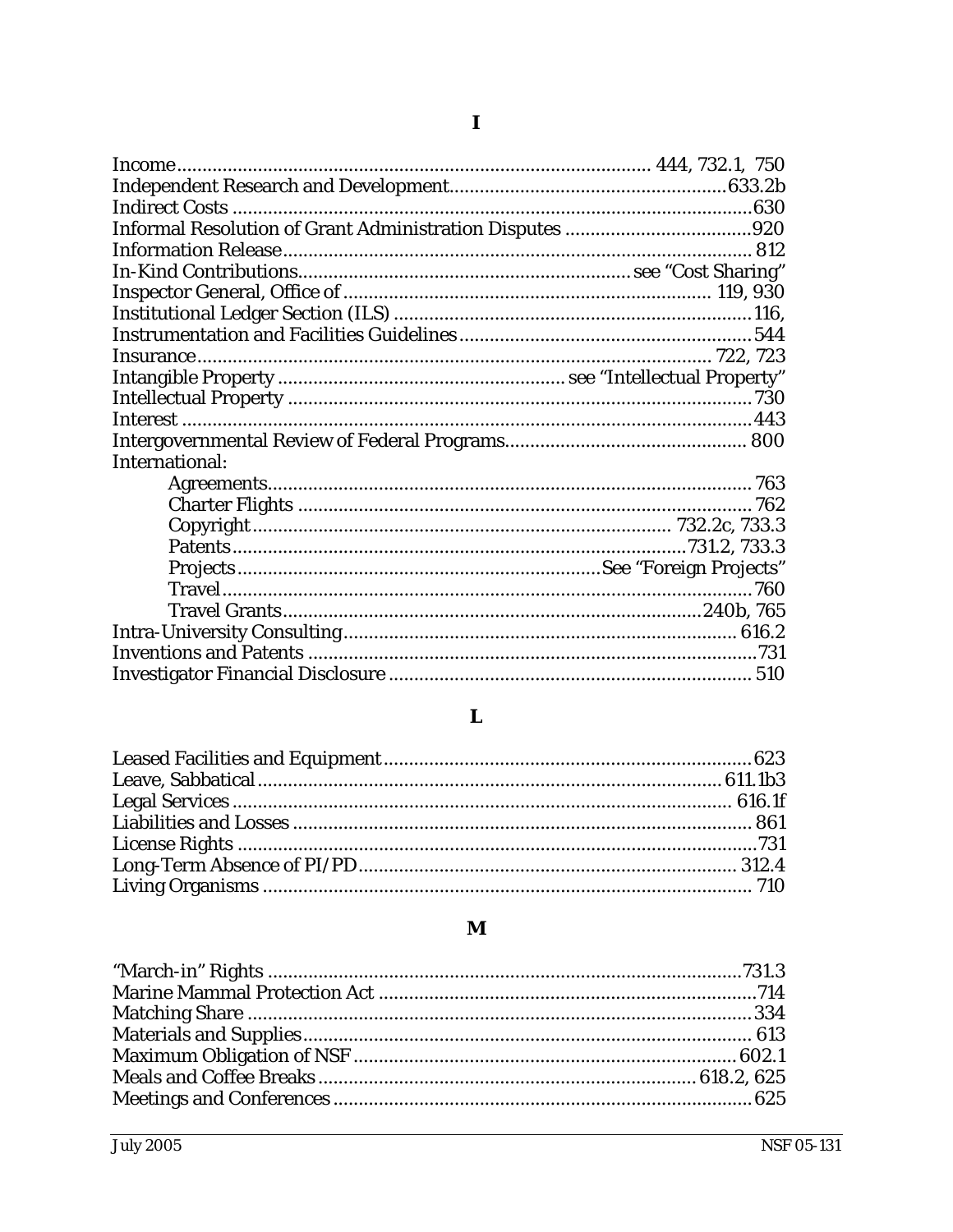## I

Income ........................................................................................ 444, 732.1, 750
Independent Research and Development ........................................................ 633.2b
Indirect Costs ...................................................................................................... 630
Informal Resolution of Grant Administration Disputes ...................................... 920
Information Release ............................................................................................. 812
In-Kind Contributions ................................................................ see "Cost Sharing"
Inspector General, Office of ........................................................................ 119, 930
Institutional Ledger Section (ILS) ........................................................................ 116,
Instrumentation and Facilities Guidelines ........................................................... 544
Insurance ...................................................................................................... 722, 723
Intangible Property ........................................................ see "Intellectual Property"
Intellectual Property ............................................................................................ 730
Interest ................................................................................................................. 443
Intergovernmental Review of Federal Programs ................................................. 800
International:
- Agreements ................................................................................................ 763
- Charter Flights ........................................................................................... 762
- Copyright ....................................................................................... 732.2c, 733.3
- Patents ............................................................................................ 731.2, 733.3
- Projects ........................................................................ See "Foreign Projects"
- Travel ......................................................................................................... 760
- Travel Grants ....................................................................................... 240b, 765

Intra-University Consulting ............................................................................... 616.2
Inventions and Patents ......................................................................................... 731
Investigator Financial Disclosure ........................................................................ 510

## L

Leased Facilities and Equipment ......................................................................... 623
Leave, Sabbatical ............................................................................................ 611.1b3
Legal Services .................................................................................................. 616.1f
Liabilities and Losses .......................................................................................... 861
License Rights ...................................................................................................... 731
Long-Term Absence of PI/PD ............................................................................ 312.4
Living Organisms ................................................................................................. 710

## M

"March-in" Rights ............................................................................................... 731.3
Marine Mammal Protection Act ........................................................................... 714
Matching Share .................................................................................................... 334
Materials and Supplies ......................................................................................... 613
Maximum Obligation of NSF .............................................................................. 602.1
Meals and Coffee Breaks ............................................................................ 618.2, 625
Meetings and Conferences ................................................................................... 625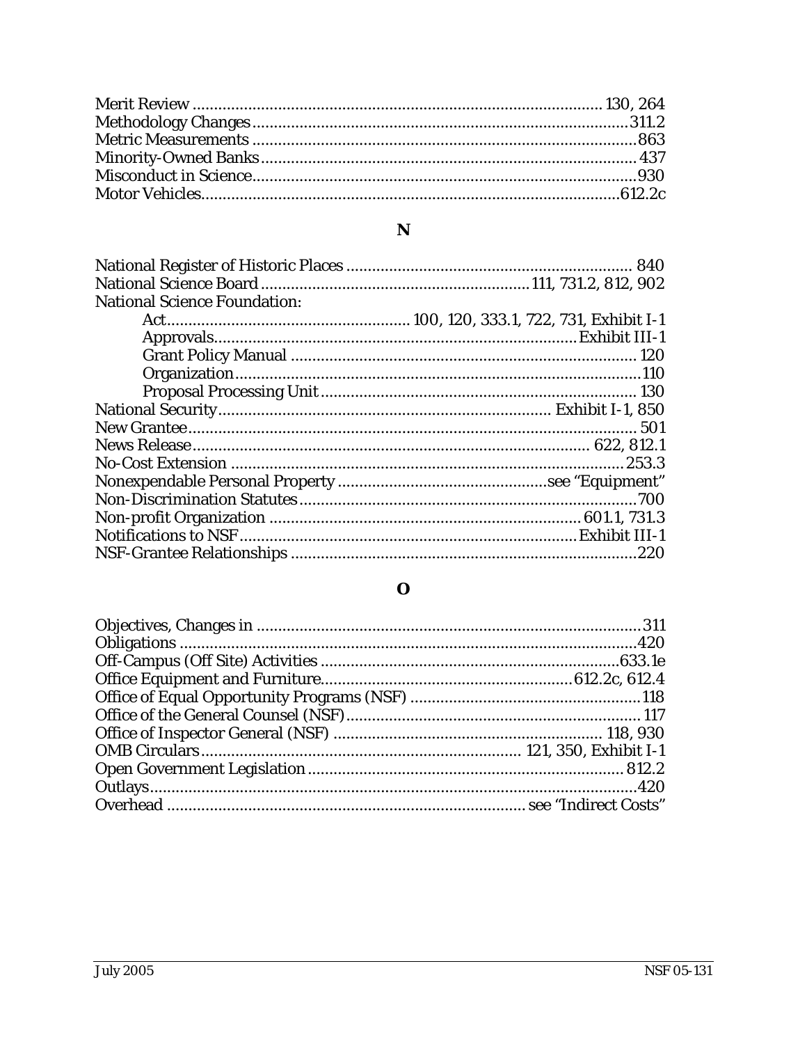Merit Review ........................................ 130, 264
Methodology Changes ........................................ 311.2
Metric Measurements ........................................ 863
Minority-Owned Banks ........................................ 437
Misconduct in Science ........................................ 930
Motor Vehicles ........................................ 612.2c

## N

National Register of Historic Places ........................................ 840
National Science Board ........................................ 111, 731.2, 812, 902
National Science Foundation:
- Act ........................................ 100, 120, 333.1, 722, 731, Exhibit I-1
- Approvals ........................................ Exhibit III-1
- Grant Policy Manual ........................................ 120
- Organization ........................................ 110
- Proposal Processing Unit ........................................ 130

National Security ........................................ Exhibit I-1, 850
New Grantee ........................................ 501
News Release ........................................ 622, 812.1
No-Cost Extension ........................................ 253.3
Nonexpendable Personal Property ........................................ see "Equipment"
Non-Discrimination Statutes ........................................ 700
Non-profit Organization ........................................ 601.1, 731.3
Notifications to NSF ........................................ Exhibit III-1
NSF-Grantee Relationships ........................................ 220

## O

Objectives, Changes in ........................................ 311
Obligations ........................................ 420
Off-Campus (Off Site) Activities ........................................ 633.1e
Office Equipment and Furniture ........................................ 612.2c, 612.4
Office of Equal Opportunity Programs (NSF) ........................................ 118
Office of the General Counsel (NSF) ........................................ 117
Office of Inspector General (NSF) ........................................ 118, 930
OMB Circulars ........................................ 121, 350, Exhibit I-1
Open Government Legislation ........................................ 812.2
Outlays ........................................ 420
Overhead ........................................ see "Indirect Costs"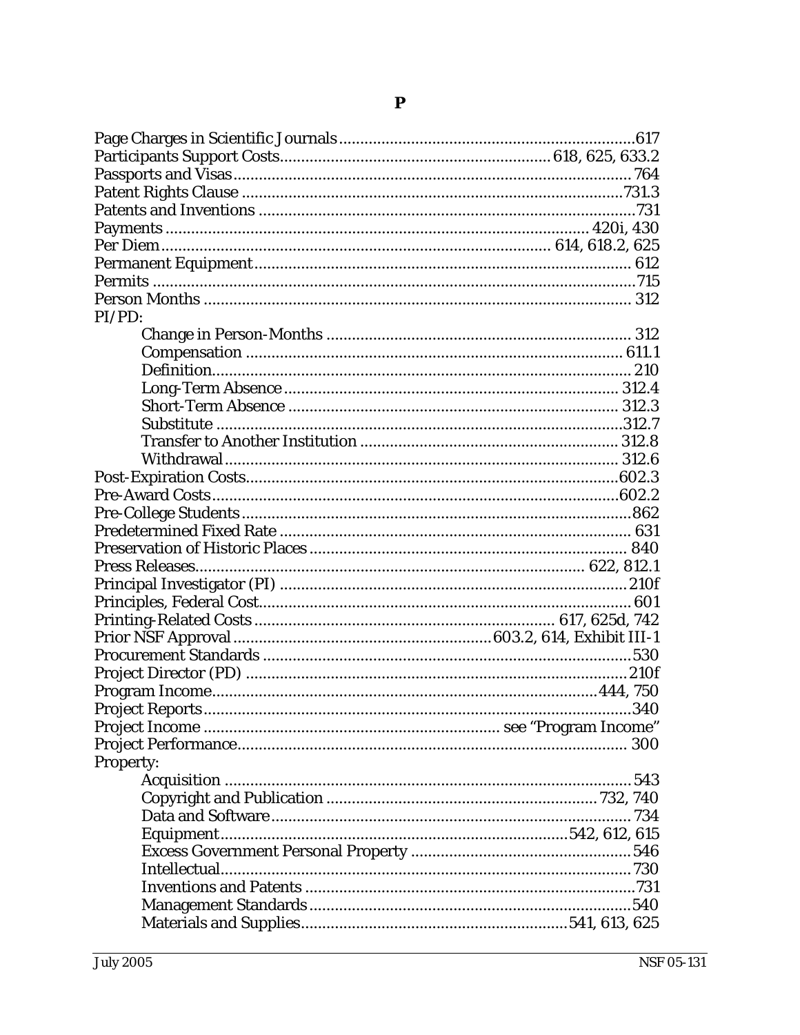# P

Page Charges in Scientific Journals ....................................................................617
Participants Support Costs.............................................................. 618, 625, 633.2
Passports and Visas.......................................................................................... 764
Patent Rights Clause ......................................................................................731.3
Patents and Inventions .......................................................................................731
Payments ............................................................................................... 420i, 430
Per Diem.......................................................................................... 614, 618.2, 625
Permanent Equipment...................................................................................... 612
Permits ..............................................................................................................715
Person Months .................................................................................................. 312
PI/PD:
- Change in Person-Months ...................................................................... 312
- Compensation ......................................................................................... 611.1
- Definition................................................................................................. 210
- Long-Term Absence ............................................................................. 312.4
- Short-Term Absence ............................................................................. 312.3
- Substitute ..............................................................................................312.7
- Transfer to Another Institution ............................................................ 312.8
- Withdrawal............................................................................................ 312.6

Post-Expiration Costs.......................................................................................602.3
Pre-Award Costs...............................................................................................602.2
Pre-College Students.........................................................................................862
Predetermined Fixed Rate ................................................................................ 631
Preservation of Historic Places .......................................................................... 840
Press Releases......................................................................................... 622, 812.1
Principal Investigator (PI) ................................................................................210f
Principles, Federal Cost..................................................................................... 601
Printing-Related Costs ..................................................................... 617, 625d, 742
Prior NSF Approval..........................................................603.2, 614, Exhibit III-1
Procurement Standards ....................................................................................530
Project Director (PD) ........................................................................................210f
Program Income.........................................................................................444, 750
Project Reports...................................................................................................340
Project Income ................................................................... see "Program Income"
Project Performance.......................................................................................... 300
Property:
- Acquisition .............................................................................................. 543
- Copyright and Publication ............................................................... 732, 740
- Data and Software.................................................................................... 734
- Equipment...............................................................................542, 612, 615
- Excess Government Personal Property ................................................... 546
- Intellectual.............................................................................................. 730
- Inventions and Patents ............................................................................731
- Management Standards...........................................................................540
- Materials and Supplies.............................................................541, 613, 625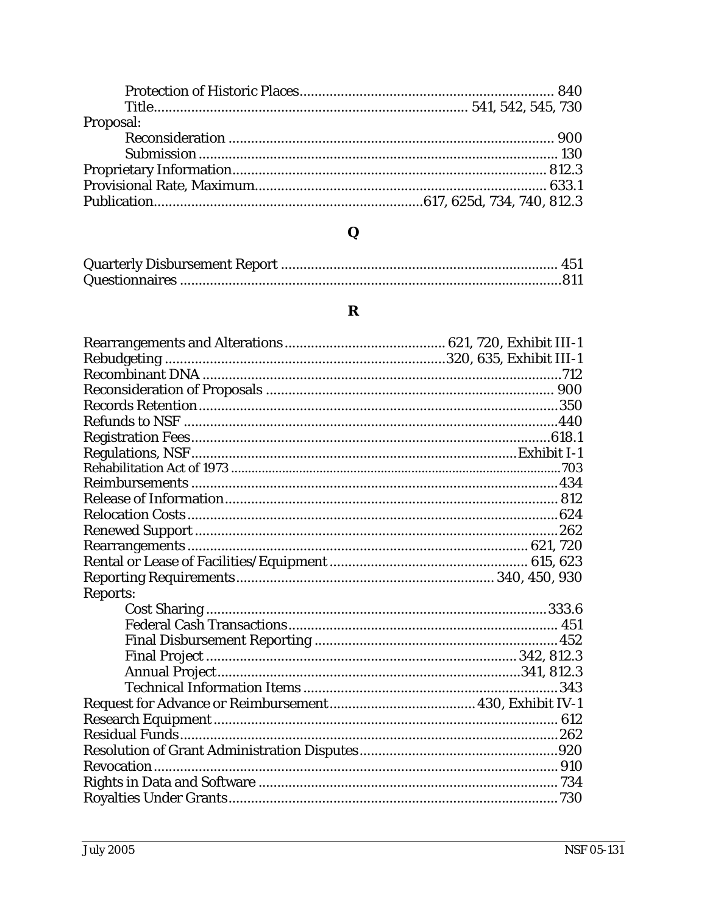Protection of Historic Places .......... 840
Title .......... 541, 542, 545, 730

Proposal:

Reconsideration .......... 900
Submission .......... 130

Proprietary Information .......... 812.3
Provisional Rate, Maximum .......... 633.1
Publication .......... 617, 625d, 734, 740, 812.3

## Q

Quarterly Disbursement Report .......... 451
Questionnaires .......... 811

## R

Rearrangements and Alterations .......... 621, 720, Exhibit III-1
Rebudgeting .......... 320, 635, Exhibit III-1
Recombinant DNA .......... 712
Reconsideration of Proposals .......... 900
Records Retention .......... 350
Refunds to NSF .......... 440
Registration Fees .......... 618.1
Regulations, NSF .......... Exhibit I-1
Rehabilitation Act of 1973 .......... 703
Reimbursements .......... 434
Release of Information .......... 812
Relocation Costs .......... 624
Renewed Support .......... 262
Rearrangements .......... 621, 720
Rental or Lease of Facilities/Equipment .......... 615, 623
Reporting Requirements .......... 340, 450, 930

Reports:

Cost Sharing .......... 333.6
Federal Cash Transactions .......... 451
Final Disbursement Reporting .......... 452
Final Project .......... 342, 812.3
Annual Project .......... 341, 812.3
Technical Information Items .......... 343

Request for Advance or Reimbursement .......... 430, Exhibit IV-1
Research Equipment .......... 612
Residual Funds .......... 262
Resolution of Grant Administration Disputes .......... 920
Revocation .......... 910
Rights in Data and Software .......... 734
Royalties Under Grants .......... 730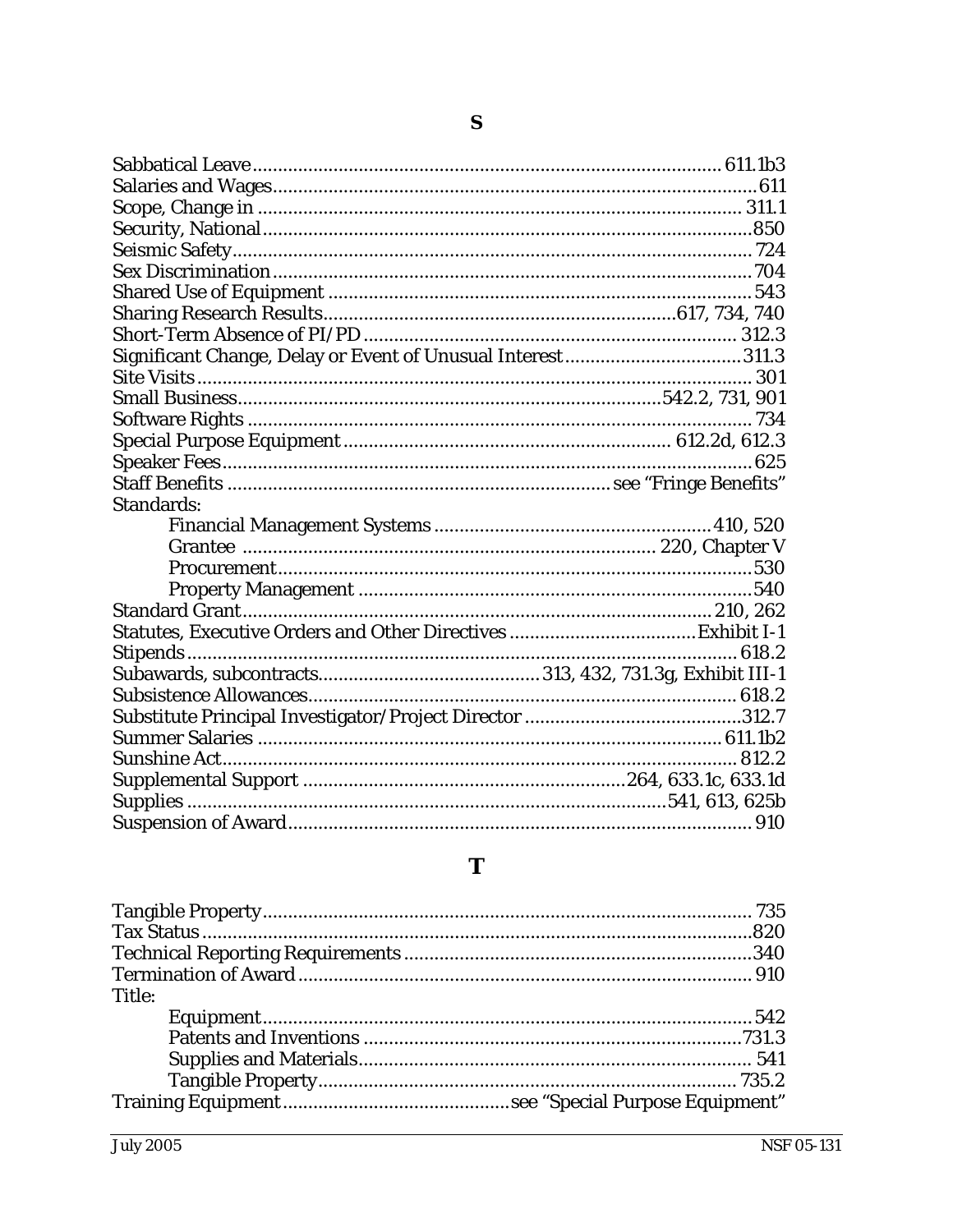## S

Sabbatical Leave............................................................................................611.1b3
Salaries and Wages.........................................................................................611
Scope, Change in ............................................................................................ 311.1
Security, National..............................................................................................850
Seismic Safety.................................................................................................... 724
Sex Discrimination.............................................................................................704
Shared Use of Equipment ..................................................................................543
Sharing Research Results....................................................................617, 734, 740
Short-Term Absence of PI/PD ......................................................................... 312.3
Significant Change, Delay or Event of Unusual Interest.................................311.3
Site Visits ........................................................................................................... 301
Small Business...................................................................................542.2, 731, 901
Software Rights ..................................................................................................734
Special Purpose Equipment ............................................................... 612.2d, 612.3
Speaker Fees.......................................................................................................625
Staff Benefits ......................................................................... see "Fringe Benefits"
Standards:
- Financial Management Systems .....................................................410, 520
- Grantee ................................................................................ 220, Chapter V
- Procurement.............................................................................................530
- Property Management ............................................................................540

Standard Grant..........................................................................................210, 262
Statutes, Executive Orders and Other Directives ...................................Exhibit I-1
Stipends............................................................................................................ 618.2
Subawards, subcontracts...........................................313, 432, 731.3g, Exhibit III-1
Subsistence Allowances.................................................................................. 618.2
Substitute Principal Investigator/Project Director ..........................................312.7
Summer Salaries .......................................................................................... 611.1b2
Sunshine Act..................................................................................................... 812.2
Supplemental Support .............................................................264, 633.1c, 633.1d
Supplies ..............................................................................................541, 613, 625b
Suspension of Award.......................................................................................... 910

## T

Tangible Property................................................................................................ 735
Tax Status...........................................................................................................820
Technical Reporting Requirements ..................................................................340
Termination of Award ........................................................................................ 910
Title:
- Equipment................................................................................................542
- Patents and Inventions ..........................................................................731.3
- Supplies and Materials............................................................................ 541
- Tangible Property.................................................................................. 735.2

Training Equipment...........................................see "Special Purpose Equipment"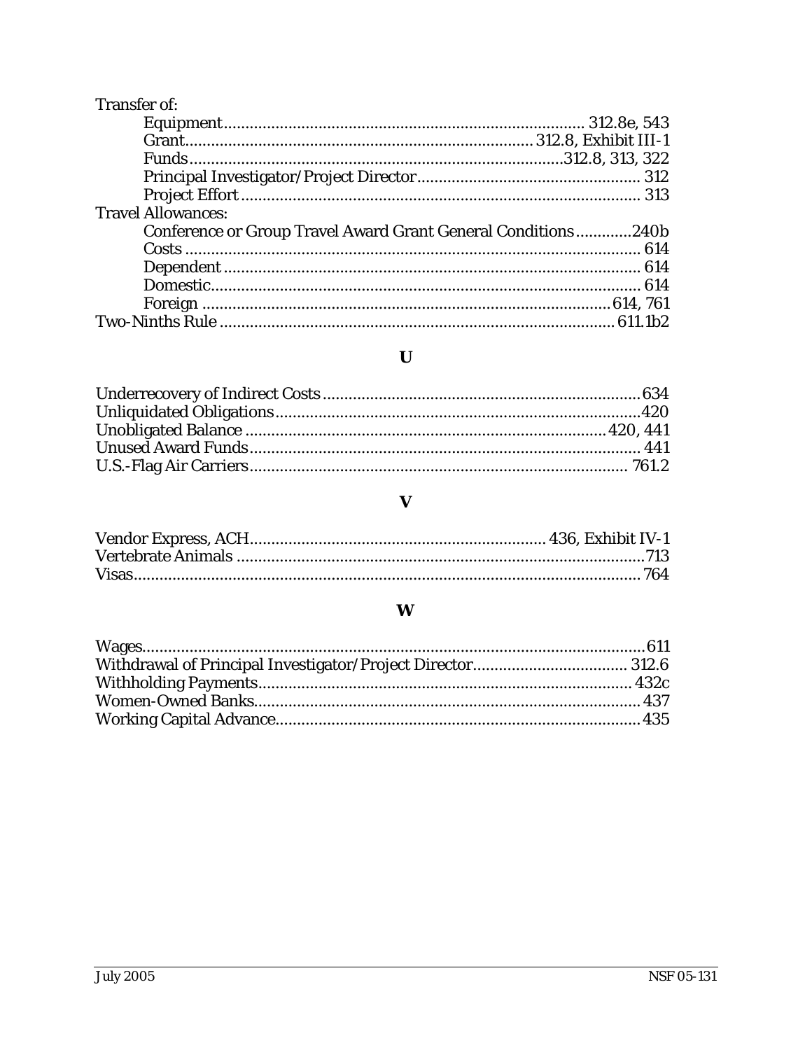Transfer of:

- Equipment.................................................................................. 312.8e, 543
- Grant................................................................................ 312.8, Exhibit III-1
- Funds.....................................................................................312.8, 313, 322
- Principal Investigator/Project Director.................................................. 312
- Project Effort.......................................................................................... 313

Travel Allowances:

- Conference or Group Travel Award Grant General Conditions............240b
- Costs ....................................................................................................... 614
- Dependent.............................................................................................. 614
- Domestic................................................................................................. 614
- Foreign ...........................................................................................614, 761

Two-Ninths Rule ........................................................................................611.1b2

## U

Underrecovery of Indirect Costs.........................................................................634
Unliquidated Obligations..................................................................................420
Unobligated Balance ...........................................................................420, 441
Unused Award Funds......................................................................................... 441
U.S.-Flag Air Carriers...................................................................................... 761.2

## V

Vendor Express, ACH.................................................................. 436, Exhibit IV-1
Vertebrate Animals ............................................................................................713
Visas..................................................................................................................... 764

## W

Wages..................................................................................................................611
Withdrawal of Principal Investigator/Project Director.................................. 312.6
Withholding Payments..................................................................................... 432c
Women-Owned Banks....................................................................................... 437
Working Capital Advance...................................................................................435